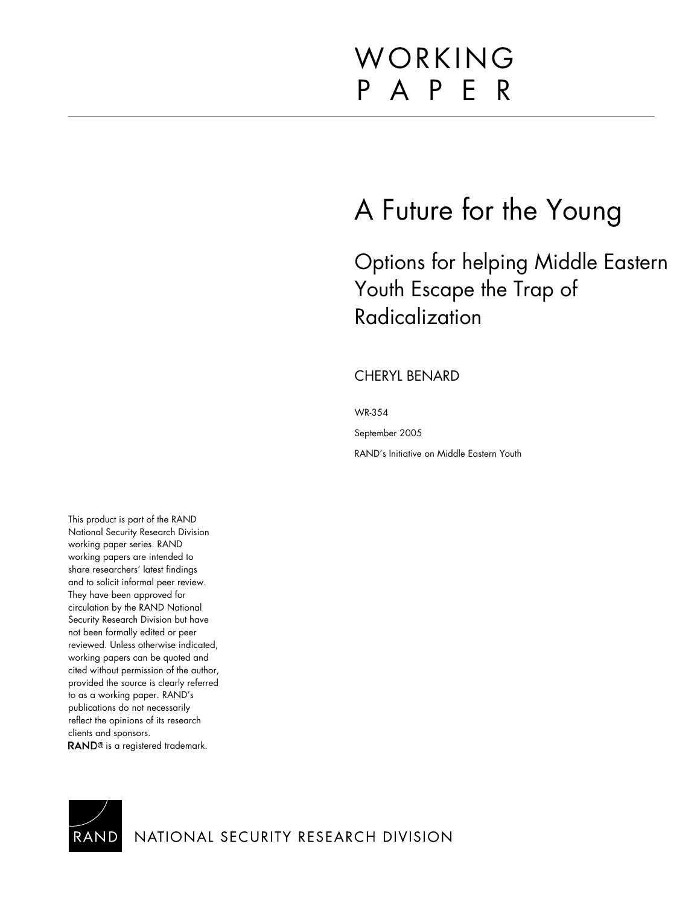WORKING
PAPER

# A Future for the Young

## Options for helping Middle Eastern Youth Escape the Trap of Radicalization

CHERYL BENARD

WR-354

September 2005

RAND's Initiative on Middle Eastern Youth

This product is part of the RAND National Security Research Division working paper series. RAND working papers are intended to share researchers' latest findings and to solicit informal peer review. They have been approved for circulation by the RAND National Security Research Division but have not been formally edited or peer reviewed. Unless otherwise indicated, working papers can be quoted and cited without permission of the author, provided the source is clearly referred to as a working paper. RAND's publications do not necessarily reflect the opinions of its research clients and sponsors.
RAND® is a registered trademark.

RAND NATIONAL SECURITY RESEARCH DIVISION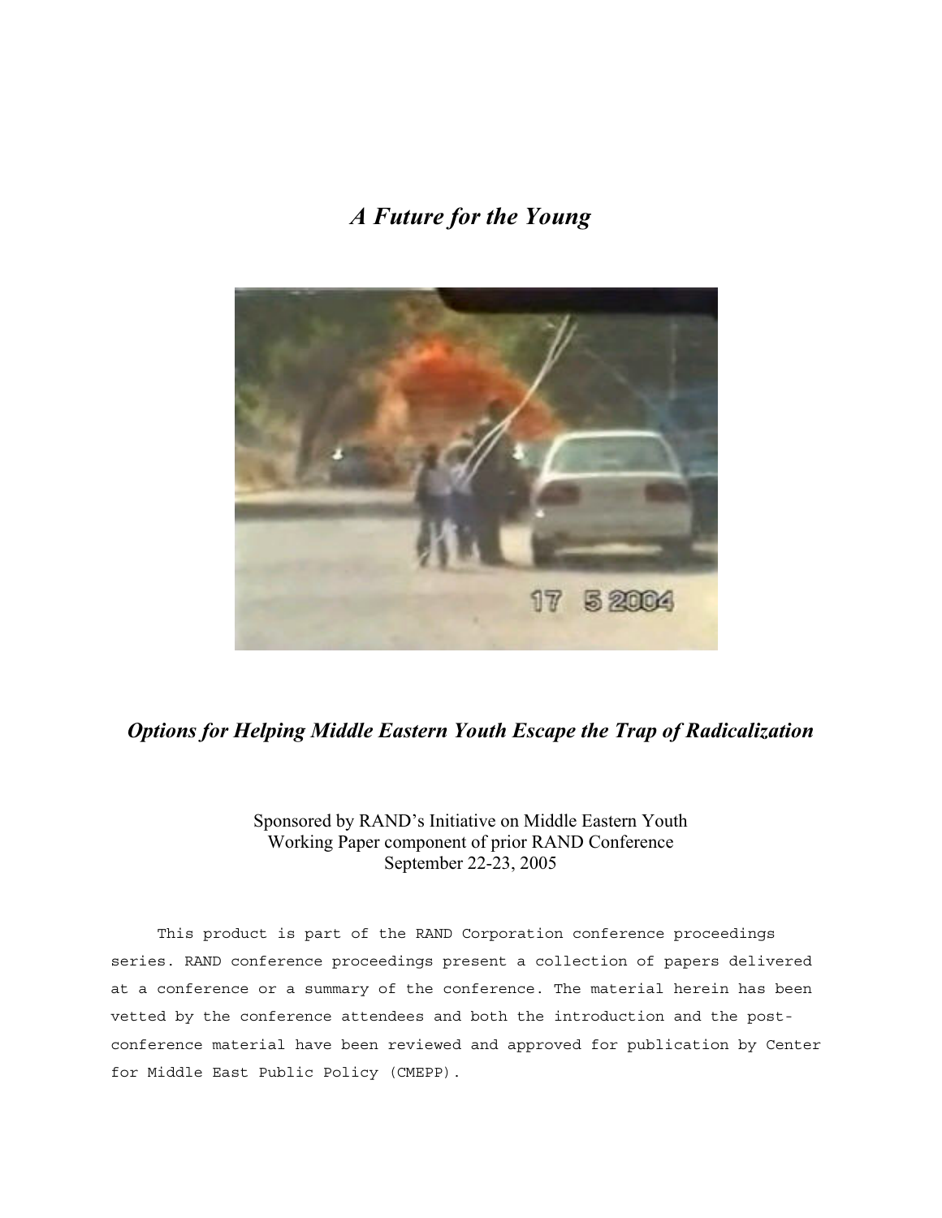# *A Future for the Young*

## *Options for Helping Middle Eastern Youth Escape the Trap of Radicalization*

Sponsored by RAND's Initiative on Middle Eastern Youth
Working Paper component of prior RAND Conference
September 22-23, 2005

This product is part of the RAND Corporation conference proceedings series. RAND conference proceedings present a collection of papers delivered at a conference or a summary of the conference. The material herein has been vetted by the conference attendees and both the introduction and the post-conference material have been reviewed and approved for publication by Center for Middle East Public Policy (CMEPP).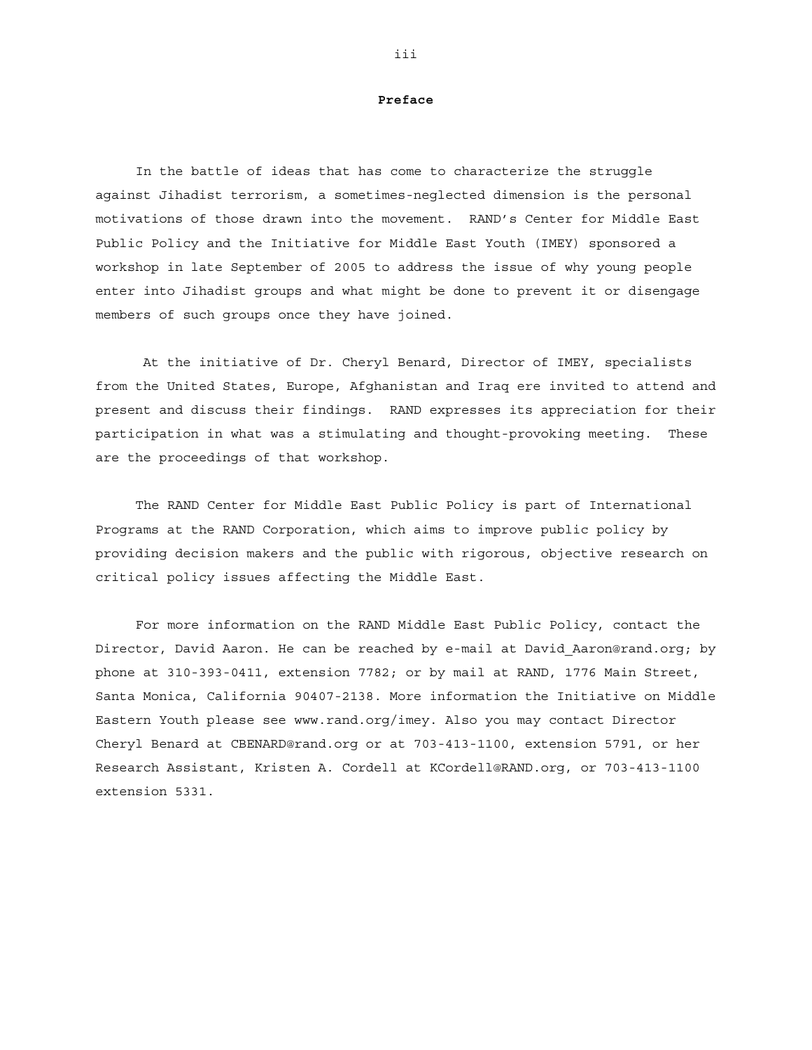# Preface

In the battle of ideas that has come to characterize the struggle against Jihadist terrorism, a sometimes-neglected dimension is the personal motivations of those drawn into the movement. RAND's Center for Middle East Public Policy and the Initiative for Middle East Youth (IMEY) sponsored a workshop in late September of 2005 to address the issue of why young people enter into Jihadist groups and what might be done to prevent it or disengage members of such groups once they have joined.

At the initiative of Dr. Cheryl Benard, Director of IMEY, specialists from the United States, Europe, Afghanistan and Iraq ere invited to attend and present and discuss their findings. RAND expresses its appreciation for their participation in what was a stimulating and thought-provoking meeting. These are the proceedings of that workshop.

The RAND Center for Middle East Public Policy is part of International Programs at the RAND Corporation, which aims to improve public policy by providing decision makers and the public with rigorous, objective research on critical policy issues affecting the Middle East.

For more information on the RAND Middle East Public Policy, contact the Director, David Aaron. He can be reached by e-mail at David_Aaron@rand.org; by phone at 310-393-0411, extension 7782; or by mail at RAND, 1776 Main Street, Santa Monica, California 90407-2138. More information the Initiative on Middle Eastern Youth please see www.rand.org/imey. Also you may contact Director Cheryl Benard at CBENARD@rand.org or at 703-413-1100, extension 5791, or her Research Assistant, Kristen A. Cordell at KCordell@RAND.org, or 703-413-1100 extension 5331.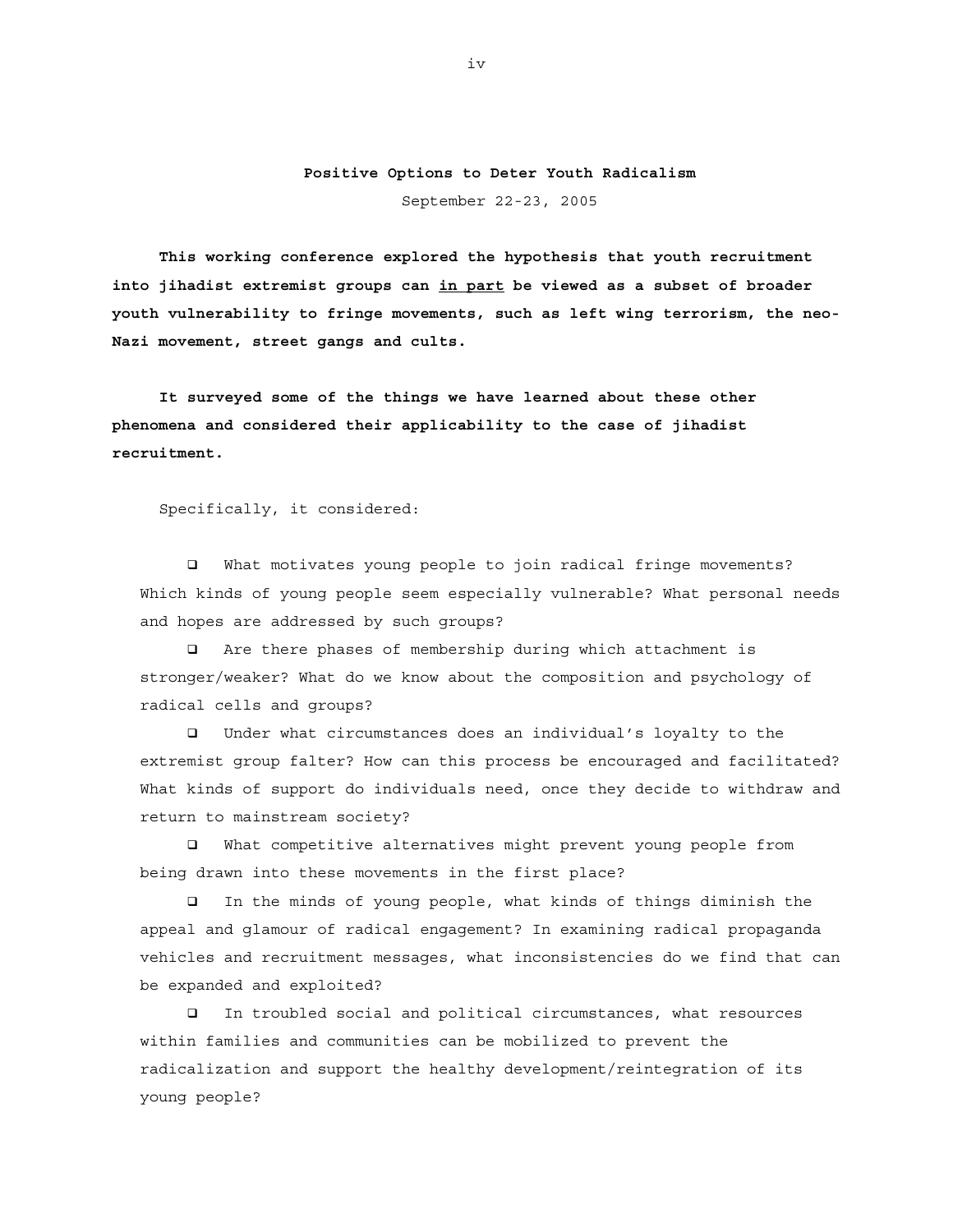**Positive Options to Deter Youth Radicalism**

September 22-23, 2005

**This working conference explored the hypothesis that youth recruitment into jihadist extremist groups can <u>in part</u> be viewed as a subset of broader youth vulnerability to fringe movements, such as left wing terrorism, the neo-Nazi movement, street gangs and cults.**

**It surveyed some of the things we have learned about these other phenomena and considered their applicability to the case of jihadist recruitment.**

Specifically, it considered:

- What motivates young people to join radical fringe movements? Which kinds of young people seem especially vulnerable? What personal needs and hopes are addressed by such groups?
- Are there phases of membership during which attachment is stronger/weaker? What do we know about the composition and psychology of radical cells and groups?
- Under what circumstances does an individual's loyalty to the extremist group falter? How can this process be encouraged and facilitated? What kinds of support do individuals need, once they decide to withdraw and return to mainstream society?
- What competitive alternatives might prevent young people from being drawn into these movements in the first place?
- In the minds of young people, what kinds of things diminish the appeal and glamour of radical engagement? In examining radical propaganda vehicles and recruitment messages, what inconsistencies do we find that can be expanded and exploited?
- In troubled social and political circumstances, what resources within families and communities can be mobilized to prevent the radicalization and support the healthy development/reintegration of its young people?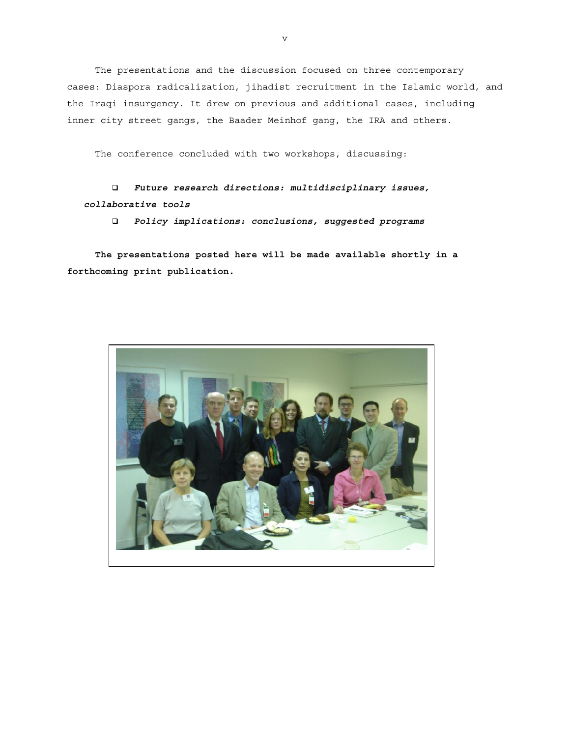The presentations and the discussion focused on three contemporary cases: Diaspora radicalization, jihadist recruitment in the Islamic world, and the Iraqi insurgency. It drew on previous and additional cases, including inner city street gangs, the Baader Meinhof gang, the IRA and others.

The conference concluded with two workshops, discussing:

- ***Future research directions: multidisciplinary issues, collaborative tools***
- ***Policy implications: conclusions, suggested programs***

**The presentations posted here will be made available shortly in a forthcoming print publication.**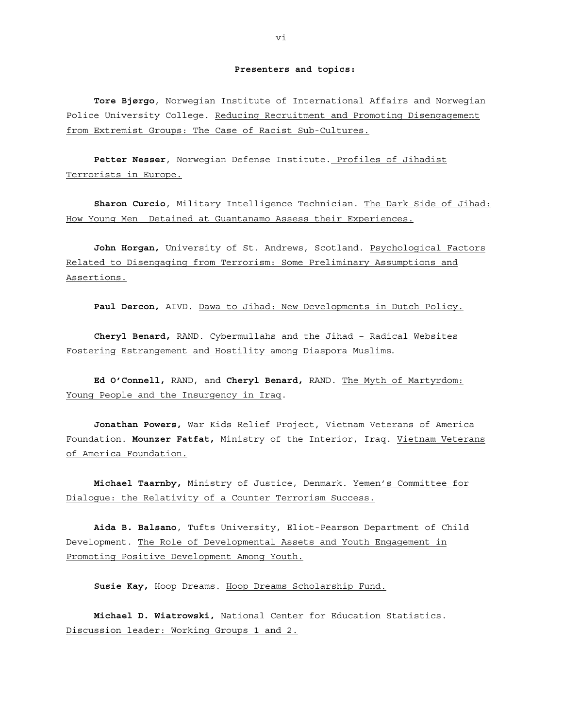**Presenters and topics:**

**Tore Bjørgo**, Norwegian Institute of International Affairs and Norwegian Police University College. Reducing Recruitment and Promoting Disengagement from Extremist Groups: The Case of Racist Sub-Cultures.

**Petter Nesser**, Norwegian Defense Institute. Profiles of Jihadist Terrorists in Europe.

**Sharon Curcio**, Military Intelligence Technician. The Dark Side of Jihad: How Young Men Detained at Guantanamo Assess their Experiences.

**John Horgan,** University of St. Andrews, Scotland. Psychological Factors Related to Disengaging from Terrorism: Some Preliminary Assumptions and Assertions.

**Paul Dercon,** AIVD. Dawa to Jihad: New Developments in Dutch Policy.

**Cheryl Benard,** RAND. Cybermullahs and the Jihad – Radical Websites Fostering Estrangement and Hostility among Diaspora Muslims.

**Ed O'Connell,** RAND, and **Cheryl Benard,** RAND. The Myth of Martyrdom: Young People and the Insurgency in Iraq.

**Jonathan Powers,** War Kids Relief Project, Vietnam Veterans of America Foundation. **Mounzer Fatfat,** Ministry of the Interior, Iraq. Vietnam Veterans of America Foundation.

**Michael Taarnby,** Ministry of Justice, Denmark. Yemen's Committee for Dialogue: the Relativity of a Counter Terrorism Success.

**Aida B. Balsano**, Tufts University, Eliot-Pearson Department of Child Development. The Role of Developmental Assets and Youth Engagement in Promoting Positive Development Among Youth.

**Susie Kay,** Hoop Dreams. Hoop Dreams Scholarship Fund.

**Michael D. Wiatrowski,** National Center for Education Statistics. Discussion leader: Working Groups 1 and 2.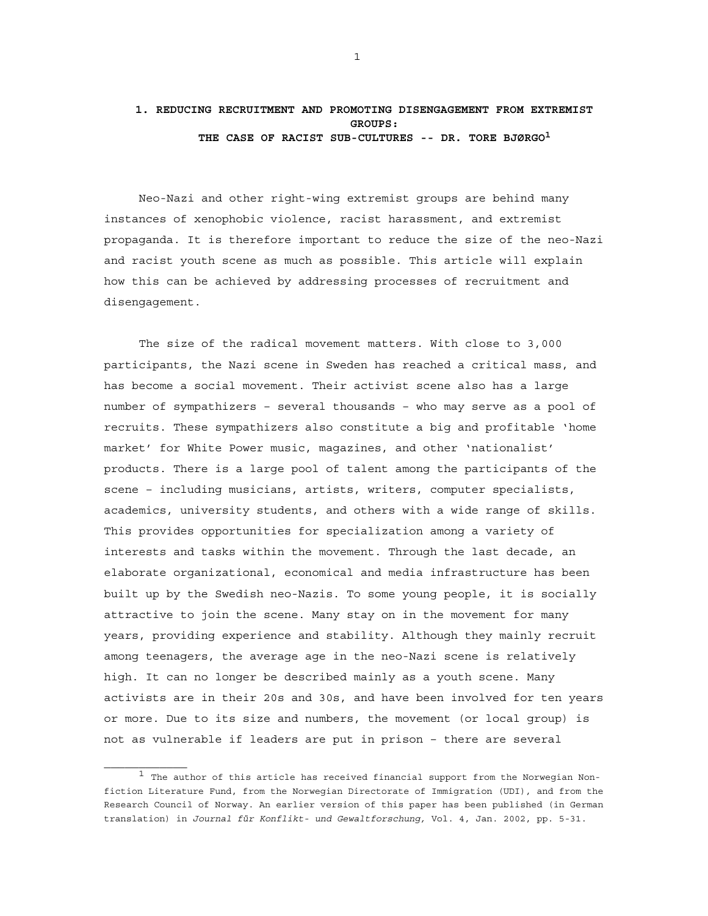# 1. REDUCING RECRUITMENT AND PROMOTING DISENGAGEMENT FROM EXTREMIST GROUPS: THE CASE OF RACIST SUB-CULTURES -- DR. TORE BJØRGO[1]

Neo-Nazi and other right-wing extremist groups are behind many instances of xenophobic violence, racist harassment, and extremist propaganda. It is therefore important to reduce the size of the neo-Nazi and racist youth scene as much as possible. This article will explain how this can be achieved by addressing processes of recruitment and disengagement.

The size of the radical movement matters. With close to 3,000 participants, the Nazi scene in Sweden has reached a critical mass, and has become a social movement. Their activist scene also has a large number of sympathizers – several thousands – who may serve as a pool of recruits. These sympathizers also constitute a big and profitable 'home market' for White Power music, magazines, and other 'nationalist' products. There is a large pool of talent among the participants of the scene – including musicians, artists, writers, computer specialists, academics, university students, and others with a wide range of skills. This provides opportunities for specialization among a variety of interests and tasks within the movement. Through the last decade, an elaborate organizational, economical and media infrastructure has been built up by the Swedish neo-Nazis. To some young people, it is socially attractive to join the scene. Many stay on in the movement for many years, providing experience and stability. Although they mainly recruit among teenagers, the average age in the neo-Nazi scene is relatively high. It can no longer be described mainly as a youth scene. Many activists are in their 20s and 30s, and have been involved for ten years or more. Due to its size and numbers, the movement (or local group) is not as vulnerable if leaders are put in prison – there are several

---

[1] The author of this article has received financial support from the Norwegian Non-fiction Literature Fund, from the Norwegian Directorate of Immigration (UDI), and from the Research Council of Norway. An earlier version of this paper has been published (in German translation) in *Journal für Konflikt- und Gewaltforschung,* Vol. 4, Jan. 2002, pp. 5-31.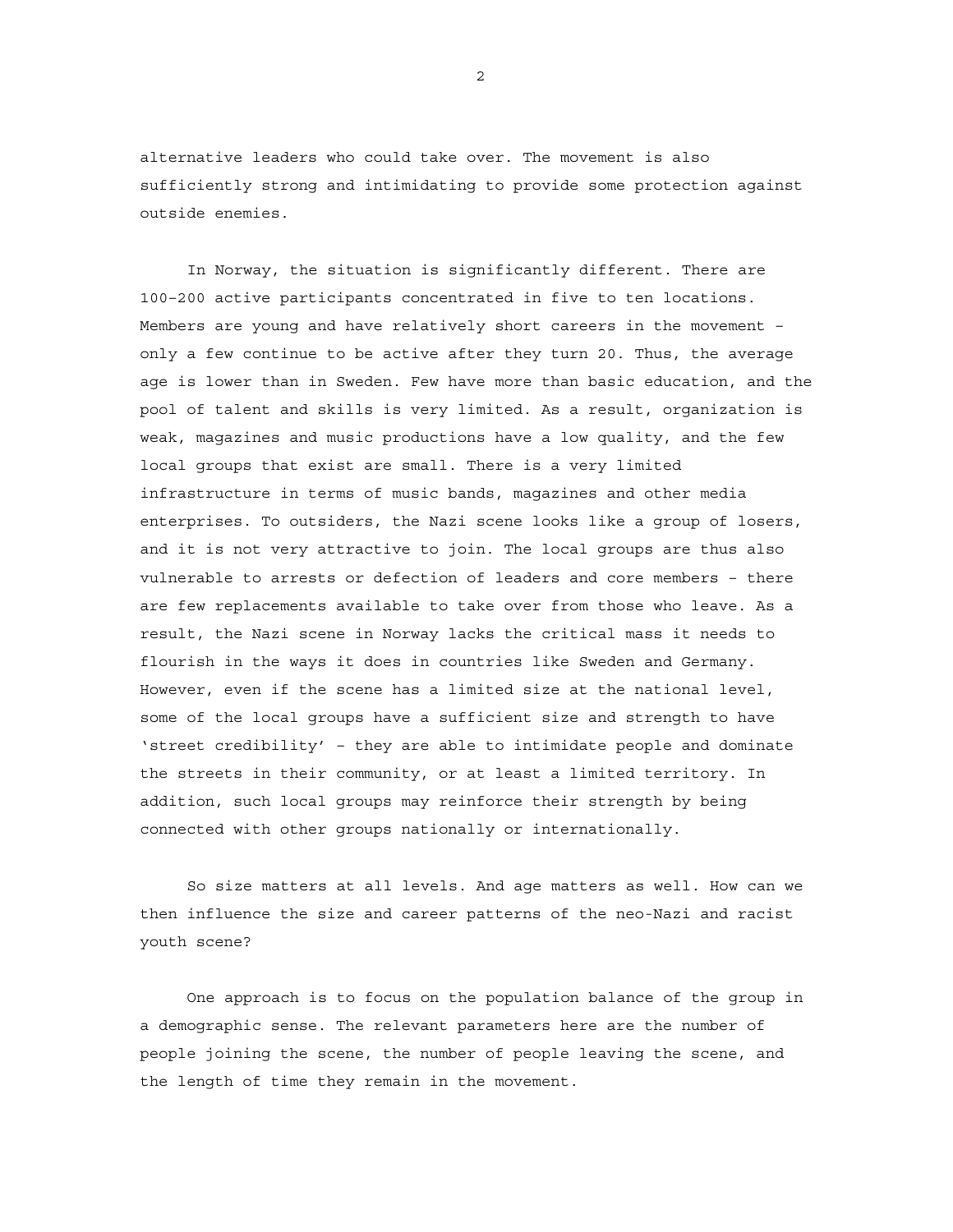alternative leaders who could take over. The movement is also sufficiently strong and intimidating to provide some protection against outside enemies.

In Norway, the situation is significantly different. There are 100–200 active participants concentrated in five to ten locations. Members are young and have relatively short careers in the movement – only a few continue to be active after they turn 20. Thus, the average age is lower than in Sweden. Few have more than basic education, and the pool of talent and skills is very limited. As a result, organization is weak, magazines and music productions have a low quality, and the few local groups that exist are small. There is a very limited infrastructure in terms of music bands, magazines and other media enterprises. To outsiders, the Nazi scene looks like a group of losers, and it is not very attractive to join. The local groups are thus also vulnerable to arrests or defection of leaders and core members – there are few replacements available to take over from those who leave. As a result, the Nazi scene in Norway lacks the critical mass it needs to flourish in the ways it does in countries like Sweden and Germany. However, even if the scene has a limited size at the national level, some of the local groups have a sufficient size and strength to have 'street credibility' – they are able to intimidate people and dominate the streets in their community, or at least a limited territory. In addition, such local groups may reinforce their strength by being connected with other groups nationally or internationally.

So size matters at all levels. And age matters as well. How can we then influence the size and career patterns of the neo-Nazi and racist youth scene?

One approach is to focus on the population balance of the group in a demographic sense. The relevant parameters here are the number of people joining the scene, the number of people leaving the scene, and the length of time they remain in the movement.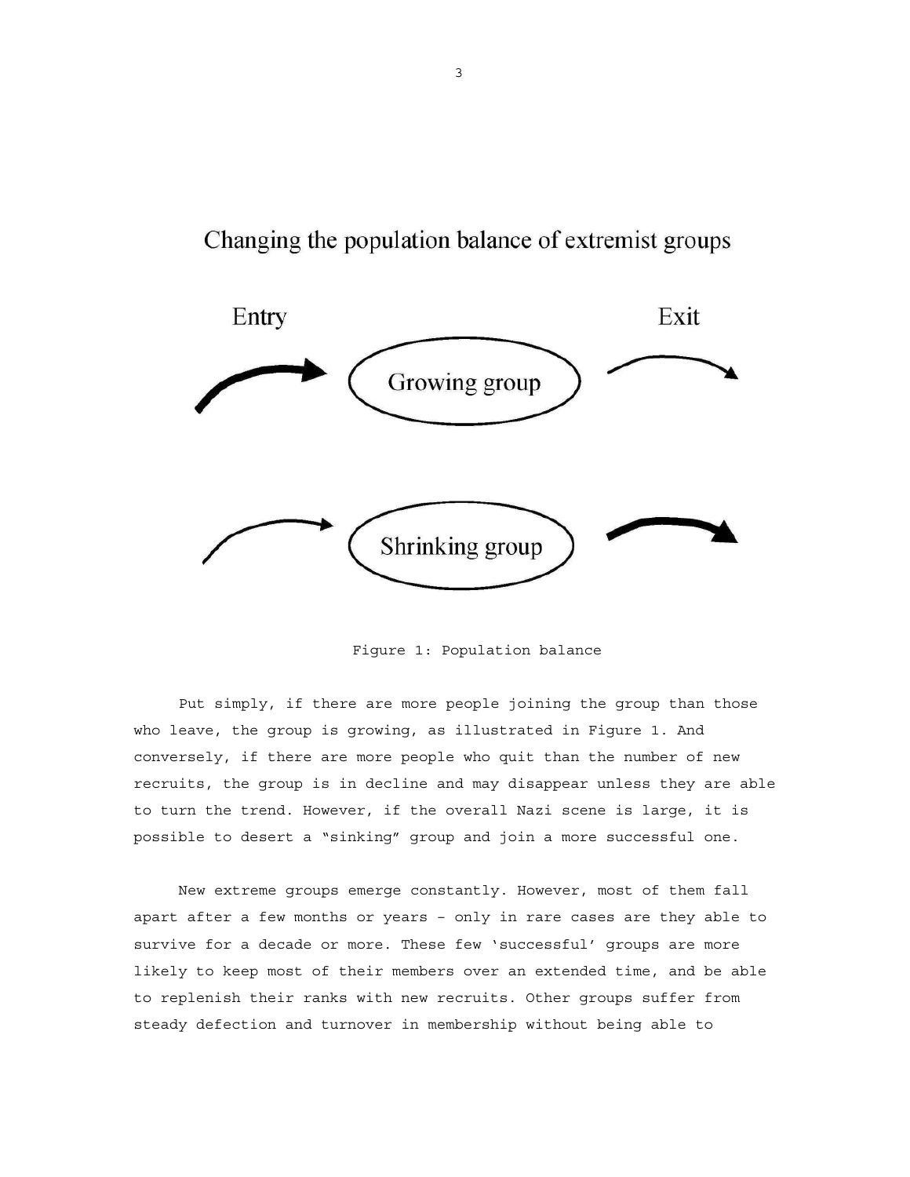Changing the population balance of extremist groups

Entry | Exit

Growing group

Shrinking group

Figure 1: Population balance

Put simply, if there are more people joining the group than those who leave, the group is growing, as illustrated in Figure 1. And conversely, if there are more people who quit than the number of new recruits, the group is in decline and may disappear unless they are able to turn the trend. However, if the overall Nazi scene is large, it is possible to desert a "sinking" group and join a more successful one.

New extreme groups emerge constantly. However, most of them fall apart after a few months or years – only in rare cases are they able to survive for a decade or more. These few 'successful' groups are more likely to keep most of their members over an extended time, and be able to replenish their ranks with new recruits. Other groups suffer from steady defection and turnover in membership without being able to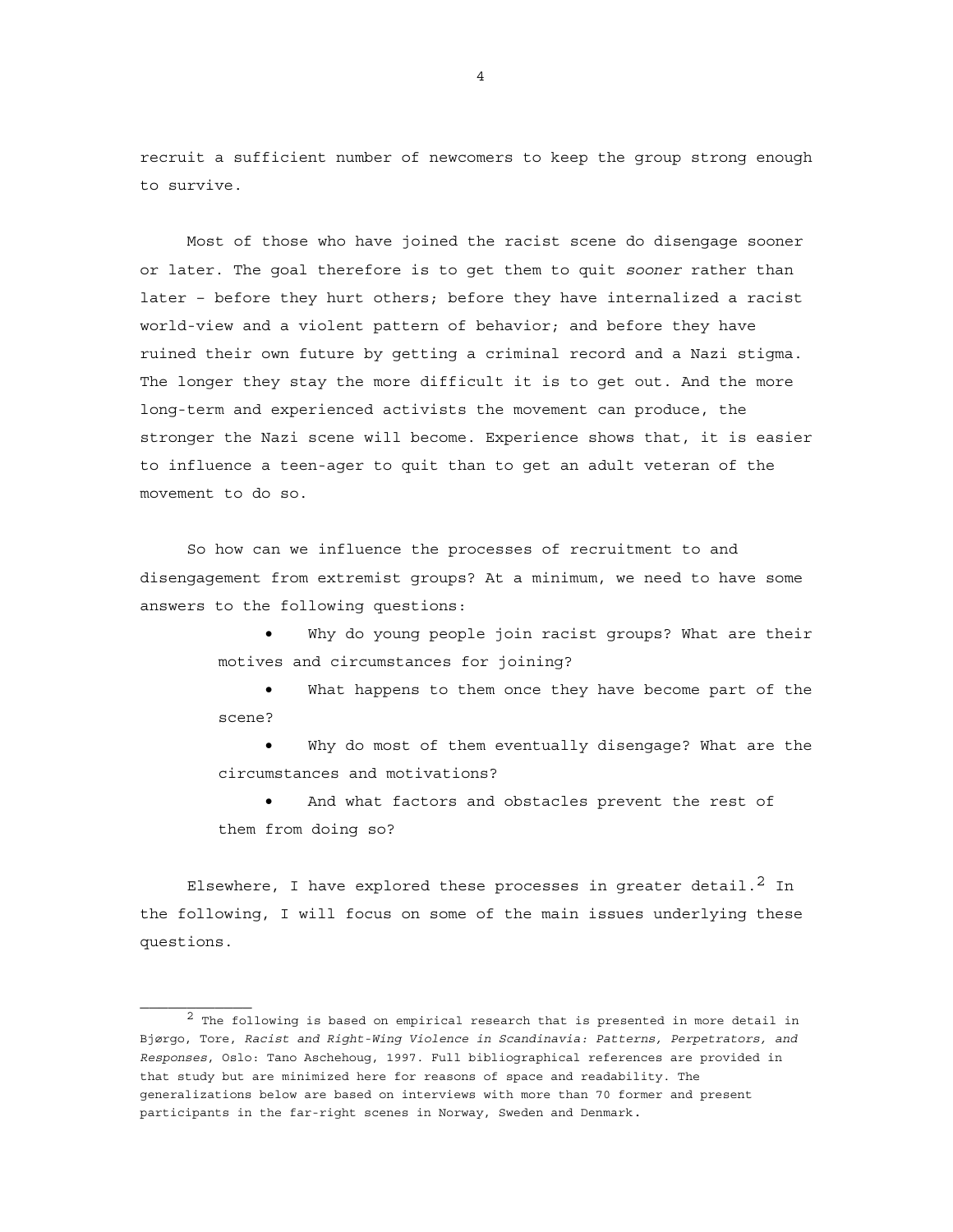recruit a sufficient number of newcomers to keep the group strong enough to survive.

Most of those who have joined the racist scene do disengage sooner or later. The goal therefore is to get them to quit *sooner* rather than later – before they hurt others; before they have internalized a racist world-view and a violent pattern of behavior; and before they have ruined their own future by getting a criminal record and a Nazi stigma. The longer they stay the more difficult it is to get out. And the more long-term and experienced activists the movement can produce, the stronger the Nazi scene will become. Experience shows that, it is easier to influence a teen-ager to quit than to get an adult veteran of the movement to do so.

So how can we influence the processes of recruitment to and disengagement from extremist groups? At a minimum, we need to have some answers to the following questions:

- Why do young people join racist groups? What are their motives and circumstances for joining?
- What happens to them once they have become part of the scene?
- Why do most of them eventually disengage? What are the circumstances and motivations?
- And what factors and obstacles prevent the rest of them from doing so?

Elsewhere, I have explored these processes in greater detail.[2] In the following, I will focus on some of the main issues underlying these questions.

---

[2] The following is based on empirical research that is presented in more detail in Bjørgo, Tore, *Racist and Right-Wing Violence in Scandinavia: Patterns, Perpetrators, and Responses*, Oslo: Tano Aschehoug, 1997. Full bibliographical references are provided in that study but are minimized here for reasons of space and readability. The generalizations below are based on interviews with more than 70 former and present participants in the far-right scenes in Norway, Sweden and Denmark.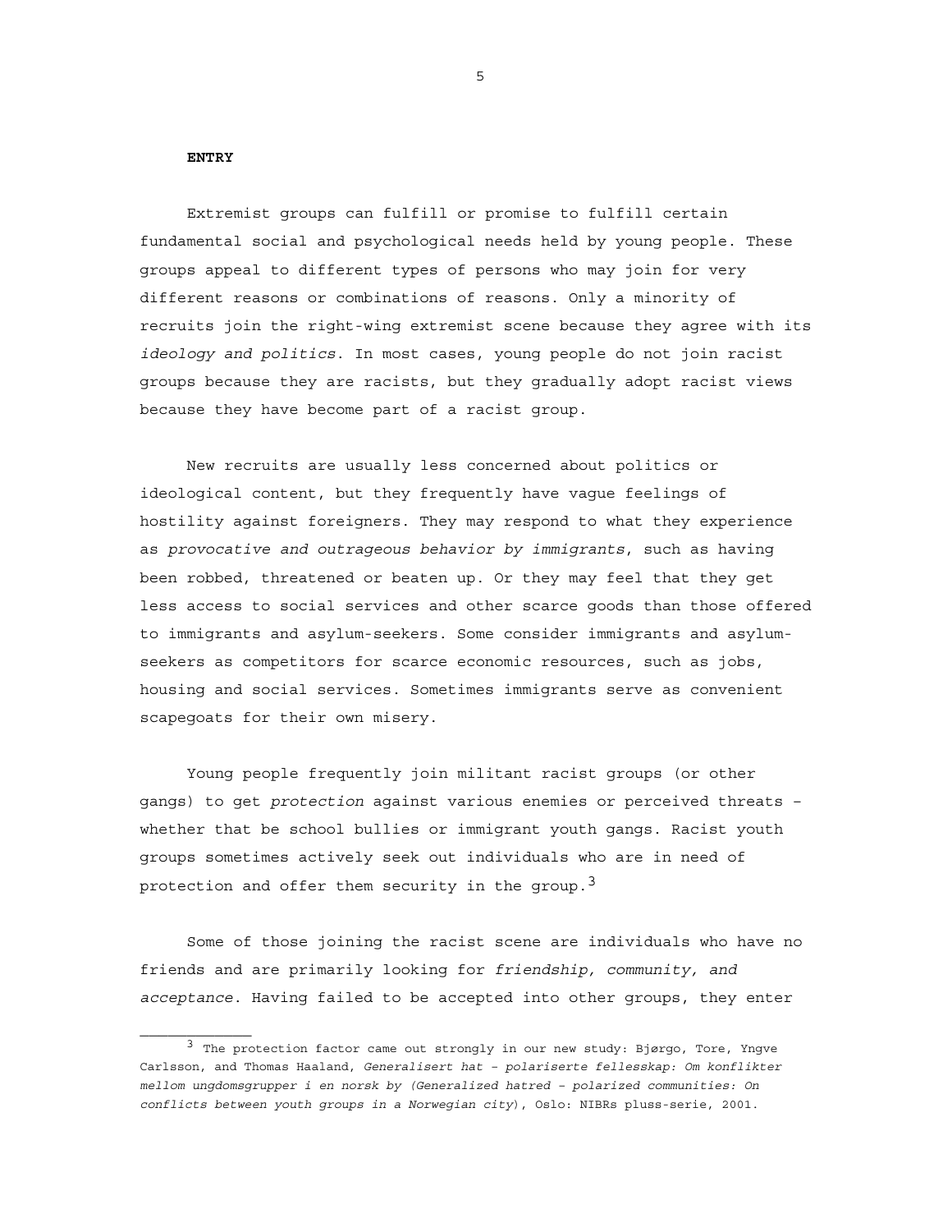**ENTRY**

Extremist groups can fulfill or promise to fulfill certain fundamental social and psychological needs held by young people. These groups appeal to different types of persons who may join for very different reasons or combinations of reasons. Only a minority of recruits join the right-wing extremist scene because they agree with its *ideology and politics*. In most cases, young people do not join racist groups because they are racists, but they gradually adopt racist views because they have become part of a racist group.

New recruits are usually less concerned about politics or ideological content, but they frequently have vague feelings of hostility against foreigners. They may respond to what they experience as *provocative and outrageous behavior by immigrants*, such as having been robbed, threatened or beaten up. Or they may feel that they get less access to social services and other scarce goods than those offered to immigrants and asylum-seekers. Some consider immigrants and asylum-seekers as competitors for scarce economic resources, such as jobs, housing and social services. Sometimes immigrants serve as convenient scapegoats for their own misery.

Young people frequently join militant racist groups (or other gangs) to get *protection* against various enemies or perceived threats – whether that be school bullies or immigrant youth gangs. Racist youth groups sometimes actively seek out individuals who are in need of protection and offer them security in the group.[3]

Some of those joining the racist scene are individuals who have no friends and are primarily looking for *friendship, community, and acceptance*. Having failed to be accepted into other groups, they enter

---

[3] The protection factor came out strongly in our new study: Bjørgo, Tore, Yngve Carlsson, and Thomas Haaland, *Generalisert hat – polariserte fellesskap: Om konflikter mellom ungdomsgrupper i en norsk by (Generalized hatred – polarized communities: On conflicts between youth groups in a Norwegian city)*, Oslo: NIBRs pluss-serie, 2001.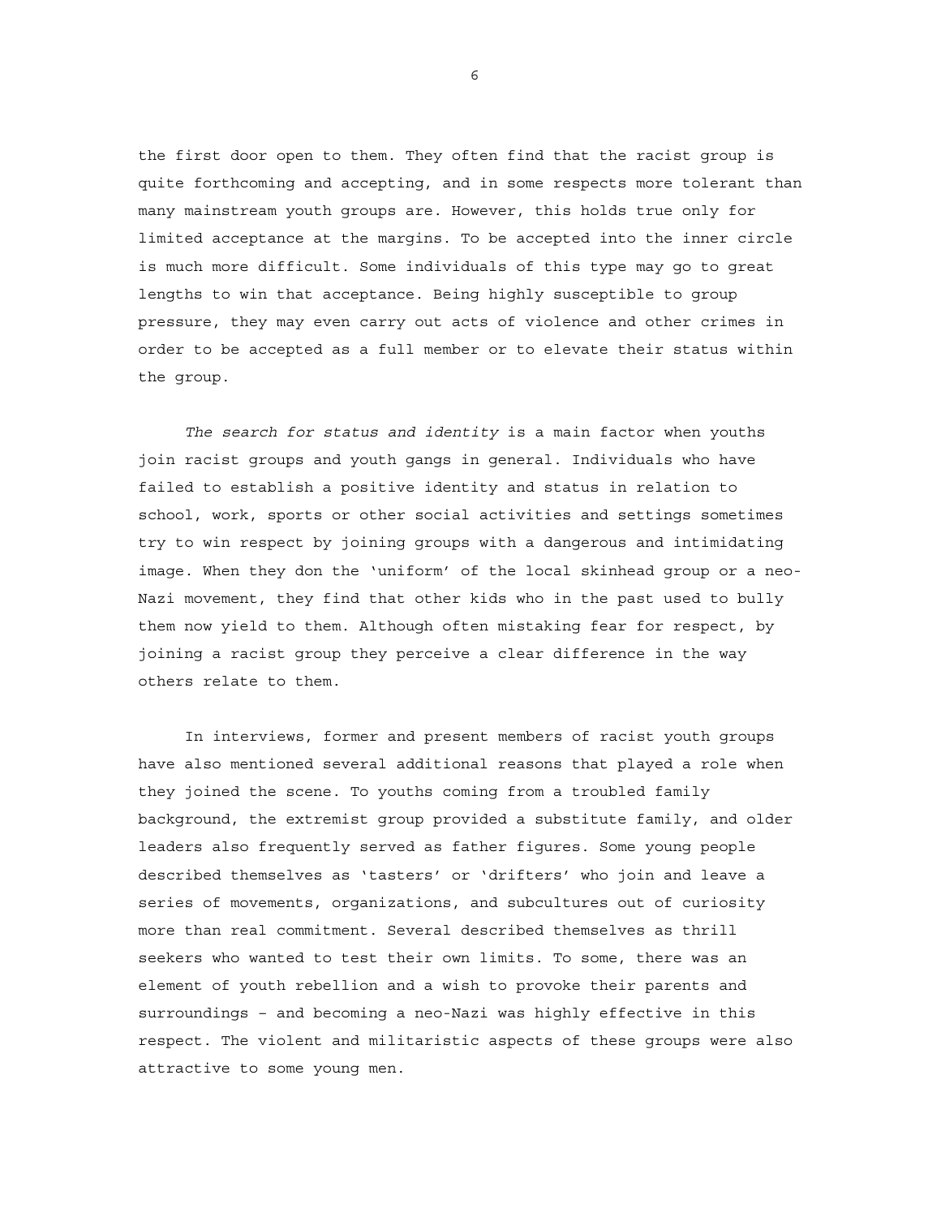the first door open to them. They often find that the racist group is quite forthcoming and accepting, and in some respects more tolerant than many mainstream youth groups are. However, this holds true only for limited acceptance at the margins. To be accepted into the inner circle is much more difficult. Some individuals of this type may go to great lengths to win that acceptance. Being highly susceptible to group pressure, they may even carry out acts of violence and other crimes in order to be accepted as a full member or to elevate their status within the group.

*The search for status and identity* is a main factor when youths join racist groups and youth gangs in general. Individuals who have failed to establish a positive identity and status in relation to school, work, sports or other social activities and settings sometimes try to win respect by joining groups with a dangerous and intimidating image. When they don the 'uniform' of the local skinhead group or a neo-Nazi movement, they find that other kids who in the past used to bully them now yield to them. Although often mistaking fear for respect, by joining a racist group they perceive a clear difference in the way others relate to them.

In interviews, former and present members of racist youth groups have also mentioned several additional reasons that played a role when they joined the scene. To youths coming from a troubled family background, the extremist group provided a substitute family, and older leaders also frequently served as father figures. Some young people described themselves as 'tasters' or 'drifters' who join and leave a series of movements, organizations, and subcultures out of curiosity more than real commitment. Several described themselves as thrill seekers who wanted to test their own limits. To some, there was an element of youth rebellion and a wish to provoke their parents and surroundings – and becoming a neo-Nazi was highly effective in this respect. The violent and militaristic aspects of these groups were also attractive to some young men.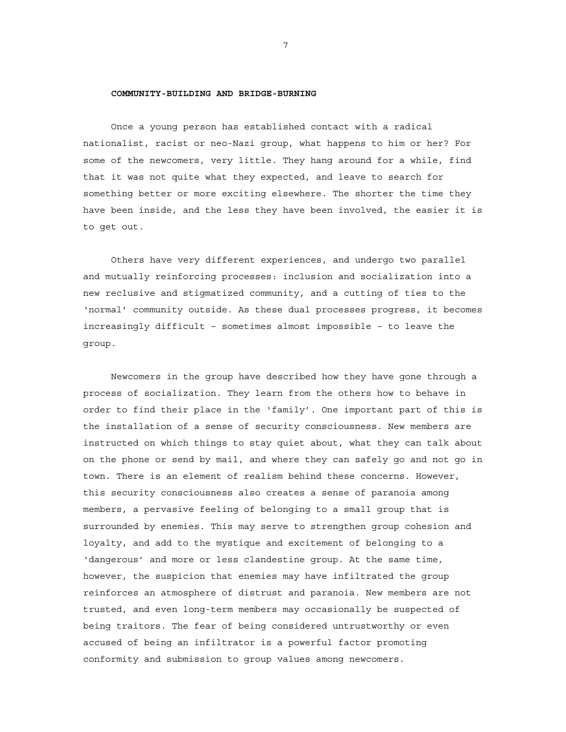## COMMUNITY-BUILDING AND BRIDGE-BURNING

Once a young person has established contact with a radical nationalist, racist or neo-Nazi group, what happens to him or her? For some of the newcomers, very little. They hang around for a while, find that it was not quite what they expected, and leave to search for something better or more exciting elsewhere. The shorter the time they have been inside, and the less they have been involved, the easier it is to get out.

Others have very different experiences, and undergo two parallel and mutually reinforcing processes: inclusion and socialization into a new reclusive and stigmatized community, and a cutting of ties to the 'normal' community outside. As these dual processes progress, it becomes increasingly difficult – sometimes almost impossible – to leave the group.

Newcomers in the group have described how they have gone through a process of socialization. They learn from the others how to behave in order to find their place in the 'family'. One important part of this is the installation of a sense of security consciousness. New members are instructed on which things to stay quiet about, what they can talk about on the phone or send by mail, and where they can safely go and not go in town. There is an element of realism behind these concerns. However, this security consciousness also creates a sense of paranoia among members, a pervasive feeling of belonging to a small group that is surrounded by enemies. This may serve to strengthen group cohesion and loyalty, and add to the mystique and excitement of belonging to a 'dangerous' and more or less clandestine group. At the same time, however, the suspicion that enemies may have infiltrated the group reinforces an atmosphere of distrust and paranoia. New members are not trusted, and even long-term members may occasionally be suspected of being traitors. The fear of being considered untrustworthy or even accused of being an infiltrator is a powerful factor promoting conformity and submission to group values among newcomers.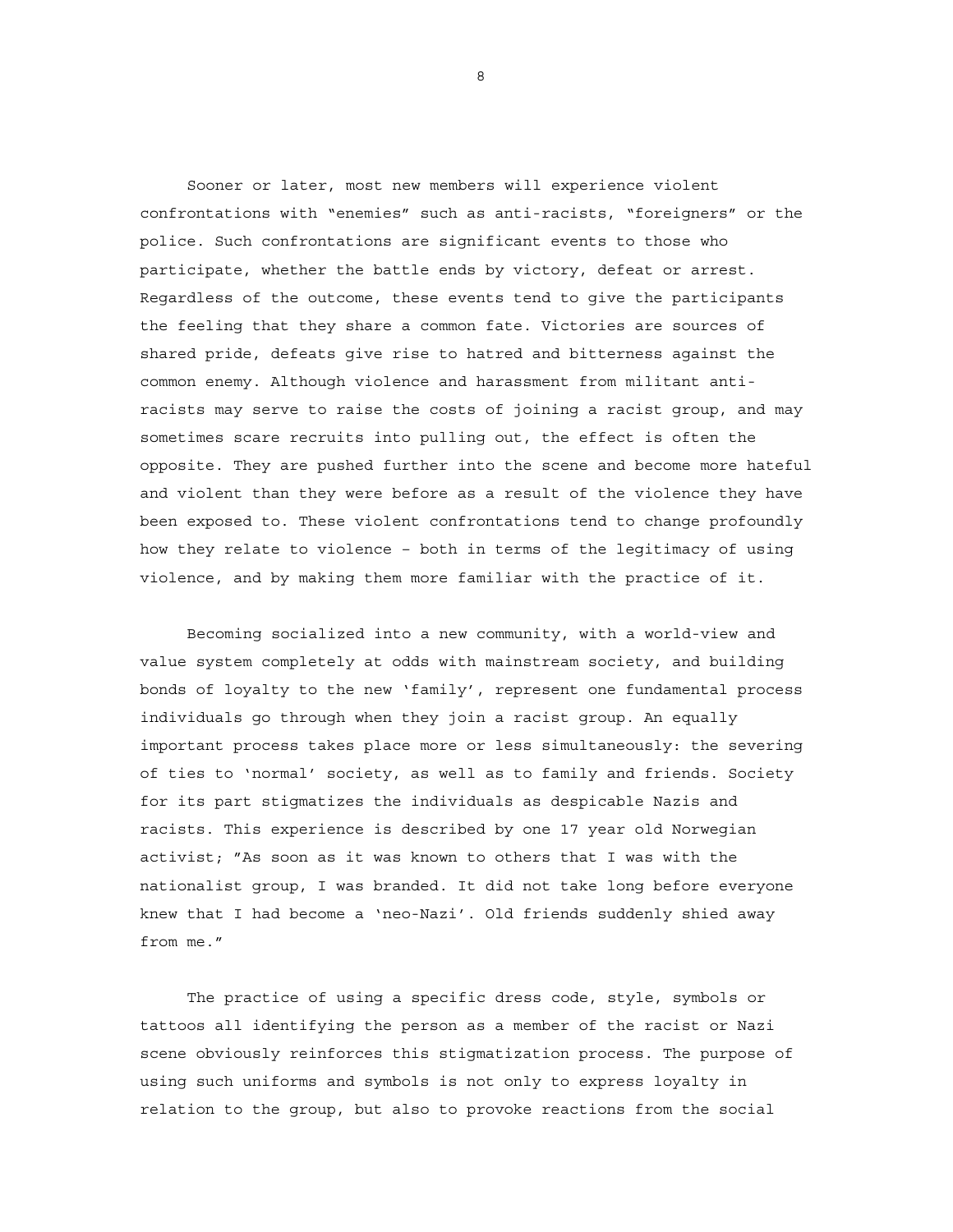Sooner or later, most new members will experience violent confrontations with "enemies" such as anti-racists, "foreigners" or the police. Such confrontations are significant events to those who participate, whether the battle ends by victory, defeat or arrest. Regardless of the outcome, these events tend to give the participants the feeling that they share a common fate. Victories are sources of shared pride, defeats give rise to hatred and bitterness against the common enemy. Although violence and harassment from militant anti-racists may serve to raise the costs of joining a racist group, and may sometimes scare recruits into pulling out, the effect is often the opposite. They are pushed further into the scene and become more hateful and violent than they were before as a result of the violence they have been exposed to. These violent confrontations tend to change profoundly how they relate to violence – both in terms of the legitimacy of using violence, and by making them more familiar with the practice of it.

Becoming socialized into a new community, with a world-view and value system completely at odds with mainstream society, and building bonds of loyalty to the new 'family', represent one fundamental process individuals go through when they join a racist group. An equally important process takes place more or less simultaneously: the severing of ties to 'normal' society, as well as to family and friends. Society for its part stigmatizes the individuals as despicable Nazis and racists. This experience is described by one 17 year old Norwegian activist; "As soon as it was known to others that I was with the nationalist group, I was branded. It did not take long before everyone knew that I had become a 'neo-Nazi'. Old friends suddenly shied away from me."

The practice of using a specific dress code, style, symbols or tattoos all identifying the person as a member of the racist or Nazi scene obviously reinforces this stigmatization process. The purpose of using such uniforms and symbols is not only to express loyalty in relation to the group, but also to provoke reactions from the social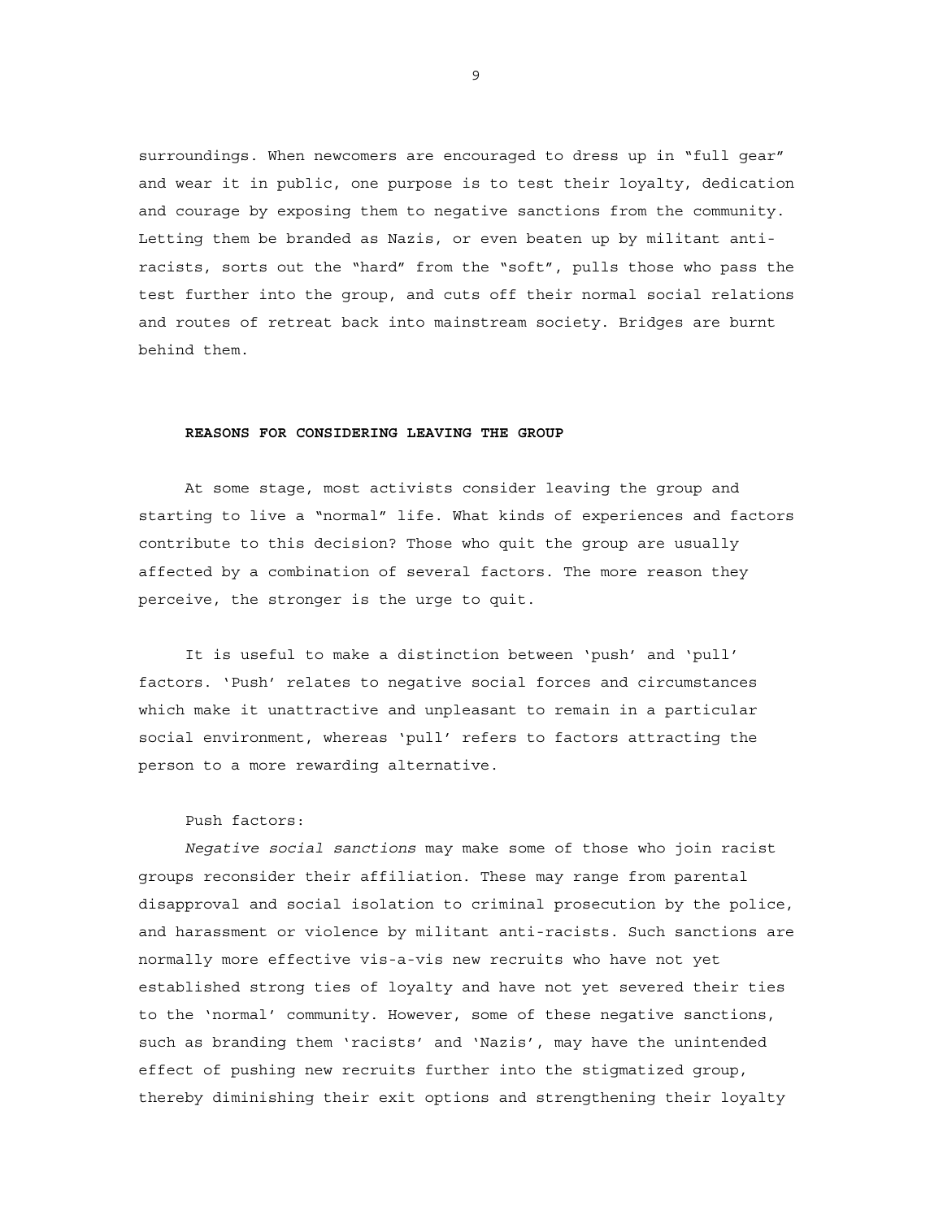surroundings. When newcomers are encouraged to dress up in "full gear" and wear it in public, one purpose is to test their loyalty, dedication and courage by exposing them to negative sanctions from the community. Letting them be branded as Nazis, or even beaten up by militant anti-racists, sorts out the "hard" from the "soft", pulls those who pass the test further into the group, and cuts off their normal social relations and routes of retreat back into mainstream society. Bridges are burnt behind them.

## REASONS FOR CONSIDERING LEAVING THE GROUP

At some stage, most activists consider leaving the group and starting to live a "normal" life. What kinds of experiences and factors contribute to this decision? Those who quit the group are usually affected by a combination of several factors. The more reason they perceive, the stronger is the urge to quit.

It is useful to make a distinction between 'push' and 'pull' factors. 'Push' relates to negative social forces and circumstances which make it unattractive and unpleasant to remain in a particular social environment, whereas 'pull' refers to factors attracting the person to a more rewarding alternative.

Push factors:

*Negative social sanctions* may make some of those who join racist groups reconsider their affiliation. These may range from parental disapproval and social isolation to criminal prosecution by the police, and harassment or violence by militant anti-racists. Such sanctions are normally more effective vis-a-vis new recruits who have not yet established strong ties of loyalty and have not yet severed their ties to the 'normal' community. However, some of these negative sanctions, such as branding them 'racists' and 'Nazis', may have the unintended effect of pushing new recruits further into the stigmatized group, thereby diminishing their exit options and strengthening their loyalty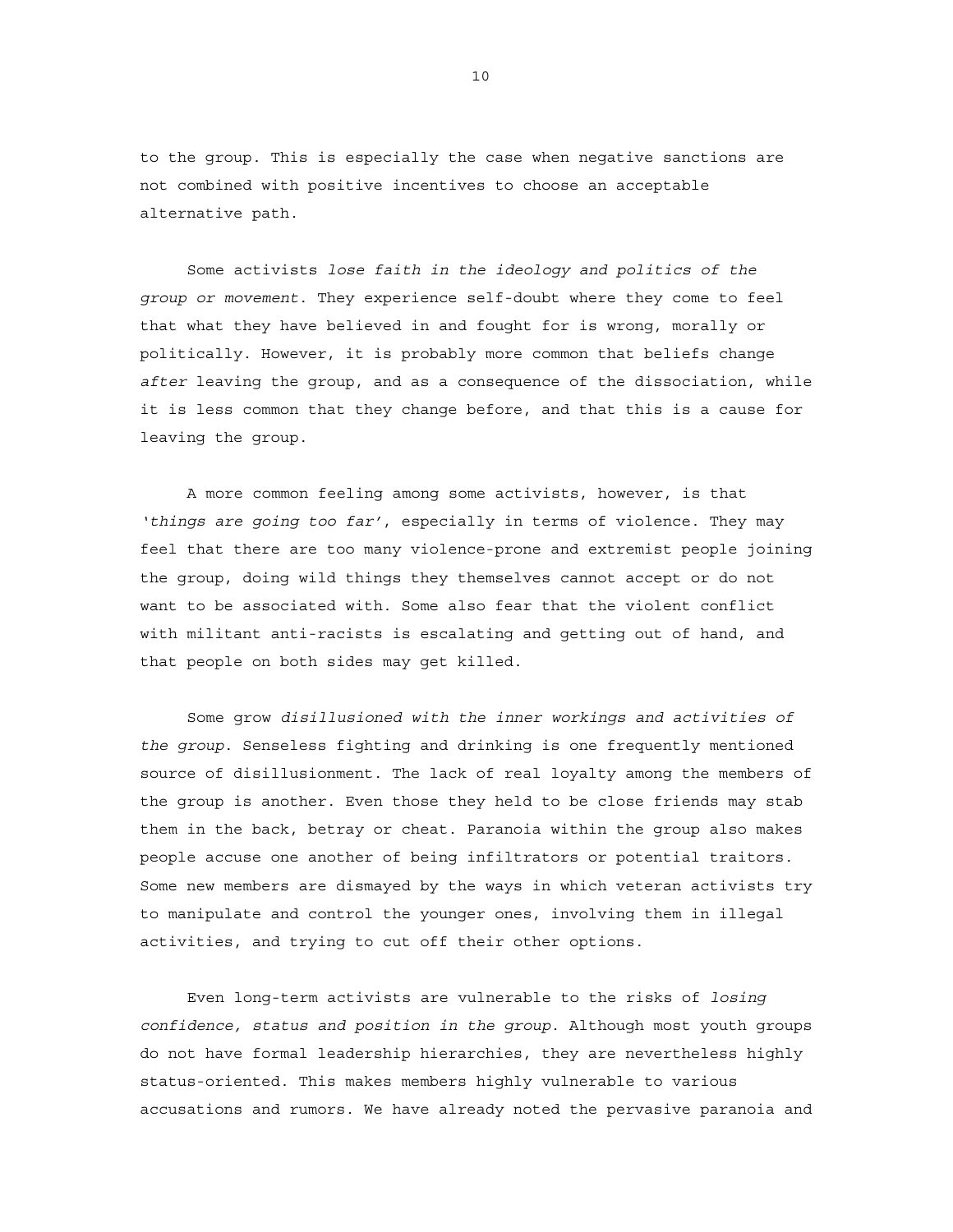to the group. This is especially the case when negative sanctions are not combined with positive incentives to choose an acceptable alternative path.

Some activists *lose faith in the ideology and politics of the group or movement*. They experience self-doubt where they come to feel that what they have believed in and fought for is wrong, morally or politically. However, it is probably more common that beliefs change *after* leaving the group, and as a consequence of the dissociation, while it is less common that they change before, and that this is a cause for leaving the group.

A more common feeling among some activists, however, is that *'things are going too far'*, especially in terms of violence. They may feel that there are too many violence-prone and extremist people joining the group, doing wild things they themselves cannot accept or do not want to be associated with. Some also fear that the violent conflict with militant anti-racists is escalating and getting out of hand, and that people on both sides may get killed.

Some grow *disillusioned with the inner workings and activities of the group*. Senseless fighting and drinking is one frequently mentioned source of disillusionment. The lack of real loyalty among the members of the group is another. Even those they held to be close friends may stab them in the back, betray or cheat. Paranoia within the group also makes people accuse one another of being infiltrators or potential traitors. Some new members are dismayed by the ways in which veteran activists try to manipulate and control the younger ones, involving them in illegal activities, and trying to cut off their other options.

Even long-term activists are vulnerable to the risks of *losing confidence, status and position in the group*. Although most youth groups do not have formal leadership hierarchies, they are nevertheless highly status-oriented. This makes members highly vulnerable to various accusations and rumors. We have already noted the pervasive paranoia and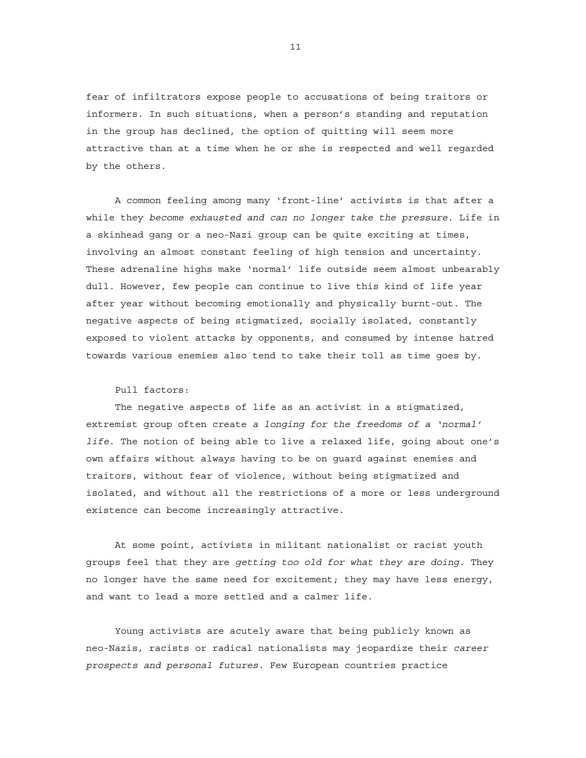fear of infiltrators expose people to accusations of being traitors or informers. In such situations, when a person's standing and reputation in the group has declined, the option of quitting will seem more attractive than at a time when he or she is respected and well regarded by the others.

A common feeling among many 'front-line' activists is that after a while they *become exhausted and can no longer take the pressure*. Life in a skinhead gang or a neo-Nazi group can be quite exciting at times, involving an almost constant feeling of high tension and uncertainty. These adrenaline highs make 'normal' life outside seem almost unbearably dull. However, few people can continue to live this kind of life year after year without becoming emotionally and physically burnt-out. The negative aspects of being stigmatized, socially isolated, constantly exposed to violent attacks by opponents, and consumed by intense hatred towards various enemies also tend to take their toll as time goes by.

Pull factors:

The negative aspects of life as an activist in a stigmatized, extremist group often create *a longing for the freedoms of a 'normal' life*. The notion of being able to live a relaxed life, going about one's own affairs without always having to be on guard against enemies and traitors, without fear of violence, without being stigmatized and isolated, and without all the restrictions of a more or less underground existence can become increasingly attractive.

At some point, activists in militant nationalist or racist youth groups feel that they are *getting too old for what they are doing*. They no longer have the same need for excitement; they may have less energy, and want to lead a more settled and a calmer life.

Young activists are acutely aware that being publicly known as neo-Nazis, racists or radical nationalists may jeopardize their *career prospects and personal futures*. Few European countries practice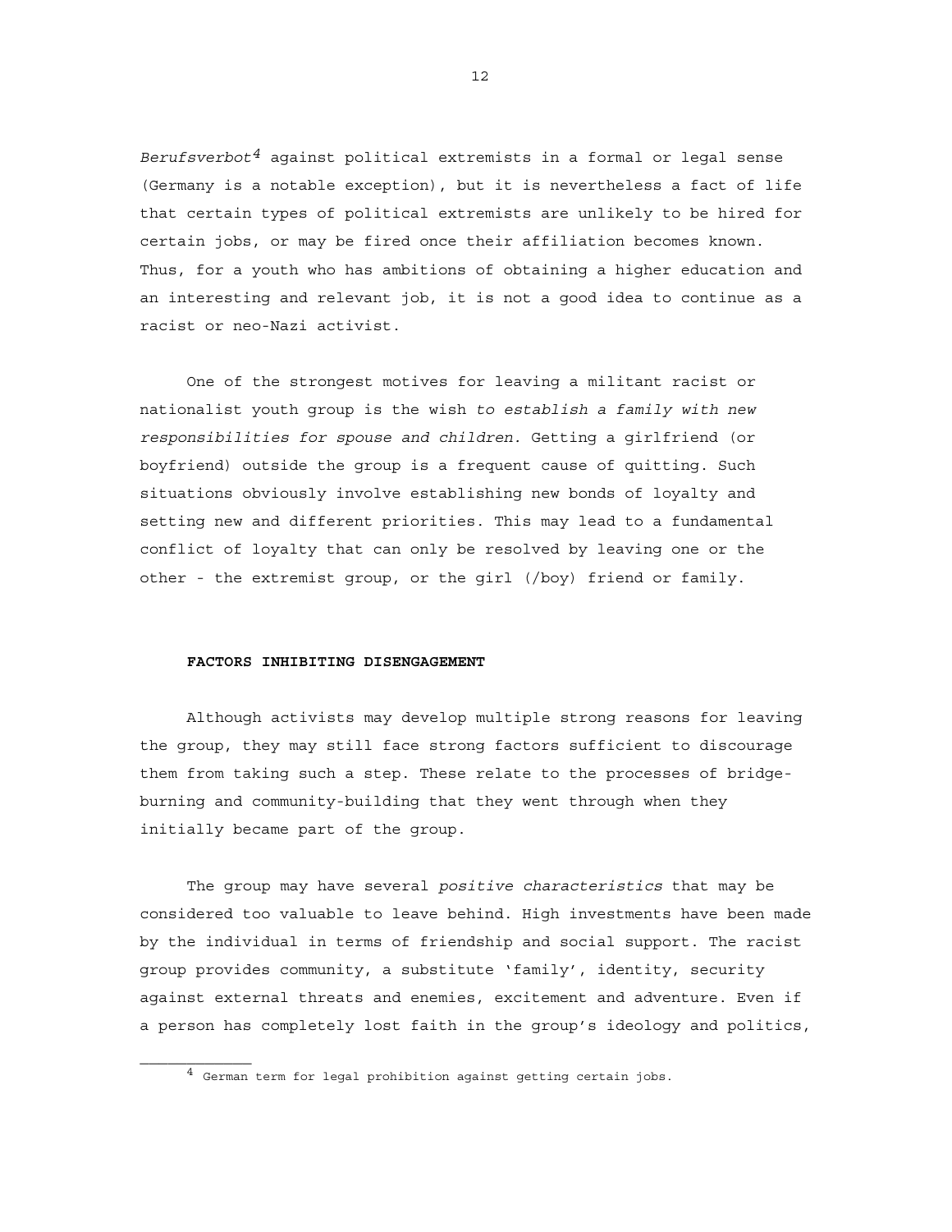*Berufsverbot*[4] against political extremists in a formal or legal sense (Germany is a notable exception), but it is nevertheless a fact of life that certain types of political extremists are unlikely to be hired for certain jobs, or may be fired once their affiliation becomes known. Thus, for a youth who has ambitions of obtaining a higher education and an interesting and relevant job, it is not a good idea to continue as a racist or neo-Nazi activist.

One of the strongest motives for leaving a militant racist or nationalist youth group is the wish *to establish a family with new responsibilities for spouse and children.* Getting a girlfriend (or boyfriend) outside the group is a frequent cause of quitting. Such situations obviously involve establishing new bonds of loyalty and setting new and different priorities. This may lead to a fundamental conflict of loyalty that can only be resolved by leaving one or the other - the extremist group, or the girl (/boy) friend or family.

### FACTORS INHIBITING DISENGAGEMENT

Although activists may develop multiple strong reasons for leaving the group, they may still face strong factors sufficient to discourage them from taking such a step. These relate to the processes of bridge-burning and community-building that they went through when they initially became part of the group.

The group may have several *positive characteristics* that may be considered too valuable to leave behind. High investments have been made by the individual in terms of friendship and social support. The racist group provides community, a substitute 'family', identity, security against external threats and enemies, excitement and adventure. Even if a person has completely lost faith in the group's ideology and politics,

---

[4] German term for legal prohibition against getting certain jobs.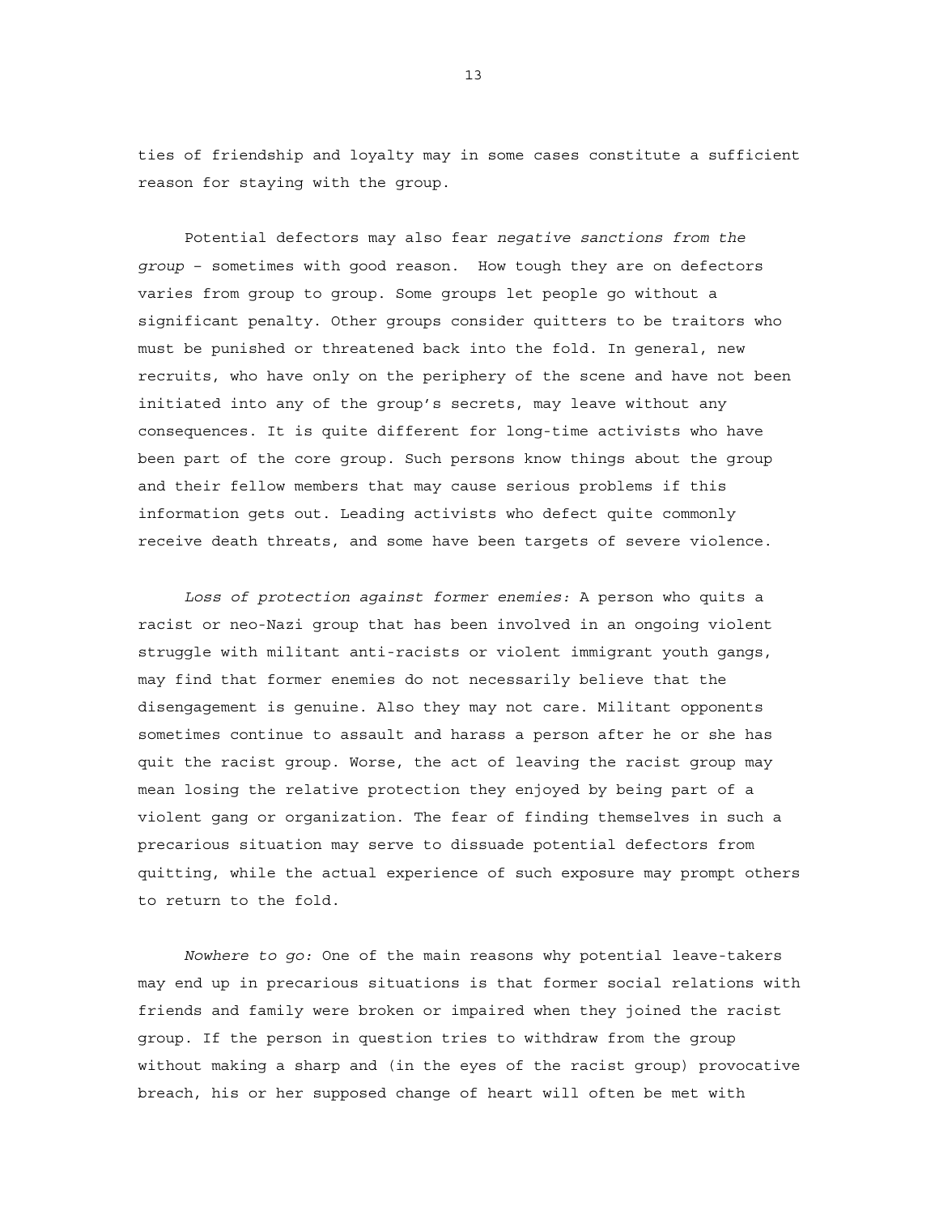ties of friendship and loyalty may in some cases constitute a sufficient reason for staying with the group.

Potential defectors may also fear *negative sanctions from the group* – sometimes with good reason. How tough they are on defectors varies from group to group. Some groups let people go without a significant penalty. Other groups consider quitters to be traitors who must be punished or threatened back into the fold. In general, new recruits, who have only on the periphery of the scene and have not been initiated into any of the group's secrets, may leave without any consequences. It is quite different for long-time activists who have been part of the core group. Such persons know things about the group and their fellow members that may cause serious problems if this information gets out. Leading activists who defect quite commonly receive death threats, and some have been targets of severe violence.

*Loss of protection against former enemies:* A person who quits a racist or neo-Nazi group that has been involved in an ongoing violent struggle with militant anti-racists or violent immigrant youth gangs, may find that former enemies do not necessarily believe that the disengagement is genuine. Also they may not care. Militant opponents sometimes continue to assault and harass a person after he or she has quit the racist group. Worse, the act of leaving the racist group may mean losing the relative protection they enjoyed by being part of a violent gang or organization. The fear of finding themselves in such a precarious situation may serve to dissuade potential defectors from quitting, while the actual experience of such exposure may prompt others to return to the fold.

*Nowhere to go:* One of the main reasons why potential leave-takers may end up in precarious situations is that former social relations with friends and family were broken or impaired when they joined the racist group. If the person in question tries to withdraw from the group without making a sharp and (in the eyes of the racist group) provocative breach, his or her supposed change of heart will often be met with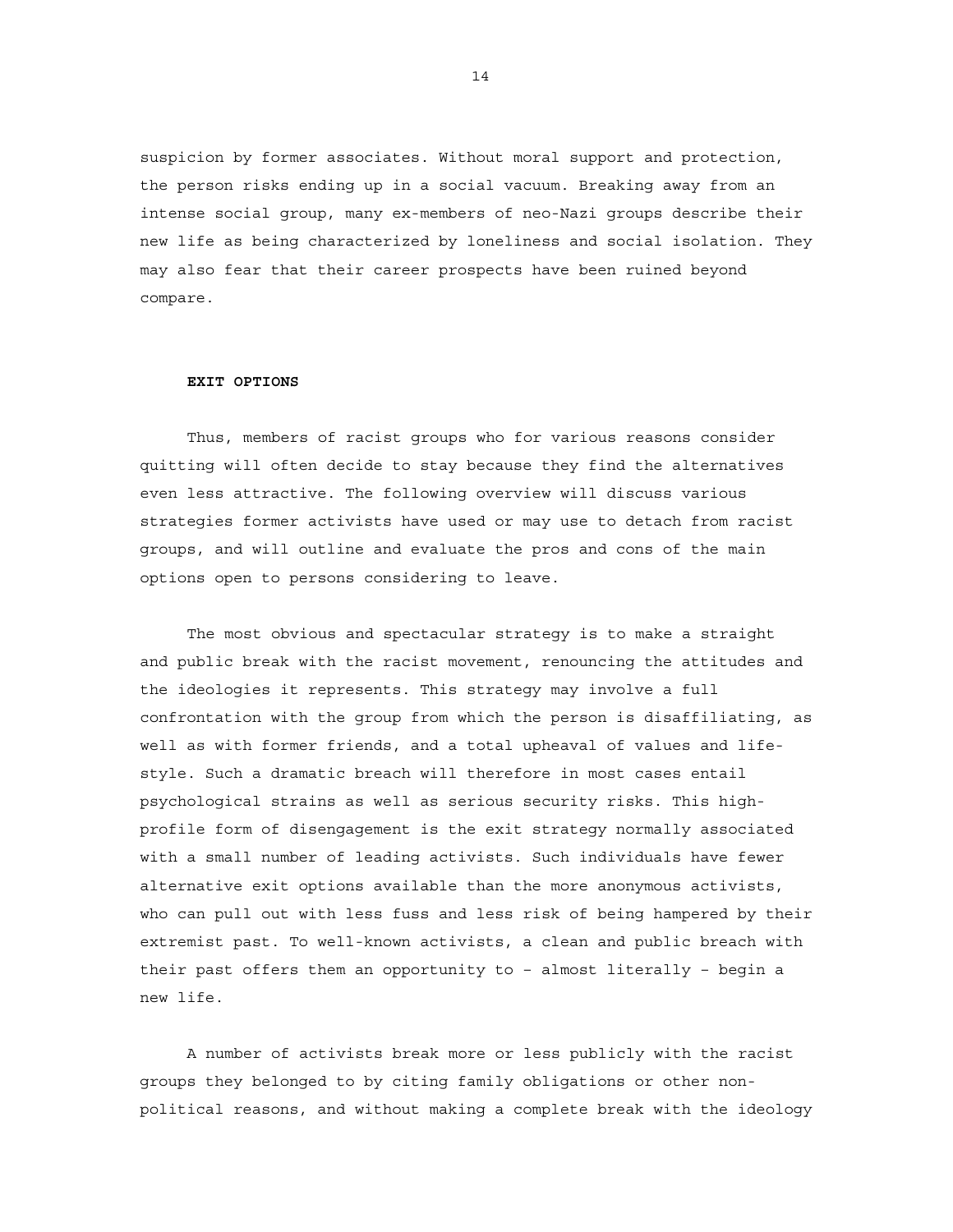suspicion by former associates. Without moral support and protection, the person risks ending up in a social vacuum. Breaking away from an intense social group, many ex-members of neo-Nazi groups describe their new life as being characterized by loneliness and social isolation. They may also fear that their career prospects have been ruined beyond compare.

## EXIT OPTIONS

Thus, members of racist groups who for various reasons consider quitting will often decide to stay because they find the alternatives even less attractive. The following overview will discuss various strategies former activists have used or may use to detach from racist groups, and will outline and evaluate the pros and cons of the main options open to persons considering to leave.

The most obvious and spectacular strategy is to make a straight and public break with the racist movement, renouncing the attitudes and the ideologies it represents. This strategy may involve a full confrontation with the group from which the person is disaffiliating, as well as with former friends, and a total upheaval of values and life-style. Such a dramatic breach will therefore in most cases entail psychological strains as well as serious security risks. This high-profile form of disengagement is the exit strategy normally associated with a small number of leading activists. Such individuals have fewer alternative exit options available than the more anonymous activists, who can pull out with less fuss and less risk of being hampered by their extremist past. To well-known activists, a clean and public breach with their past offers them an opportunity to – almost literally – begin a new life.

A number of activists break more or less publicly with the racist groups they belonged to by citing family obligations or other non-political reasons, and without making a complete break with the ideology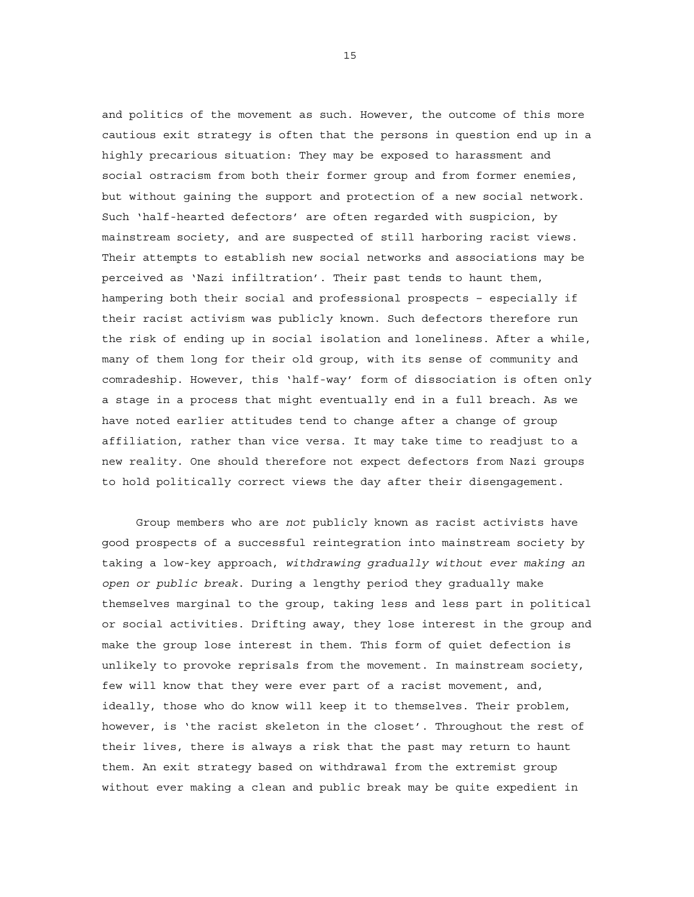and politics of the movement as such. However, the outcome of this more cautious exit strategy is often that the persons in question end up in a highly precarious situation: They may be exposed to harassment and social ostracism from both their former group and from former enemies, but without gaining the support and protection of a new social network. Such 'half-hearted defectors' are often regarded with suspicion, by mainstream society, and are suspected of still harboring racist views. Their attempts to establish new social networks and associations may be perceived as 'Nazi infiltration'. Their past tends to haunt them, hampering both their social and professional prospects – especially if their racist activism was publicly known. Such defectors therefore run the risk of ending up in social isolation and loneliness. After a while, many of them long for their old group, with its sense of community and comradeship. However, this 'half-way' form of dissociation is often only a stage in a process that might eventually end in a full breach. As we have noted earlier attitudes tend to change after a change of group affiliation, rather than vice versa. It may take time to readjust to a new reality. One should therefore not expect defectors from Nazi groups to hold politically correct views the day after their disengagement.

Group members who are *not* publicly known as racist activists have good prospects of a successful reintegration into mainstream society by taking a low-key approach, *withdrawing gradually without ever making an open or public break.* During a lengthy period they gradually make themselves marginal to the group, taking less and less part in political or social activities. Drifting away, they lose interest in the group and make the group lose interest in them. This form of quiet defection is unlikely to provoke reprisals from the movement. In mainstream society, few will know that they were ever part of a racist movement, and, ideally, those who do know will keep it to themselves. Their problem, however, is 'the racist skeleton in the closet'. Throughout the rest of their lives, there is always a risk that the past may return to haunt them. An exit strategy based on withdrawal from the extremist group without ever making a clean and public break may be quite expedient in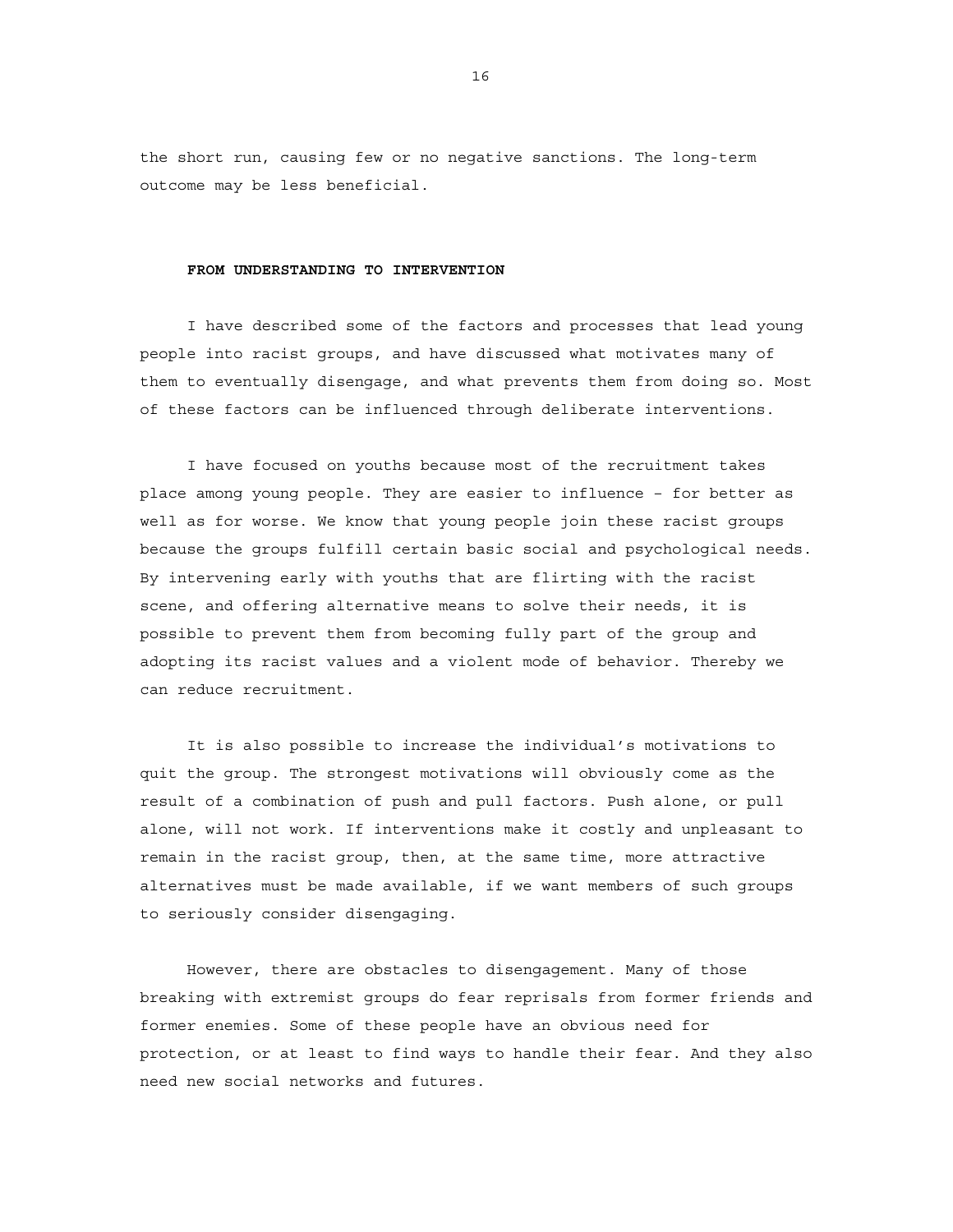the short run, causing few or no negative sanctions. The long-term outcome may be less beneficial.

## FROM UNDERSTANDING TO INTERVENTION

I have described some of the factors and processes that lead young people into racist groups, and have discussed what motivates many of them to eventually disengage, and what prevents them from doing so. Most of these factors can be influenced through deliberate interventions.

I have focused on youths because most of the recruitment takes place among young people. They are easier to influence – for better as well as for worse. We know that young people join these racist groups because the groups fulfill certain basic social and psychological needs. By intervening early with youths that are flirting with the racist scene, and offering alternative means to solve their needs, it is possible to prevent them from becoming fully part of the group and adopting its racist values and a violent mode of behavior. Thereby we can reduce recruitment.

It is also possible to increase the individual's motivations to quit the group. The strongest motivations will obviously come as the result of a combination of push and pull factors. Push alone, or pull alone, will not work. If interventions make it costly and unpleasant to remain in the racist group, then, at the same time, more attractive alternatives must be made available, if we want members of such groups to seriously consider disengaging.

However, there are obstacles to disengagement. Many of those breaking with extremist groups do fear reprisals from former friends and former enemies. Some of these people have an obvious need for protection, or at least to find ways to handle their fear. And they also need new social networks and futures.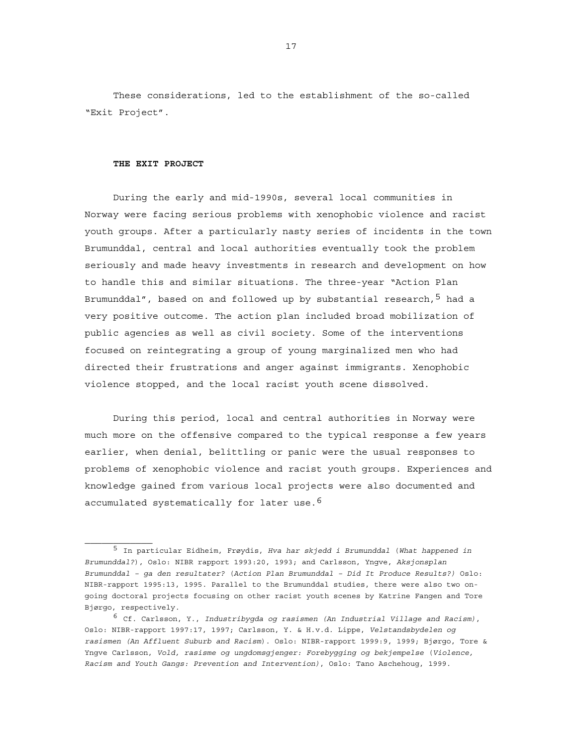These considerations, led to the establishment of the so-called "Exit Project".

## THE EXIT PROJECT

During the early and mid-1990s, several local communities in Norway were facing serious problems with xenophobic violence and racist youth groups. After a particularly nasty series of incidents in the town Brumunddal, central and local authorities eventually took the problem seriously and made heavy investments in research and development on how to handle this and similar situations. The three-year "Action Plan Brumunddal", based on and followed up by substantial research,[5] had a very positive outcome. The action plan included broad mobilization of public agencies as well as civil society. Some of the interventions focused on reintegrating a group of young marginalized men who had directed their frustrations and anger against immigrants. Xenophobic violence stopped, and the local racist youth scene dissolved.

During this period, local and central authorities in Norway were much more on the offensive compared to the typical response a few years earlier, when denial, belittling or panic were the usual responses to problems of xenophobic violence and racist youth groups. Experiences and knowledge gained from various local projects were also documented and accumulated systematically for later use.[6]

---

[5] In particular Eidheim, Frøydis, *Hva har skjedd i Brumunddal* (*What happened in Brumunddal?*), Oslo: NIBR rapport 1993:20, 1993; and Carlsson, Yngve, *Aksjonsplan Brumunddal – ga den resultater?* (*Action Plan Brumunddal – Did It Produce Results?)* Oslo: NIBR-rapport 1995:13, 1995. Parallel to the Brumunddal studies, there were also two on-going doctoral projects focusing on other racist youth scenes by Katrine Fangen and Tore Bjørgo, respectively.

[6] Cf. Carlsson, Y., *Industribygda og rasismen (An Industrial Village and Racism)*, Oslo: NIBR-rapport 1997:17, 1997; Carlsson, Y. & H.v.d. Lippe, *Velstandsbydelen og rasismen (An Affluent Suburb and Racism*). Oslo: NIBR-rapport 1999:9, 1999; Bjørgo, Tore & Yngve Carlsson, *Vold, rasisme og ungdomsgjenger: Forebygging og bekjempelse* (*Violence, Racism and Youth Gangs: Prevention and Intervention)*, Oslo: Tano Aschehoug, 1999.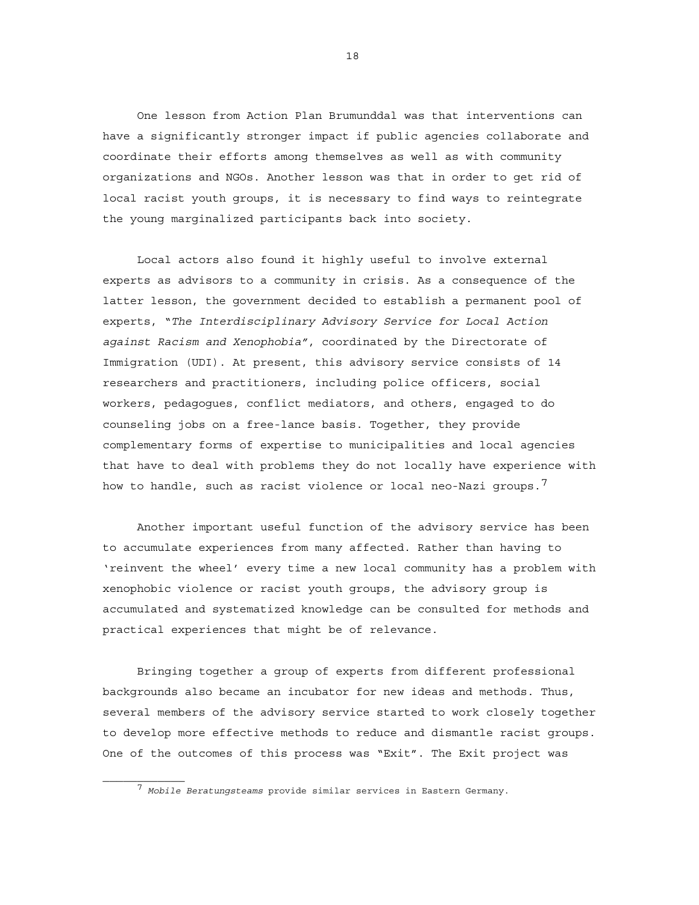One lesson from Action Plan Brumunddal was that interventions can have a significantly stronger impact if public agencies collaborate and coordinate their efforts among themselves as well as with community organizations and NGOs. Another lesson was that in order to get rid of local racist youth groups, it is necessary to find ways to reintegrate the young marginalized participants back into society.

Local actors also found it highly useful to involve external experts as advisors to a community in crisis. As a consequence of the latter lesson, the government decided to establish a permanent pool of experts, "*The Interdisciplinary Advisory Service for Local Action against Racism and Xenophobia*", coordinated by the Directorate of Immigration (UDI). At present, this advisory service consists of 14 researchers and practitioners, including police officers, social workers, pedagogues, conflict mediators, and others, engaged to do counseling jobs on a free-lance basis. Together, they provide complementary forms of expertise to municipalities and local agencies that have to deal with problems they do not locally have experience with how to handle, such as racist violence or local neo-Nazi groups.[7]

Another important useful function of the advisory service has been to accumulate experiences from many affected. Rather than having to 'reinvent the wheel' every time a new local community has a problem with xenophobic violence or racist youth groups, the advisory group is accumulated and systematized knowledge can be consulted for methods and practical experiences that might be of relevance.

Bringing together a group of experts from different professional backgrounds also became an incubator for new ideas and methods. Thus, several members of the advisory service started to work closely together to develop more effective methods to reduce and dismantle racist groups. One of the outcomes of this process was "Exit". The Exit project was

---

[7] *Mobile Beratungsteams* provide similar services in Eastern Germany.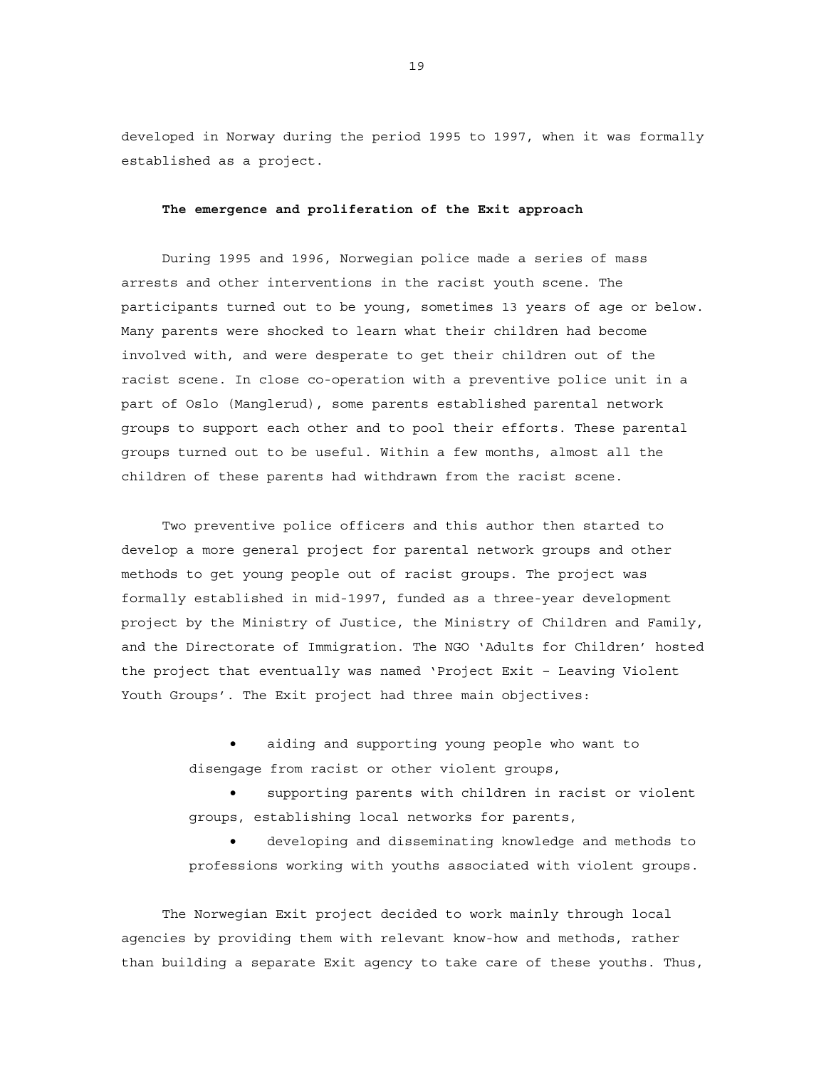developed in Norway during the period 1995 to 1997, when it was formally established as a project.

### The emergence and proliferation of the Exit approach

During 1995 and 1996, Norwegian police made a series of mass arrests and other interventions in the racist youth scene. The participants turned out to be young, sometimes 13 years of age or below. Many parents were shocked to learn what their children had become involved with, and were desperate to get their children out of the racist scene. In close co-operation with a preventive police unit in a part of Oslo (Manglerud), some parents established parental network groups to support each other and to pool their efforts. These parental groups turned out to be useful. Within a few months, almost all the children of these parents had withdrawn from the racist scene.

Two preventive police officers and this author then started to develop a more general project for parental network groups and other methods to get young people out of racist groups. The project was formally established in mid-1997, funded as a three-year development project by the Ministry of Justice, the Ministry of Children and Family, and the Directorate of Immigration. The NGO 'Adults for Children' hosted the project that eventually was named 'Project Exit – Leaving Violent Youth Groups'. The Exit project had three main objectives:

- aiding and supporting young people who want to disengage from racist or other violent groups,
- supporting parents with children in racist or violent groups, establishing local networks for parents,
- developing and disseminating knowledge and methods to professions working with youths associated with violent groups.

The Norwegian Exit project decided to work mainly through local agencies by providing them with relevant know-how and methods, rather than building a separate Exit agency to take care of these youths. Thus,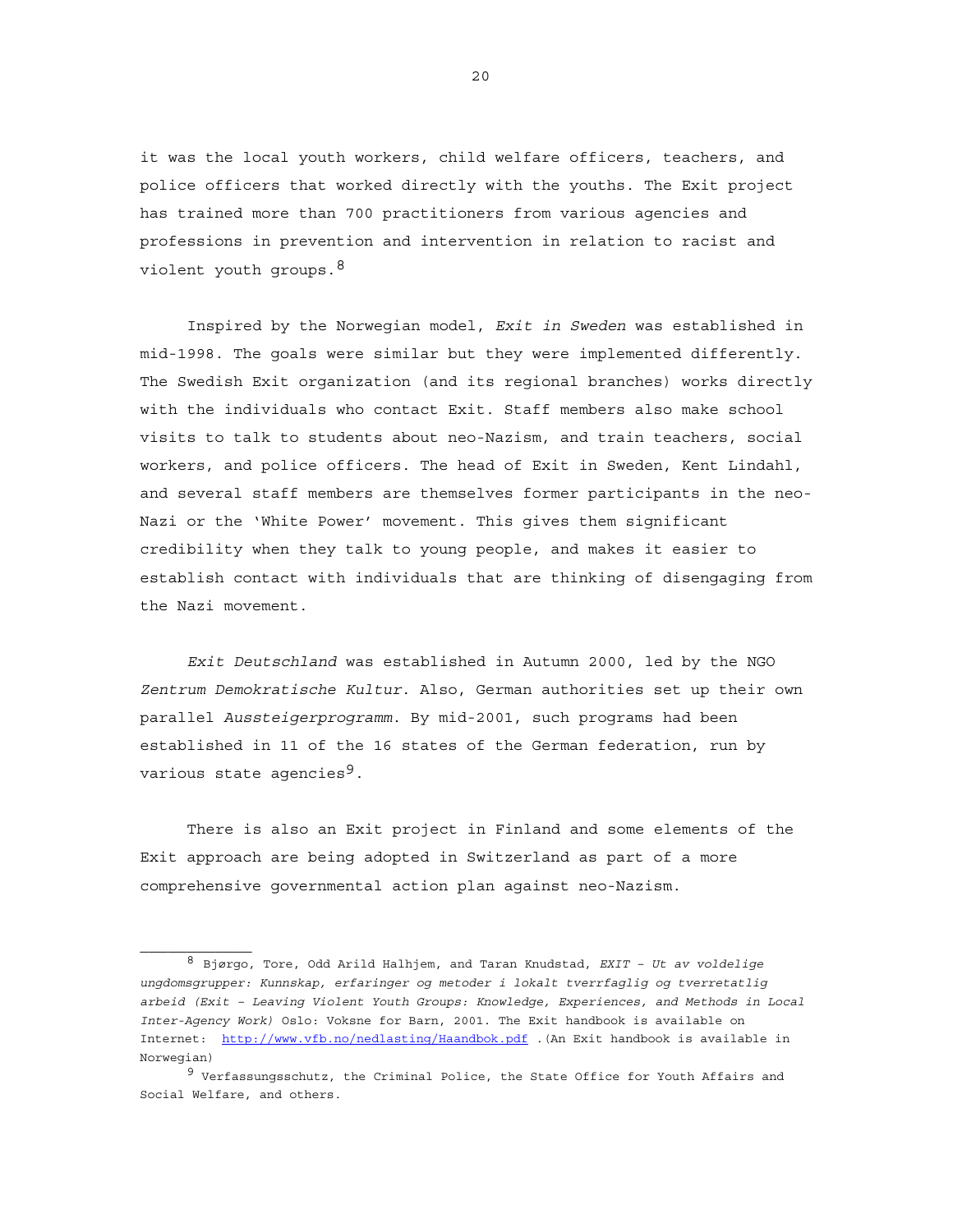it was the local youth workers, child welfare officers, teachers, and police officers that worked directly with the youths. The Exit project has trained more than 700 practitioners from various agencies and professions in prevention and intervention in relation to racist and violent youth groups.[8]

Inspired by the Norwegian model, *Exit in Sweden* was established in mid-1998. The goals were similar but they were implemented differently. The Swedish Exit organization (and its regional branches) works directly with the individuals who contact Exit. Staff members also make school visits to talk to students about neo-Nazism, and train teachers, social workers, and police officers. The head of Exit in Sweden, Kent Lindahl, and several staff members are themselves former participants in the neo-Nazi or the 'White Power' movement. This gives them significant credibility when they talk to young people, and makes it easier to establish contact with individuals that are thinking of disengaging from the Nazi movement.

*Exit Deutschland* was established in Autumn 2000, led by the NGO *Zentrum Demokratische Kultur*. Also, German authorities set up their own parallel *Aussteigerprogramm*. By mid-2001, such programs had been established in 11 of the 16 states of the German federation, run by various state agencies[9].

There is also an Exit project in Finland and some elements of the Exit approach are being adopted in Switzerland as part of a more comprehensive governmental action plan against neo-Nazism.

---

[8] Bjørgo, Tore, Odd Arild Halhjem, and Taran Knudstad, *EXIT – Ut av voldelige ungdomsgrupper: Kunnskap, erfaringer og metoder i lokalt tverrfaglig og tverretatlig arbeid (Exit – Leaving Violent Youth Groups: Knowledge, Experiences, and Methods in Local Inter-Agency Work)* Oslo: Voksne for Barn, 2001. The Exit handbook is available on Internet: http://www.vfb.no/nedlasting/Haandbok.pdf .(An Exit handbook is available in Norwegian)

[9] Verfassungsschutz, the Criminal Police, the State Office for Youth Affairs and Social Welfare, and others.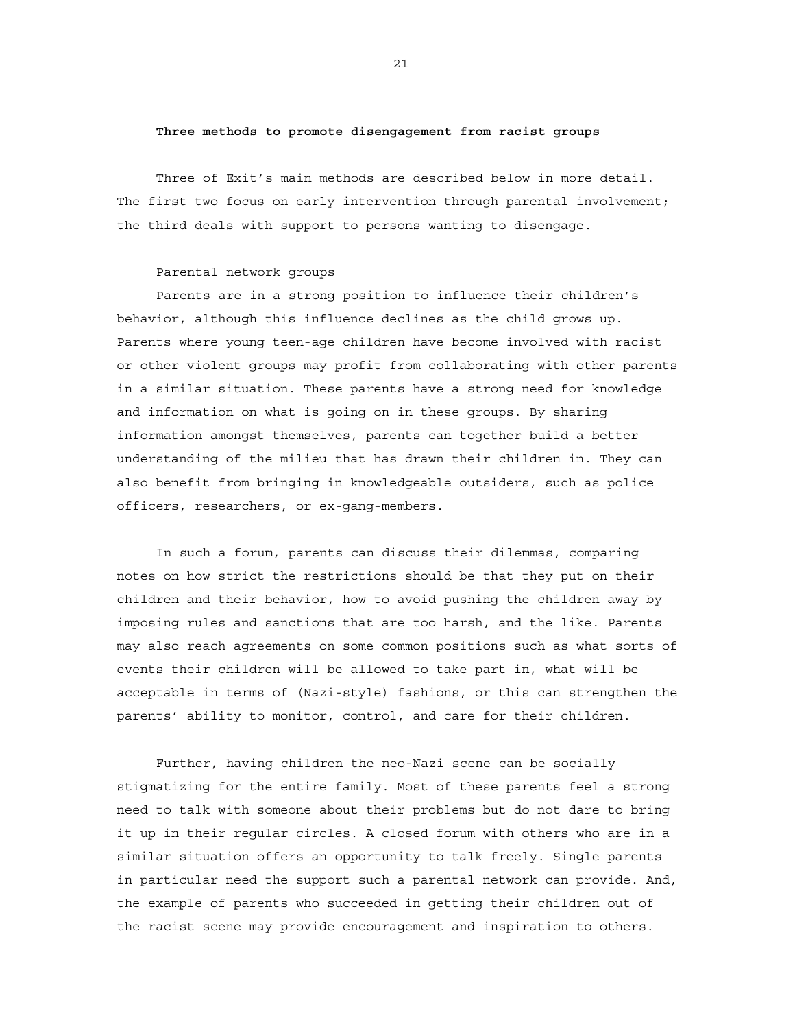## Three methods to promote disengagement from racist groups

Three of Exit's main methods are described below in more detail. The first two focus on early intervention through parental involvement; the third deals with support to persons wanting to disengage.

### Parental network groups

Parents are in a strong position to influence their children's behavior, although this influence declines as the child grows up. Parents where young teen-age children have become involved with racist or other violent groups may profit from collaborating with other parents in a similar situation. These parents have a strong need for knowledge and information on what is going on in these groups. By sharing information amongst themselves, parents can together build a better understanding of the milieu that has drawn their children in. They can also benefit from bringing in knowledgeable outsiders, such as police officers, researchers, or ex-gang-members.

In such a forum, parents can discuss their dilemmas, comparing notes on how strict the restrictions should be that they put on their children and their behavior, how to avoid pushing the children away by imposing rules and sanctions that are too harsh, and the like. Parents may also reach agreements on some common positions such as what sorts of events their children will be allowed to take part in, what will be acceptable in terms of (Nazi-style) fashions, or this can strengthen the parents' ability to monitor, control, and care for their children.

Further, having children the neo-Nazi scene can be socially stigmatizing for the entire family. Most of these parents feel a strong need to talk with someone about their problems but do not dare to bring it up in their regular circles. A closed forum with others who are in a similar situation offers an opportunity to talk freely. Single parents in particular need the support such a parental network can provide. And, the example of parents who succeeded in getting their children out of the racist scene may provide encouragement and inspiration to others.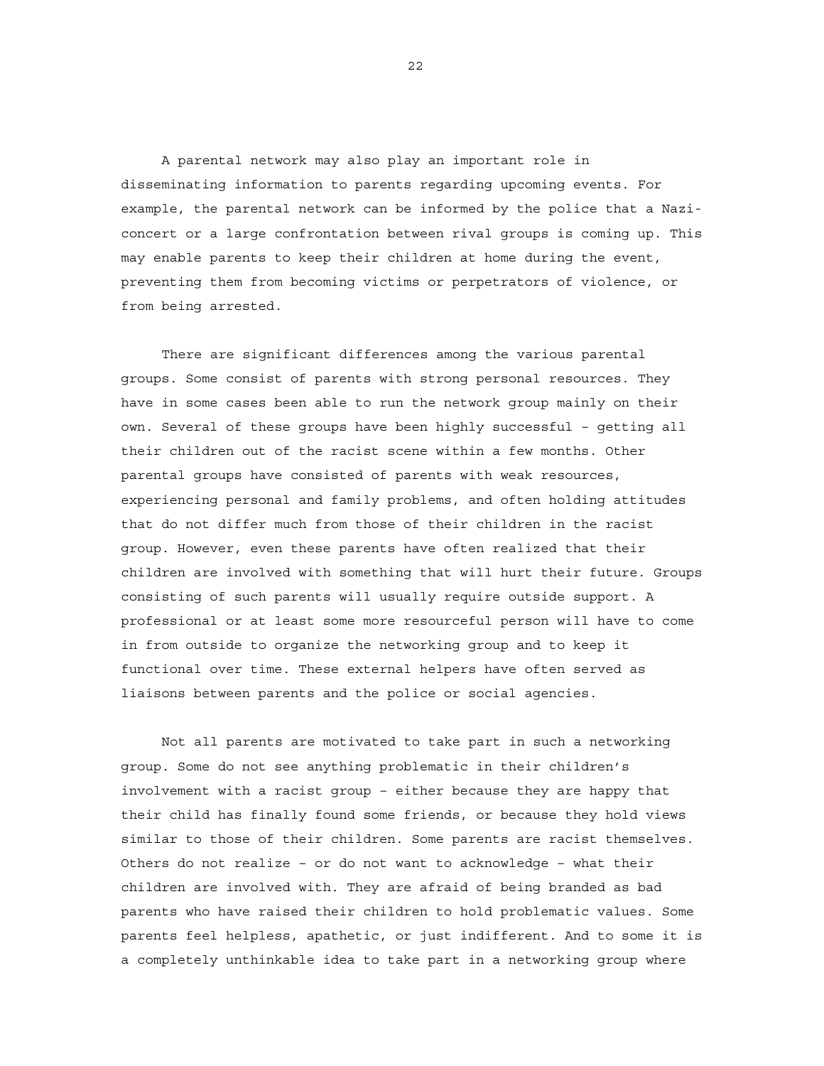A parental network may also play an important role in disseminating information to parents regarding upcoming events. For example, the parental network can be informed by the police that a Nazi-concert or a large confrontation between rival groups is coming up. This may enable parents to keep their children at home during the event, preventing them from becoming victims or perpetrators of violence, or from being arrested.

There are significant differences among the various parental groups. Some consist of parents with strong personal resources. They have in some cases been able to run the network group mainly on their own. Several of these groups have been highly successful – getting all their children out of the racist scene within a few months. Other parental groups have consisted of parents with weak resources, experiencing personal and family problems, and often holding attitudes that do not differ much from those of their children in the racist group. However, even these parents have often realized that their children are involved with something that will hurt their future. Groups consisting of such parents will usually require outside support. A professional or at least some more resourceful person will have to come in from outside to organize the networking group and to keep it functional over time. These external helpers have often served as liaisons between parents and the police or social agencies.

Not all parents are motivated to take part in such a networking group. Some do not see anything problematic in their children's involvement with a racist group – either because they are happy that their child has finally found some friends, or because they hold views similar to those of their children. Some parents are racist themselves. Others do not realize – or do not want to acknowledge – what their children are involved with. They are afraid of being branded as bad parents who have raised their children to hold problematic values. Some parents feel helpless, apathetic, or just indifferent. And to some it is a completely unthinkable idea to take part in a networking group where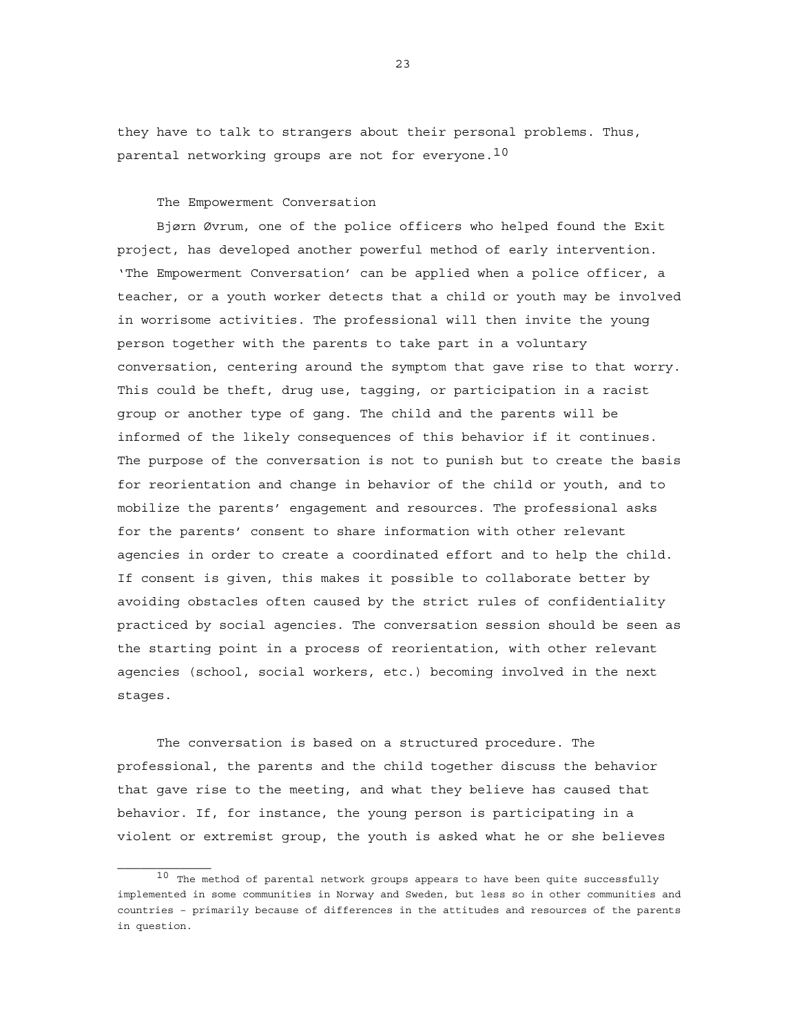they have to talk to strangers about their personal problems. Thus, parental networking groups are not for everyone.[10]

## The Empowerment Conversation

Bjørn Øvrum, one of the police officers who helped found the Exit project, has developed another powerful method of early intervention. 'The Empowerment Conversation' can be applied when a police officer, a teacher, or a youth worker detects that a child or youth may be involved in worrisome activities. The professional will then invite the young person together with the parents to take part in a voluntary conversation, centering around the symptom that gave rise to that worry. This could be theft, drug use, tagging, or participation in a racist group or another type of gang. The child and the parents will be informed of the likely consequences of this behavior if it continues. The purpose of the conversation is not to punish but to create the basis for reorientation and change in behavior of the child or youth, and to mobilize the parents' engagement and resources. The professional asks for the parents' consent to share information with other relevant agencies in order to create a coordinated effort and to help the child. If consent is given, this makes it possible to collaborate better by avoiding obstacles often caused by the strict rules of confidentiality practiced by social agencies. The conversation session should be seen as the starting point in a process of reorientation, with other relevant agencies (school, social workers, etc.) becoming involved in the next stages.

The conversation is based on a structured procedure. The professional, the parents and the child together discuss the behavior that gave rise to the meeting, and what they believe has caused that behavior. If, for instance, the young person is participating in a violent or extremist group, the youth is asked what he or she believes

---

[10] The method of parental network groups appears to have been quite successfully implemented in some communities in Norway and Sweden, but less so in other communities and countries – primarily because of differences in the attitudes and resources of the parents in question.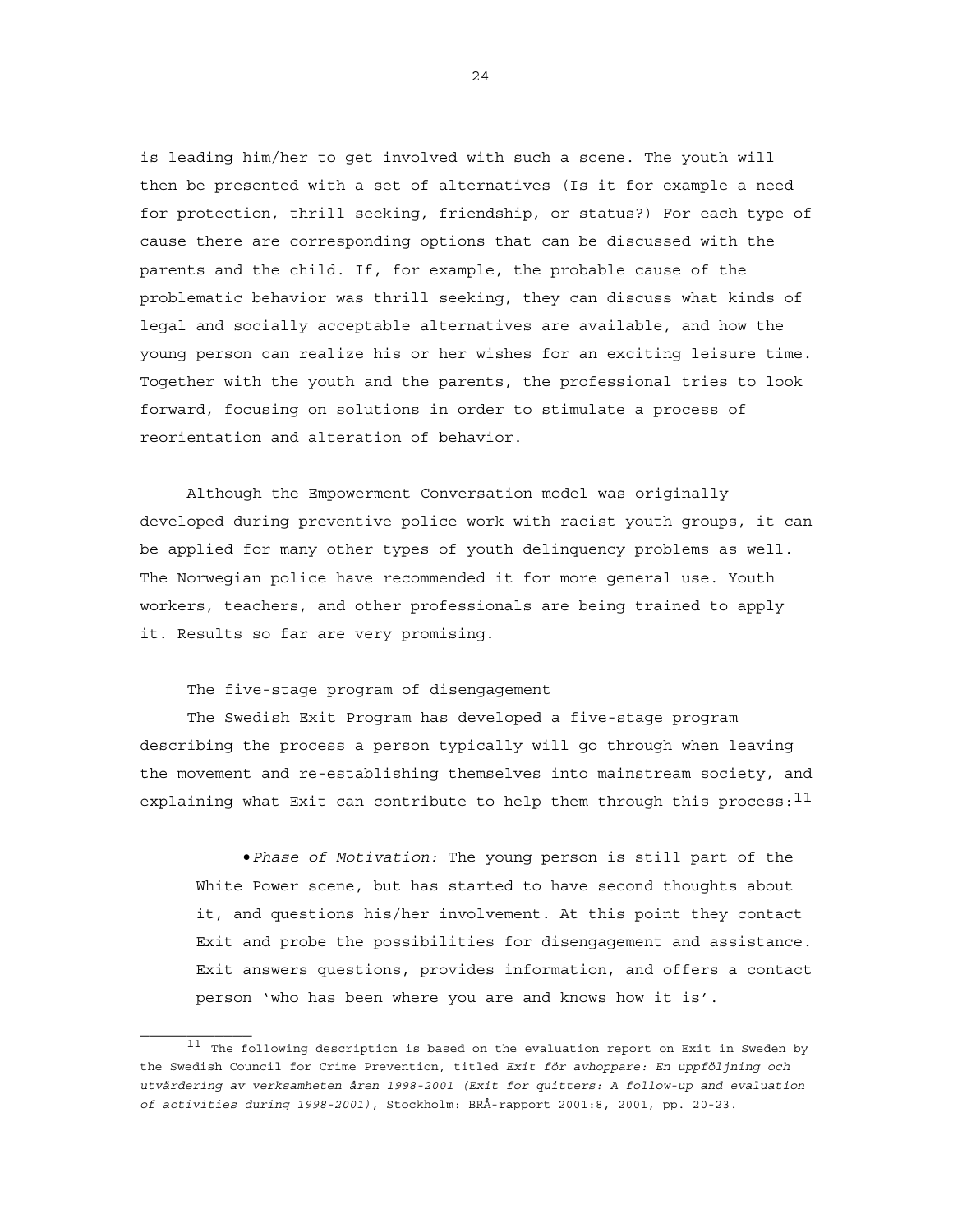is leading him/her to get involved with such a scene. The youth will then be presented with a set of alternatives (Is it for example a need for protection, thrill seeking, friendship, or status?) For each type of cause there are corresponding options that can be discussed with the parents and the child. If, for example, the probable cause of the problematic behavior was thrill seeking, they can discuss what kinds of legal and socially acceptable alternatives are available, and how the young person can realize his or her wishes for an exciting leisure time. Together with the youth and the parents, the professional tries to look forward, focusing on solutions in order to stimulate a process of reorientation and alteration of behavior.

Although the Empowerment Conversation model was originally developed during preventive police work with racist youth groups, it can be applied for many other types of youth delinquency problems as well. The Norwegian police have recommended it for more general use. Youth workers, teachers, and other professionals are being trained to apply it. Results so far are very promising.

The five-stage program of disengagement

The Swedish Exit Program has developed a five-stage program describing the process a person typically will go through when leaving the movement and re-establishing themselves into mainstream society, and explaining what Exit can contribute to help them through this process:[11]

- *Phase of Motivation:* The young person is still part of the White Power scene, but has started to have second thoughts about it, and questions his/her involvement. At this point they contact Exit and probe the possibilities for disengagement and assistance. Exit answers questions, provides information, and offers a contact person 'who has been where you are and knows how it is'.

---

[11] The following description is based on the evaluation report on Exit in Sweden by the Swedish Council for Crime Prevention, titled *Exit för avhoppare: En uppföljning och utvärdering av verksamheten åren 1998-2001 (Exit for quitters: A follow-up and evaluation of activities during 1998-2001)*, Stockholm: BRÅ-rapport 2001:8, 2001, pp. 20-23.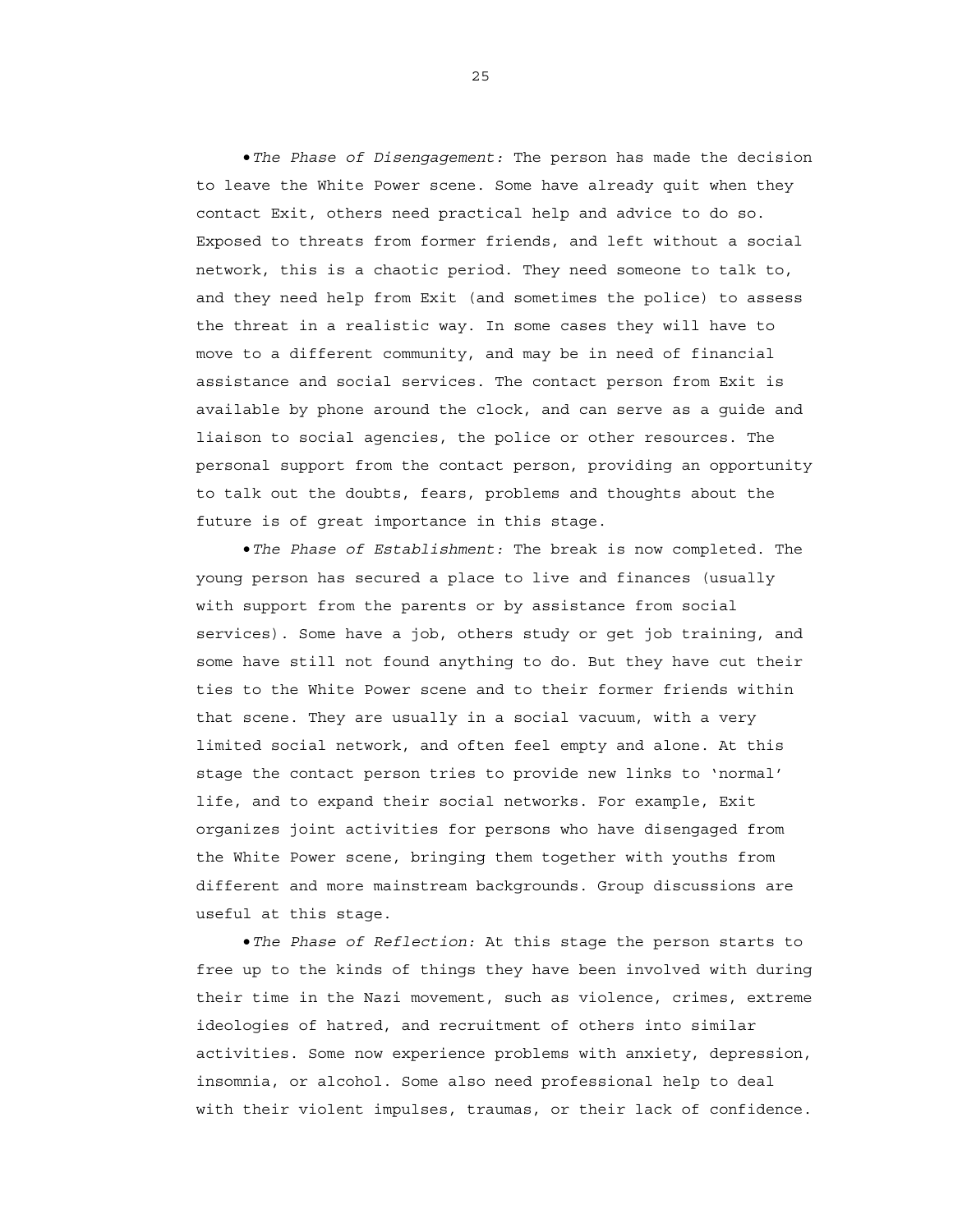- *The Phase of Disengagement:* The person has made the decision to leave the White Power scene. Some have already quit when they contact Exit, others need practical help and advice to do so. Exposed to threats from former friends, and left without a social network, this is a chaotic period. They need someone to talk to, and they need help from Exit (and sometimes the police) to assess the threat in a realistic way. In some cases they will have to move to a different community, and may be in need of financial assistance and social services. The contact person from Exit is available by phone around the clock, and can serve as a guide and liaison to social agencies, the police or other resources. The personal support from the contact person, providing an opportunity to talk out the doubts, fears, problems and thoughts about the future is of great importance in this stage.

- *The Phase of Establishment:* The break is now completed. The young person has secured a place to live and finances (usually with support from the parents or by assistance from social services). Some have a job, others study or get job training, and some have still not found anything to do. But they have cut their ties to the White Power scene and to their former friends within that scene. They are usually in a social vacuum, with a very limited social network, and often feel empty and alone. At this stage the contact person tries to provide new links to 'normal' life, and to expand their social networks. For example, Exit organizes joint activities for persons who have disengaged from the White Power scene, bringing them together with youths from different and more mainstream backgrounds. Group discussions are useful at this stage.

- *The Phase of Reflection:* At this stage the person starts to free up to the kinds of things they have been involved with during their time in the Nazi movement, such as violence, crimes, extreme ideologies of hatred, and recruitment of others into similar activities. Some now experience problems with anxiety, depression, insomnia, or alcohol. Some also need professional help to deal with their violent impulses, traumas, or their lack of confidence.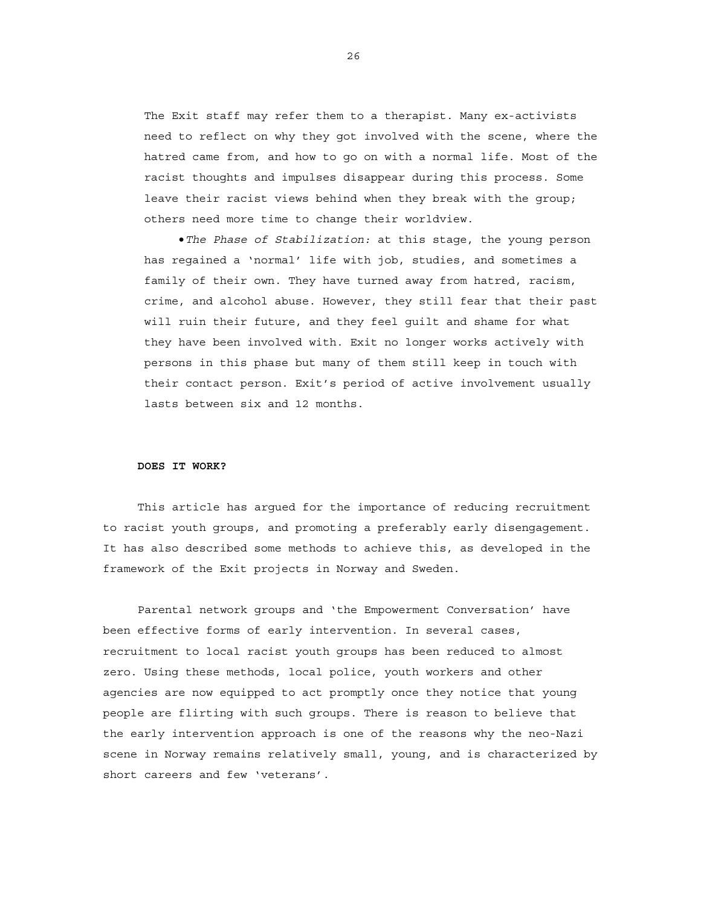The Exit staff may refer them to a therapist. Many ex-activists need to reflect on why they got involved with the scene, where the hatred came from, and how to go on with a normal life. Most of the racist thoughts and impulses disappear during this process. Some leave their racist views behind when they break with the group; others need more time to change their worldview.

- *The Phase of Stabilization:* at this stage, the young person has regained a 'normal' life with job, studies, and sometimes a family of their own. They have turned away from hatred, racism, crime, and alcohol abuse. However, they still fear that their past will ruin their future, and they feel guilt and shame for what they have been involved with. Exit no longer works actively with persons in this phase but many of them still keep in touch with their contact person. Exit's period of active involvement usually lasts between six and 12 months.

**DOES IT WORK?**

This article has argued for the importance of reducing recruitment to racist youth groups, and promoting a preferably early disengagement. It has also described some methods to achieve this, as developed in the framework of the Exit projects in Norway and Sweden.

Parental network groups and 'the Empowerment Conversation' have been effective forms of early intervention. In several cases, recruitment to local racist youth groups has been reduced to almost zero. Using these methods, local police, youth workers and other agencies are now equipped to act promptly once they notice that young people are flirting with such groups. There is reason to believe that the early intervention approach is one of the reasons why the neo-Nazi scene in Norway remains relatively small, young, and is characterized by short careers and few 'veterans'.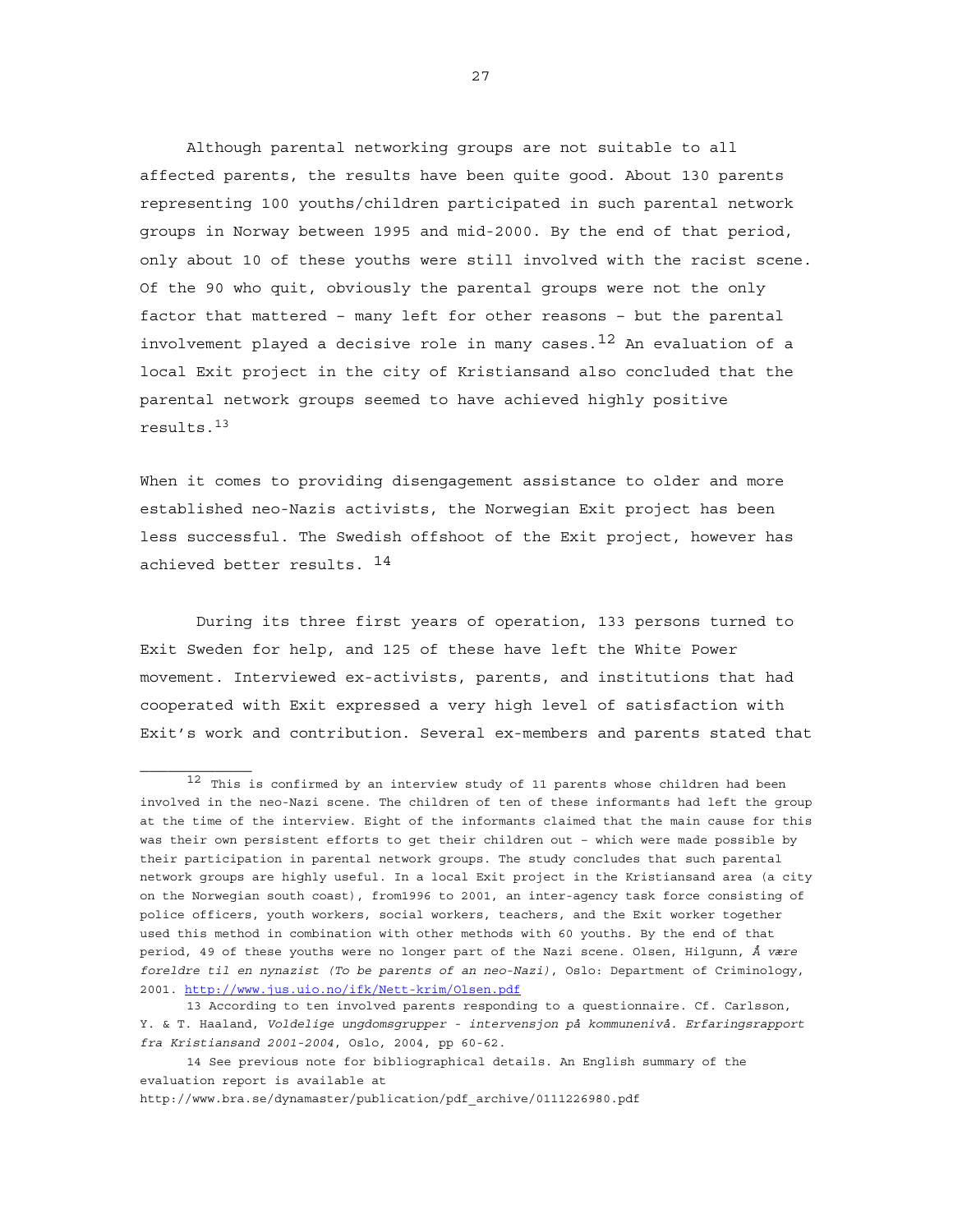Although parental networking groups are not suitable to all affected parents, the results have been quite good. About 130 parents representing 100 youths/children participated in such parental network groups in Norway between 1995 and mid-2000. By the end of that period, only about 10 of these youths were still involved with the racist scene. Of the 90 who quit, obviously the parental groups were not the only factor that mattered – many left for other reasons – but the parental involvement played a decisive role in many cases.[12] An evaluation of a local Exit project in the city of Kristiansand also concluded that the parental network groups seemed to have achieved highly positive results.[13]

When it comes to providing disengagement assistance to older and more established neo-Nazis activists, the Norwegian Exit project has been less successful. The Swedish offshoot of the Exit project, however has achieved better results. [14]

During its three first years of operation, 133 persons turned to Exit Sweden for help, and 125 of these have left the White Power movement. Interviewed ex-activists, parents, and institutions that had cooperated with Exit expressed a very high level of satisfaction with Exit's work and contribution. Several ex-members and parents stated that

---

[12] This is confirmed by an interview study of 11 parents whose children had been involved in the neo-Nazi scene. The children of ten of these informants had left the group at the time of the interview. Eight of the informants claimed that the main cause for this was their own persistent efforts to get their children out – which were made possible by their participation in parental network groups. The study concludes that such parental network groups are highly useful. In a local Exit project in the Kristiansand area (a city on the Norwegian south coast), from1996 to 2001, an inter-agency task force consisting of police officers, youth workers, social workers, teachers, and the Exit worker together used this method in combination with other methods with 60 youths. By the end of that period, 49 of these youths were no longer part of the Nazi scene. Olsen, Hilgunn, *Å være foreldre til en nynazist (To be parents of an neo-Nazi)*, Oslo: Department of Criminology, 2001. http://www.jus.uio.no/ifk/Nett-krim/Olsen.pdf

[13] According to ten involved parents responding to a questionnaire. Cf. Carlsson, Y. & T. Haaland, *Voldelige ungdomsgrupper - intervensjon på kommunenivå. Erfaringsrapport fra Kristiansand 2001-2004*, Oslo, 2004, pp 60-62.

[14] See previous note for bibliographical details. An English summary of the evaluation report is available at http://www.bra.se/dynamaster/publication/pdf_archive/0111226980.pdf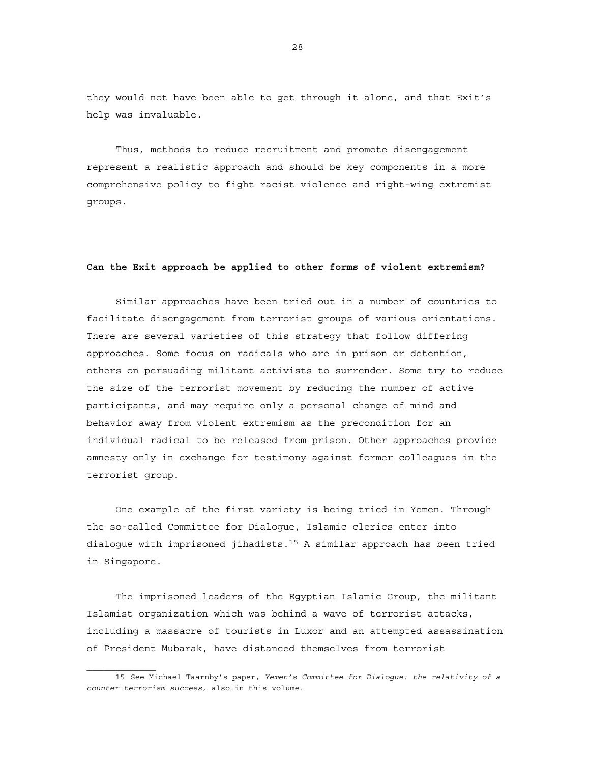they would not have been able to get through it alone, and that Exit's help was invaluable.

Thus, methods to reduce recruitment and promote disengagement represent a realistic approach and should be key components in a more comprehensive policy to fight racist violence and right-wing extremist groups.

**Can the Exit approach be applied to other forms of violent extremism?**

Similar approaches have been tried out in a number of countries to facilitate disengagement from terrorist groups of various orientations. There are several varieties of this strategy that follow differing approaches. Some focus on radicals who are in prison or detention, others on persuading militant activists to surrender. Some try to reduce the size of the terrorist movement by reducing the number of active participants, and may require only a personal change of mind and behavior away from violent extremism as the precondition for an individual radical to be released from prison. Other approaches provide amnesty only in exchange for testimony against former colleagues in the terrorist group.

One example of the first variety is being tried in Yemen. Through the so-called Committee for Dialogue, Islamic clerics enter into dialogue with imprisoned jihadists.[15] A similar approach has been tried in Singapore.

The imprisoned leaders of the Egyptian Islamic Group, the militant Islamist organization which was behind a wave of terrorist attacks, including a massacre of tourists in Luxor and an attempted assassination of President Mubarak, have distanced themselves from terrorist

---

15 See Michael Taarnby's paper, *Yemen's Committee for Dialogue: the relativity of a counter terrorism success*, also in this volume.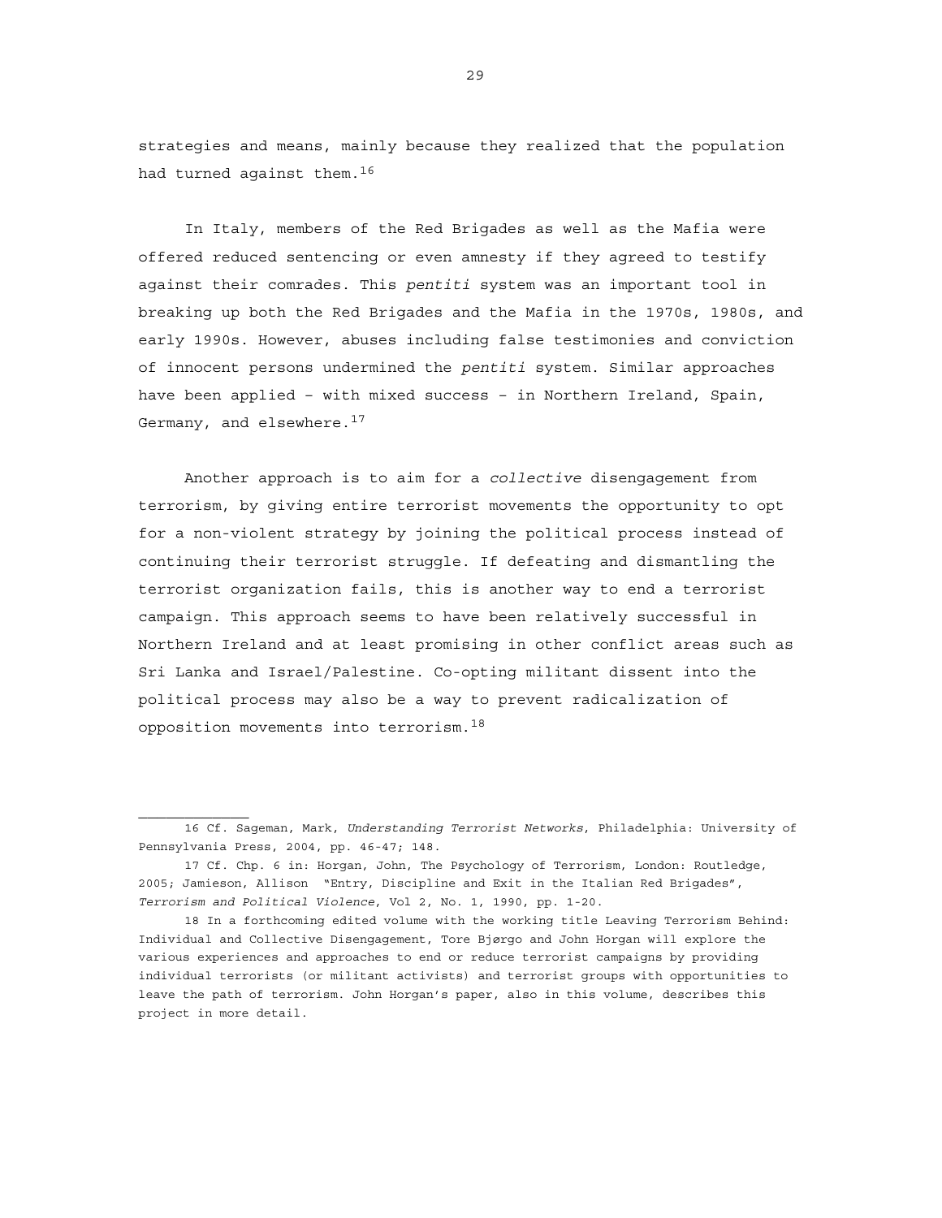strategies and means, mainly because they realized that the population had turned against them.[16]

In Italy, members of the Red Brigades as well as the Mafia were offered reduced sentencing or even amnesty if they agreed to testify against their comrades. This *pentiti* system was an important tool in breaking up both the Red Brigades and the Mafia in the 1970s, 1980s, and early 1990s. However, abuses including false testimonies and conviction of innocent persons undermined the *pentiti* system. Similar approaches have been applied – with mixed success – in Northern Ireland, Spain, Germany, and elsewhere.[17]

Another approach is to aim for a *collective* disengagement from terrorism, by giving entire terrorist movements the opportunity to opt for a non-violent strategy by joining the political process instead of continuing their terrorist struggle. If defeating and dismantling the terrorist organization fails, this is another way to end a terrorist campaign. This approach seems to have been relatively successful in Northern Ireland and at least promising in other conflict areas such as Sri Lanka and Israel/Palestine. Co-opting militant dissent into the political process may also be a way to prevent radicalization of opposition movements into terrorism.[18]

---

16 Cf. Sageman, Mark, *Understanding Terrorist Networks*, Philadelphia: University of Pennsylvania Press, 2004, pp. 46-47; 148.

17 Cf. Chp. 6 in: Horgan, John, The Psychology of Terrorism, London: Routledge, 2005; Jamieson, Allison "Entry, Discipline and Exit in the Italian Red Brigades", *Terrorism and Political Violence*, Vol 2, No. 1, 1990, pp. 1-20.

18 In a forthcoming edited volume with the working title Leaving Terrorism Behind: Individual and Collective Disengagement, Tore Bjørgo and John Horgan will explore the various experiences and approaches to end or reduce terrorist campaigns by providing individual terrorists (or militant activists) and terrorist groups with opportunities to leave the path of terrorism. John Horgan's paper, also in this volume, describes this project in more detail.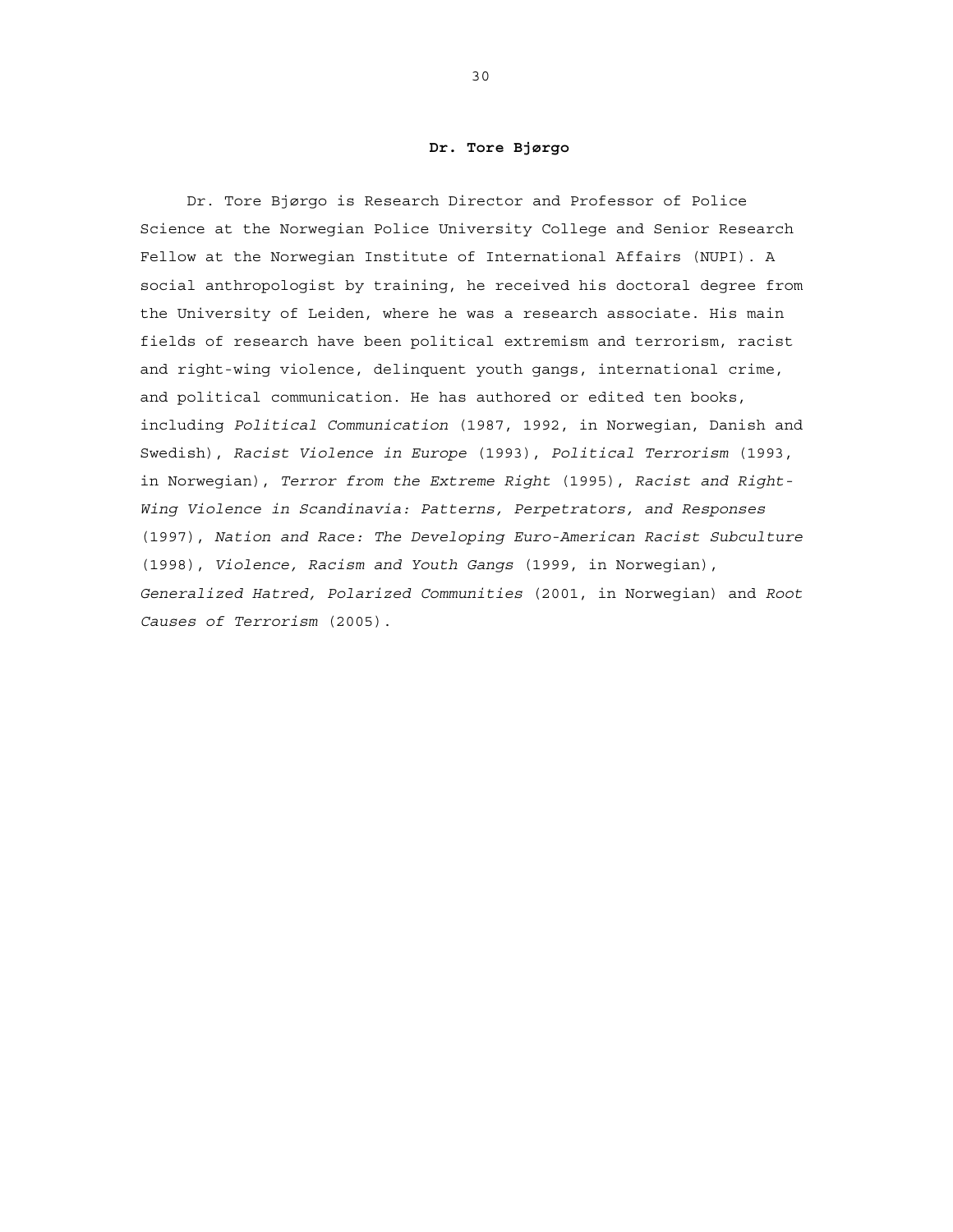**Dr. Tore Bjørgo**

Dr. Tore Bjørgo is Research Director and Professor of Police Science at the Norwegian Police University College and Senior Research Fellow at the Norwegian Institute of International Affairs (NUPI). A social anthropologist by training, he received his doctoral degree from the University of Leiden, where he was a research associate. His main fields of research have been political extremism and terrorism, racist and right-wing violence, delinquent youth gangs, international crime, and political communication. He has authored or edited ten books, including *Political Communication* (1987, 1992, in Norwegian, Danish and Swedish), *Racist Violence in Europe* (1993), *Political Terrorism* (1993, in Norwegian), *Terror from the Extreme Right* (1995), *Racist and Right-Wing Violence in Scandinavia: Patterns, Perpetrators, and Responses* (1997), *Nation and Race: The Developing Euro-American Racist Subculture* (1998), *Violence, Racism and Youth Gangs* (1999, in Norwegian), *Generalized Hatred, Polarized Communities* (2001, in Norwegian) and *Root Causes of Terrorism* (2005).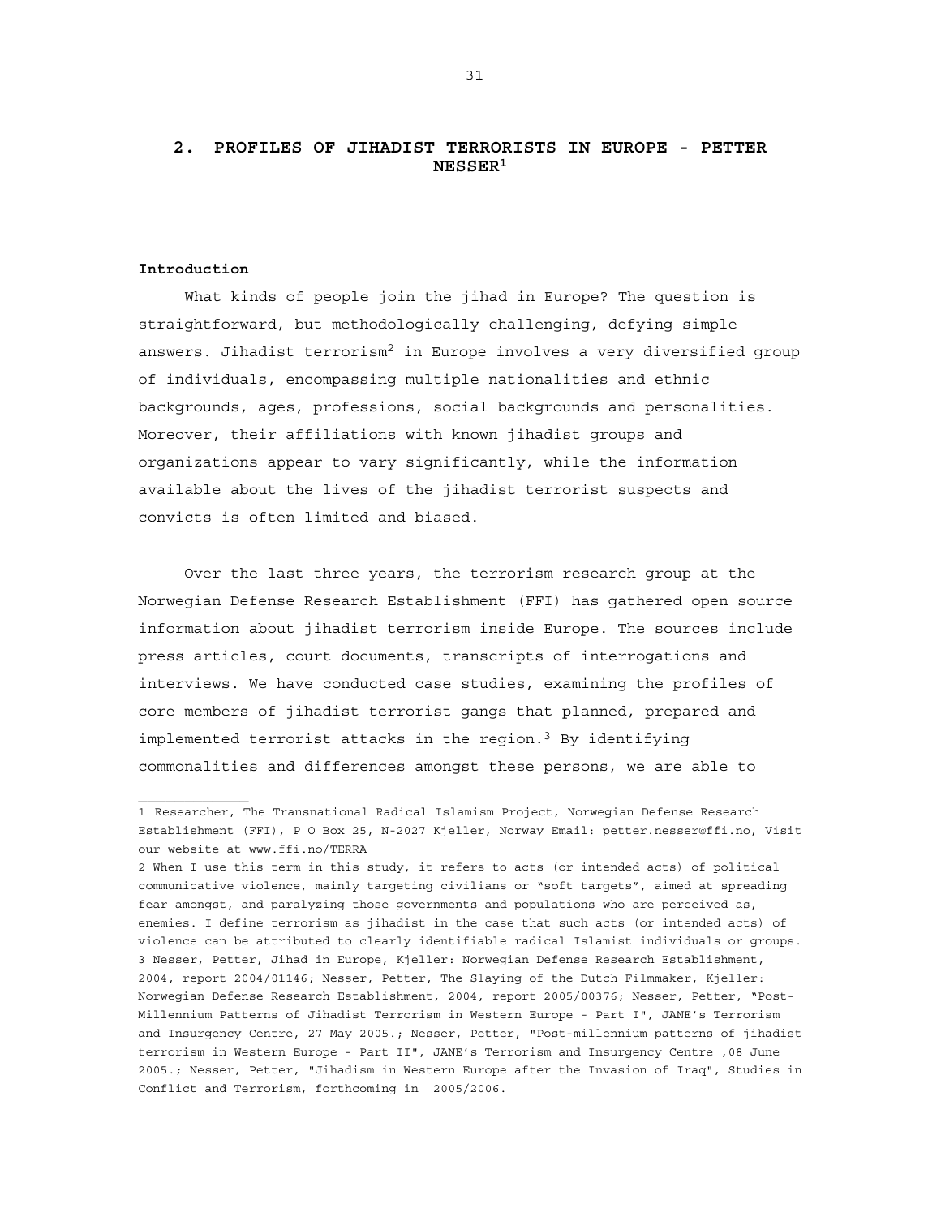## 2. PROFILES OF JIHADIST TERRORISTS IN EUROPE - PETTER NESSER[1]

### Introduction

What kinds of people join the jihad in Europe? The question is straightforward, but methodologically challenging, defying simple answers. Jihadist terrorism[2] in Europe involves a very diversified group of individuals, encompassing multiple nationalities and ethnic backgrounds, ages, professions, social backgrounds and personalities. Moreover, their affiliations with known jihadist groups and organizations appear to vary significantly, while the information available about the lives of the jihadist terrorist suspects and convicts is often limited and biased.

Over the last three years, the terrorism research group at the Norwegian Defense Research Establishment (FFI) has gathered open source information about jihadist terrorism inside Europe. The sources include press articles, court documents, transcripts of interrogations and interviews. We have conducted case studies, examining the profiles of core members of jihadist terrorist gangs that planned, prepared and implemented terrorist attacks in the region.[3] By identifying commonalities and differences amongst these persons, we are able to

---

1 Researcher, The Transnational Radical Islamism Project, Norwegian Defense Research Establishment (FFI), P O Box 25, N-2027 Kjeller, Norway Email: petter.nesser@ffi.no, Visit our website at www.ffi.no/TERRA

2 When I use this term in this study, it refers to acts (or intended acts) of political communicative violence, mainly targeting civilians or "soft targets", aimed at spreading fear amongst, and paralyzing those governments and populations who are perceived as, enemies. I define terrorism as jihadist in the case that such acts (or intended acts) of violence can be attributed to clearly identifiable radical Islamist individuals or groups.

3 Nesser, Petter, Jihad in Europe, Kjeller: Norwegian Defense Research Establishment, 2004, report 2004/01146; Nesser, Petter, The Slaying of the Dutch Filmmaker, Kjeller: Norwegian Defense Research Establishment, 2004, report 2005/00376; Nesser, Petter, "Post-Millennium Patterns of Jihadist Terrorism in Western Europe - Part I", JANE's Terrorism and Insurgency Centre, 27 May 2005.; Nesser, Petter, "Post-millennium patterns of jihadist terrorism in Western Europe - Part II", JANE's Terrorism and Insurgency Centre ,08 June 2005.; Nesser, Petter, "Jihadism in Western Europe after the Invasion of Iraq", Studies in Conflict and Terrorism, forthcoming in 2005/2006.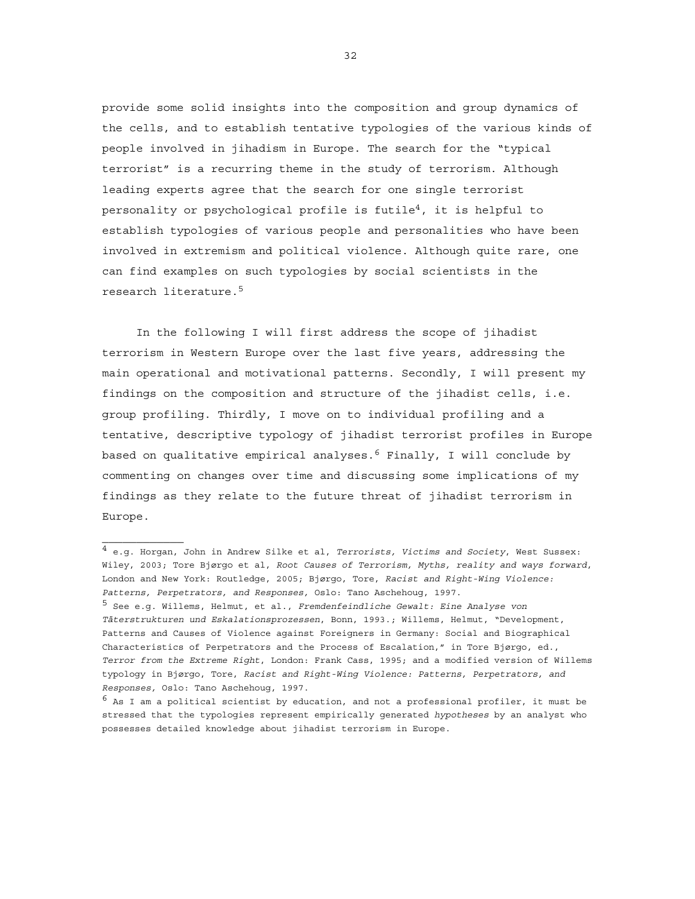provide some solid insights into the composition and group dynamics of the cells, and to establish tentative typologies of the various kinds of people involved in jihadism in Europe. The search for the "typical terrorist" is a recurring theme in the study of terrorism. Although leading experts agree that the search for one single terrorist personality or psychological profile is futile[4], it is helpful to establish typologies of various people and personalities who have been involved in extremism and political violence. Although quite rare, one can find examples on such typologies by social scientists in the research literature.[5]

In the following I will first address the scope of jihadist terrorism in Western Europe over the last five years, addressing the main operational and motivational patterns. Secondly, I will present my findings on the composition and structure of the jihadist cells, i.e. group profiling. Thirdly, I move on to individual profiling and a tentative, descriptive typology of jihadist terrorist profiles in Europe based on qualitative empirical analyses.[6] Finally, I will conclude by commenting on changes over time and discussing some implications of my findings as they relate to the future threat of jihadist terrorism in Europe.

---

[4] e.g. Horgan, John in Andrew Silke et al, *Terrorists, Victims and Society*, West Sussex: Wiley, 2003; Tore Bjørgo et al, *Root Causes of Terrorism, Myths, reality and ways forward*, London and New York: Routledge, 2005; Bjørgo, Tore, *Racist and Right-Wing Violence: Patterns, Perpetrators, and Responses,* Oslo: Tano Aschehoug, 1997.

[5] See e.g. Willems, Helmut, et al., *Fremdenfeindliche Gewalt: Eine Analyse von Täterstrukturen und Eskalationsprozessen*, Bonn, 1993.; Willems, Helmut, "Development, Patterns and Causes of Violence against Foreigners in Germany: Social and Biographical Characteristics of Perpetrators and the Process of Escalation," in Tore Bjørgo, ed., *Terror from the Extreme Right*, London: Frank Cass, 1995; and a modified version of Willems typology in Bjørgo, Tore, *Racist and Right-Wing Violence: Patterns, Perpetrators, and Responses,* Oslo: Tano Aschehoug, 1997.

[6] As I am a political scientist by education, and not a professional profiler, it must be stressed that the typologies represent empirically generated *hypotheses* by an analyst who possesses detailed knowledge about jihadist terrorism in Europe.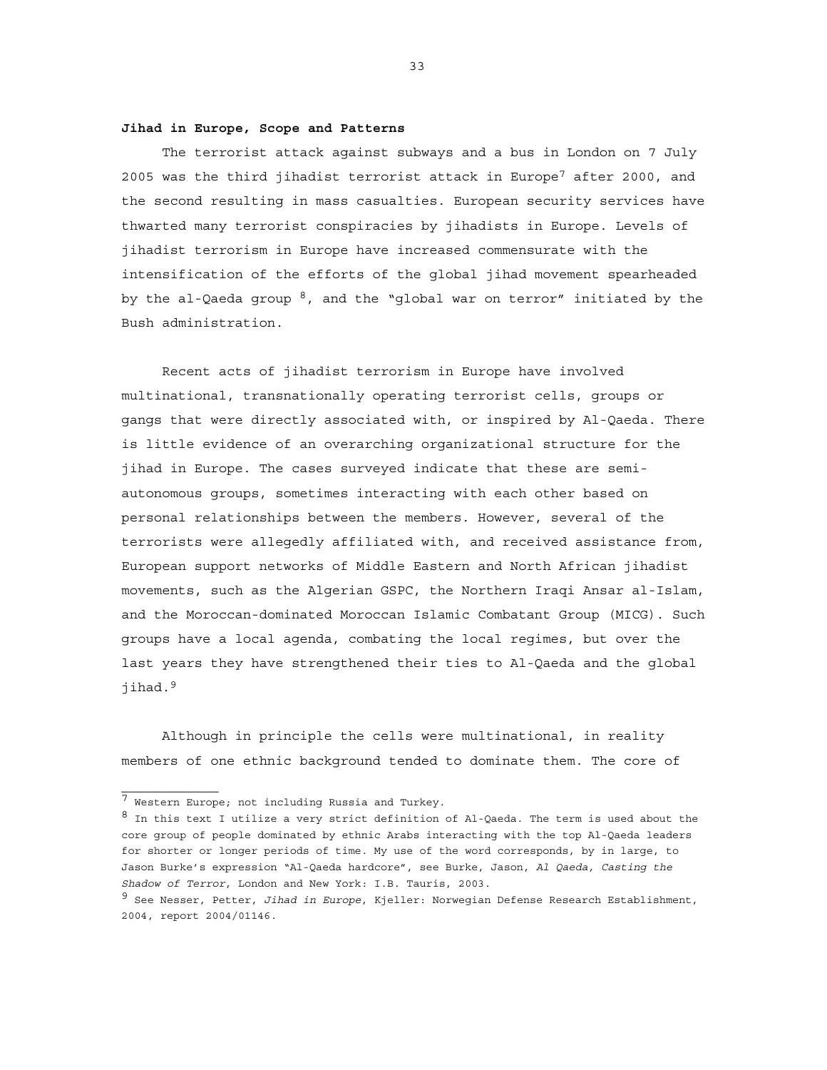**Jihad in Europe, Scope and Patterns**

The terrorist attack against subways and a bus in London on 7 July 2005 was the third jihadist terrorist attack in Europe[7] after 2000, and the second resulting in mass casualties. European security services have thwarted many terrorist conspiracies by jihadists in Europe. Levels of jihadist terrorism in Europe have increased commensurate with the intensification of the efforts of the global jihad movement spearheaded by the al-Qaeda group [8], and the "global war on terror" initiated by the Bush administration.

Recent acts of jihadist terrorism in Europe have involved multinational, transnationally operating terrorist cells, groups or gangs that were directly associated with, or inspired by Al-Qaeda. There is little evidence of an overarching organizational structure for the jihad in Europe. The cases surveyed indicate that these are semi-autonomous groups, sometimes interacting with each other based on personal relationships between the members. However, several of the terrorists were allegedly affiliated with, and received assistance from, European support networks of Middle Eastern and North African jihadist movements, such as the Algerian GSPC, the Northern Iraqi Ansar al-Islam, and the Moroccan-dominated Moroccan Islamic Combatant Group (MICG). Such groups have a local agenda, combating the local regimes, but over the last years they have strengthened their ties to Al-Qaeda and the global jihad.[9]

Although in principle the cells were multinational, in reality members of one ethnic background tended to dominate them. The core of

---

[7] Western Europe; not including Russia and Turkey.

[8] In this text I utilize a very strict definition of Al-Qaeda. The term is used about the core group of people dominated by ethnic Arabs interacting with the top Al-Qaeda leaders for shorter or longer periods of time. My use of the word corresponds, by in large, to Jason Burke's expression "Al-Qaeda hardcore", see Burke, Jason, *Al Qaeda, Casting the Shadow of Terror*, London and New York: I.B. Tauris, 2003.

[9] See Nesser, Petter, *Jihad in Europe*, Kjeller: Norwegian Defense Research Establishment, 2004, report 2004/01146.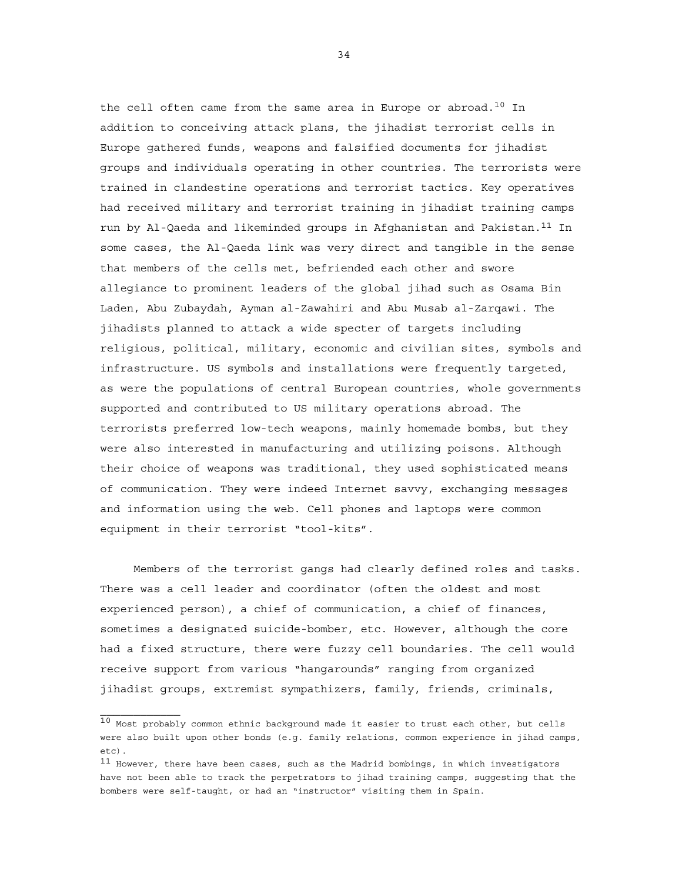the cell often came from the same area in Europe or abroad.[10] In addition to conceiving attack plans, the jihadist terrorist cells in Europe gathered funds, weapons and falsified documents for jihadist groups and individuals operating in other countries. The terrorists were trained in clandestine operations and terrorist tactics. Key operatives had received military and terrorist training in jihadist training camps run by Al-Qaeda and likeminded groups in Afghanistan and Pakistan.[11] In some cases, the Al-Qaeda link was very direct and tangible in the sense that members of the cells met, befriended each other and swore allegiance to prominent leaders of the global jihad such as Osama Bin Laden, Abu Zubaydah, Ayman al-Zawahiri and Abu Musab al-Zarqawi. The jihadists planned to attack a wide specter of targets including religious, political, military, economic and civilian sites, symbols and infrastructure. US symbols and installations were frequently targeted, as were the populations of central European countries, whole governments supported and contributed to US military operations abroad. The terrorists preferred low-tech weapons, mainly homemade bombs, but they were also interested in manufacturing and utilizing poisons. Although their choice of weapons was traditional, they used sophisticated means of communication. They were indeed Internet savvy, exchanging messages and information using the web. Cell phones and laptops were common equipment in their terrorist "tool-kits".

Members of the terrorist gangs had clearly defined roles and tasks. There was a cell leader and coordinator (often the oldest and most experienced person), a chief of communication, a chief of finances, sometimes a designated suicide-bomber, etc. However, although the core had a fixed structure, there were fuzzy cell boundaries. The cell would receive support from various "hangarounds" ranging from organized jihadist groups, extremist sympathizers, family, friends, criminals,

---

[10] Most probably common ethnic background made it easier to trust each other, but cells were also built upon other bonds (e.g. family relations, common experience in jihad camps, etc).

[11] However, there have been cases, such as the Madrid bombings, in which investigators have not been able to track the perpetrators to jihad training camps, suggesting that the bombers were self-taught, or had an "instructor" visiting them in Spain.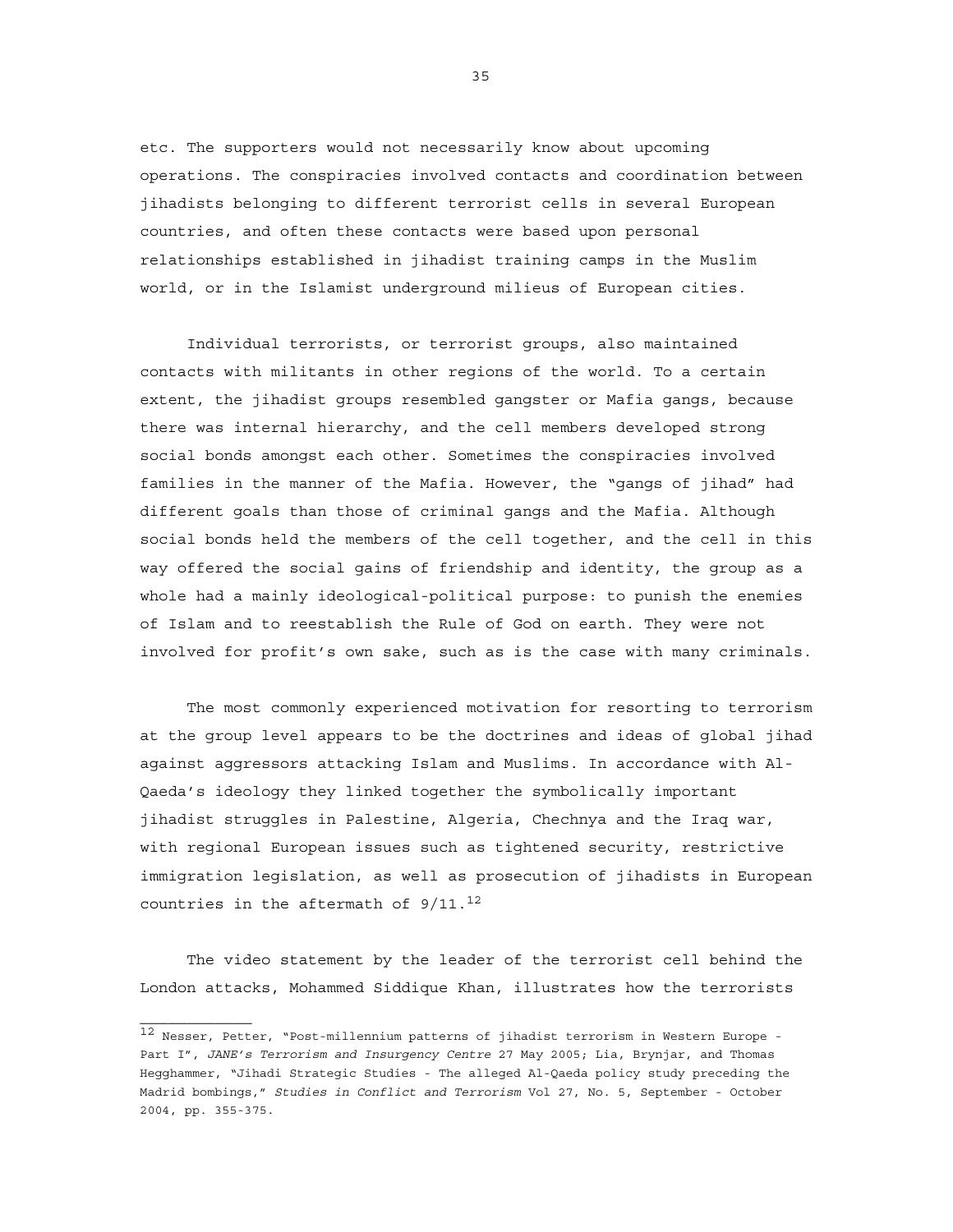etc. The supporters would not necessarily know about upcoming operations. The conspiracies involved contacts and coordination between jihadists belonging to different terrorist cells in several European countries, and often these contacts were based upon personal relationships established in jihadist training camps in the Muslim world, or in the Islamist underground milieus of European cities.

Individual terrorists, or terrorist groups, also maintained contacts with militants in other regions of the world. To a certain extent, the jihadist groups resembled gangster or Mafia gangs, because there was internal hierarchy, and the cell members developed strong social bonds amongst each other. Sometimes the conspiracies involved families in the manner of the Mafia. However, the "gangs of jihad" had different goals than those of criminal gangs and the Mafia. Although social bonds held the members of the cell together, and the cell in this way offered the social gains of friendship and identity, the group as a whole had a mainly ideological-political purpose: to punish the enemies of Islam and to reestablish the Rule of God on earth. They were not involved for profit's own sake, such as is the case with many criminals.

The most commonly experienced motivation for resorting to terrorism at the group level appears to be the doctrines and ideas of global jihad against aggressors attacking Islam and Muslims. In accordance with Al-Qaeda's ideology they linked together the symbolically important jihadist struggles in Palestine, Algeria, Chechnya and the Iraq war, with regional European issues such as tightened security, restrictive immigration legislation, as well as prosecution of jihadists in European countries in the aftermath of 9/11.[12]

The video statement by the leader of the terrorist cell behind the London attacks, Mohammed Siddique Khan, illustrates how the terrorists

---

[12] Nesser, Petter, "Post-millennium patterns of jihadist terrorism in Western Europe - Part I", *JANE's Terrorism and Insurgency Centre* 27 May 2005; Lia, Brynjar, and Thomas Hegghammer, "Jihadi Strategic Studies - The alleged Al-Qaeda policy study preceding the Madrid bombings," *Studies in Conflict and Terrorism* Vol 27, No. 5, September - October 2004, pp. 355-375.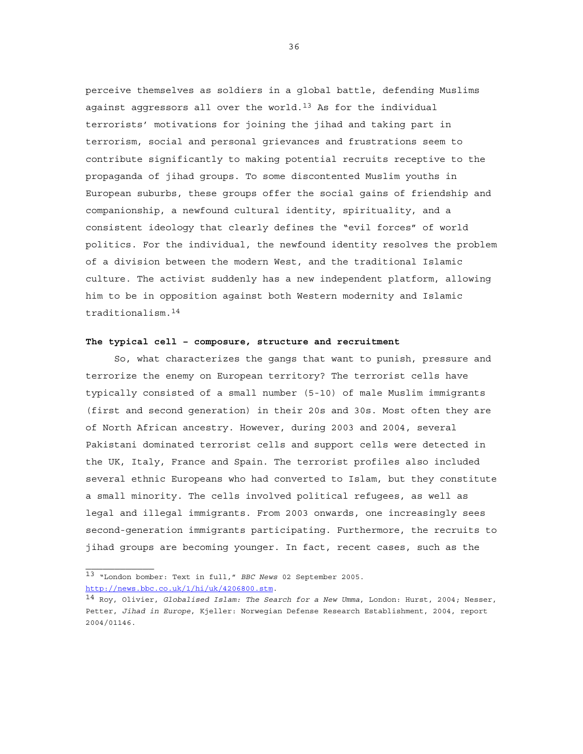perceive themselves as soldiers in a global battle, defending Muslims against aggressors all over the world.[13] As for the individual terrorists' motivations for joining the jihad and taking part in terrorism, social and personal grievances and frustrations seem to contribute significantly to making potential recruits receptive to the propaganda of jihad groups. To some discontented Muslim youths in European suburbs, these groups offer the social gains of friendship and companionship, a newfound cultural identity, spirituality, and a consistent ideology that clearly defines the "evil forces" of world politics. For the individual, the newfound identity resolves the problem of a division between the modern West, and the traditional Islamic culture. The activist suddenly has a new independent platform, allowing him to be in opposition against both Western modernity and Islamic traditionalism.[14]

**The typical cell – composure, structure and recruitment**

So, what characterizes the gangs that want to punish, pressure and terrorize the enemy on European territory? The terrorist cells have typically consisted of a small number (5-10) of male Muslim immigrants (first and second generation) in their 20s and 30s. Most often they are of North African ancestry. However, during 2003 and 2004, several Pakistani dominated terrorist cells and support cells were detected in the UK, Italy, France and Spain. The terrorist profiles also included several ethnic Europeans who had converted to Islam, but they constitute a small minority. The cells involved political refugees, as well as legal and illegal immigrants. From 2003 onwards, one increasingly sees second-generation immigrants participating. Furthermore, the recruits to jihad groups are becoming younger. In fact, recent cases, such as the

---

[13] "London bomber: Text in full," *BBC News* 02 September 2005. http://news.bbc.co.uk/1/hi/uk/4206800.stm.

[14] Roy, Olivier, *Globalised Islam: The Search for a New Umma*, London: Hurst, 2004; Nesser, Petter, *Jihad in Europe*, Kjeller: Norwegian Defense Research Establishment, 2004, report 2004/01146.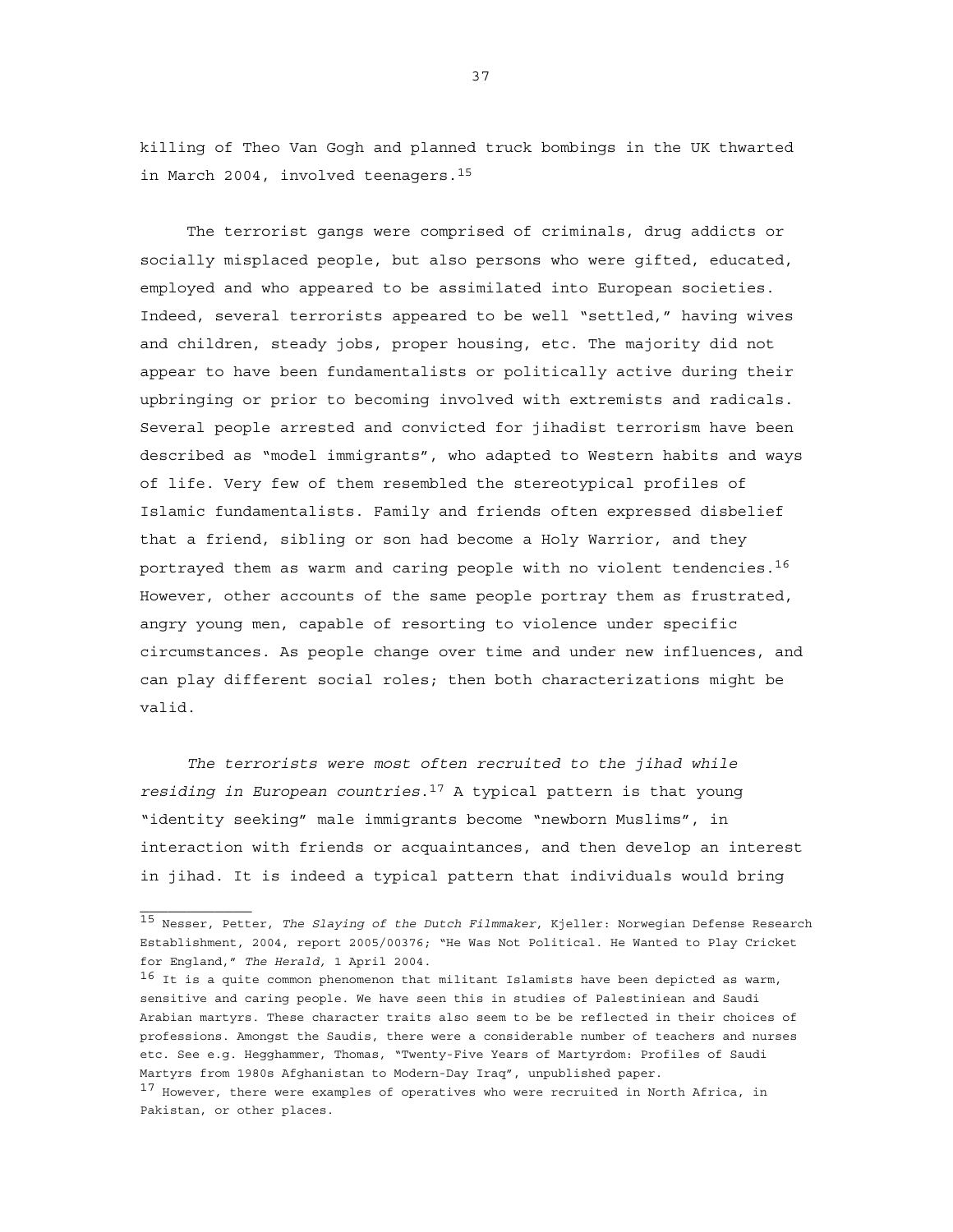killing of Theo Van Gogh and planned truck bombings in the UK thwarted in March 2004, involved teenagers.[15]

The terrorist gangs were comprised of criminals, drug addicts or socially misplaced people, but also persons who were gifted, educated, employed and who appeared to be assimilated into European societies. Indeed, several terrorists appeared to be well "settled," having wives and children, steady jobs, proper housing, etc. The majority did not appear to have been fundamentalists or politically active during their upbringing or prior to becoming involved with extremists and radicals. Several people arrested and convicted for jihadist terrorism have been described as "model immigrants", who adapted to Western habits and ways of life. Very few of them resembled the stereotypical profiles of Islamic fundamentalists. Family and friends often expressed disbelief that a friend, sibling or son had become a Holy Warrior, and they portrayed them as warm and caring people with no violent tendencies.[16] However, other accounts of the same people portray them as frustrated, angry young men, capable of resorting to violence under specific circumstances. As people change over time and under new influences, and can play different social roles; then both characterizations might be valid.

*The terrorists were most often recruited to the jihad while residing in European countries.*[17] A typical pattern is that young "identity seeking" male immigrants become "newborn Muslims", in interaction with friends or acquaintances, and then develop an interest in jihad. It is indeed a typical pattern that individuals would bring

---

[15] Nesser, Petter, *The Slaying of the Dutch Filmmaker*, Kjeller: Norwegian Defense Research Establishment, 2004, report 2005/00376; "He Was Not Political. He Wanted to Play Cricket for England," *The Herald,* 1 April 2004.

[16] It is a quite common phenomenon that militant Islamists have been depicted as warm, sensitive and caring people. We have seen this in studies of Palestiniean and Saudi Arabian martyrs. These character traits also seem to be be reflected in their choices of professions. Amongst the Saudis, there were a considerable number of teachers and nurses etc. See e.g. Hegghammer, Thomas, "Twenty-Five Years of Martyrdom: Profiles of Saudi Martyrs from 1980s Afghanistan to Modern-Day Iraq", unpublished paper.

[17] However, there were examples of operatives who were recruited in North Africa, in Pakistan, or other places.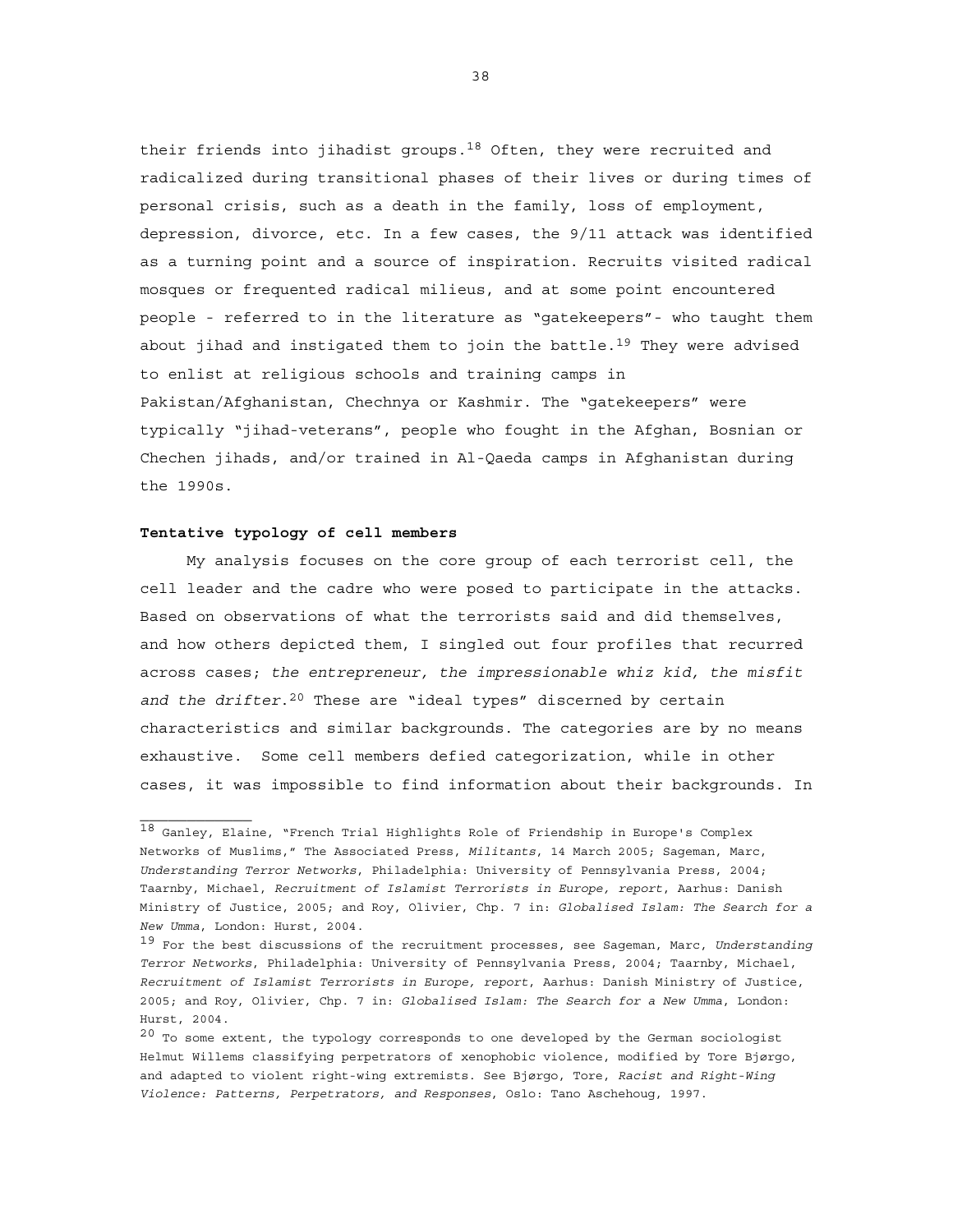their friends into jihadist groups.[18] Often, they were recruited and radicalized during transitional phases of their lives or during times of personal crisis, such as a death in the family, loss of employment, depression, divorce, etc. In a few cases, the 9/11 attack was identified as a turning point and a source of inspiration. Recruits visited radical mosques or frequented radical milieus, and at some point encountered people - referred to in the literature as "gatekeepers"- who taught them about jihad and instigated them to join the battle.[19] They were advised to enlist at religious schools and training camps in Pakistan/Afghanistan, Chechnya or Kashmir. The "gatekeepers" were typically "jihad-veterans", people who fought in the Afghan, Bosnian or Chechen jihads, and/or trained in Al-Qaeda camps in Afghanistan during the 1990s.

**Tentative typology of cell members**

My analysis focuses on the core group of each terrorist cell, the cell leader and the cadre who were posed to participate in the attacks. Based on observations of what the terrorists said and did themselves, and how others depicted them, I singled out four profiles that recurred across cases; *the entrepreneur, the impressionable whiz kid, the misfit and the drifter*.[20] These are "ideal types" discerned by certain characteristics and similar backgrounds. The categories are by no means exhaustive. Some cell members defied categorization, while in other cases, it was impossible to find information about their backgrounds. In

---

[18] Ganley, Elaine, "French Trial Highlights Role of Friendship in Europe's Complex Networks of Muslims," The Associated Press, *Militants*, 14 March 2005; Sageman, Marc, *Understanding Terror Networks*, Philadelphia: University of Pennsylvania Press, 2004; Taarnby, Michael, *Recruitment of Islamist Terrorists in Europe, report*, Aarhus: Danish Ministry of Justice, 2005; and Roy, Olivier, Chp. 7 in: *Globalised Islam: The Search for a New Umma*, London: Hurst, 2004.

[19] For the best discussions of the recruitment processes, see Sageman, Marc, *Understanding Terror Networks*, Philadelphia: University of Pennsylvania Press, 2004; Taarnby, Michael, *Recruitment of Islamist Terrorists in Europe, report*, Aarhus: Danish Ministry of Justice, 2005; and Roy, Olivier, Chp. 7 in: *Globalised Islam: The Search for a New Umma*, London: Hurst, 2004.

[20] To some extent, the typology corresponds to one developed by the German sociologist Helmut Willems classifying perpetrators of xenophobic violence, modified by Tore Bjørgo, and adapted to violent right-wing extremists. See Bjørgo, Tore, *Racist and Right-Wing Violence: Patterns, Perpetrators, and Responses*, Oslo: Tano Aschehoug, 1997.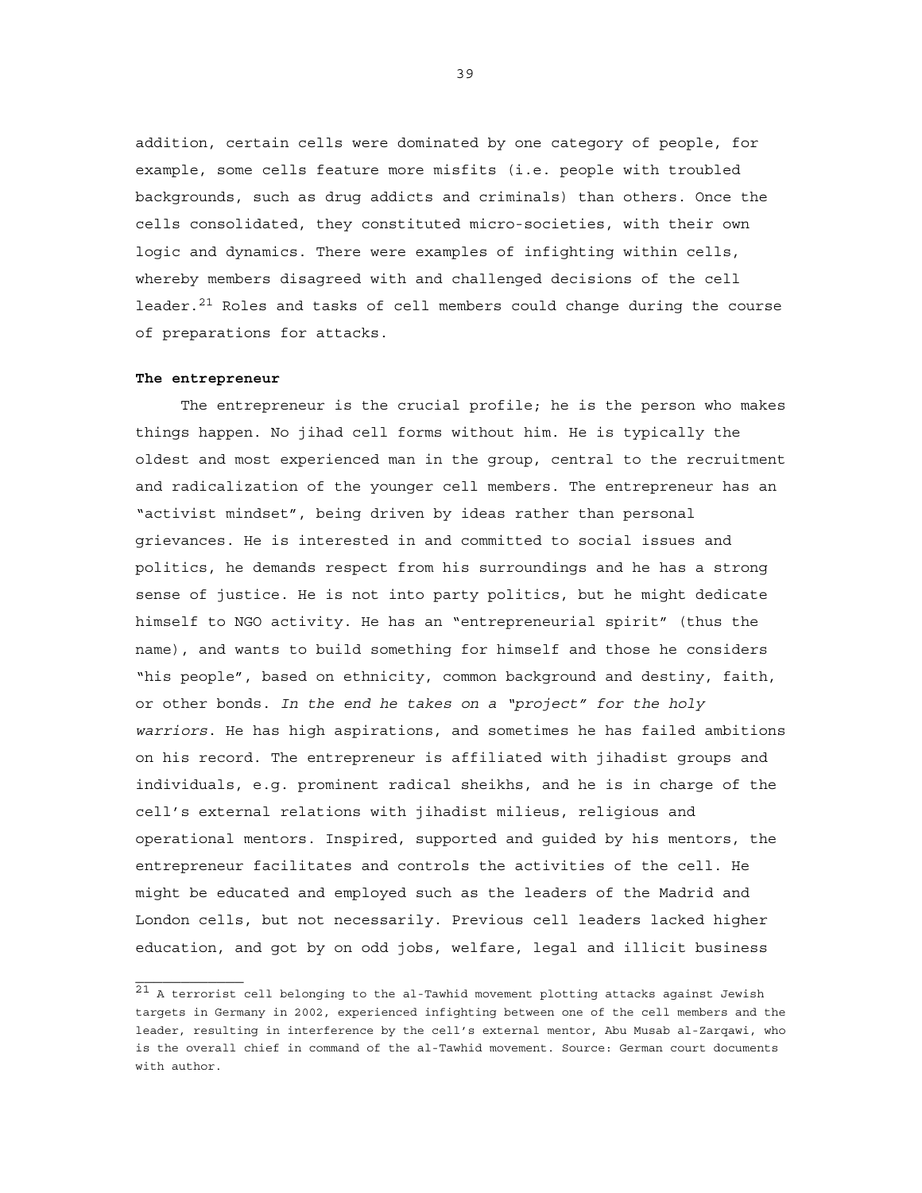addition, certain cells were dominated by one category of people, for example, some cells feature more misfits (i.e. people with troubled backgrounds, such as drug addicts and criminals) than others. Once the cells consolidated, they constituted micro-societies, with their own logic and dynamics. There were examples of infighting within cells, whereby members disagreed with and challenged decisions of the cell leader.[21] Roles and tasks of cell members could change during the course of preparations for attacks.

**The entrepreneur**

The entrepreneur is the crucial profile; he is the person who makes things happen. No jihad cell forms without him. He is typically the oldest and most experienced man in the group, central to the recruitment and radicalization of the younger cell members. The entrepreneur has an "activist mindset", being driven by ideas rather than personal grievances. He is interested in and committed to social issues and politics, he demands respect from his surroundings and he has a strong sense of justice. He is not into party politics, but he might dedicate himself to NGO activity. He has an "entrepreneurial spirit" (thus the name), and wants to build something for himself and those he considers "his people", based on ethnicity, common background and destiny, faith, or other bonds. *In the end he takes on a "project" for the holy warriors*. He has high aspirations, and sometimes he has failed ambitions on his record. The entrepreneur is affiliated with jihadist groups and individuals, e.g. prominent radical sheikhs, and he is in charge of the cell's external relations with jihadist milieus, religious and operational mentors. Inspired, supported and guided by his mentors, the entrepreneur facilitates and controls the activities of the cell. He might be educated and employed such as the leaders of the Madrid and London cells, but not necessarily. Previous cell leaders lacked higher education, and got by on odd jobs, welfare, legal and illicit business

---

[21] A terrorist cell belonging to the al-Tawhid movement plotting attacks against Jewish targets in Germany in 2002, experienced infighting between one of the cell members and the leader, resulting in interference by the cell's external mentor, Abu Musab al-Zarqawi, who is the overall chief in command of the al-Tawhid movement. Source: German court documents with author.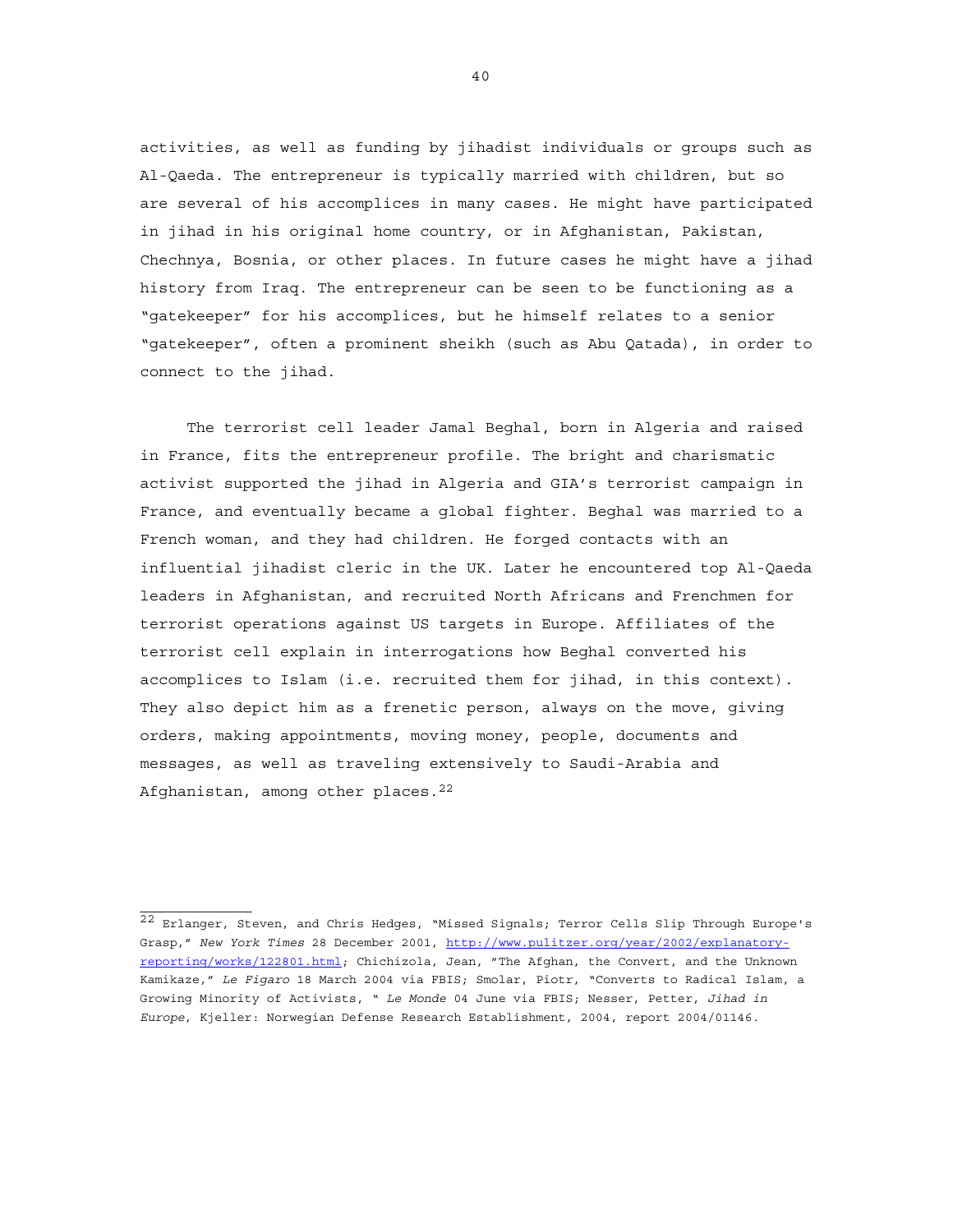activities, as well as funding by jihadist individuals or groups such as Al-Qaeda. The entrepreneur is typically married with children, but so are several of his accomplices in many cases. He might have participated in jihad in his original home country, or in Afghanistan, Pakistan, Chechnya, Bosnia, or other places. In future cases he might have a jihad history from Iraq. The entrepreneur can be seen to be functioning as a "gatekeeper" for his accomplices, but he himself relates to a senior "gatekeeper", often a prominent sheikh (such as Abu Qatada), in order to connect to the jihad.

The terrorist cell leader Jamal Beghal, born in Algeria and raised in France, fits the entrepreneur profile. The bright and charismatic activist supported the jihad in Algeria and GIA's terrorist campaign in France, and eventually became a global fighter. Beghal was married to a French woman, and they had children. He forged contacts with an influential jihadist cleric in the UK. Later he encountered top Al-Qaeda leaders in Afghanistan, and recruited North Africans and Frenchmen for terrorist operations against US targets in Europe. Affiliates of the terrorist cell explain in interrogations how Beghal converted his accomplices to Islam (i.e. recruited them for jihad, in this context). They also depict him as a frenetic person, always on the move, giving orders, making appointments, moving money, people, documents and messages, as well as traveling extensively to Saudi-Arabia and Afghanistan, among other places.[22]

---

[22] Erlanger, Steven, and Chris Hedges, "Missed Signals; Terror Cells Slip Through Europe's Grasp," *New York Times* 28 December 2001, http://www.pulitzer.org/year/2002/explanatory-reporting/works/122801.html; Chichizola, Jean, "The Afghan, the Convert, and the Unknown Kamikaze," *Le Figaro* 18 March 2004 via FBIS; Smolar, Piotr, "Converts to Radical Islam, a Growing Minority of Activists, " *Le Monde* 04 June via FBIS; Nesser, Petter, *Jihad in Europe*, Kjeller: Norwegian Defense Research Establishment, 2004, report 2004/01146.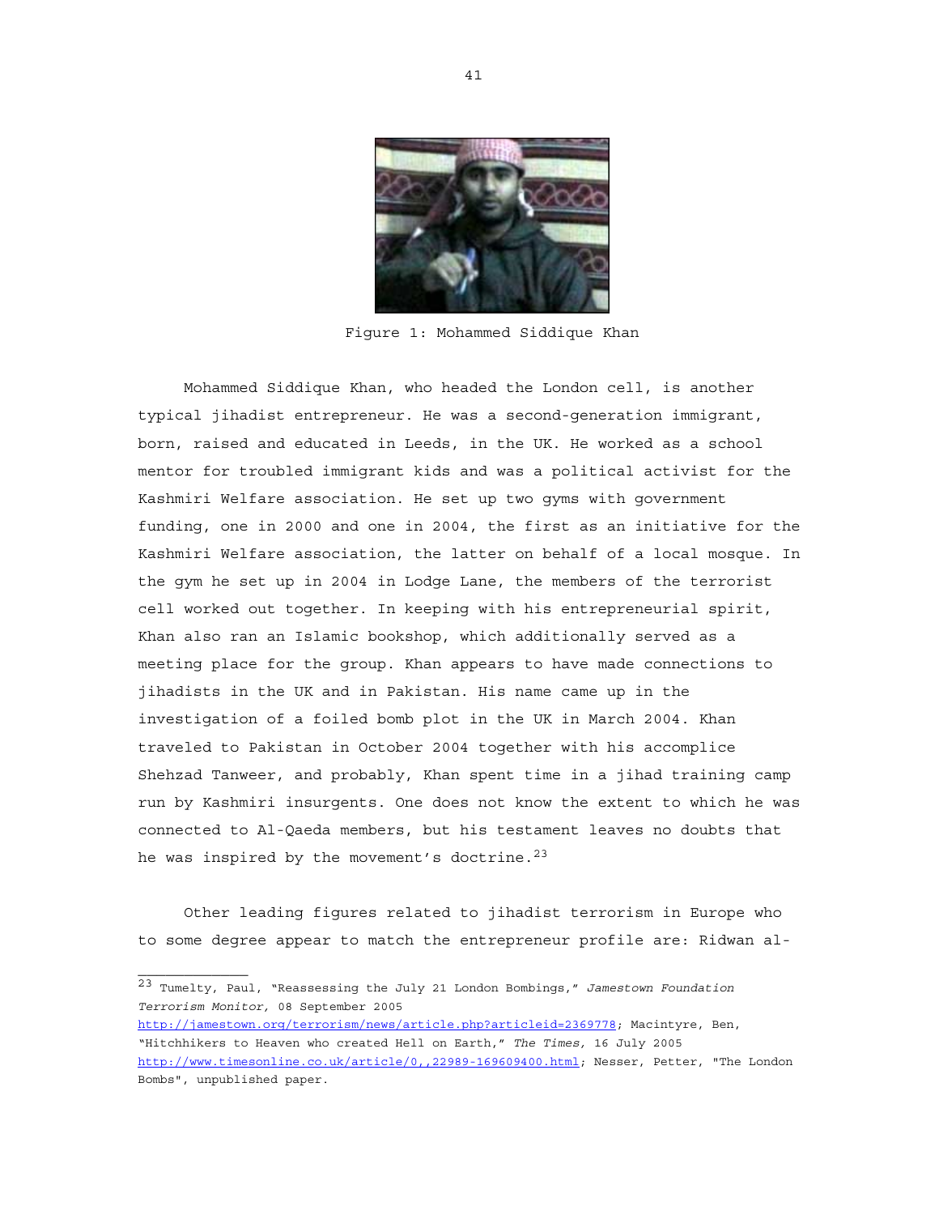Figure 1: Mohammed Siddique Khan

Mohammed Siddique Khan, who headed the London cell, is another typical jihadist entrepreneur. He was a second-generation immigrant, born, raised and educated in Leeds, in the UK. He worked as a school mentor for troubled immigrant kids and was a political activist for the Kashmiri Welfare association. He set up two gyms with government funding, one in 2000 and one in 2004, the first as an initiative for the Kashmiri Welfare association, the latter on behalf of a local mosque. In the gym he set up in 2004 in Lodge Lane, the members of the terrorist cell worked out together. In keeping with his entrepreneurial spirit, Khan also ran an Islamic bookshop, which additionally served as a meeting place for the group. Khan appears to have made connections to jihadists in the UK and in Pakistan. His name came up in the investigation of a foiled bomb plot in the UK in March 2004. Khan traveled to Pakistan in October 2004 together with his accomplice Shehzad Tanweer, and probably, Khan spent time in a jihad training camp run by Kashmiri insurgents. One does not know the extent to which he was connected to Al-Qaeda members, but his testament leaves no doubts that he was inspired by the movement's doctrine.[23]

Other leading figures related to jihadist terrorism in Europe who to some degree appear to match the entrepreneur profile are: Ridwan al-

---

[23] Tumelty, Paul, "Reassessing the July 21 London Bombings," *Jamestown Foundation Terrorism Monitor,* 08 September 2005 http://jamestown.org/terrorism/news/article.php?articleid=2369778; Macintyre, Ben, "Hitchhikers to Heaven who created Hell on Earth," *The Times,* 16 July 2005 http://www.timesonline.co.uk/article/0,,22989-169609400.html; Nesser, Petter, "The London Bombs", unpublished paper.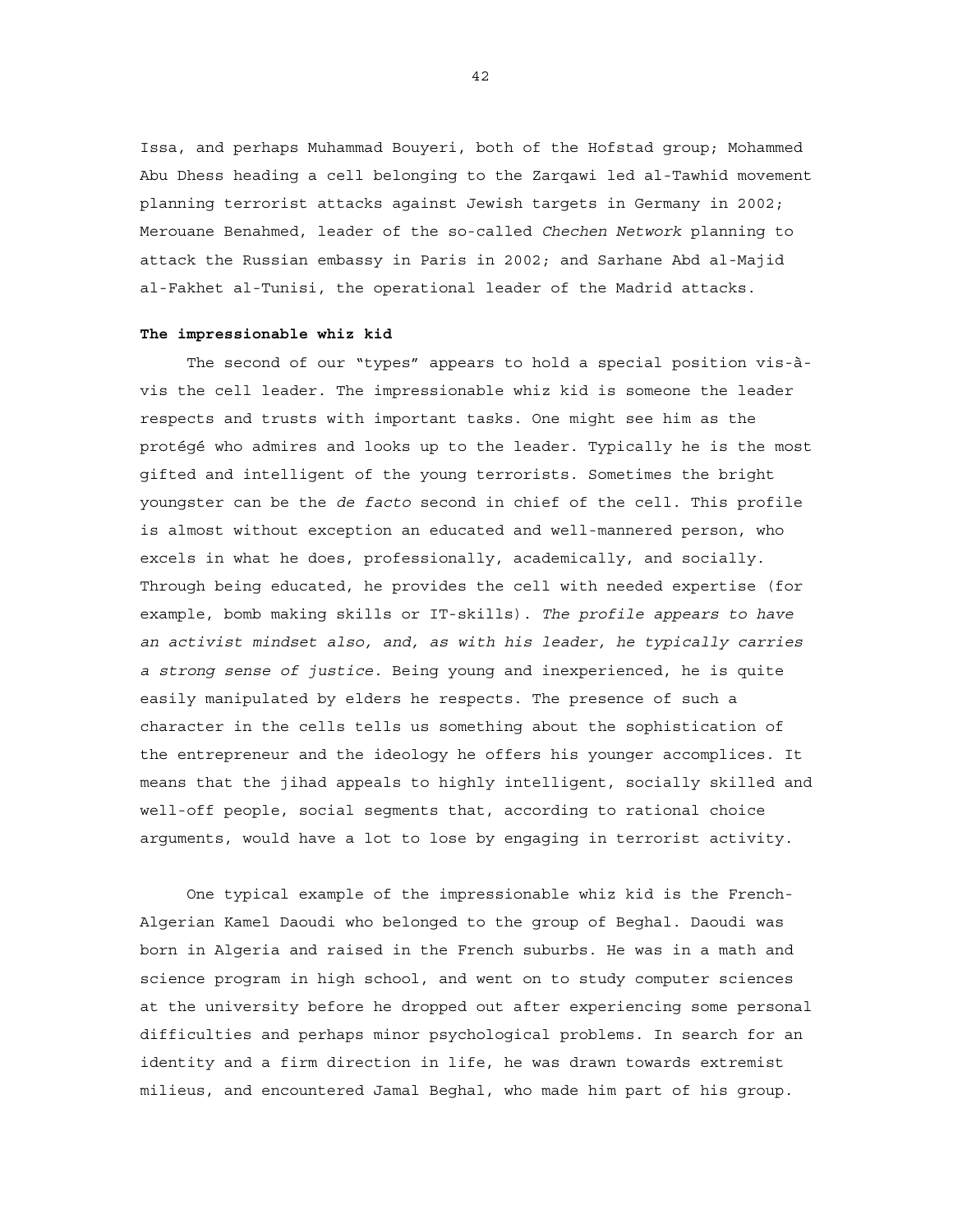Issa, and perhaps Muhammad Bouyeri, both of the Hofstad group; Mohammed Abu Dhess heading a cell belonging to the Zarqawi led al-Tawhid movement planning terrorist attacks against Jewish targets in Germany in 2002; Merouane Benahmed, leader of the so-called *Chechen Network* planning to attack the Russian embassy in Paris in 2002; and Sarhane Abd al-Majid al-Fakhet al-Tunisi, the operational leader of the Madrid attacks.

**The impressionable whiz kid**

The second of our "types" appears to hold a special position vis-à-vis the cell leader. The impressionable whiz kid is someone the leader respects and trusts with important tasks. One might see him as the protégé who admires and looks up to the leader. Typically he is the most gifted and intelligent of the young terrorists. Sometimes the bright youngster can be the *de facto* second in chief of the cell. This profile is almost without exception an educated and well-mannered person, who excels in what he does, professionally, academically, and socially. Through being educated, he provides the cell with needed expertise (for example, bomb making skills or IT-skills). *The profile appears to have an activist mindset also, and, as with his leader, he typically carries a strong sense of justice.* Being young and inexperienced, he is quite easily manipulated by elders he respects. The presence of such a character in the cells tells us something about the sophistication of the entrepreneur and the ideology he offers his younger accomplices. It means that the jihad appeals to highly intelligent, socially skilled and well-off people, social segments that, according to rational choice arguments, would have a lot to lose by engaging in terrorist activity.

One typical example of the impressionable whiz kid is the French-Algerian Kamel Daoudi who belonged to the group of Beghal. Daoudi was born in Algeria and raised in the French suburbs. He was in a math and science program in high school, and went on to study computer sciences at the university before he dropped out after experiencing some personal difficulties and perhaps minor psychological problems. In search for an identity and a firm direction in life, he was drawn towards extremist milieus, and encountered Jamal Beghal, who made him part of his group.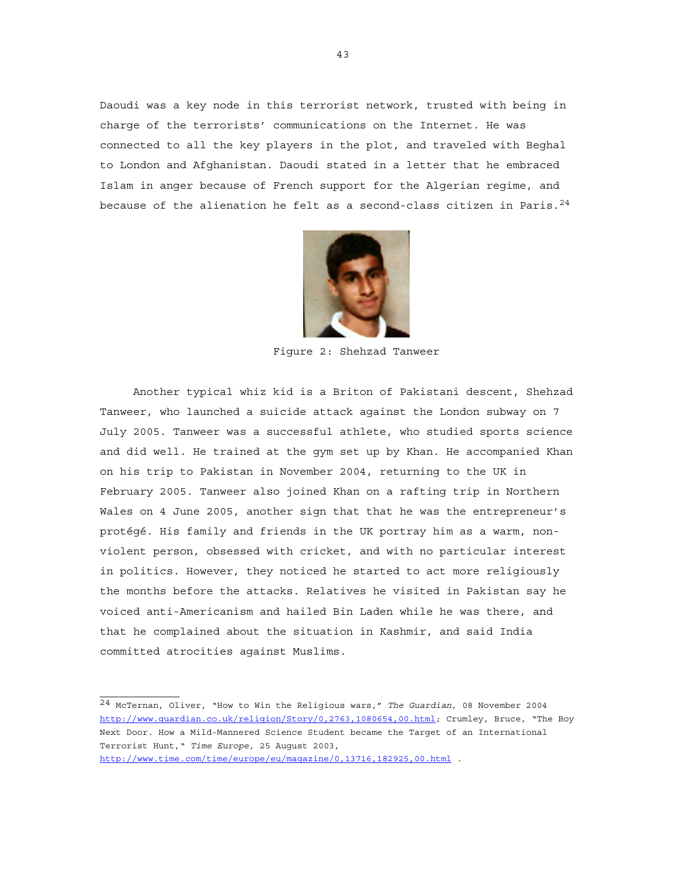Daoudi was a key node in this terrorist network, trusted with being in charge of the terrorists' communications on the Internet. He was connected to all the key players in the plot, and traveled with Beghal to London and Afghanistan. Daoudi stated in a letter that he embraced Islam in anger because of French support for the Algerian regime, and because of the alienation he felt as a second-class citizen in Paris.[24]

Figure 2: Shehzad Tanweer

Another typical whiz kid is a Briton of Pakistani descent, Shehzad Tanweer, who launched a suicide attack against the London subway on 7 July 2005. Tanweer was a successful athlete, who studied sports science and did well. He trained at the gym set up by Khan. He accompanied Khan on his trip to Pakistan in November 2004, returning to the UK in February 2005. Tanweer also joined Khan on a rafting trip in Northern Wales on 4 June 2005, another sign that that he was the entrepreneur's protégé. His family and friends in the UK portray him as a warm, non-violent person, obsessed with cricket, and with no particular interest in politics. However, they noticed he started to act more religiously the months before the attacks. Relatives he visited in Pakistan say he voiced anti-Americanism and hailed Bin Laden while he was there, and that he complained about the situation in Kashmir, and said India committed atrocities against Muslims.

---

[24] McTernan, Oliver, "How to Win the Religious wars," *The Guardian,* 08 November 2004 http://www.guardian.co.uk/religion/Story/0,2763,1080654,00.html; Crumley, Bruce, "The Boy Next Door. How a Mild-Mannered Science Student became the Target of an International Terrorist Hunt," *Time Europe,* 25 August 2003, http://www.time.com/time/europe/eu/magazine/0,13716,182925,00.html .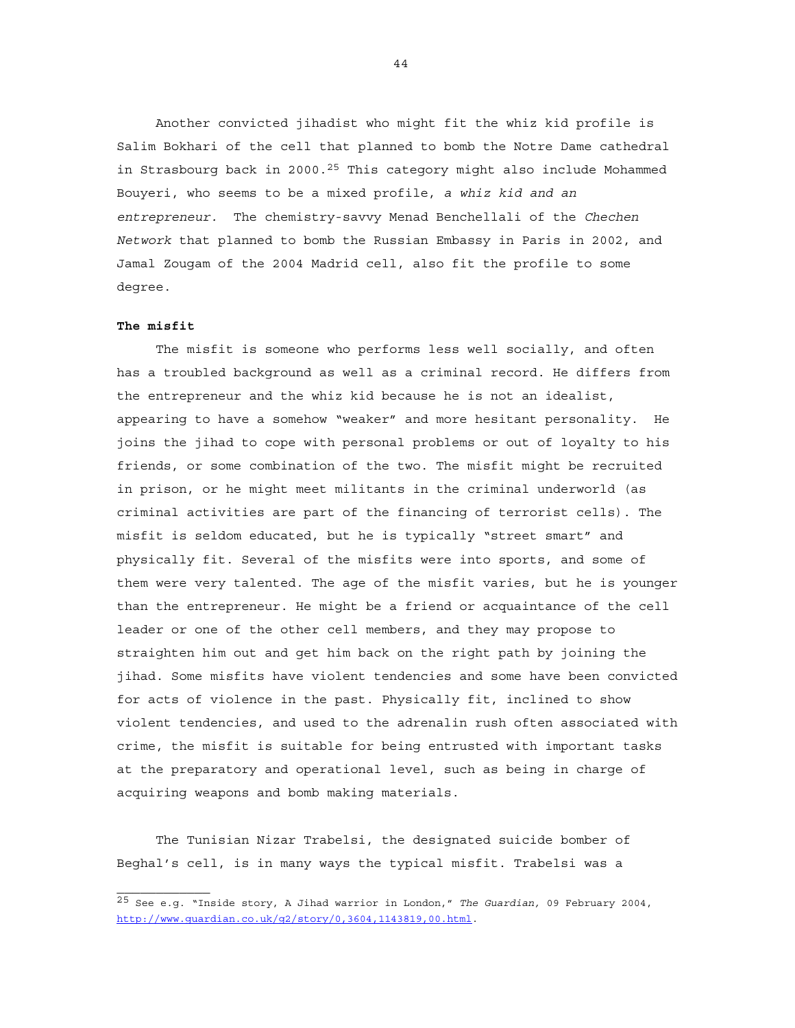Another convicted jihadist who might fit the whiz kid profile is Salim Bokhari of the cell that planned to bomb the Notre Dame cathedral in Strasbourg back in 2000.[25] This category might also include Mohammed Bouyeri, who seems to be a mixed profile, *a whiz kid and an entrepreneur.* The chemistry-savvy Menad Benchellali of the *Chechen Network* that planned to bomb the Russian Embassy in Paris in 2002, and Jamal Zougam of the 2004 Madrid cell, also fit the profile to some degree.

**The misfit**

The misfit is someone who performs less well socially, and often has a troubled background as well as a criminal record. He differs from the entrepreneur and the whiz kid because he is not an idealist, appearing to have a somehow "weaker" and more hesitant personality. He joins the jihad to cope with personal problems or out of loyalty to his friends, or some combination of the two. The misfit might be recruited in prison, or he might meet militants in the criminal underworld (as criminal activities are part of the financing of terrorist cells). The misfit is seldom educated, but he is typically "street smart" and physically fit. Several of the misfits were into sports, and some of them were very talented. The age of the misfit varies, but he is younger than the entrepreneur. He might be a friend or acquaintance of the cell leader or one of the other cell members, and they may propose to straighten him out and get him back on the right path by joining the jihad. Some misfits have violent tendencies and some have been convicted for acts of violence in the past. Physically fit, inclined to show violent tendencies, and used to the adrenalin rush often associated with crime, the misfit is suitable for being entrusted with important tasks at the preparatory and operational level, such as being in charge of acquiring weapons and bomb making materials.

The Tunisian Nizar Trabelsi, the designated suicide bomber of Beghal's cell, is in many ways the typical misfit. Trabelsi was a

---

[25] See e.g. "Inside story, A Jihad warrior in London," *The Guardian,* 09 February 2004, http://www.guardian.co.uk/g2/story/0,3604,1143819,00.html.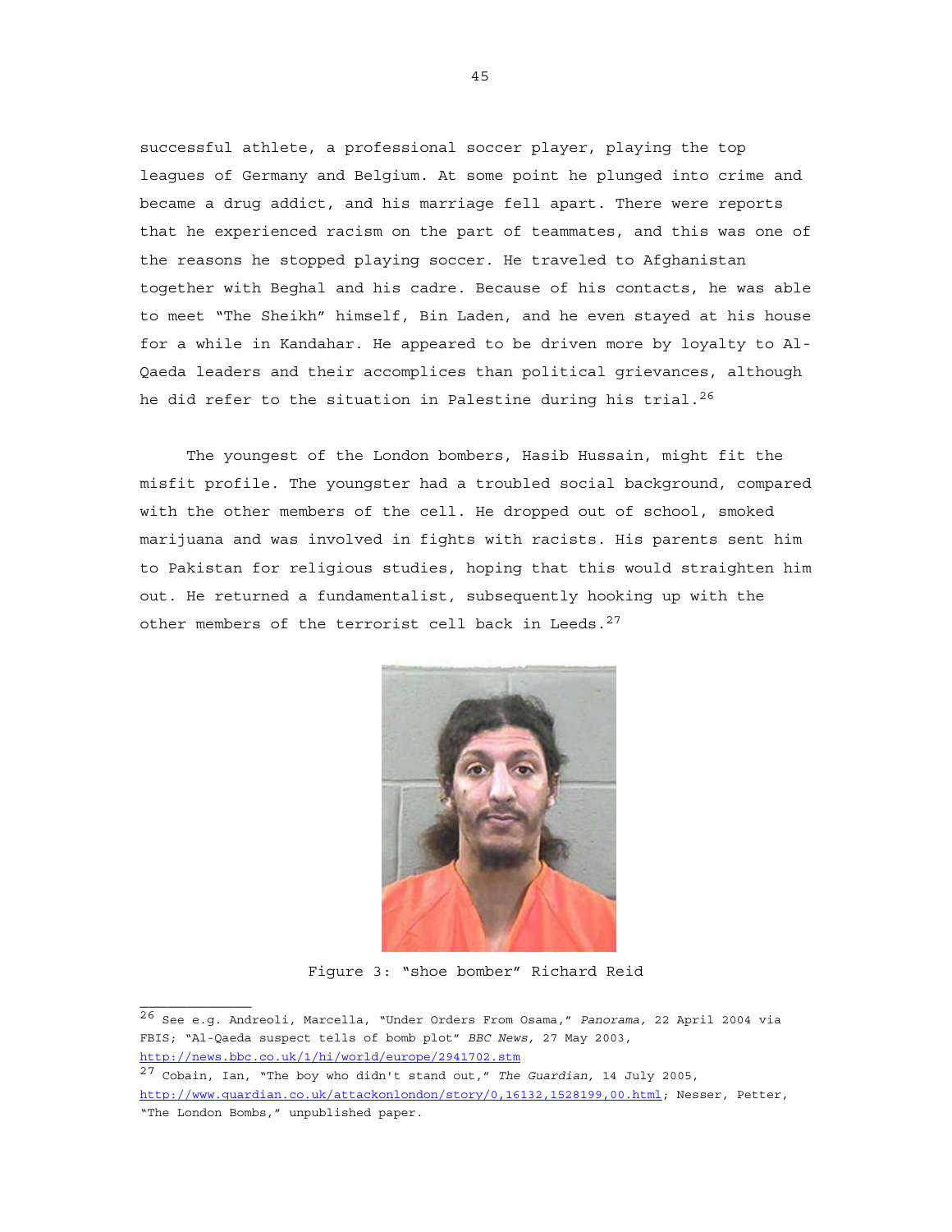successful athlete, a professional soccer player, playing the top leagues of Germany and Belgium. At some point he plunged into crime and became a drug addict, and his marriage fell apart. There were reports that he experienced racism on the part of teammates, and this was one of the reasons he stopped playing soccer. He traveled to Afghanistan together with Beghal and his cadre. Because of his contacts, he was able to meet "The Sheikh" himself, Bin Laden, and he even stayed at his house for a while in Kandahar. He appeared to be driven more by loyalty to Al-Qaeda leaders and their accomplices than political grievances, although he did refer to the situation in Palestine during his trial.[26]

The youngest of the London bombers, Hasib Hussain, might fit the misfit profile. The youngster had a troubled social background, compared with the other members of the cell. He dropped out of school, smoked marijuana and was involved in fights with racists. His parents sent him to Pakistan for religious studies, hoping that this would straighten him out. He returned a fundamentalist, subsequently hooking up with the other members of the terrorist cell back in Leeds.[27]

Figure 3: "shoe bomber" Richard Reid

---

[26] See e.g. Andreoli, Marcella, "Under Orders From Osama," *Panorama,* 22 April 2004 via FBIS; "Al-Qaeda suspect tells of bomb plot" *BBC News,* 27 May 2003, http://news.bbc.co.uk/1/hi/world/europe/2941702.stm

[27] Cobain, Ian, "The boy who didn't stand out," *The Guardian,* 14 July 2005, http://www.guardian.co.uk/attackonlondon/story/0,16132,1528199,00.html; Nesser, Petter, "The London Bombs," unpublished paper.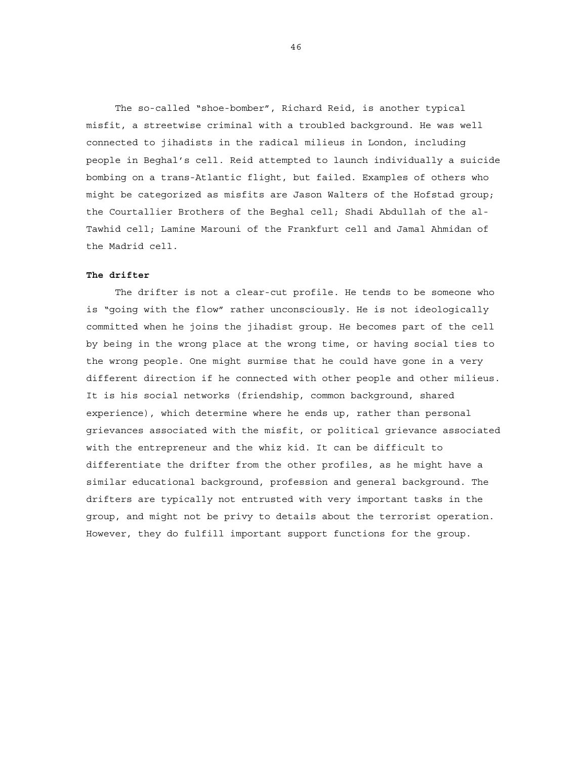The so-called "shoe-bomber", Richard Reid, is another typical misfit, a streetwise criminal with a troubled background. He was well connected to jihadists in the radical milieus in London, including people in Beghal's cell. Reid attempted to launch individually a suicide bombing on a trans-Atlantic flight, but failed. Examples of others who might be categorized as misfits are Jason Walters of the Hofstad group; the Courtallier Brothers of the Beghal cell; Shadi Abdullah of the al-Tawhid cell; Lamine Marouni of the Frankfurt cell and Jamal Ahmidan of the Madrid cell.

**The drifter**

The drifter is not a clear-cut profile. He tends to be someone who is "going with the flow" rather unconsciously. He is not ideologically committed when he joins the jihadist group. He becomes part of the cell by being in the wrong place at the wrong time, or having social ties to the wrong people. One might surmise that he could have gone in a very different direction if he connected with other people and other milieus. It is his social networks (friendship, common background, shared experience), which determine where he ends up, rather than personal grievances associated with the misfit, or political grievance associated with the entrepreneur and the whiz kid. It can be difficult to differentiate the drifter from the other profiles, as he might have a similar educational background, profession and general background. The drifters are typically not entrusted with very important tasks in the group, and might not be privy to details about the terrorist operation. However, they do fulfill important support functions for the group.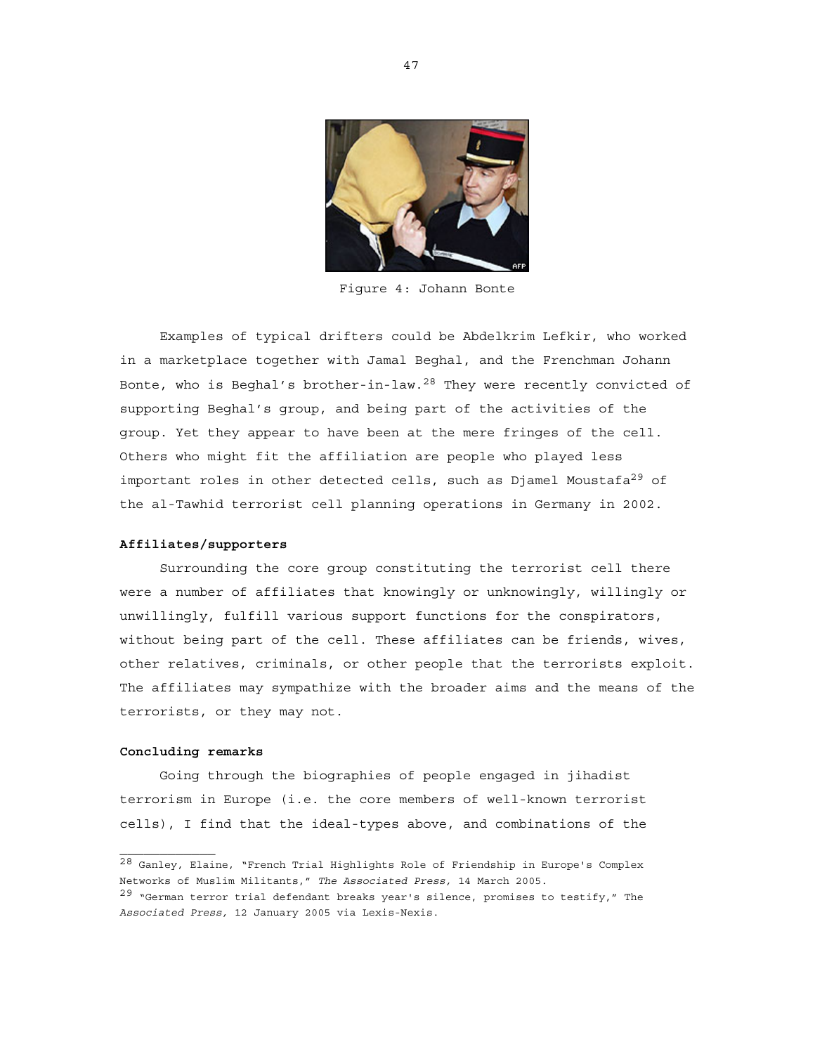Figure 4: Johann Bonte

Examples of typical drifters could be Abdelkrim Lefkir, who worked in a marketplace together with Jamal Beghal, and the Frenchman Johann Bonte, who is Beghal's brother-in-law.[28] They were recently convicted of supporting Beghal's group, and being part of the activities of the group. Yet they appear to have been at the mere fringes of the cell. Others who might fit the affiliation are people who played less important roles in other detected cells, such as Djamel Moustafa[29] of the al-Tawhid terrorist cell planning operations in Germany in 2002.

**Affiliates/supporters**

Surrounding the core group constituting the terrorist cell there were a number of affiliates that knowingly or unknowingly, willingly or unwillingly, fulfill various support functions for the conspirators, without being part of the cell. These affiliates can be friends, wives, other relatives, criminals, or other people that the terrorists exploit. The affiliates may sympathize with the broader aims and the means of the terrorists, or they may not.

**Concluding remarks**

Going through the biographies of people engaged in jihadist terrorism in Europe (i.e. the core members of well-known terrorist cells), I find that the ideal-types above, and combinations of the

---

[28] Ganley, Elaine, "French Trial Highlights Role of Friendship in Europe's Complex Networks of Muslim Militants," *The Associated Press,* 14 March 2005.

[29] "German terror trial defendant breaks year's silence, promises to testify," The *Associated Press,* 12 January 2005 via Lexis-Nexis.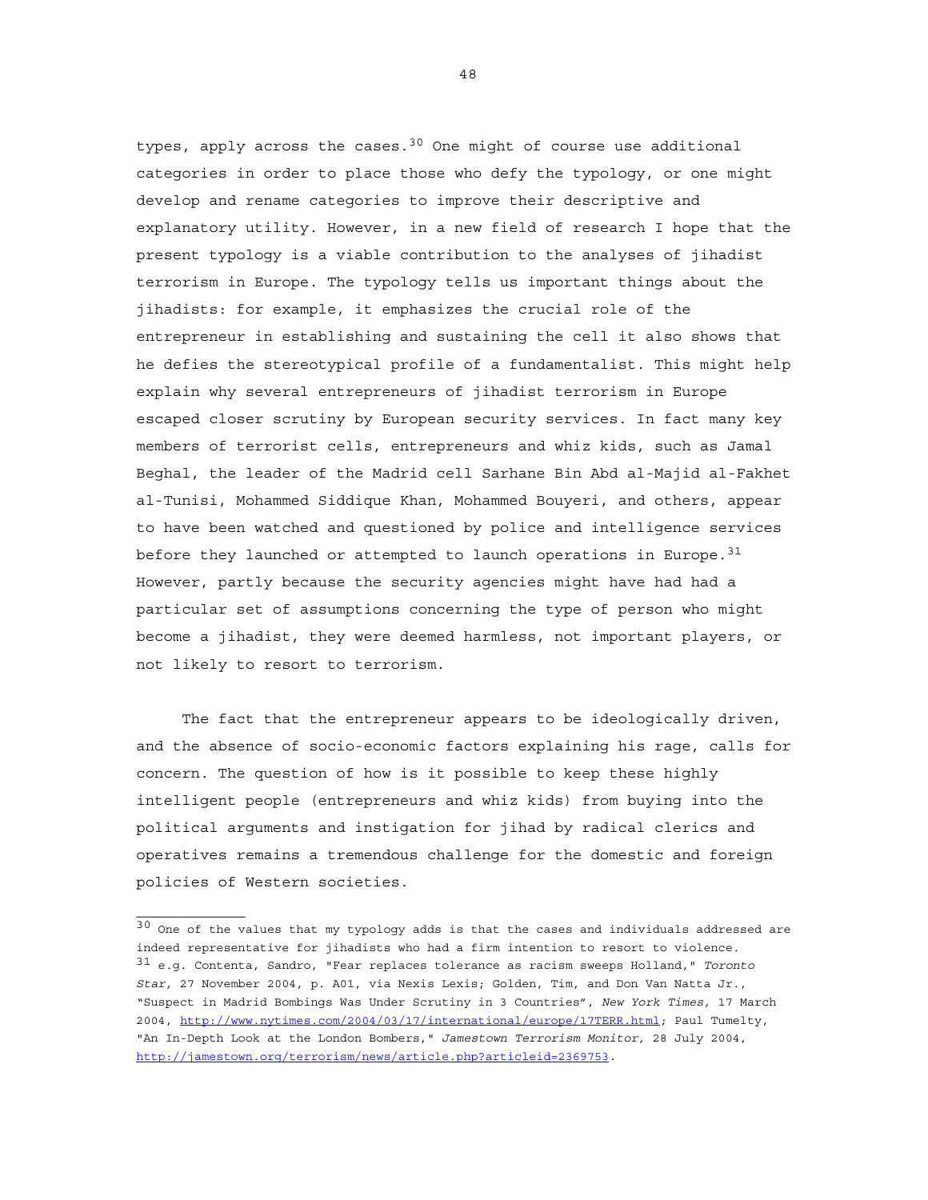types, apply across the cases.[30] One might of course use additional categories in order to place those who defy the typology, or one might develop and rename categories to improve their descriptive and explanatory utility. However, in a new field of research I hope that the present typology is a viable contribution to the analyses of jihadist terrorism in Europe. The typology tells us important things about the jihadists: for example, it emphasizes the crucial role of the entrepreneur in establishing and sustaining the cell it also shows that he defies the stereotypical profile of a fundamentalist. This might help explain why several entrepreneurs of jihadist terrorism in Europe escaped closer scrutiny by European security services. In fact many key members of terrorist cells, entrepreneurs and whiz kids, such as Jamal Beghal, the leader of the Madrid cell Sarhane Bin Abd al-Majid al-Fakhet al-Tunisi, Mohammed Siddique Khan, Mohammed Bouyeri, and others, appear to have been watched and questioned by police and intelligence services before they launched or attempted to launch operations in Europe.[31] However, partly because the security agencies might have had had a particular set of assumptions concerning the type of person who might become a jihadist, they were deemed harmless, not important players, or not likely to resort to terrorism.

The fact that the entrepreneur appears to be ideologically driven, and the absence of socio-economic factors explaining his rage, calls for concern. The question of how is it possible to keep these highly intelligent people (entrepreneurs and whiz kids) from buying into the political arguments and instigation for jihad by radical clerics and operatives remains a tremendous challenge for the domestic and foreign policies of Western societies.

---

[30] One of the values that my typology adds is that the cases and individuals addressed are indeed representative for jihadists who had a firm intention to resort to violence.

[31] e.g. Contenta, Sandro, "Fear replaces tolerance as racism sweeps Holland," *Toronto Star,* 27 November 2004, p. A01, via Nexis Lexis; Golden, Tim, and Don Van Natta Jr., "Suspect in Madrid Bombings Was Under Scrutiny in 3 Countries", *New York Times,* 17 March 2004, http://www.nytimes.com/2004/03/17/international/europe/17TERR.html; Paul Tumelty, "An In-Depth Look at the London Bombers," *Jamestown Terrorism Monitor,* 28 July 2004, http://jamestown.org/terrorism/news/article.php?articleid=2369753.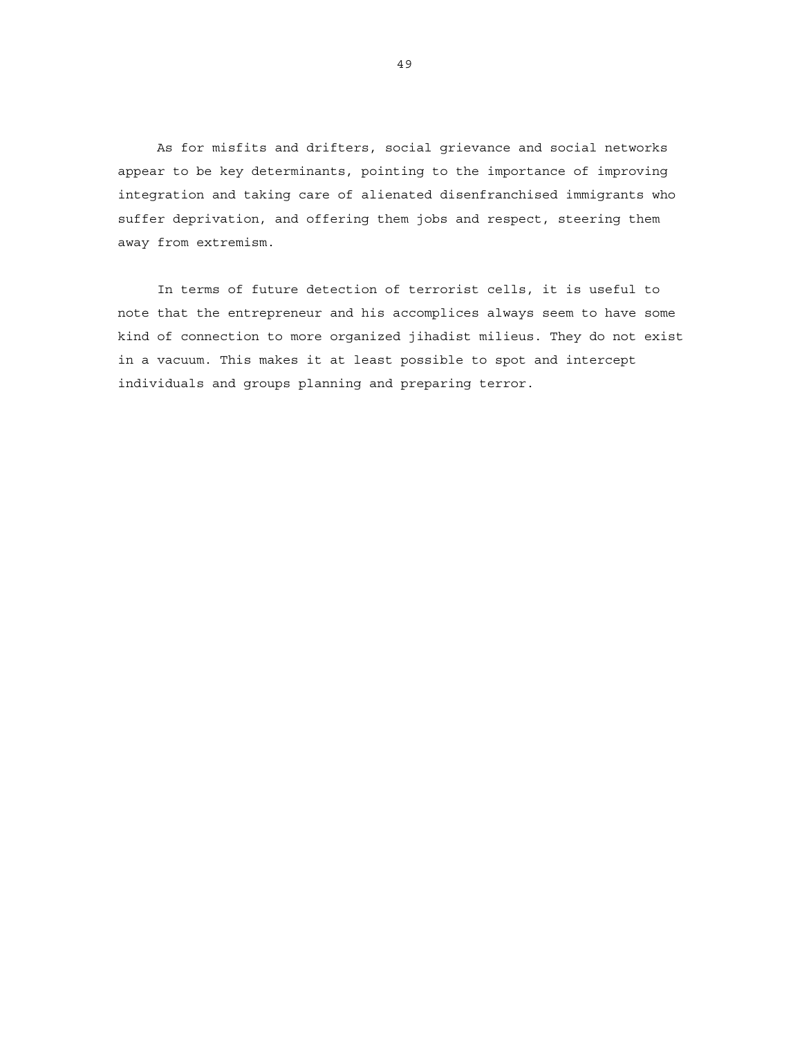As for misfits and drifters, social grievance and social networks appear to be key determinants, pointing to the importance of improving integration and taking care of alienated disenfranchised immigrants who suffer deprivation, and offering them jobs and respect, steering them away from extremism.

In terms of future detection of terrorist cells, it is useful to note that the entrepreneur and his accomplices always seem to have some kind of connection to more organized jihadist milieus. They do not exist in a vacuum. This makes it at least possible to spot and intercept individuals and groups planning and preparing terror.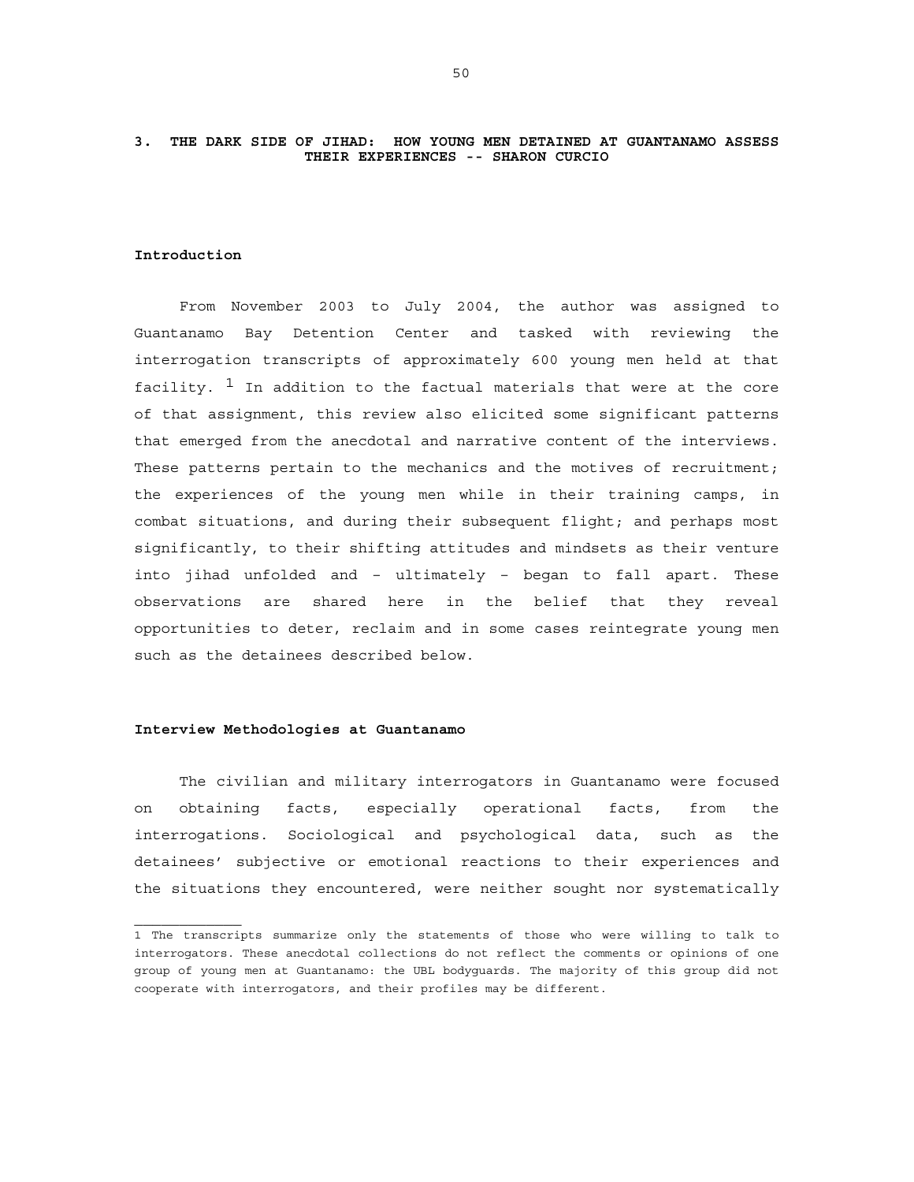## 3. THE DARK SIDE OF JIHAD: HOW YOUNG MEN DETAINED AT GUANTANAMO ASSESS THEIR EXPERIENCES -- SHARON CURCIO

### Introduction

From November 2003 to July 2004, the author was assigned to Guantanamo Bay Detention Center and tasked with reviewing the interrogation transcripts of approximately 600 young men held at that facility.[1] In addition to the factual materials that were at the core of that assignment, this review also elicited some significant patterns that emerged from the anecdotal and narrative content of the interviews. These patterns pertain to the mechanics and the motives of recruitment; the experiences of the young men while in their training camps, in combat situations, and during their subsequent flight; and perhaps most significantly, to their shifting attitudes and mindsets as their venture into jihad unfolded and – ultimately – began to fall apart. These observations are shared here in the belief that they reveal opportunities to deter, reclaim and in some cases reintegrate young men such as the detainees described below.

### Interview Methodologies at Guantanamo

The civilian and military interrogators in Guantanamo were focused on obtaining facts, especially operational facts, from the interrogations. Sociological and psychological data, such as the detainees' subjective or emotional reactions to their experiences and the situations they encountered, were neither sought nor systematically

---

1 The transcripts summarize only the statements of those who were willing to talk to interrogators. These anecdotal collections do not reflect the comments or opinions of one group of young men at Guantanamo: the UBL bodyguards. The majority of this group did not cooperate with interrogators, and their profiles may be different.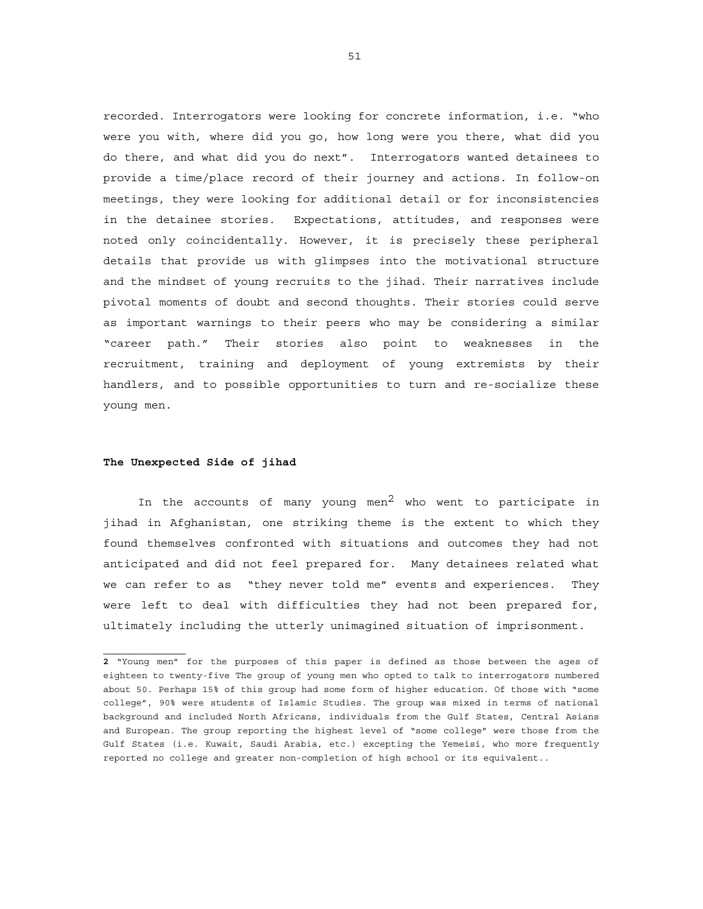recorded. Interrogators were looking for concrete information, i.e. "who were you with, where did you go, how long were you there, what did you do there, and what did you do next". Interrogators wanted detainees to provide a time/place record of their journey and actions. In follow-on meetings, they were looking for additional detail or for inconsistencies in the detainee stories. Expectations, attitudes, and responses were noted only coincidentally. However, it is precisely these peripheral details that provide us with glimpses into the motivational structure and the mindset of young recruits to the jihad. Their narratives include pivotal moments of doubt and second thoughts. Their stories could serve as important warnings to their peers who may be considering a similar "career path." Their stories also point to weaknesses in the recruitment, training and deployment of young extremists by their handlers, and to possible opportunities to turn and re-socialize these young men.

### The Unexpected Side of jihad

In the accounts of many young men[2] who went to participate in jihad in Afghanistan, one striking theme is the extent to which they found themselves confronted with situations and outcomes they had not anticipated and did not feel prepared for. Many detainees related what we can refer to as "they never told me" events and experiences. They were left to deal with difficulties they had not been prepared for, ultimately including the utterly unimagined situation of imprisonment.

---

**2** "Young men" for the purposes of this paper is defined as those between the ages of eighteen to twenty-five The group of young men who opted to talk to interrogators numbered about 50. Perhaps 15% of this group had some form of higher education. Of those with "some college", 90% were students of Islamic Studies. The group was mixed in terms of national background and included North Africans, individuals from the Gulf States, Central Asians and European. The group reporting the highest level of "some college" were those from the Gulf States (i.e. Kuwait, Saudi Arabia, etc.) excepting the Yemeisi, who more frequently reported no college and greater non-completion of high school or its equivalent..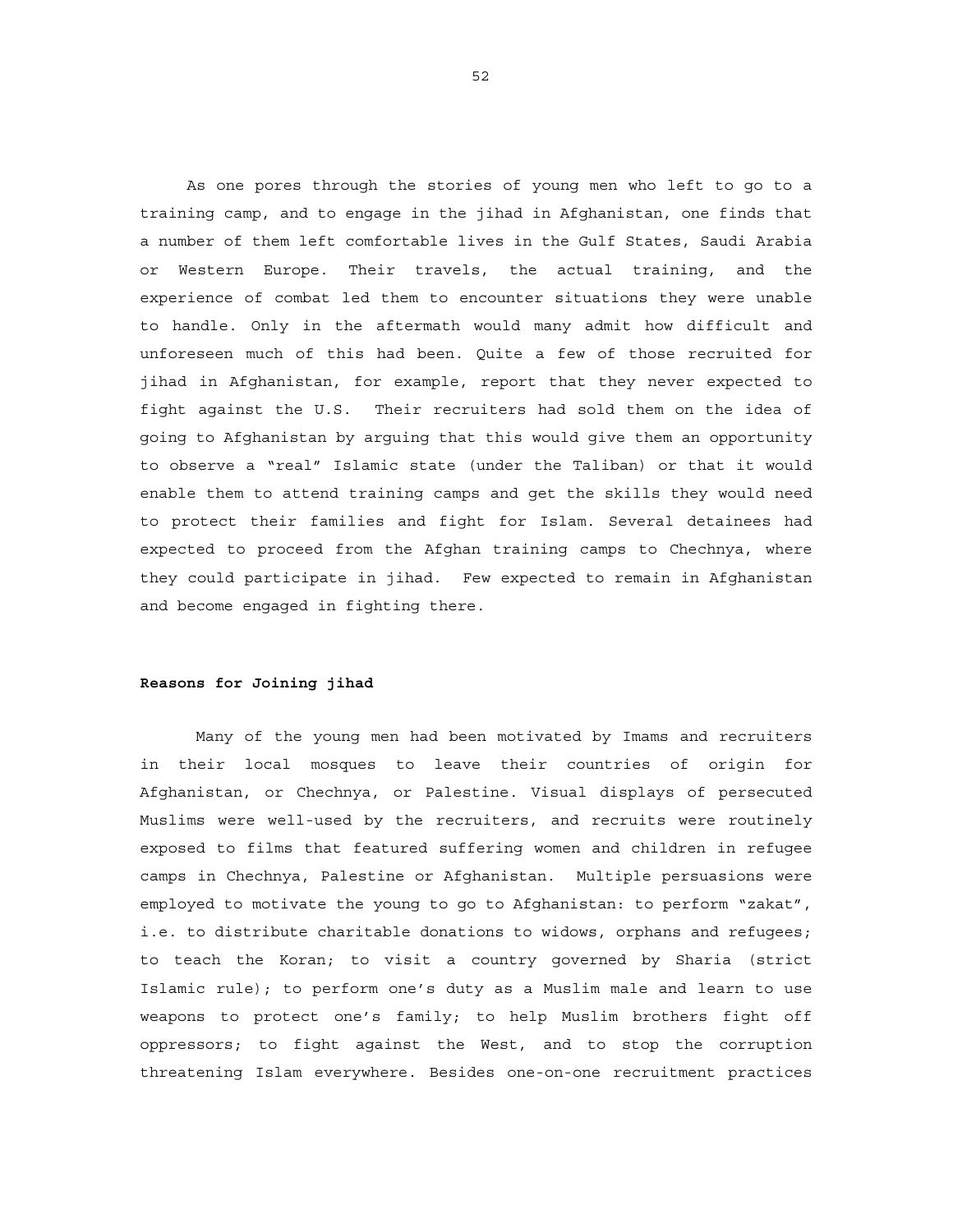As one pores through the stories of young men who left to go to a training camp, and to engage in the jihad in Afghanistan, one finds that a number of them left comfortable lives in the Gulf States, Saudi Arabia or Western Europe. Their travels, the actual training, and the experience of combat led them to encounter situations they were unable to handle. Only in the aftermath would many admit how difficult and unforeseen much of this had been. Quite a few of those recruited for jihad in Afghanistan, for example, report that they never expected to fight against the U.S. Their recruiters had sold them on the idea of going to Afghanistan by arguing that this would give them an opportunity to observe a "real" Islamic state (under the Taliban) or that it would enable them to attend training camps and get the skills they would need to protect their families and fight for Islam. Several detainees had expected to proceed from the Afghan training camps to Chechnya, where they could participate in jihad. Few expected to remain in Afghanistan and become engaged in fighting there.

**Reasons for Joining jihad**

Many of the young men had been motivated by Imams and recruiters in their local mosques to leave their countries of origin for Afghanistan, or Chechnya, or Palestine. Visual displays of persecuted Muslims were well-used by the recruiters, and recruits were routinely exposed to films that featured suffering women and children in refugee camps in Chechnya, Palestine or Afghanistan. Multiple persuasions were employed to motivate the young to go to Afghanistan: to perform "zakat", i.e. to distribute charitable donations to widows, orphans and refugees; to teach the Koran; to visit a country governed by Sharia (strict Islamic rule); to perform one's duty as a Muslim male and learn to use weapons to protect one's family; to help Muslim brothers fight off oppressors; to fight against the West, and to stop the corruption threatening Islam everywhere. Besides one-on-one recruitment practices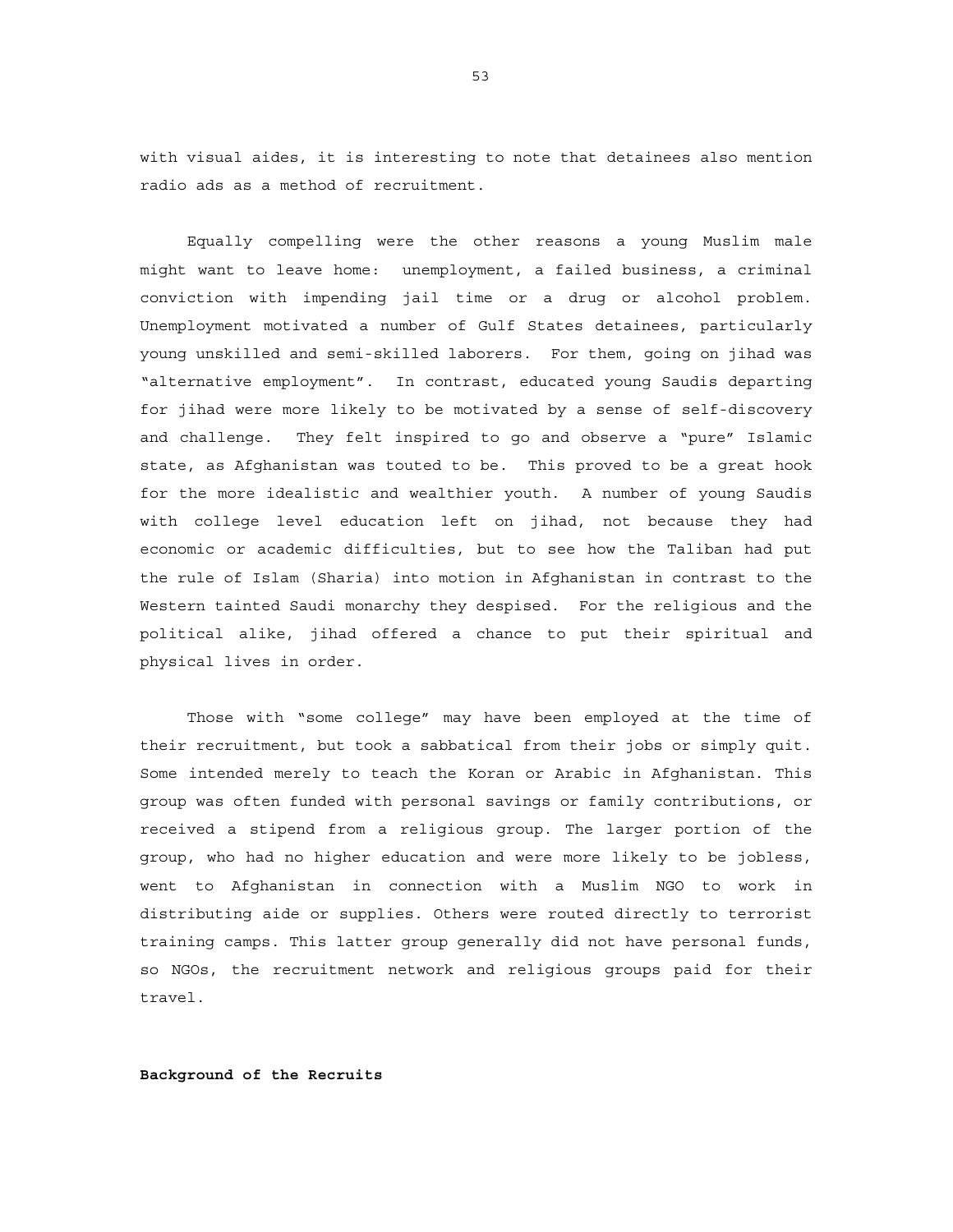with visual aides, it is interesting to note that detainees also mention radio ads as a method of recruitment.

Equally compelling were the other reasons a young Muslim male might want to leave home: unemployment, a failed business, a criminal conviction with impending jail time or a drug or alcohol problem. Unemployment motivated a number of Gulf States detainees, particularly young unskilled and semi-skilled laborers. For them, going on jihad was "alternative employment". In contrast, educated young Saudis departing for jihad were more likely to be motivated by a sense of self-discovery and challenge. They felt inspired to go and observe a "pure" Islamic state, as Afghanistan was touted to be. This proved to be a great hook for the more idealistic and wealthier youth. A number of young Saudis with college level education left on jihad, not because they had economic or academic difficulties, but to see how the Taliban had put the rule of Islam (Sharia) into motion in Afghanistan in contrast to the Western tainted Saudi monarchy they despised. For the religious and the political alike, jihad offered a chance to put their spiritual and physical lives in order.

Those with "some college" may have been employed at the time of their recruitment, but took a sabbatical from their jobs or simply quit. Some intended merely to teach the Koran or Arabic in Afghanistan. This group was often funded with personal savings or family contributions, or received a stipend from a religious group. The larger portion of the group, who had no higher education and were more likely to be jobless, went to Afghanistan in connection with a Muslim NGO to work in distributing aide or supplies. Others were routed directly to terrorist training camps. This latter group generally did not have personal funds, so NGOs, the recruitment network and religious groups paid for their travel.

**Background of the Recruits**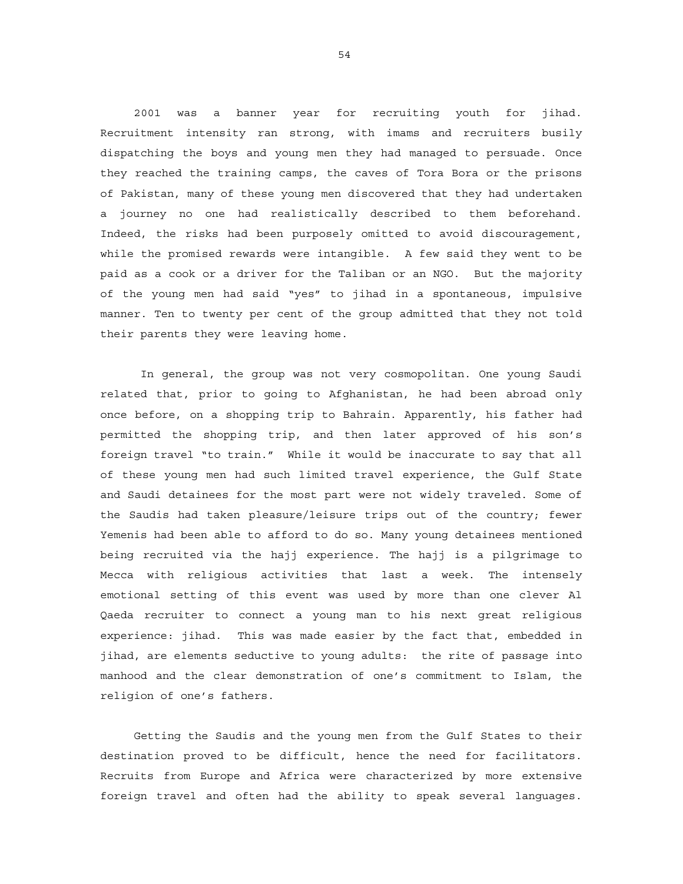2001 was a banner year for recruiting youth for jihad. Recruitment intensity ran strong, with imams and recruiters busily dispatching the boys and young men they had managed to persuade. Once they reached the training camps, the caves of Tora Bora or the prisons of Pakistan, many of these young men discovered that they had undertaken a journey no one had realistically described to them beforehand. Indeed, the risks had been purposely omitted to avoid discouragement, while the promised rewards were intangible. A few said they went to be paid as a cook or a driver for the Taliban or an NGO. But the majority of the young men had said "yes" to jihad in a spontaneous, impulsive manner. Ten to twenty per cent of the group admitted that they not told their parents they were leaving home.

In general, the group was not very cosmopolitan. One young Saudi related that, prior to going to Afghanistan, he had been abroad only once before, on a shopping trip to Bahrain. Apparently, his father had permitted the shopping trip, and then later approved of his son's foreign travel "to train." While it would be inaccurate to say that all of these young men had such limited travel experience, the Gulf State and Saudi detainees for the most part were not widely traveled. Some of the Saudis had taken pleasure/leisure trips out of the country; fewer Yemenis had been able to afford to do so. Many young detainees mentioned being recruited via the hajj experience. The hajj is a pilgrimage to Mecca with religious activities that last a week. The intensely emotional setting of this event was used by more than one clever Al Qaeda recruiter to connect a young man to his next great religious experience: jihad. This was made easier by the fact that, embedded in jihad, are elements seductive to young adults: the rite of passage into manhood and the clear demonstration of one's commitment to Islam, the religion of one's fathers.

Getting the Saudis and the young men from the Gulf States to their destination proved to be difficult, hence the need for facilitators. Recruits from Europe and Africa were characterized by more extensive foreign travel and often had the ability to speak several languages.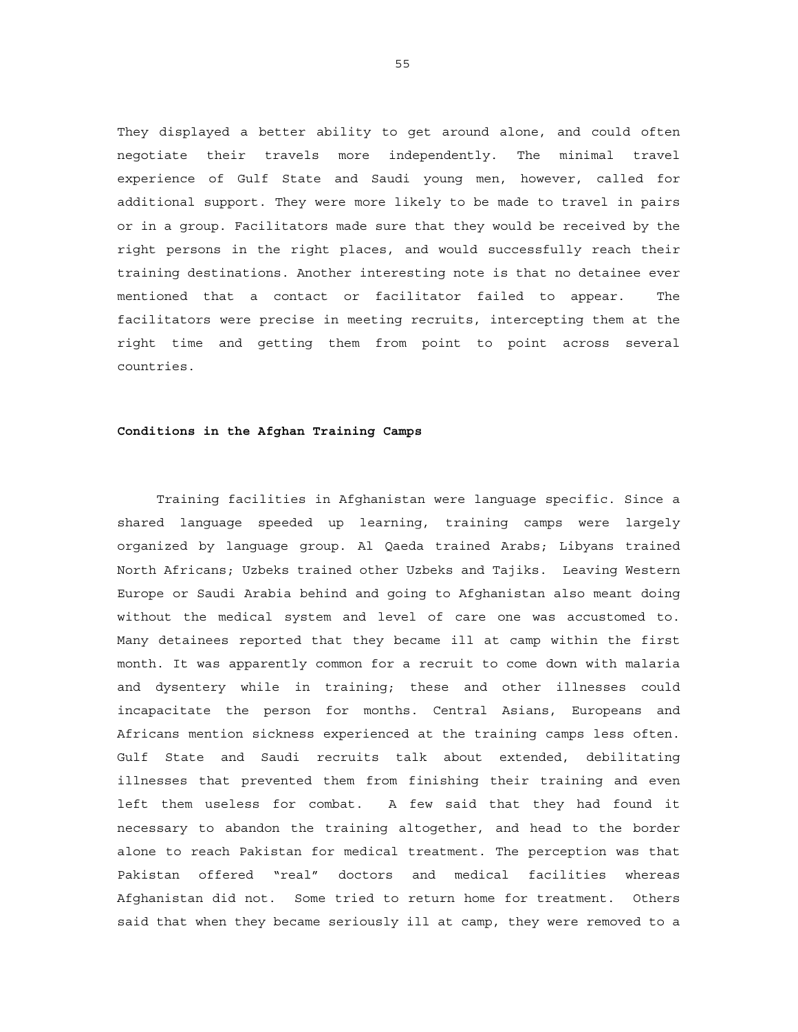They displayed a better ability to get around alone, and could often negotiate their travels more independently. The minimal travel experience of Gulf State and Saudi young men, however, called for additional support. They were more likely to be made to travel in pairs or in a group. Facilitators made sure that they would be received by the right persons in the right places, and would successfully reach their training destinations. Another interesting note is that no detainee ever mentioned that a contact or facilitator failed to appear. The facilitators were precise in meeting recruits, intercepting them at the right time and getting them from point to point across several countries.

**Conditions in the Afghan Training Camps**

Training facilities in Afghanistan were language specific. Since a shared language speeded up learning, training camps were largely organized by language group. Al Qaeda trained Arabs; Libyans trained North Africans; Uzbeks trained other Uzbeks and Tajiks. Leaving Western Europe or Saudi Arabia behind and going to Afghanistan also meant doing without the medical system and level of care one was accustomed to. Many detainees reported that they became ill at camp within the first month. It was apparently common for a recruit to come down with malaria and dysentery while in training; these and other illnesses could incapacitate the person for months. Central Asians, Europeans and Africans mention sickness experienced at the training camps less often. Gulf State and Saudi recruits talk about extended, debilitating illnesses that prevented them from finishing their training and even left them useless for combat. A few said that they had found it necessary to abandon the training altogether, and head to the border alone to reach Pakistan for medical treatment. The perception was that Pakistan offered "real" doctors and medical facilities whereas Afghanistan did not. Some tried to return home for treatment. Others said that when they became seriously ill at camp, they were removed to a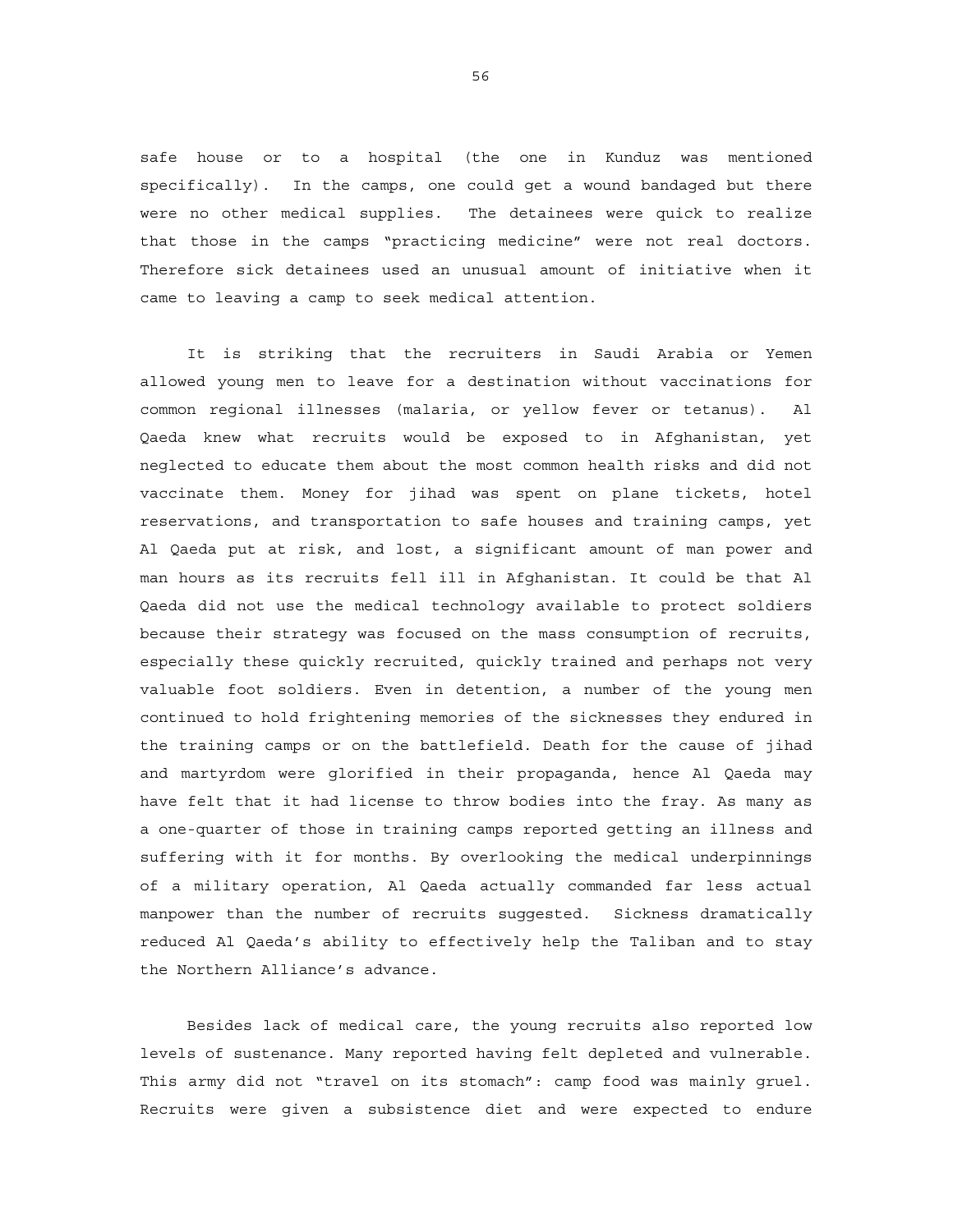safe house or to a hospital (the one in Kunduz was mentioned specifically). In the camps, one could get a wound bandaged but there were no other medical supplies. The detainees were quick to realize that those in the camps "practicing medicine" were not real doctors. Therefore sick detainees used an unusual amount of initiative when it came to leaving a camp to seek medical attention.

It is striking that the recruiters in Saudi Arabia or Yemen allowed young men to leave for a destination without vaccinations for common regional illnesses (malaria, or yellow fever or tetanus). Al Qaeda knew what recruits would be exposed to in Afghanistan, yet neglected to educate them about the most common health risks and did not vaccinate them. Money for jihad was spent on plane tickets, hotel reservations, and transportation to safe houses and training camps, yet Al Qaeda put at risk, and lost, a significant amount of man power and man hours as its recruits fell ill in Afghanistan. It could be that Al Qaeda did not use the medical technology available to protect soldiers because their strategy was focused on the mass consumption of recruits, especially these quickly recruited, quickly trained and perhaps not very valuable foot soldiers. Even in detention, a number of the young men continued to hold frightening memories of the sicknesses they endured in the training camps or on the battlefield. Death for the cause of jihad and martyrdom were glorified in their propaganda, hence Al Qaeda may have felt that it had license to throw bodies into the fray. As many as a one-quarter of those in training camps reported getting an illness and suffering with it for months. By overlooking the medical underpinnings of a military operation, Al Qaeda actually commanded far less actual manpower than the number of recruits suggested. Sickness dramatically reduced Al Qaeda's ability to effectively help the Taliban and to stay the Northern Alliance's advance.

Besides lack of medical care, the young recruits also reported low levels of sustenance. Many reported having felt depleted and vulnerable. This army did not "travel on its stomach": camp food was mainly gruel. Recruits were given a subsistence diet and were expected to endure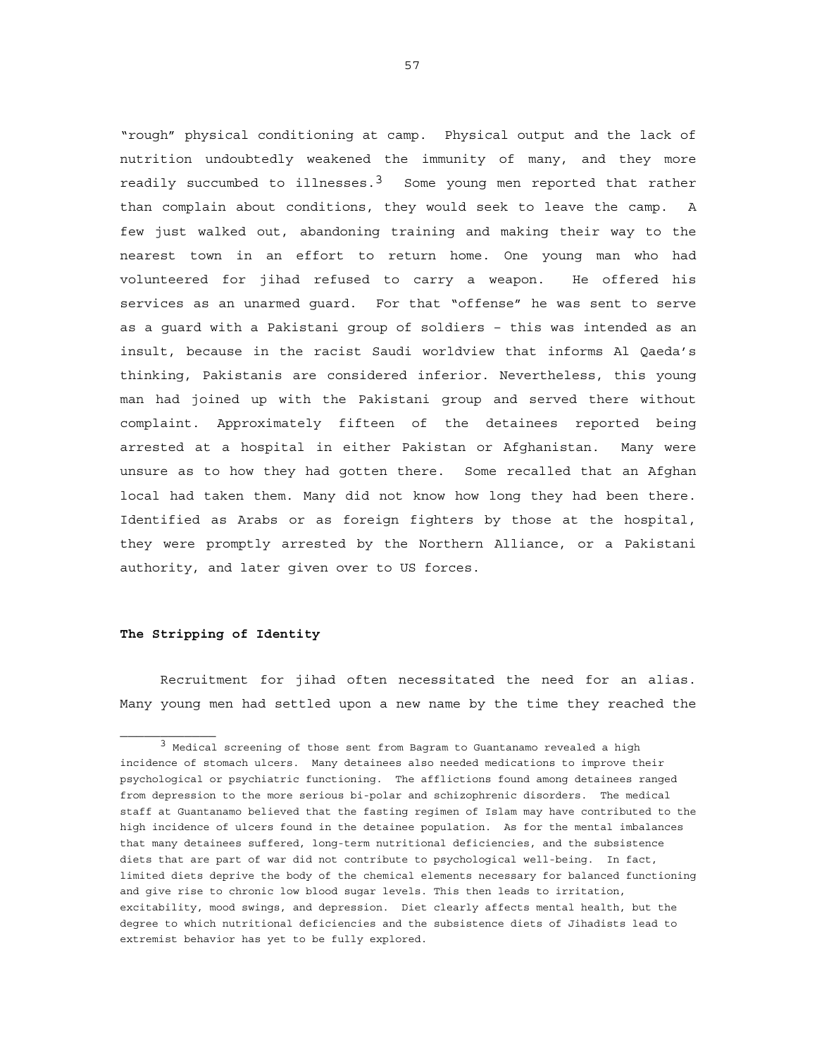"rough" physical conditioning at camp. Physical output and the lack of nutrition undoubtedly weakened the immunity of many, and they more readily succumbed to illnesses.[3] Some young men reported that rather than complain about conditions, they would seek to leave the camp. A few just walked out, abandoning training and making their way to the nearest town in an effort to return home. One young man who had volunteered for jihad refused to carry a weapon. He offered his services as an unarmed guard. For that "offense" he was sent to serve as a guard with a Pakistani group of soldiers – this was intended as an insult, because in the racist Saudi worldview that informs Al Qaeda's thinking, Pakistanis are considered inferior. Nevertheless, this young man had joined up with the Pakistani group and served there without complaint. Approximately fifteen of the detainees reported being arrested at a hospital in either Pakistan or Afghanistan. Many were unsure as to how they had gotten there. Some recalled that an Afghan local had taken them. Many did not know how long they had been there. Identified as Arabs or as foreign fighters by those at the hospital, they were promptly arrested by the Northern Alliance, or a Pakistani authority, and later given over to US forces.

**The Stripping of Identity**

Recruitment for jihad often necessitated the need for an alias. Many young men had settled upon a new name by the time they reached the

---

[3] Medical screening of those sent from Bagram to Guantanamo revealed a high incidence of stomach ulcers. Many detainees also needed medications to improve their psychological or psychiatric functioning. The afflictions found among detainees ranged from depression to the more serious bi-polar and schizophrenic disorders. The medical staff at Guantanamo believed that the fasting regimen of Islam may have contributed to the high incidence of ulcers found in the detainee population. As for the mental imbalances that many detainees suffered, long-term nutritional deficiencies, and the subsistence diets that are part of war did not contribute to psychological well-being. In fact, limited diets deprive the body of the chemical elements necessary for balanced functioning and give rise to chronic low blood sugar levels. This then leads to irritation, excitability, mood swings, and depression. Diet clearly affects mental health, but the degree to which nutritional deficiencies and the subsistence diets of Jihadists lead to extremist behavior has yet to be fully explored.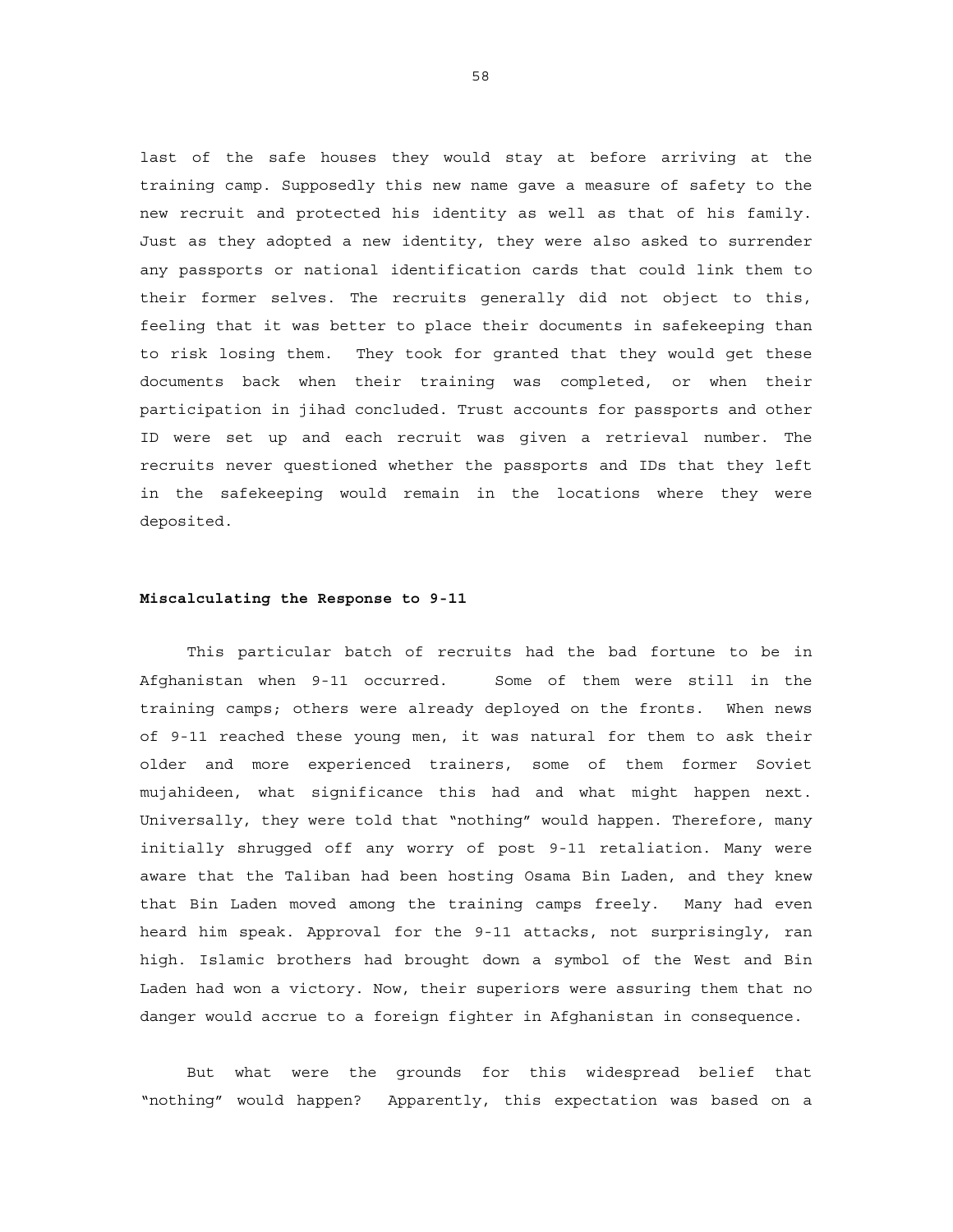last of the safe houses they would stay at before arriving at the training camp. Supposedly this new name gave a measure of safety to the new recruit and protected his identity as well as that of his family. Just as they adopted a new identity, they were also asked to surrender any passports or national identification cards that could link them to their former selves. The recruits generally did not object to this, feeling that it was better to place their documents in safekeeping than to risk losing them. They took for granted that they would get these documents back when their training was completed, or when their participation in jihad concluded. Trust accounts for passports and other ID were set up and each recruit was given a retrieval number. The recruits never questioned whether the passports and IDs that they left in the safekeeping would remain in the locations where they were deposited.

**Miscalculating the Response to 9-11**

This particular batch of recruits had the bad fortune to be in Afghanistan when 9-11 occurred. Some of them were still in the training camps; others were already deployed on the fronts. When news of 9-11 reached these young men, it was natural for them to ask their older and more experienced trainers, some of them former Soviet mujahideen, what significance this had and what might happen next. Universally, they were told that "nothing" would happen. Therefore, many initially shrugged off any worry of post 9-11 retaliation. Many were aware that the Taliban had been hosting Osama Bin Laden, and they knew that Bin Laden moved among the training camps freely. Many had even heard him speak. Approval for the 9-11 attacks, not surprisingly, ran high. Islamic brothers had brought down a symbol of the West and Bin Laden had won a victory. Now, their superiors were assuring them that no danger would accrue to a foreign fighter in Afghanistan in consequence.

But what were the grounds for this widespread belief that "nothing" would happen? Apparently, this expectation was based on a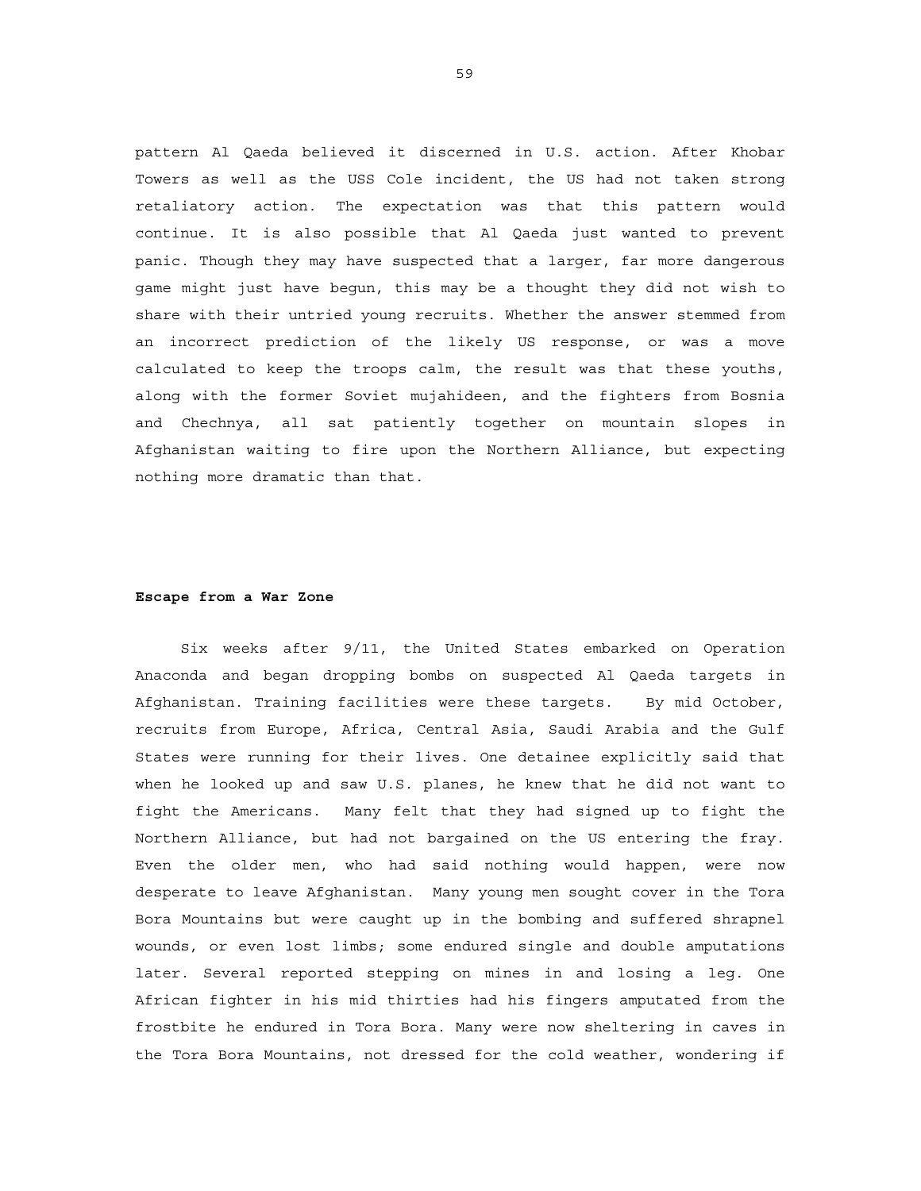pattern Al Qaeda believed it discerned in U.S. action. After Khobar Towers as well as the USS Cole incident, the US had not taken strong retaliatory action. The expectation was that this pattern would continue. It is also possible that Al Qaeda just wanted to prevent panic. Though they may have suspected that a larger, far more dangerous game might just have begun, this may be a thought they did not wish to share with their untried young recruits. Whether the answer stemmed from an incorrect prediction of the likely US response, or was a move calculated to keep the troops calm, the result was that these youths, along with the former Soviet mujahideen, and the fighters from Bosnia and Chechnya, all sat patiently together on mountain slopes in Afghanistan waiting to fire upon the Northern Alliance, but expecting nothing more dramatic than that.

**Escape from a War Zone**

Six weeks after 9/11, the United States embarked on Operation Anaconda and began dropping bombs on suspected Al Qaeda targets in Afghanistan. Training facilities were these targets. By mid October, recruits from Europe, Africa, Central Asia, Saudi Arabia and the Gulf States were running for their lives. One detainee explicitly said that when he looked up and saw U.S. planes, he knew that he did not want to fight the Americans. Many felt that they had signed up to fight the Northern Alliance, but had not bargained on the US entering the fray. Even the older men, who had said nothing would happen, were now desperate to leave Afghanistan. Many young men sought cover in the Tora Bora Mountains but were caught up in the bombing and suffered shrapnel wounds, or even lost limbs; some endured single and double amputations later. Several reported stepping on mines in and losing a leg. One African fighter in his mid thirties had his fingers amputated from the frostbite he endured in Tora Bora. Many were now sheltering in caves in the Tora Bora Mountains, not dressed for the cold weather, wondering if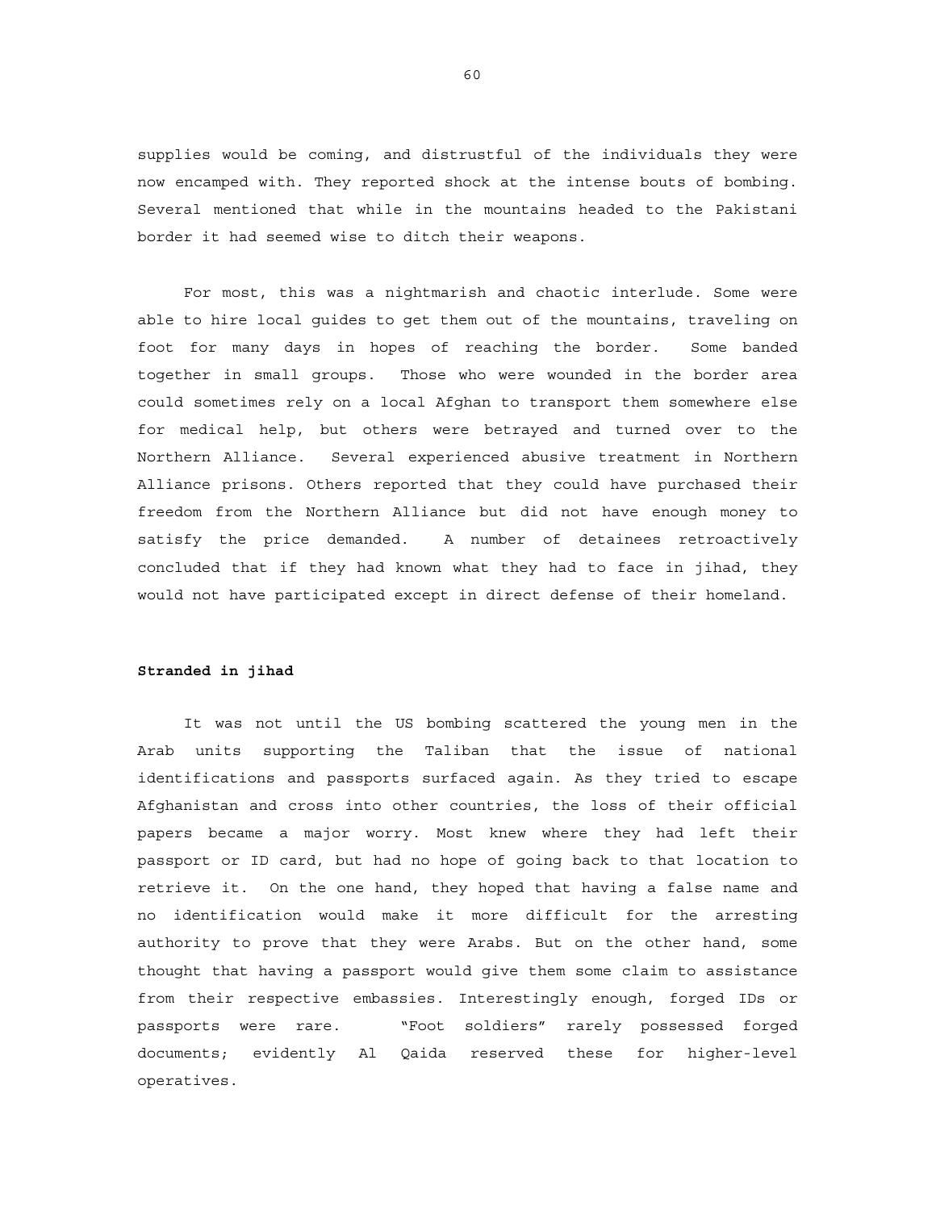supplies would be coming, and distrustful of the individuals they were now encamped with. They reported shock at the intense bouts of bombing. Several mentioned that while in the mountains headed to the Pakistani border it had seemed wise to ditch their weapons.

For most, this was a nightmarish and chaotic interlude. Some were able to hire local guides to get them out of the mountains, traveling on foot for many days in hopes of reaching the border. Some banded together in small groups. Those who were wounded in the border area could sometimes rely on a local Afghan to transport them somewhere else for medical help, but others were betrayed and turned over to the Northern Alliance. Several experienced abusive treatment in Northern Alliance prisons. Others reported that they could have purchased their freedom from the Northern Alliance but did not have enough money to satisfy the price demanded. A number of detainees retroactively concluded that if they had known what they had to face in jihad, they would not have participated except in direct defense of their homeland.

**Stranded in jihad**

It was not until the US bombing scattered the young men in the Arab units supporting the Taliban that the issue of national identifications and passports surfaced again. As they tried to escape Afghanistan and cross into other countries, the loss of their official papers became a major worry. Most knew where they had left their passport or ID card, but had no hope of going back to that location to retrieve it. On the one hand, they hoped that having a false name and no identification would make it more difficult for the arresting authority to prove that they were Arabs. But on the other hand, some thought that having a passport would give them some claim to assistance from their respective embassies. Interestingly enough, forged IDs or passports were rare. "Foot soldiers" rarely possessed forged documents; evidently Al Qaida reserved these for higher-level operatives.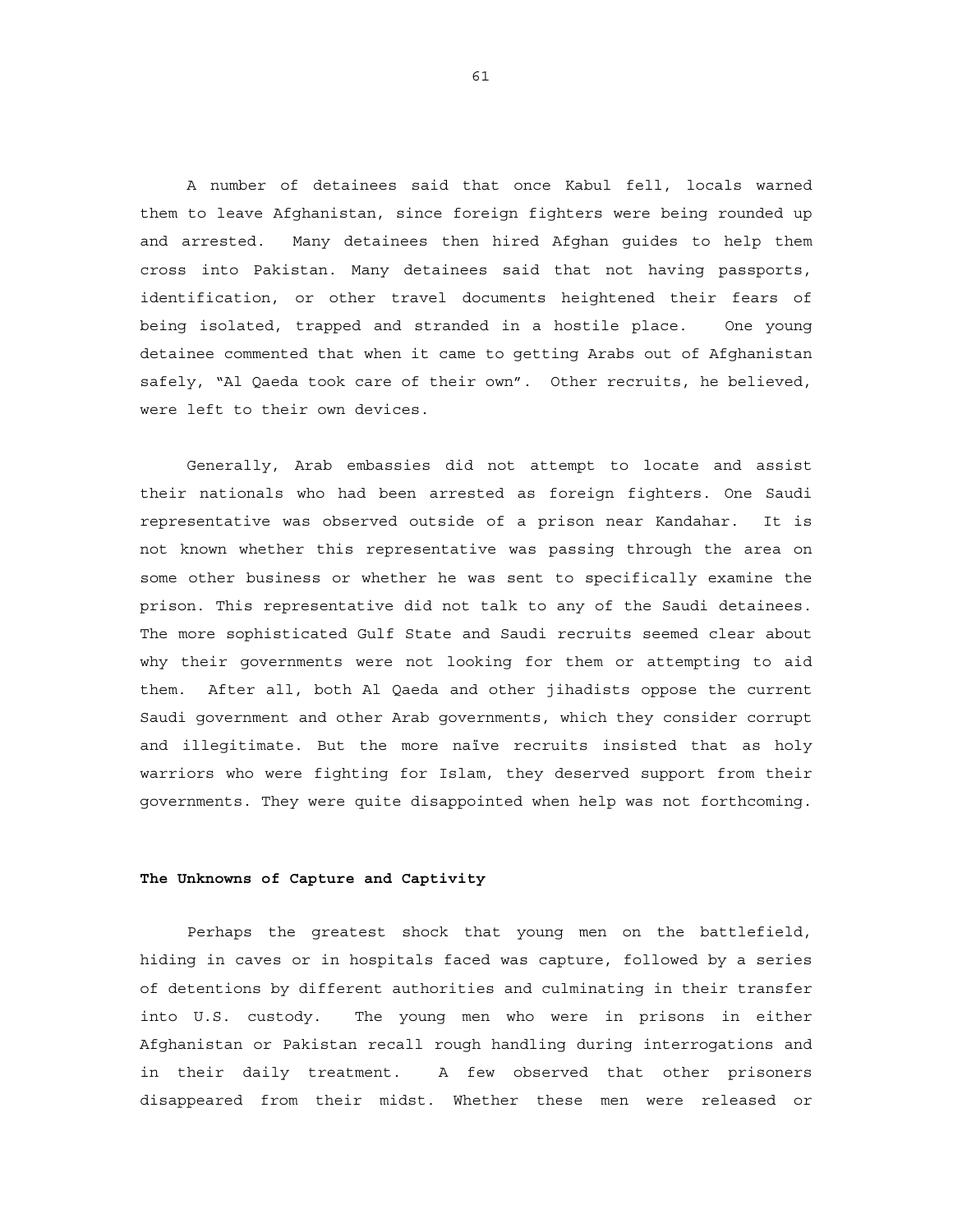A number of detainees said that once Kabul fell, locals warned them to leave Afghanistan, since foreign fighters were being rounded up and arrested. Many detainees then hired Afghan guides to help them cross into Pakistan. Many detainees said that not having passports, identification, or other travel documents heightened their fears of being isolated, trapped and stranded in a hostile place. One young detainee commented that when it came to getting Arabs out of Afghanistan safely, "Al Qaeda took care of their own". Other recruits, he believed, were left to their own devices.

Generally, Arab embassies did not attempt to locate and assist their nationals who had been arrested as foreign fighters. One Saudi representative was observed outside of a prison near Kandahar. It is not known whether this representative was passing through the area on some other business or whether he was sent to specifically examine the prison. This representative did not talk to any of the Saudi detainees. The more sophisticated Gulf State and Saudi recruits seemed clear about why their governments were not looking for them or attempting to aid them. After all, both Al Qaeda and other jihadists oppose the current Saudi government and other Arab governments, which they consider corrupt and illegitimate. But the more naïve recruits insisted that as holy warriors who were fighting for Islam, they deserved support from their governments. They were quite disappointed when help was not forthcoming.

**The Unknowns of Capture and Captivity**

Perhaps the greatest shock that young men on the battlefield, hiding in caves or in hospitals faced was capture, followed by a series of detentions by different authorities and culminating in their transfer into U.S. custody. The young men who were in prisons in either Afghanistan or Pakistan recall rough handling during interrogations and in their daily treatment. A few observed that other prisoners disappeared from their midst. Whether these men were released or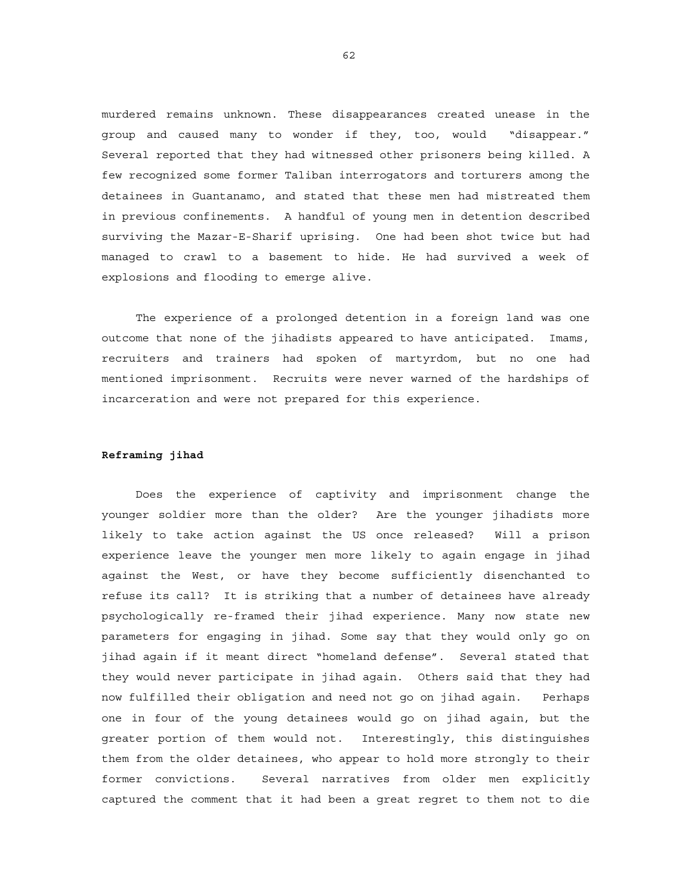murdered remains unknown. These disappearances created unease in the group and caused many to wonder if they, too, would "disappear." Several reported that they had witnessed other prisoners being killed. A few recognized some former Taliban interrogators and torturers among the detainees in Guantanamo, and stated that these men had mistreated them in previous confinements. A handful of young men in detention described surviving the Mazar-E-Sharif uprising. One had been shot twice but had managed to crawl to a basement to hide. He had survived a week of explosions and flooding to emerge alive.

The experience of a prolonged detention in a foreign land was one outcome that none of the jihadists appeared to have anticipated. Imams, recruiters and trainers had spoken of martyrdom, but no one had mentioned imprisonment. Recruits were never warned of the hardships of incarceration and were not prepared for this experience.

**Reframing jihad**

Does the experience of captivity and imprisonment change the younger soldier more than the older? Are the younger jihadists more likely to take action against the US once released? Will a prison experience leave the younger men more likely to again engage in jihad against the West, or have they become sufficiently disenchanted to refuse its call? It is striking that a number of detainees have already psychologically re-framed their jihad experience. Many now state new parameters for engaging in jihad. Some say that they would only go on jihad again if it meant direct "homeland defense". Several stated that they would never participate in jihad again. Others said that they had now fulfilled their obligation and need not go on jihad again. Perhaps one in four of the young detainees would go on jihad again, but the greater portion of them would not. Interestingly, this distinguishes them from the older detainees, who appear to hold more strongly to their former convictions. Several narratives from older men explicitly captured the comment that it had been a great regret to them not to die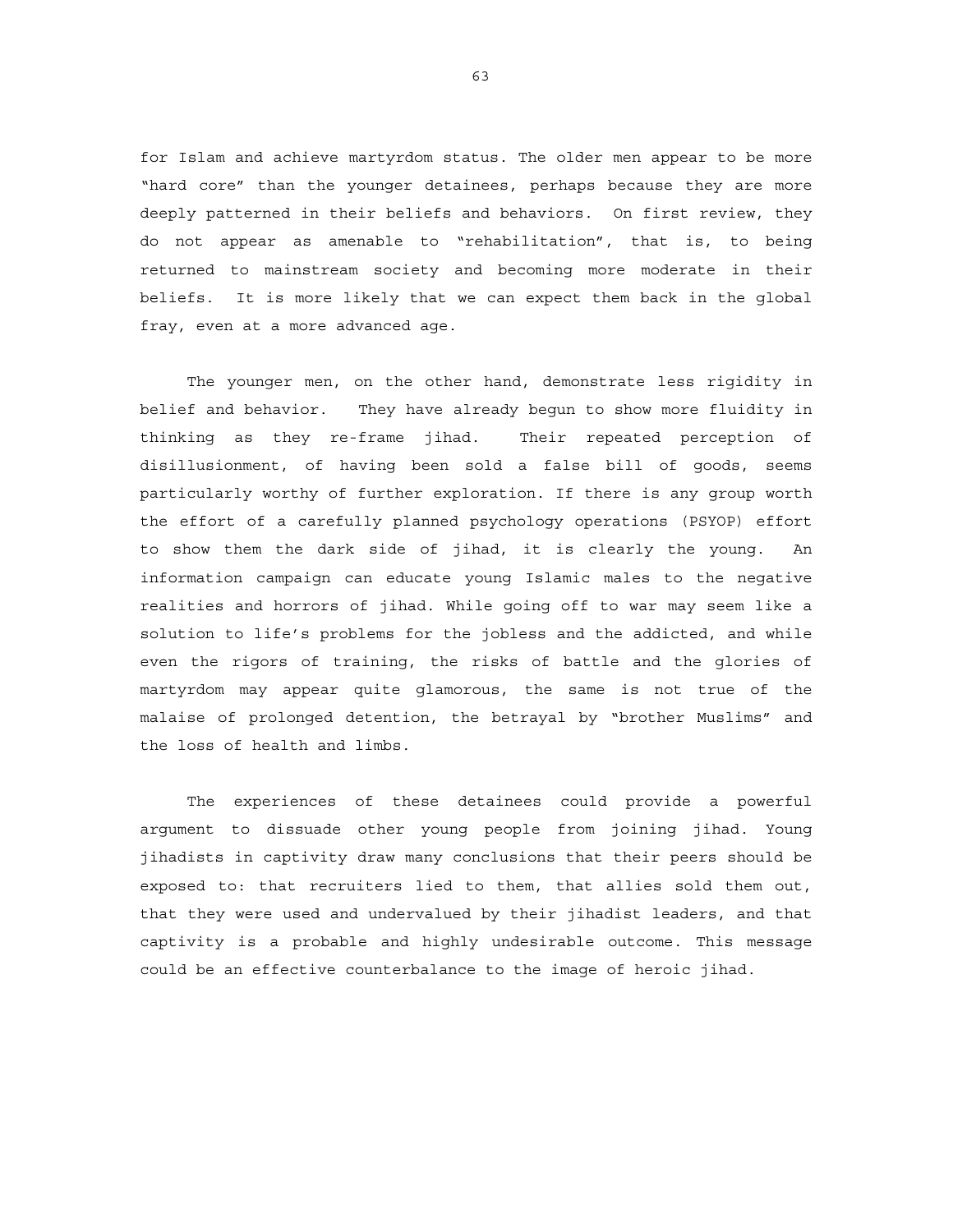for Islam and achieve martyrdom status. The older men appear to be more "hard core" than the younger detainees, perhaps because they are more deeply patterned in their beliefs and behaviors. On first review, they do not appear as amenable to "rehabilitation", that is, to being returned to mainstream society and becoming more moderate in their beliefs. It is more likely that we can expect them back in the global fray, even at a more advanced age.

The younger men, on the other hand, demonstrate less rigidity in belief and behavior. They have already begun to show more fluidity in thinking as they re-frame jihad. Their repeated perception of disillusionment, of having been sold a false bill of goods, seems particularly worthy of further exploration. If there is any group worth the effort of a carefully planned psychology operations (PSYOP) effort to show them the dark side of jihad, it is clearly the young. An information campaign can educate young Islamic males to the negative realities and horrors of jihad. While going off to war may seem like a solution to life's problems for the jobless and the addicted, and while even the rigors of training, the risks of battle and the glories of martyrdom may appear quite glamorous, the same is not true of the malaise of prolonged detention, the betrayal by "brother Muslims" and the loss of health and limbs.

The experiences of these detainees could provide a powerful argument to dissuade other young people from joining jihad. Young jihadists in captivity draw many conclusions that their peers should be exposed to: that recruiters lied to them, that allies sold them out, that they were used and undervalued by their jihadist leaders, and that captivity is a probable and highly undesirable outcome. This message could be an effective counterbalance to the image of heroic jihad.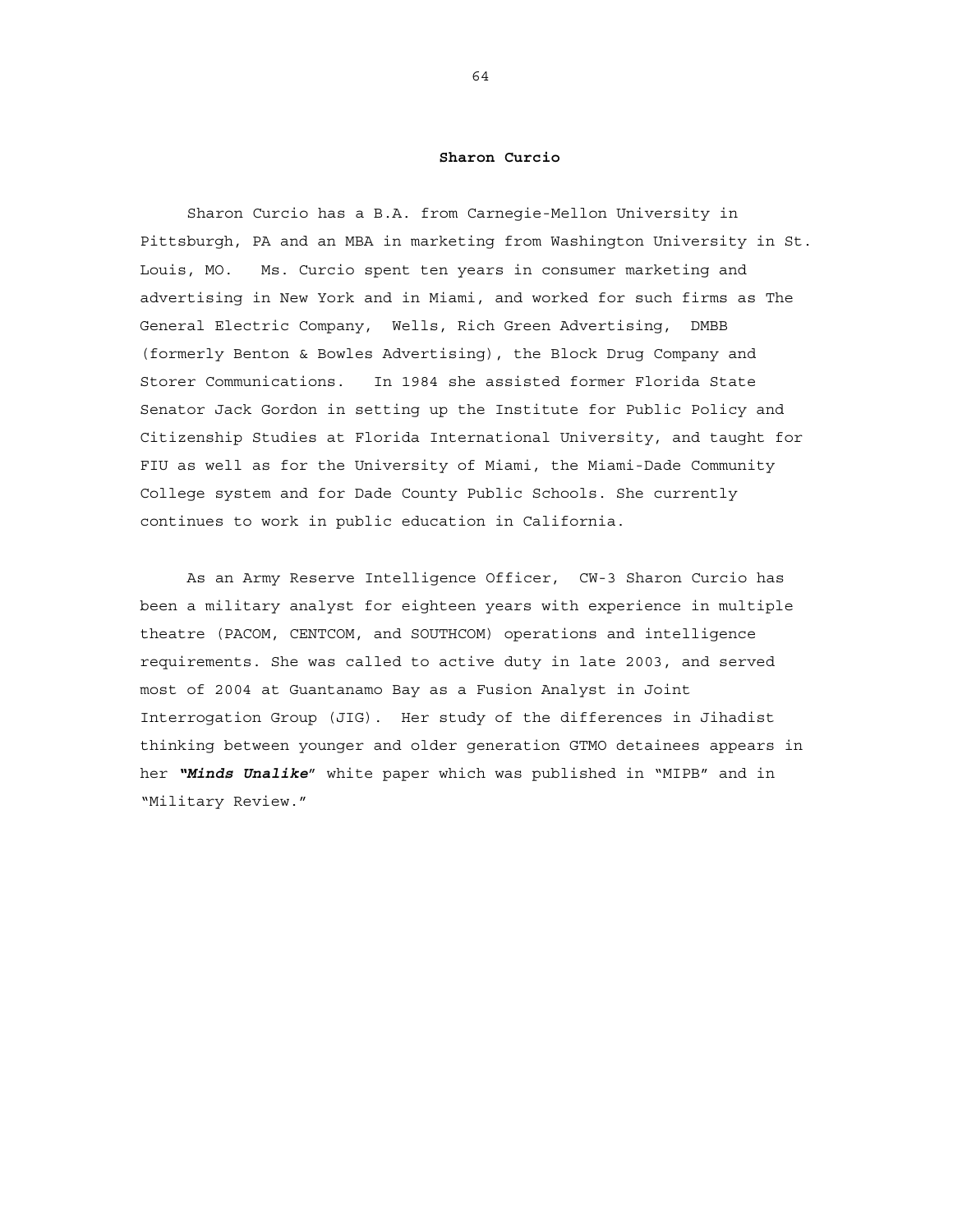## Sharon Curcio

Sharon Curcio has a B.A. from Carnegie-Mellon University in Pittsburgh, PA and an MBA in marketing from Washington University in St. Louis, MO. Ms. Curcio spent ten years in consumer marketing and advertising in New York and in Miami, and worked for such firms as The General Electric Company, Wells, Rich Green Advertising, DMBB (formerly Benton & Bowles Advertising), the Block Drug Company and Storer Communications. In 1984 she assisted former Florida State Senator Jack Gordon in setting up the Institute for Public Policy and Citizenship Studies at Florida International University, and taught for FIU as well as for the University of Miami, the Miami-Dade Community College system and for Dade County Public Schools. She currently continues to work in public education in California.

As an Army Reserve Intelligence Officer, CW-3 Sharon Curcio has been a military analyst for eighteen years with experience in multiple theatre (PACOM, CENTCOM, and SOUTHCOM) operations and intelligence requirements. She was called to active duty in late 2003, and served most of 2004 at Guantanamo Bay as a Fusion Analyst in Joint Interrogation Group (JIG). Her study of the differences in Jihadist thinking between younger and older generation GTMO detainees appears in her ***"Minds Unalike"*** white paper which was published in "MIPB" and in "Military Review."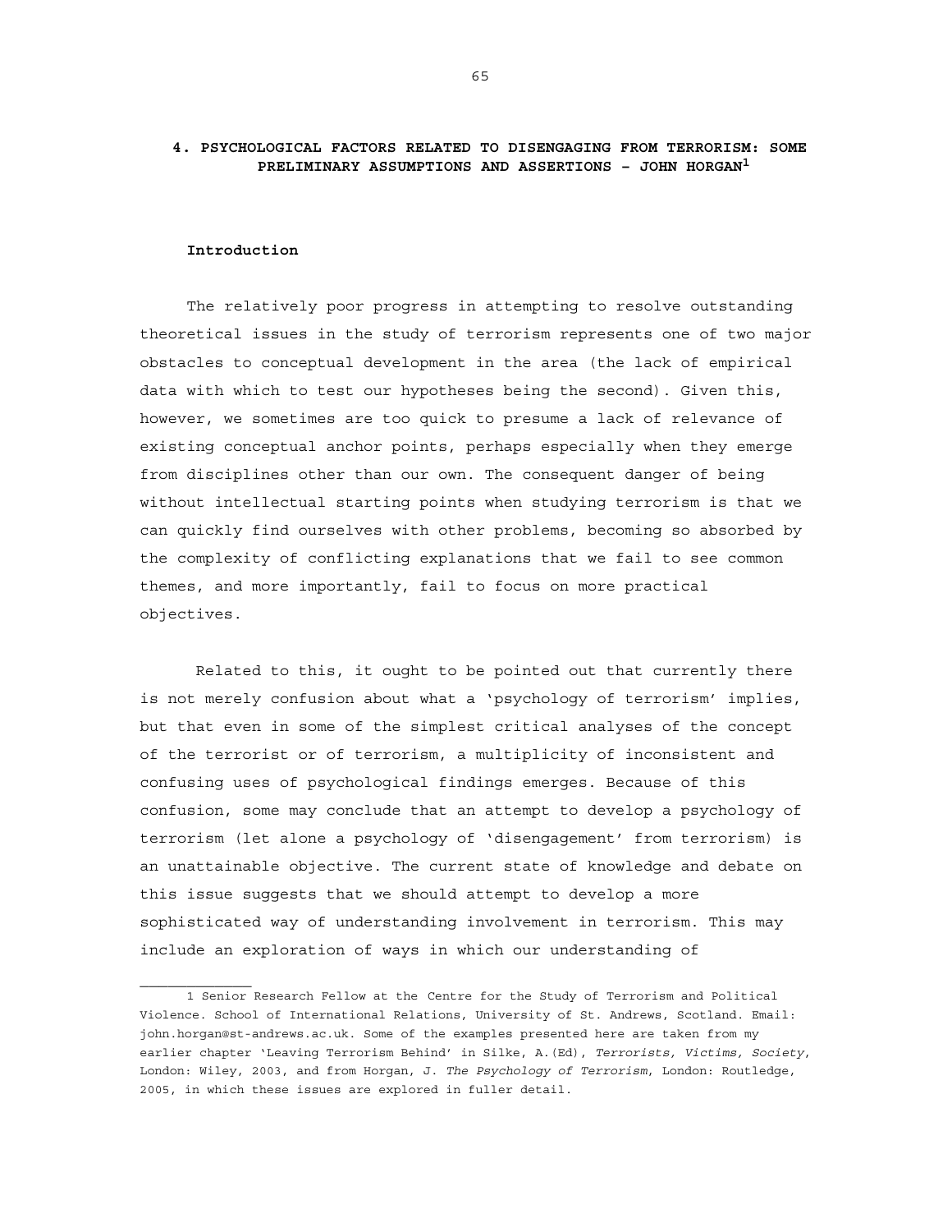## 4. PSYCHOLOGICAL FACTORS RELATED TO DISENGAGING FROM TERRORISM: SOME PRELIMINARY ASSUMPTIONS AND ASSERTIONS – JOHN HORGAN[1]

### Introduction

The relatively poor progress in attempting to resolve outstanding theoretical issues in the study of terrorism represents one of two major obstacles to conceptual development in the area (the lack of empirical data with which to test our hypotheses being the second). Given this, however, we sometimes are too quick to presume a lack of relevance of existing conceptual anchor points, perhaps especially when they emerge from disciplines other than our own. The consequent danger of being without intellectual starting points when studying terrorism is that we can quickly find ourselves with other problems, becoming so absorbed by the complexity of conflicting explanations that we fail to see common themes, and more importantly, fail to focus on more practical objectives.

Related to this, it ought to be pointed out that currently there is not merely confusion about what a 'psychology of terrorism' implies, but that even in some of the simplest critical analyses of the concept of the terrorist or of terrorism, a multiplicity of inconsistent and confusing uses of psychological findings emerges. Because of this confusion, some may conclude that an attempt to develop a psychology of terrorism (let alone a psychology of 'disengagement' from terrorism) is an unattainable objective. The current state of knowledge and debate on this issue suggests that we should attempt to develop a more sophisticated way of understanding involvement in terrorism. This may include an exploration of ways in which our understanding of

---

1 Senior Research Fellow at the Centre for the Study of Terrorism and Political Violence. School of International Relations, University of St. Andrews, Scotland. Email: john.horgan@st-andrews.ac.uk. Some of the examples presented here are taken from my earlier chapter 'Leaving Terrorism Behind' in Silke, A.(Ed), *Terrorists, Victims, Society*, London: Wiley, 2003, and from Horgan, J. *The Psychology of Terrorism*, London: Routledge, 2005, in which these issues are explored in fuller detail.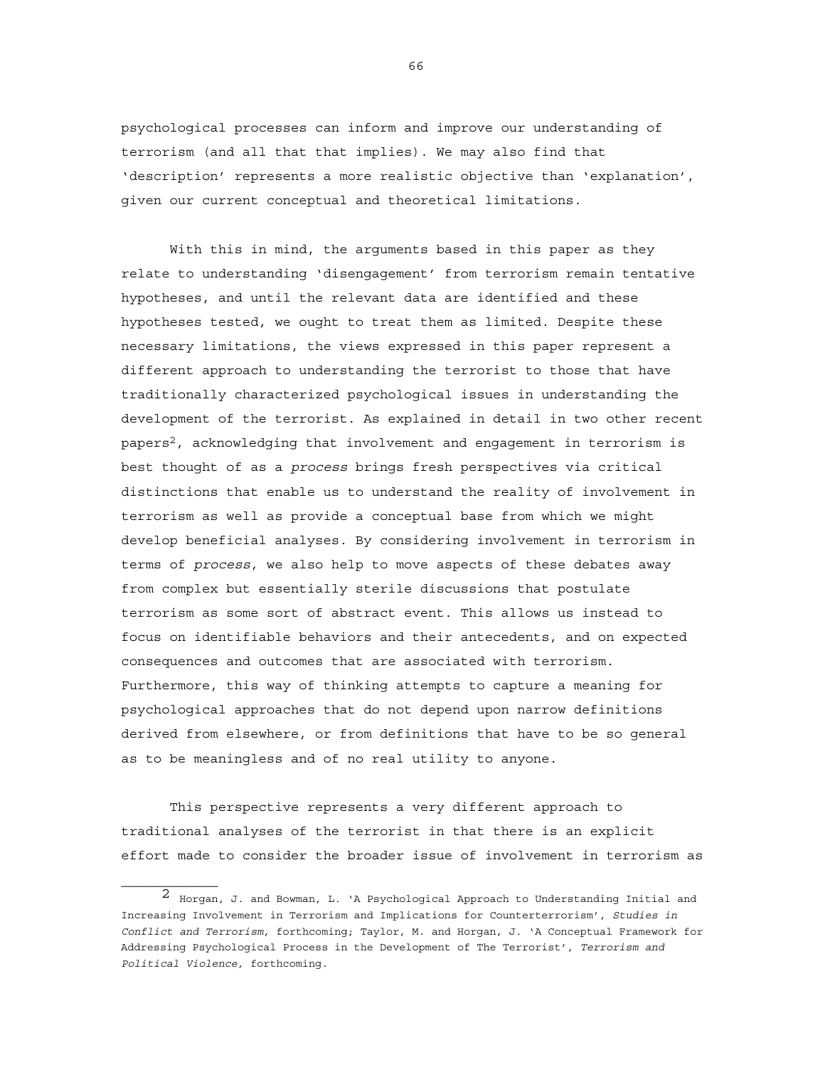psychological processes can inform and improve our understanding of terrorism (and all that that implies). We may also find that 'description' represents a more realistic objective than 'explanation', given our current conceptual and theoretical limitations.

With this in mind, the arguments based in this paper as they relate to understanding 'disengagement' from terrorism remain tentative hypotheses, and until the relevant data are identified and these hypotheses tested, we ought to treat them as limited. Despite these necessary limitations, the views expressed in this paper represent a different approach to understanding the terrorist to those that have traditionally characterized psychological issues in understanding the development of the terrorist. As explained in detail in two other recent papers[2], acknowledging that involvement and engagement in terrorism is best thought of as a *process* brings fresh perspectives via critical distinctions that enable us to understand the reality of involvement in terrorism as well as provide a conceptual base from which we might develop beneficial analyses. By considering involvement in terrorism in terms of *process*, we also help to move aspects of these debates away from complex but essentially sterile discussions that postulate terrorism as some sort of abstract event. This allows us instead to focus on identifiable behaviors and their antecedents, and on expected consequences and outcomes that are associated with terrorism. Furthermore, this way of thinking attempts to capture a meaning for psychological approaches that do not depend upon narrow definitions derived from elsewhere, or from definitions that have to be so general as to be meaningless and of no real utility to anyone.

This perspective represents a very different approach to traditional analyses of the terrorist in that there is an explicit effort made to consider the broader issue of involvement in terrorism as

---

[2] Horgan, J. and Bowman, L. 'A Psychological Approach to Understanding Initial and Increasing Involvement in Terrorism and Implications for Counterterrorism', *Studies in Conflict and Terrorism,* forthcoming; Taylor, M. and Horgan, J. 'A Conceptual Framework for Addressing Psychological Process in the Development of The Terrorist', *Terrorism and Political Violence,* forthcoming.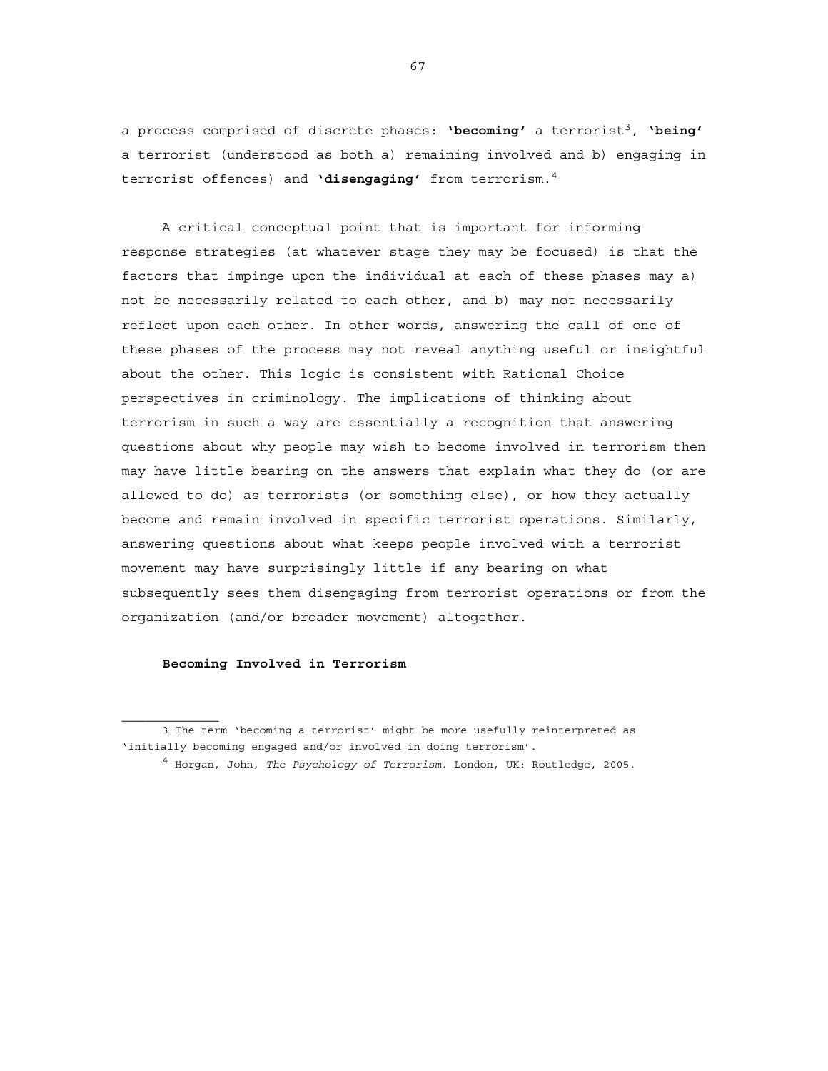a process comprised of discrete phases: **'becoming'** a terrorist[3], **'being'** a terrorist (understood as both a) remaining involved and b) engaging in terrorist offences) and **'disengaging'** from terrorism.[4]

A critical conceptual point that is important for informing response strategies (at whatever stage they may be focused) is that the factors that impinge upon the individual at each of these phases may a) not be necessarily related to each other, and b) may not necessarily reflect upon each other. In other words, answering the call of one of these phases of the process may not reveal anything useful or insightful about the other. This logic is consistent with Rational Choice perspectives in criminology. The implications of thinking about terrorism in such a way are essentially a recognition that answering questions about why people may wish to become involved in terrorism then may have little bearing on the answers that explain what they do (or are allowed to do) as terrorists (or something else), or how they actually become and remain involved in specific terrorist operations. Similarly, answering questions about what keeps people involved with a terrorist movement may have surprisingly little if any bearing on what subsequently sees them disengaging from terrorist operations or from the organization (and/or broader movement) altogether.

**Becoming Involved in Terrorism**

---

3 The term 'becoming a terrorist' might be more usefully reinterpreted as 'initially becoming engaged and/or involved in doing terrorism'.

4 Horgan, John, *The Psychology of Terrorism*. London, UK: Routledge, 2005.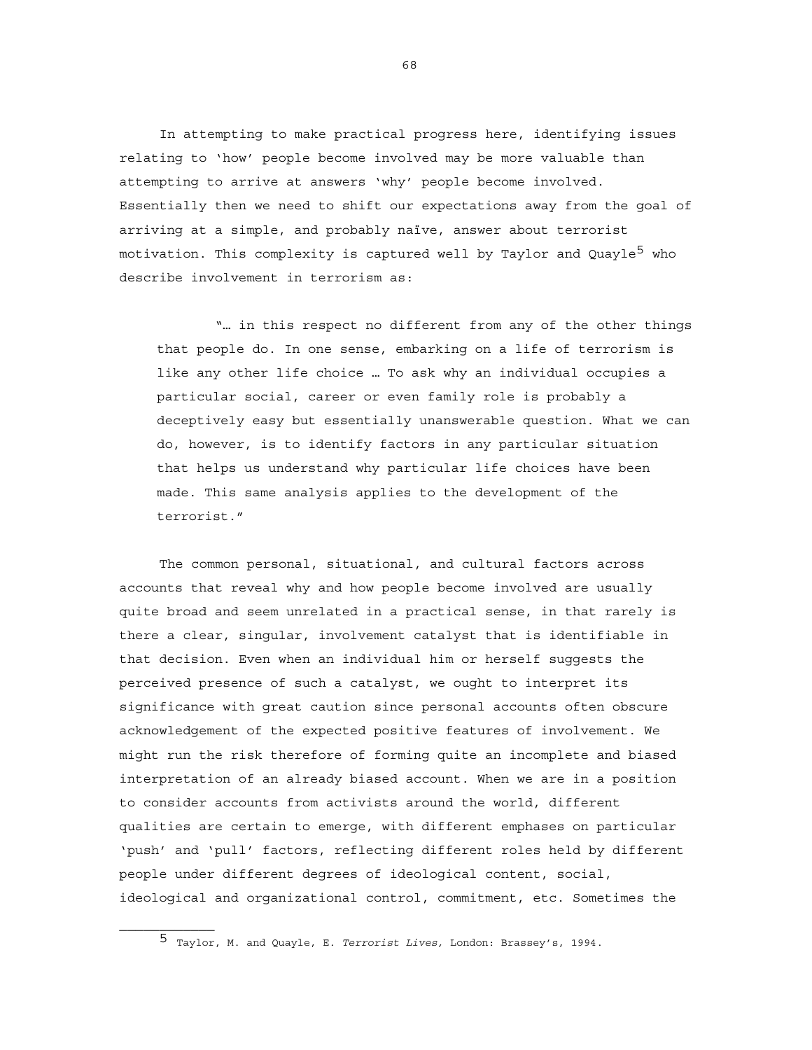In attempting to make practical progress here, identifying issues relating to 'how' people become involved may be more valuable than attempting to arrive at answers 'why' people become involved. Essentially then we need to shift our expectations away from the goal of arriving at a simple, and probably naïve, answer about terrorist motivation. This complexity is captured well by Taylor and Quayle[5] who describe involvement in terrorism as:

> "… in this respect no different from any of the other things that people do. In one sense, embarking on a life of terrorism is like any other life choice … To ask why an individual occupies a particular social, career or even family role is probably a deceptively easy but essentially unanswerable question. What we can do, however, is to identify factors in any particular situation that helps us understand why particular life choices have been made. This same analysis applies to the development of the terrorist."

The common personal, situational, and cultural factors across accounts that reveal why and how people become involved are usually quite broad and seem unrelated in a practical sense, in that rarely is there a clear, singular, involvement catalyst that is identifiable in that decision. Even when an individual him or herself suggests the perceived presence of such a catalyst, we ought to interpret its significance with great caution since personal accounts often obscure acknowledgement of the expected positive features of involvement. We might run the risk therefore of forming quite an incomplete and biased interpretation of an already biased account. When we are in a position to consider accounts from activists around the world, different qualities are certain to emerge, with different emphases on particular 'push' and 'pull' factors, reflecting different roles held by different people under different degrees of ideological content, social, ideological and organizational control, commitment, etc. Sometimes the

---

[5] Taylor, M. and Quayle, E. *Terrorist Lives,* London: Brassey's, 1994.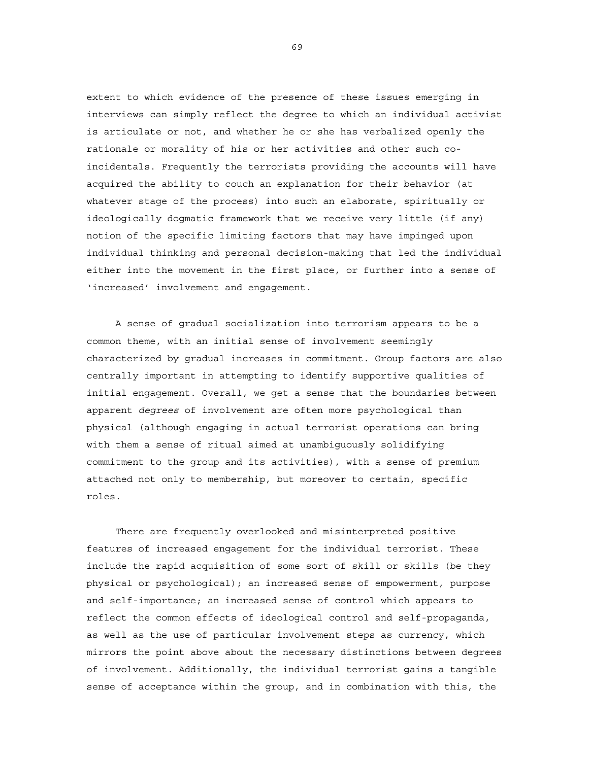extent to which evidence of the presence of these issues emerging in interviews can simply reflect the degree to which an individual activist is articulate or not, and whether he or she has verbalized openly the rationale or morality of his or her activities and other such co-incidentals. Frequently the terrorists providing the accounts will have acquired the ability to couch an explanation for their behavior (at whatever stage of the process) into such an elaborate, spiritually or ideologically dogmatic framework that we receive very little (if any) notion of the specific limiting factors that may have impinged upon individual thinking and personal decision-making that led the individual either into the movement in the first place, or further into a sense of 'increased' involvement and engagement.

A sense of gradual socialization into terrorism appears to be a common theme, with an initial sense of involvement seemingly characterized by gradual increases in commitment. Group factors are also centrally important in attempting to identify supportive qualities of initial engagement. Overall, we get a sense that the boundaries between apparent *degrees* of involvement are often more psychological than physical (although engaging in actual terrorist operations can bring with them a sense of ritual aimed at unambiguously solidifying commitment to the group and its activities), with a sense of premium attached not only to membership, but moreover to certain, specific roles.

There are frequently overlooked and misinterpreted positive features of increased engagement for the individual terrorist. These include the rapid acquisition of some sort of skill or skills (be they physical or psychological); an increased sense of empowerment, purpose and self-importance; an increased sense of control which appears to reflect the common effects of ideological control and self-propaganda, as well as the use of particular involvement steps as currency, which mirrors the point above about the necessary distinctions between degrees of involvement. Additionally, the individual terrorist gains a tangible sense of acceptance within the group, and in combination with this, the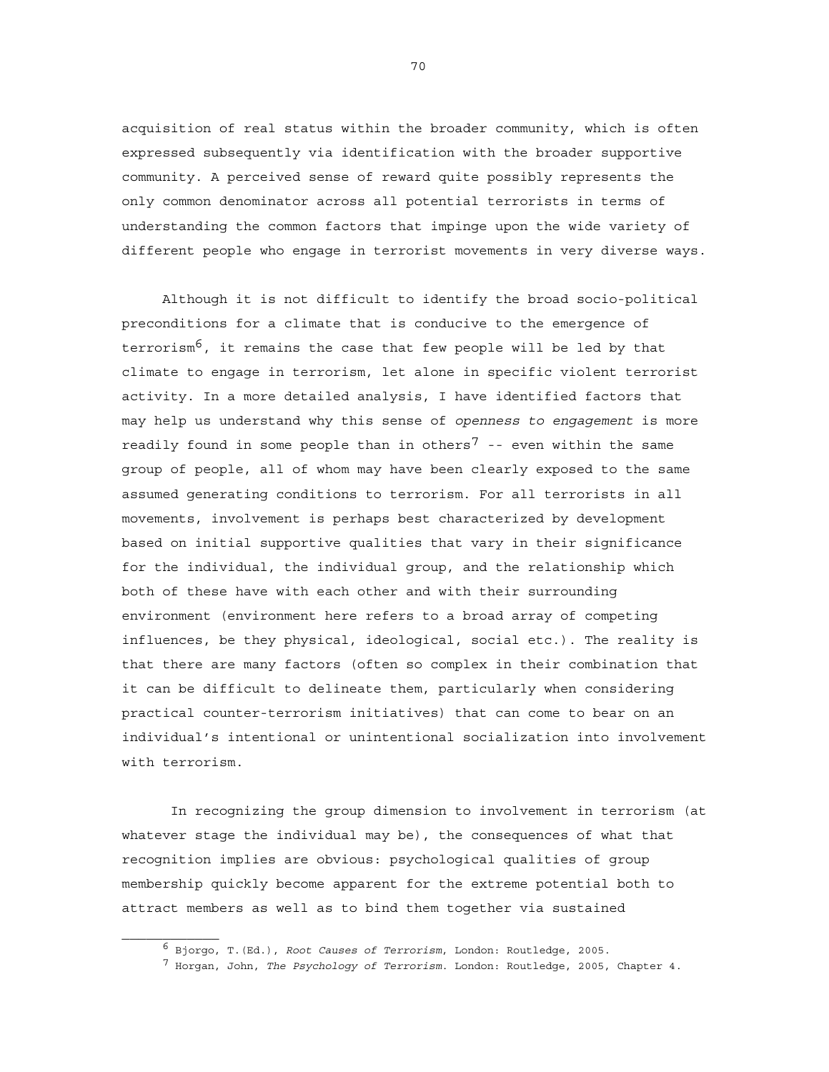acquisition of real status within the broader community, which is often expressed subsequently via identification with the broader supportive community. A perceived sense of reward quite possibly represents the only common denominator across all potential terrorists in terms of understanding the common factors that impinge upon the wide variety of different people who engage in terrorist movements in very diverse ways.

Although it is not difficult to identify the broad socio-political preconditions for a climate that is conducive to the emergence of terrorism[6], it remains the case that few people will be led by that climate to engage in terrorism, let alone in specific violent terrorist activity. In a more detailed analysis, I have identified factors that may help us understand why this sense of *openness to engagement* is more readily found in some people than in others[7] -- even within the same group of people, all of whom may have been clearly exposed to the same assumed generating conditions to terrorism. For all terrorists in all movements, involvement is perhaps best characterized by development based on initial supportive qualities that vary in their significance for the individual, the individual group, and the relationship which both of these have with each other and with their surrounding environment (environment here refers to a broad array of competing influences, be they physical, ideological, social etc.). The reality is that there are many factors (often so complex in their combination that it can be difficult to delineate them, particularly when considering practical counter-terrorism initiatives) that can come to bear on an individual's intentional or unintentional socialization into involvement with terrorism.

In recognizing the group dimension to involvement in terrorism (at whatever stage the individual may be), the consequences of what that recognition implies are obvious: psychological qualities of group membership quickly become apparent for the extreme potential both to attract members as well as to bind them together via sustained

---

[6] Bjorgo, T.(Ed.), *Root Causes of Terrorism*, London: Routledge, 2005.

[7] Horgan, John, *The Psychology of Terrorism*. London: Routledge, 2005, Chapter 4.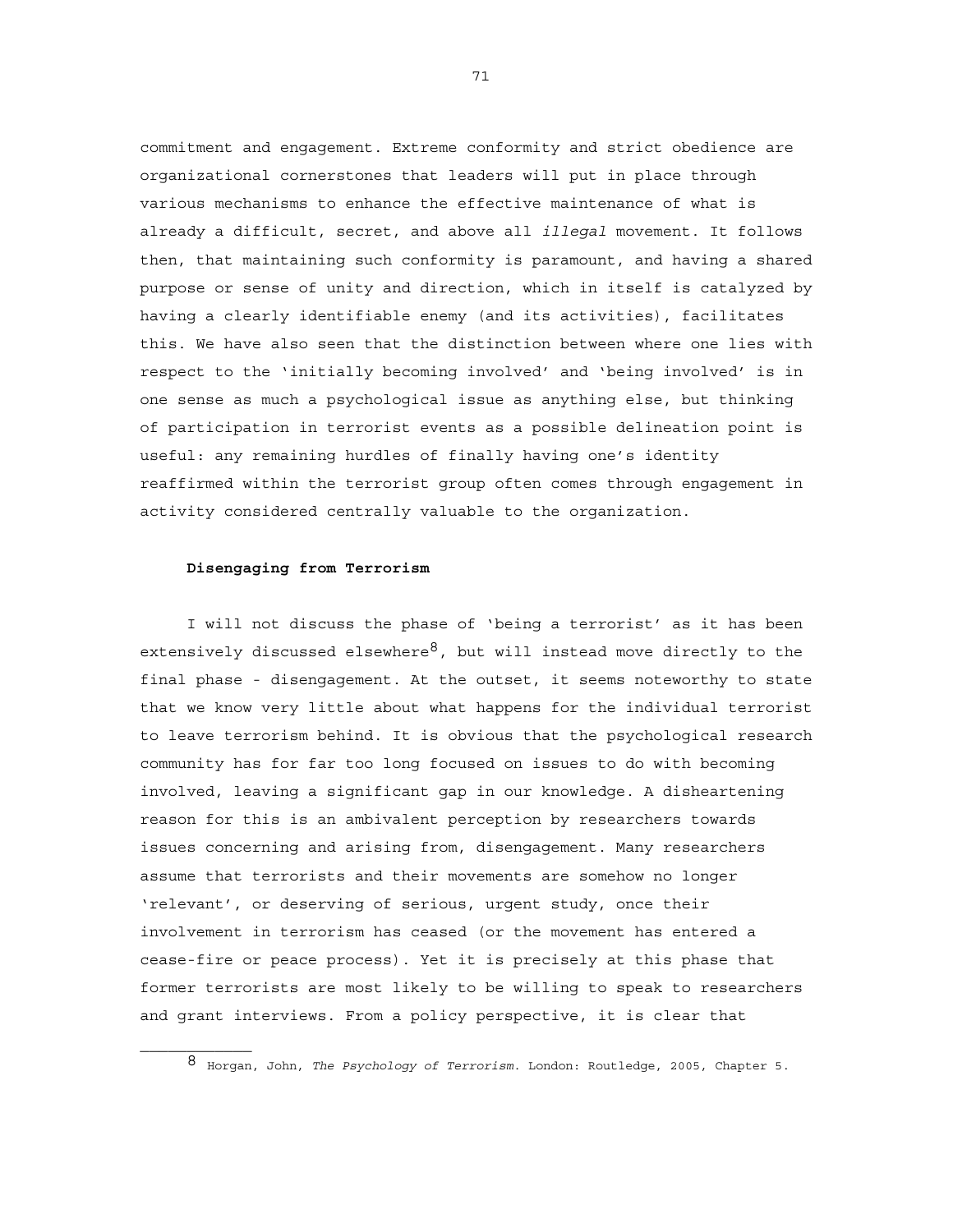commitment and engagement. Extreme conformity and strict obedience are organizational cornerstones that leaders will put in place through various mechanisms to enhance the effective maintenance of what is already a difficult, secret, and above all *illegal* movement. It follows then, that maintaining such conformity is paramount, and having a shared purpose or sense of unity and direction, which in itself is catalyzed by having a clearly identifiable enemy (and its activities), facilitates this. We have also seen that the distinction between where one lies with respect to the 'initially becoming involved' and 'being involved' is in one sense as much a psychological issue as anything else, but thinking of participation in terrorist events as a possible delineation point is useful: any remaining hurdles of finally having one's identity reaffirmed within the terrorist group often comes through engagement in activity considered centrally valuable to the organization.

**Disengaging from Terrorism**

I will not discuss the phase of 'being a terrorist' as it has been extensively discussed elsewhere[8], but will instead move directly to the final phase - disengagement. At the outset, it seems noteworthy to state that we know very little about what happens for the individual terrorist to leave terrorism behind. It is obvious that the psychological research community has for far too long focused on issues to do with becoming involved, leaving a significant gap in our knowledge. A disheartening reason for this is an ambivalent perception by researchers towards issues concerning and arising from, disengagement. Many researchers assume that terrorists and their movements are somehow no longer 'relevant', or deserving of serious, urgent study, once their involvement in terrorism has ceased (or the movement has entered a cease-fire or peace process). Yet it is precisely at this phase that former terrorists are most likely to be willing to speak to researchers and grant interviews. From a policy perspective, it is clear that

---

[8] Horgan, John, *The Psychology of Terrorism*. London: Routledge, 2005, Chapter 5.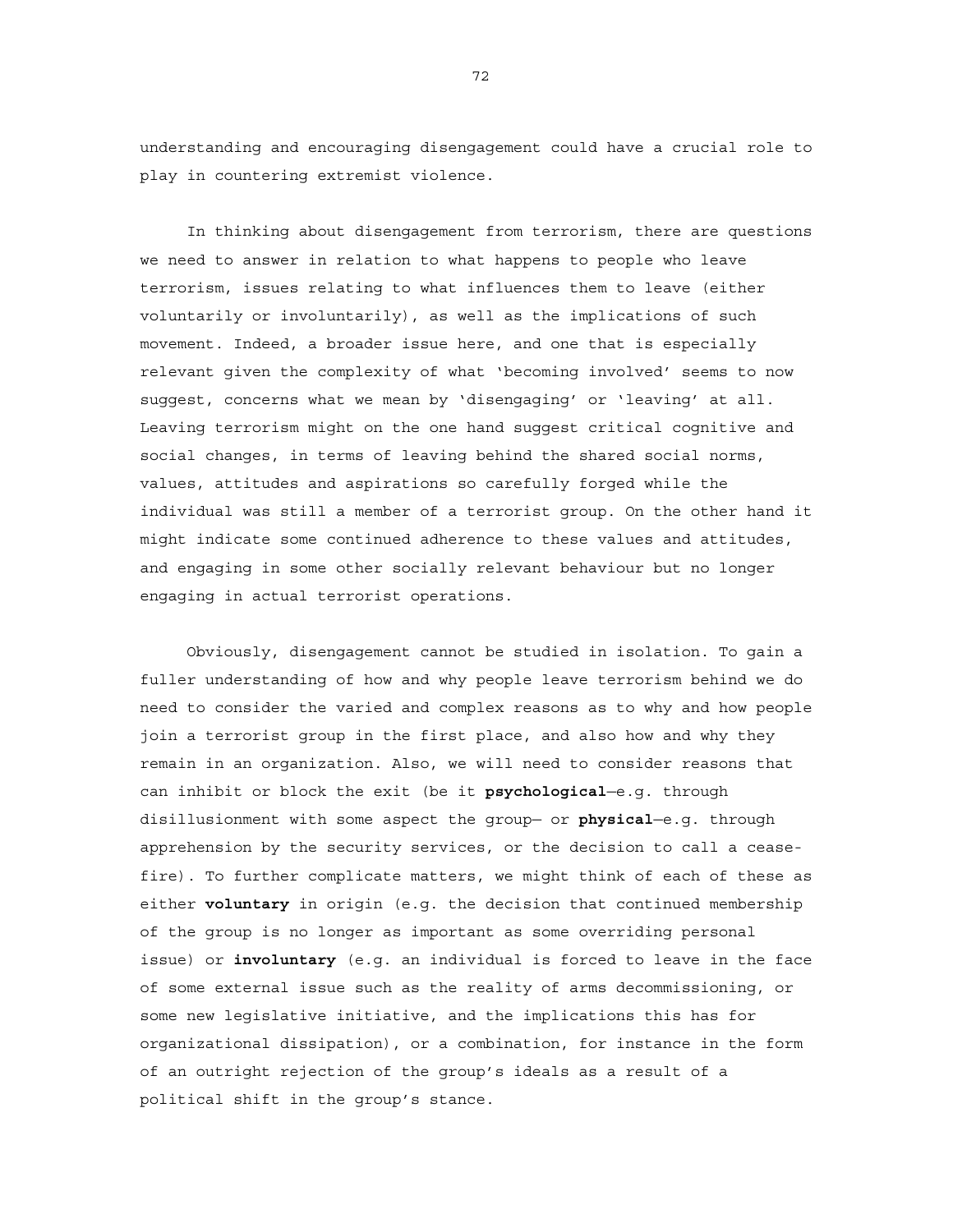understanding and encouraging disengagement could have a crucial role to play in countering extremist violence.

In thinking about disengagement from terrorism, there are questions we need to answer in relation to what happens to people who leave terrorism, issues relating to what influences them to leave (either voluntarily or involuntarily), as well as the implications of such movement. Indeed, a broader issue here, and one that is especially relevant given the complexity of what 'becoming involved' seems to now suggest, concerns what we mean by 'disengaging' or 'leaving' at all. Leaving terrorism might on the one hand suggest critical cognitive and social changes, in terms of leaving behind the shared social norms, values, attitudes and aspirations so carefully forged while the individual was still a member of a terrorist group. On the other hand it might indicate some continued adherence to these values and attitudes, and engaging in some other socially relevant behaviour but no longer engaging in actual terrorist operations.

Obviously, disengagement cannot be studied in isolation. To gain a fuller understanding of how and why people leave terrorism behind we do need to consider the varied and complex reasons as to why and how people join a terrorist group in the first place, and also how and why they remain in an organization. Also, we will need to consider reasons that can inhibit or block the exit (be it **psychological**—e.g. through disillusionment with some aspect the group— or **physical**—e.g. through apprehension by the security services, or the decision to call a cease-fire). To further complicate matters, we might think of each of these as either **voluntary** in origin (e.g. the decision that continued membership of the group is no longer as important as some overriding personal issue) or **involuntary** (e.g. an individual is forced to leave in the face of some external issue such as the reality of arms decommissioning, or some new legislative initiative, and the implications this has for organizational dissipation), or a combination, for instance in the form of an outright rejection of the group's ideals as a result of a political shift in the group's stance.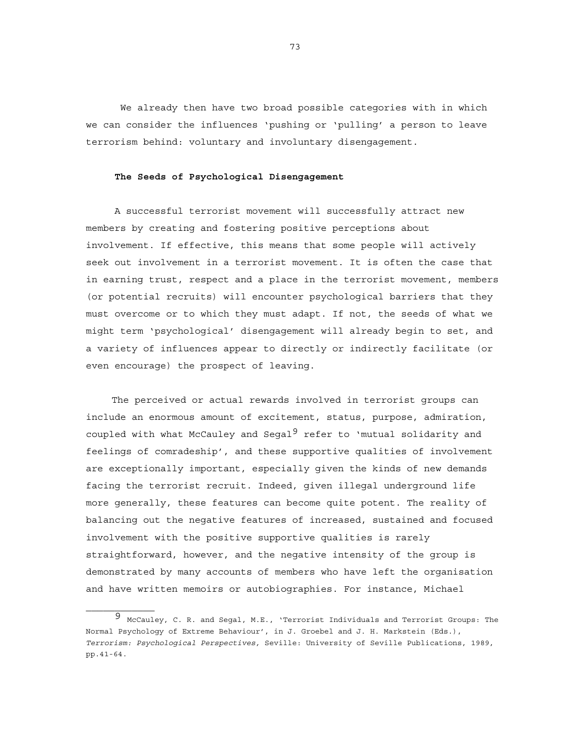We already then have two broad possible categories with in which we can consider the influences 'pushing or 'pulling' a person to leave terrorism behind: voluntary and involuntary disengagement.

### The Seeds of Psychological Disengagement

A successful terrorist movement will successfully attract new members by creating and fostering positive perceptions about involvement. If effective, this means that some people will actively seek out involvement in a terrorist movement. It is often the case that in earning trust, respect and a place in the terrorist movement, members (or potential recruits) will encounter psychological barriers that they must overcome or to which they must adapt. If not, the seeds of what we might term 'psychological' disengagement will already begin to set, and a variety of influences appear to directly or indirectly facilitate (or even encourage) the prospect of leaving.

The perceived or actual rewards involved in terrorist groups can include an enormous amount of excitement, status, purpose, admiration, coupled with what McCauley and Segal[9] refer to 'mutual solidarity and feelings of comradeship', and these supportive qualities of involvement are exceptionally important, especially given the kinds of new demands facing the terrorist recruit. Indeed, given illegal underground life more generally, these features can become quite potent. The reality of balancing out the negative features of increased, sustained and focused involvement with the positive supportive qualities is rarely straightforward, however, and the negative intensity of the group is demonstrated by many accounts of members who have left the organisation and have written memoirs or autobiographies. For instance, Michael

---

[9] McCauley, C. R. and Segal, M.E., 'Terrorist Individuals and Terrorist Groups: The Normal Psychology of Extreme Behaviour', in J. Groebel and J. H. Markstein (Eds.), *Terrorism: Psychological Perspectives,* Seville: University of Seville Publications, 1989, pp.41-64.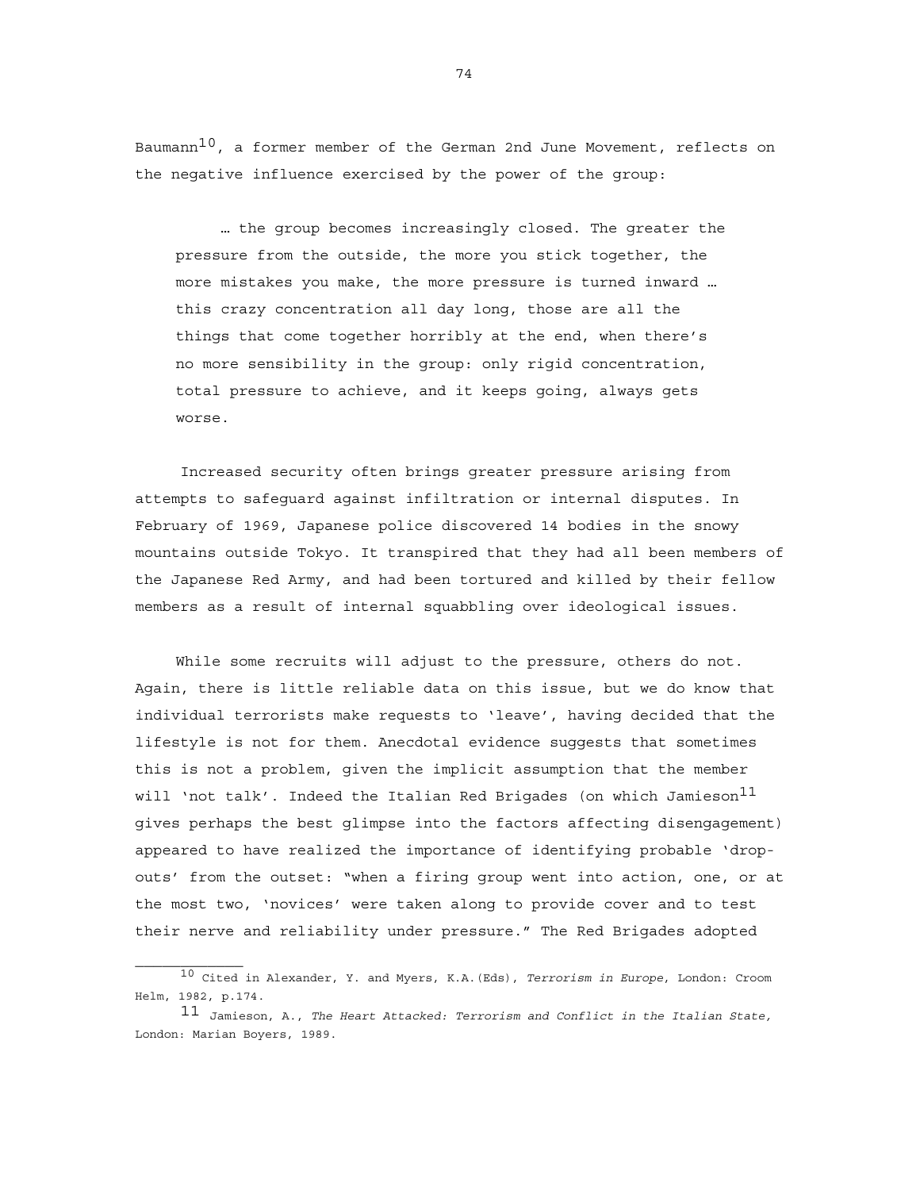Baumann[10], a former member of the German 2nd June Movement, reflects on the negative influence exercised by the power of the group:

> … the group becomes increasingly closed. The greater the pressure from the outside, the more you stick together, the more mistakes you make, the more pressure is turned inward … this crazy concentration all day long, those are all the things that come together horribly at the end, when there's no more sensibility in the group: only rigid concentration, total pressure to achieve, and it keeps going, always gets worse.

Increased security often brings greater pressure arising from attempts to safeguard against infiltration or internal disputes. In February of 1969, Japanese police discovered 14 bodies in the snowy mountains outside Tokyo. It transpired that they had all been members of the Japanese Red Army, and had been tortured and killed by their fellow members as a result of internal squabbling over ideological issues.

While some recruits will adjust to the pressure, others do not. Again, there is little reliable data on this issue, but we do know that individual terrorists make requests to 'leave', having decided that the lifestyle is not for them. Anecdotal evidence suggests that sometimes this is not a problem, given the implicit assumption that the member will 'not talk'. Indeed the Italian Red Brigades (on which Jamieson[11] gives perhaps the best glimpse into the factors affecting disengagement) appeared to have realized the importance of identifying probable 'drop-outs' from the outset: "when a firing group went into action, one, or at the most two, 'novices' were taken along to provide cover and to test their nerve and reliability under pressure." The Red Brigades adopted

---

[10] Cited in Alexander, Y. and Myers, K.A.(Eds), *Terrorism in Europe*, London: Croom Helm, 1982, p.174.

[11] Jamieson, A., *The Heart Attacked: Terrorism and Conflict in the Italian State,* London: Marian Boyers, 1989.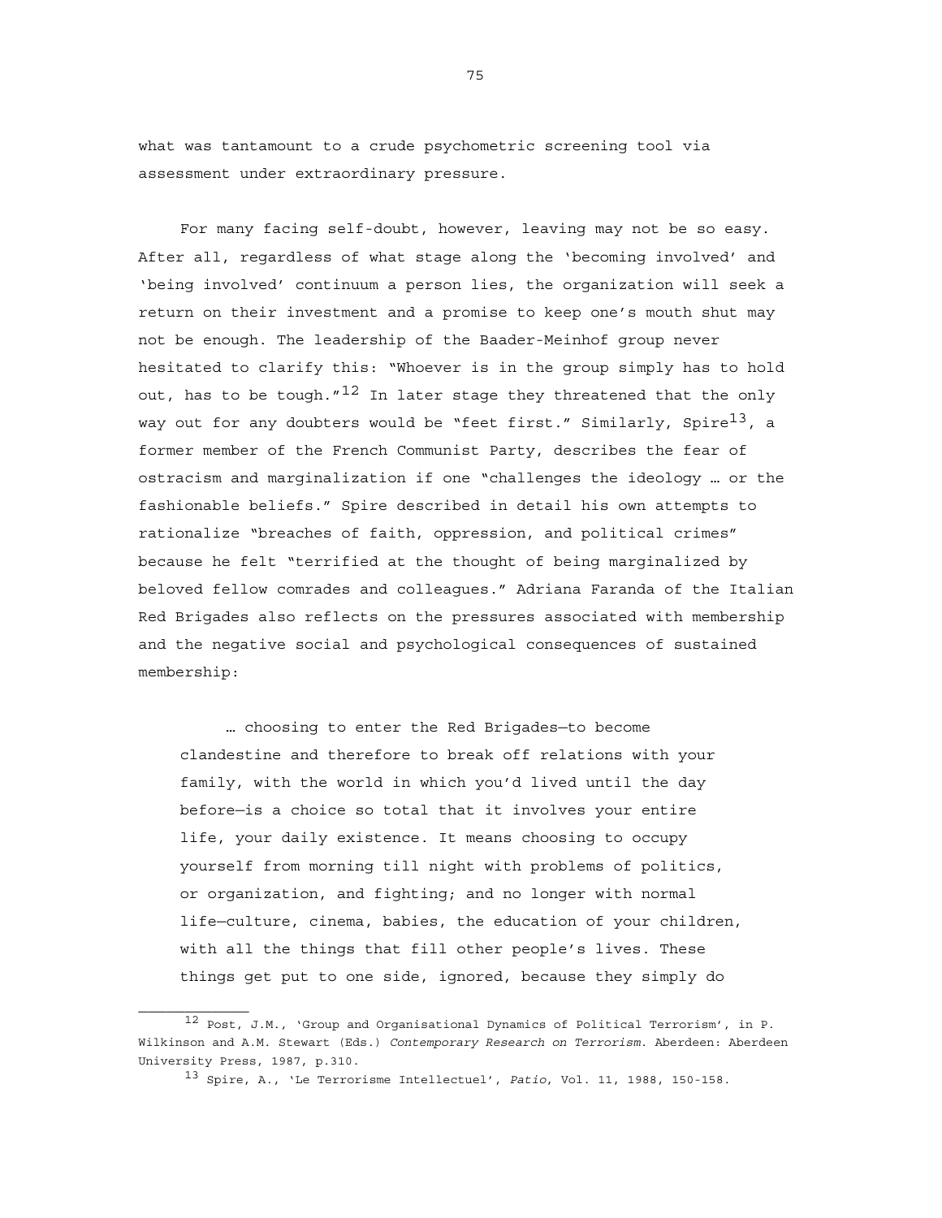what was tantamount to a crude psychometric screening tool via assessment under extraordinary pressure.

For many facing self-doubt, however, leaving may not be so easy. After all, regardless of what stage along the 'becoming involved' and 'being involved' continuum a person lies, the organization will seek a return on their investment and a promise to keep one's mouth shut may not be enough. The leadership of the Baader-Meinhof group never hesitated to clarify this: "Whoever is in the group simply has to hold out, has to be tough."[12] In later stage they threatened that the only way out for any doubters would be "feet first." Similarly, Spire[13], a former member of the French Communist Party, describes the fear of ostracism and marginalization if one "challenges the ideology … or the fashionable beliefs." Spire described in detail his own attempts to rationalize "breaches of faith, oppression, and political crimes" because he felt "terrified at the thought of being marginalized by beloved fellow comrades and colleagues." Adriana Faranda of the Italian Red Brigades also reflects on the pressures associated with membership and the negative social and psychological consequences of sustained membership:

> … choosing to enter the Red Brigades—to become clandestine and therefore to break off relations with your family, with the world in which you'd lived until the day before—is a choice so total that it involves your entire life, your daily existence. It means choosing to occupy yourself from morning till night with problems of politics, or organization, and fighting; and no longer with normal life—culture, cinema, babies, the education of your children, with all the things that fill other people's lives. These things get put to one side, ignored, because they simply do

---

[12] Post, J.M., 'Group and Organisational Dynamics of Political Terrorism', in P. Wilkinson and A.M. Stewart (Eds.) *Contemporary Research on Terrorism*. Aberdeen: Aberdeen University Press, 1987, p.310.

[13] Spire, A., 'Le Terrorisme Intellectuel', *Patio*, Vol. 11, 1988, 150-158.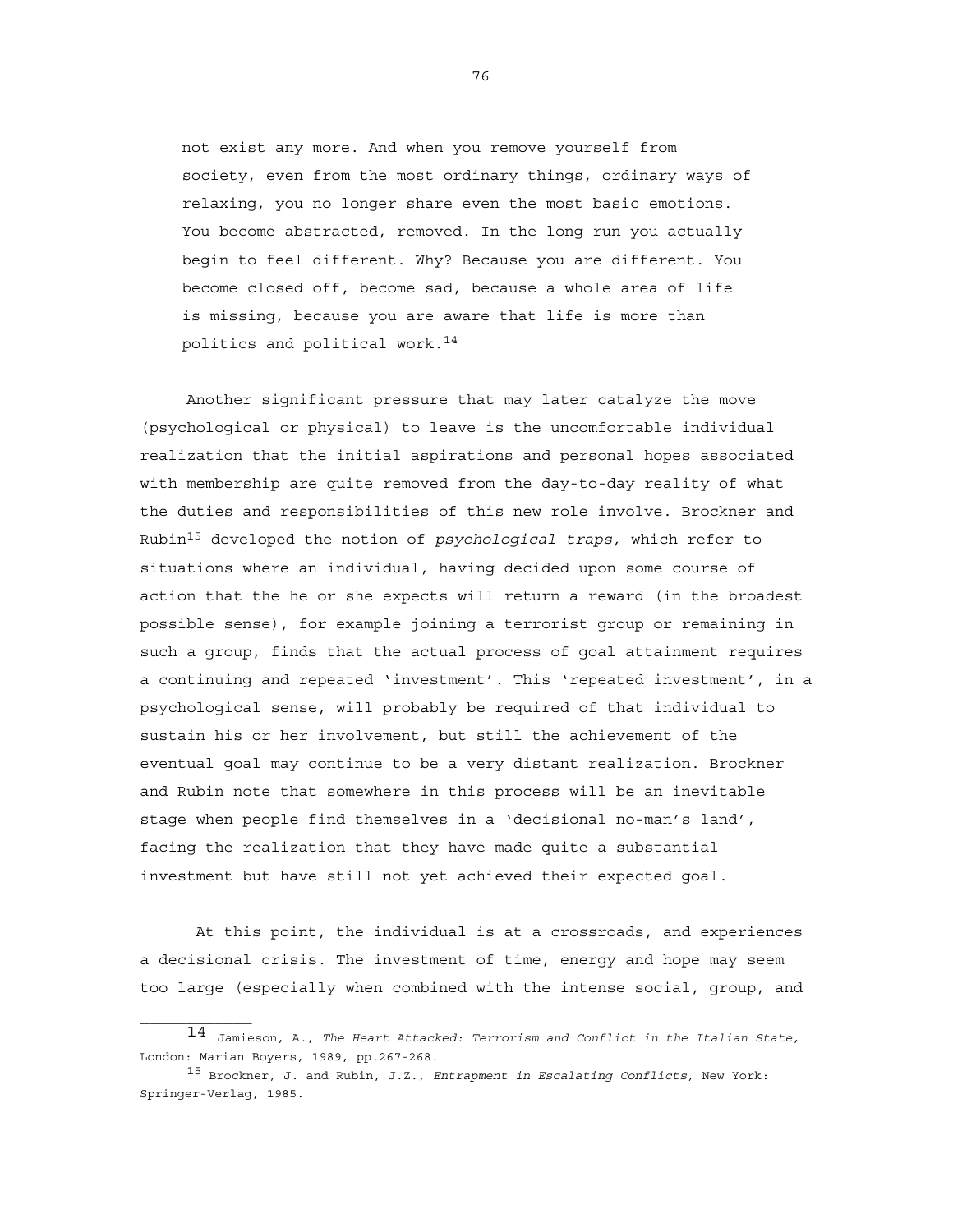> not exist any more. And when you remove yourself from society, even from the most ordinary things, ordinary ways of relaxing, you no longer share even the most basic emotions. You become abstracted, removed. In the long run you actually begin to feel different. Why? Because you are different. You become closed off, become sad, because a whole area of life is missing, because you are aware that life is more than politics and political work.[14]

Another significant pressure that may later catalyze the move (psychological or physical) to leave is the uncomfortable individual realization that the initial aspirations and personal hopes associated with membership are quite removed from the day-to-day reality of what the duties and responsibilities of this new role involve. Brockner and Rubin[15] developed the notion of *psychological traps,* which refer to situations where an individual, having decided upon some course of action that the he or she expects will return a reward (in the broadest possible sense), for example joining a terrorist group or remaining in such a group, finds that the actual process of goal attainment requires a continuing and repeated 'investment'. This 'repeated investment', in a psychological sense, will probably be required of that individual to sustain his or her involvement, but still the achievement of the eventual goal may continue to be a very distant realization. Brockner and Rubin note that somewhere in this process will be an inevitable stage when people find themselves in a 'decisional no-man's land', facing the realization that they have made quite a substantial investment but have still not yet achieved their expected goal.

At this point, the individual is at a crossroads, and experiences a decisional crisis. The investment of time, energy and hope may seem too large (especially when combined with the intense social, group, and

---

[14] Jamieson, A., *The Heart Attacked: Terrorism and Conflict in the Italian State,* London: Marian Boyers, 1989, pp.267-268.

[15] Brockner, J. and Rubin, J.Z., *Entrapment in Escalating Conflicts,* New York: Springer-Verlag, 1985.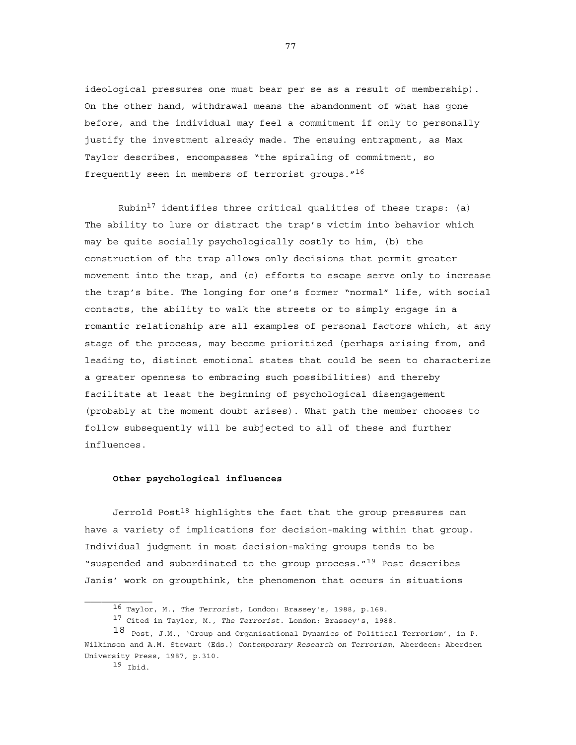ideological pressures one must bear per se as a result of membership). On the other hand, withdrawal means the abandonment of what has gone before, and the individual may feel a commitment if only to personally justify the investment already made. The ensuing entrapment, as Max Taylor describes, encompasses "the spiraling of commitment, so frequently seen in members of terrorist groups."[16]

Rubin[17] identifies three critical qualities of these traps: (a) The ability to lure or distract the trap's victim into behavior which may be quite socially psychologically costly to him, (b) the construction of the trap allows only decisions that permit greater movement into the trap, and (c) efforts to escape serve only to increase the trap's bite. The longing for one's former "normal" life, with social contacts, the ability to walk the streets or to simply engage in a romantic relationship are all examples of personal factors which, at any stage of the process, may become prioritized (perhaps arising from, and leading to, distinct emotional states that could be seen to characterize a greater openness to embracing such possibilities) and thereby facilitate at least the beginning of psychological disengagement (probably at the moment doubt arises). What path the member chooses to follow subsequently will be subjected to all of these and further influences.

**Other psychological influences**

Jerrold Post[18] highlights the fact that the group pressures can have a variety of implications for decision-making within that group. Individual judgment in most decision-making groups tends to be "suspended and subordinated to the group process."[19] Post describes Janis' work on groupthink, the phenomenon that occurs in situations

---

[16] Taylor, M., *The Terrorist,* London: Brassey's, 1988, p.168.

[17] Cited in Taylor, M., *The Terrorist*. London: Brassey's, 1988.

[18] Post, J.M., 'Group and Organisational Dynamics of Political Terrorism', in P. Wilkinson and A.M. Stewart (Eds.) *Contemporary Research on Terrorism,* Aberdeen: Aberdeen University Press, 1987, p.310.

[19] Ibid.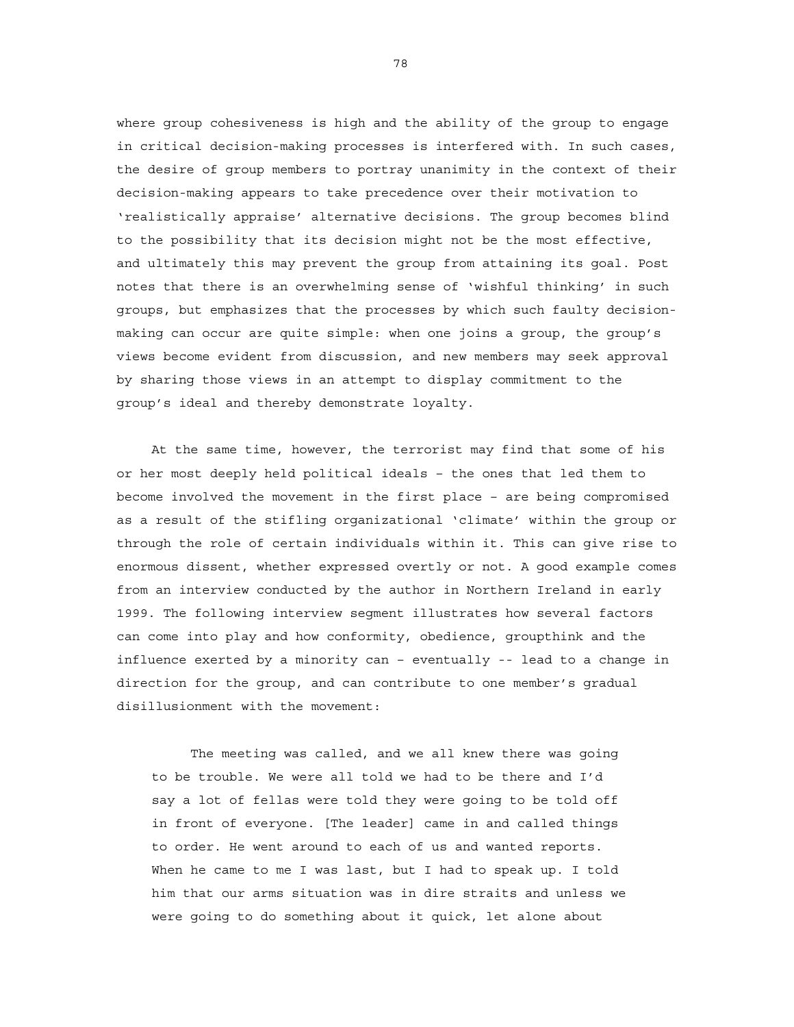where group cohesiveness is high and the ability of the group to engage in critical decision-making processes is interfered with. In such cases, the desire of group members to portray unanimity in the context of their decision-making appears to take precedence over their motivation to 'realistically appraise' alternative decisions. The group becomes blind to the possibility that its decision might not be the most effective, and ultimately this may prevent the group from attaining its goal. Post notes that there is an overwhelming sense of 'wishful thinking' in such groups, but emphasizes that the processes by which such faulty decision-making can occur are quite simple: when one joins a group, the group's views become evident from discussion, and new members may seek approval by sharing those views in an attempt to display commitment to the group's ideal and thereby demonstrate loyalty.

At the same time, however, the terrorist may find that some of his or her most deeply held political ideals – the ones that led them to become involved the movement in the first place – are being compromised as a result of the stifling organizational 'climate' within the group or through the role of certain individuals within it. This can give rise to enormous dissent, whether expressed overtly or not. A good example comes from an interview conducted by the author in Northern Ireland in early 1999. The following interview segment illustrates how several factors can come into play and how conformity, obedience, groupthink and the influence exerted by a minority can – eventually -- lead to a change in direction for the group, and can contribute to one member's gradual disillusionment with the movement:

> The meeting was called, and we all knew there was going to be trouble. We were all told we had to be there and I'd say a lot of fellas were told they were going to be told off in front of everyone. [The leader] came in and called things to order. He went around to each of us and wanted reports. When he came to me I was last, but I had to speak up. I told him that our arms situation was in dire straits and unless we were going to do something about it quick, let alone about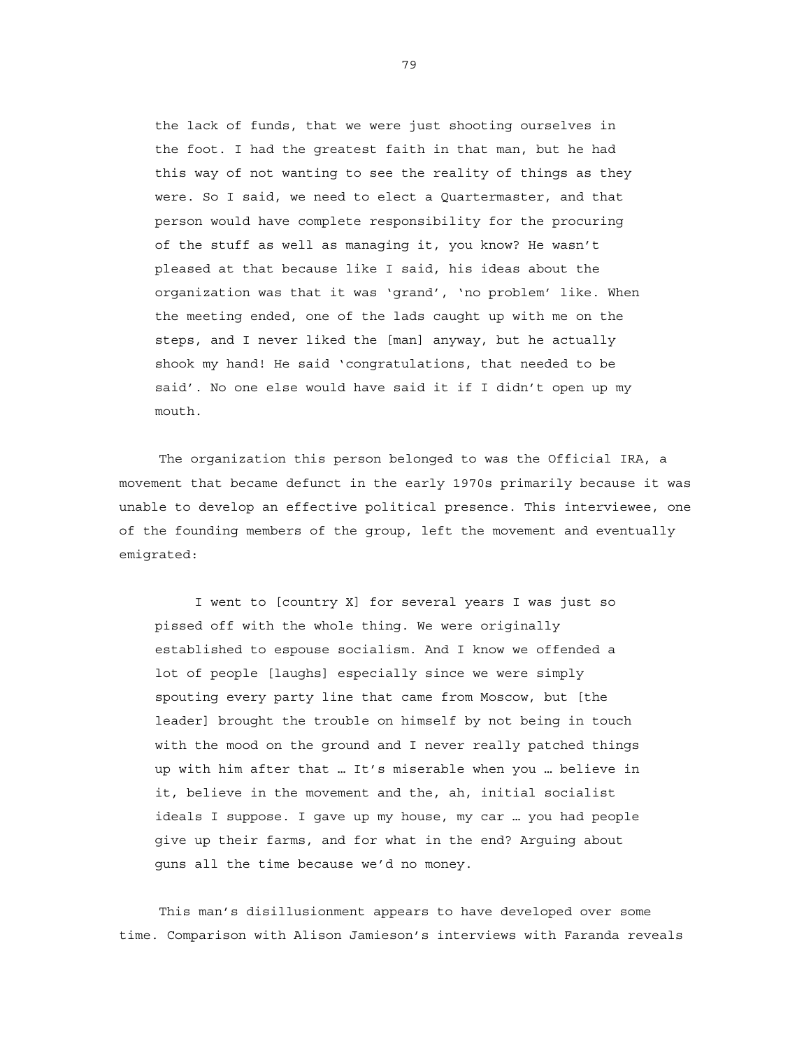> the lack of funds, that we were just shooting ourselves in the foot. I had the greatest faith in that man, but he had this way of not wanting to see the reality of things as they were. So I said, we need to elect a Quartermaster, and that person would have complete responsibility for the procuring of the stuff as well as managing it, you know? He wasn't pleased at that because like I said, his ideas about the organization was that it was 'grand', 'no problem' like. When the meeting ended, one of the lads caught up with me on the steps, and I never liked the [man] anyway, but he actually shook my hand! He said 'congratulations, that needed to be said'. No one else would have said it if I didn't open up my mouth.

The organization this person belonged to was the Official IRA, a movement that became defunct in the early 1970s primarily because it was unable to develop an effective political presence. This interviewee, one of the founding members of the group, left the movement and eventually emigrated:

> I went to [country X] for several years I was just so pissed off with the whole thing. We were originally established to espouse socialism. And I know we offended a lot of people [laughs] especially since we were simply spouting every party line that came from Moscow, but [the leader] brought the trouble on himself by not being in touch with the mood on the ground and I never really patched things up with him after that … It's miserable when you … believe in it, believe in the movement and the, ah, initial socialist ideals I suppose. I gave up my house, my car … you had people give up their farms, and for what in the end? Arguing about guns all the time because we'd no money.

This man's disillusionment appears to have developed over some time. Comparison with Alison Jamieson's interviews with Faranda reveals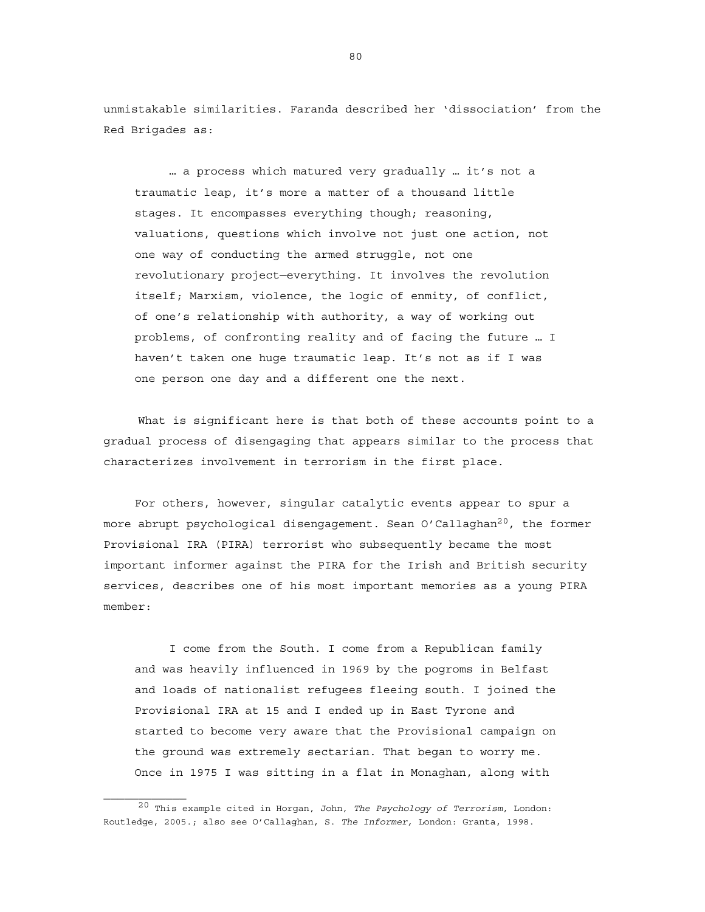unmistakable similarities. Faranda described her 'dissociation' from the Red Brigades as:

> … a process which matured very gradually … it's not a traumatic leap, it's more a matter of a thousand little stages. It encompasses everything though; reasoning, valuations, questions which involve not just one action, not one way of conducting the armed struggle, not one revolutionary project—everything. It involves the revolution itself; Marxism, violence, the logic of enmity, of conflict, of one's relationship with authority, a way of working out problems, of confronting reality and of facing the future … I haven't taken one huge traumatic leap. It's not as if I was one person one day and a different one the next.

What is significant here is that both of these accounts point to a gradual process of disengaging that appears similar to the process that characterizes involvement in terrorism in the first place.

For others, however, singular catalytic events appear to spur a more abrupt psychological disengagement. Sean O'Callaghan[20], the former Provisional IRA (PIRA) terrorist who subsequently became the most important informer against the PIRA for the Irish and British security services, describes one of his most important memories as a young PIRA member:

> I come from the South. I come from a Republican family and was heavily influenced in 1969 by the pogroms in Belfast and loads of nationalist refugees fleeing south. I joined the Provisional IRA at 15 and I ended up in East Tyrone and started to become very aware that the Provisional campaign on the ground was extremely sectarian. That began to worry me. Once in 1975 I was sitting in a flat in Monaghan, along with

---

[20] This example cited in Horgan, John, *The Psychology of Terrorism*, London: Routledge, 2005.; also see O'Callaghan, S. *The Informer*, London: Granta, 1998.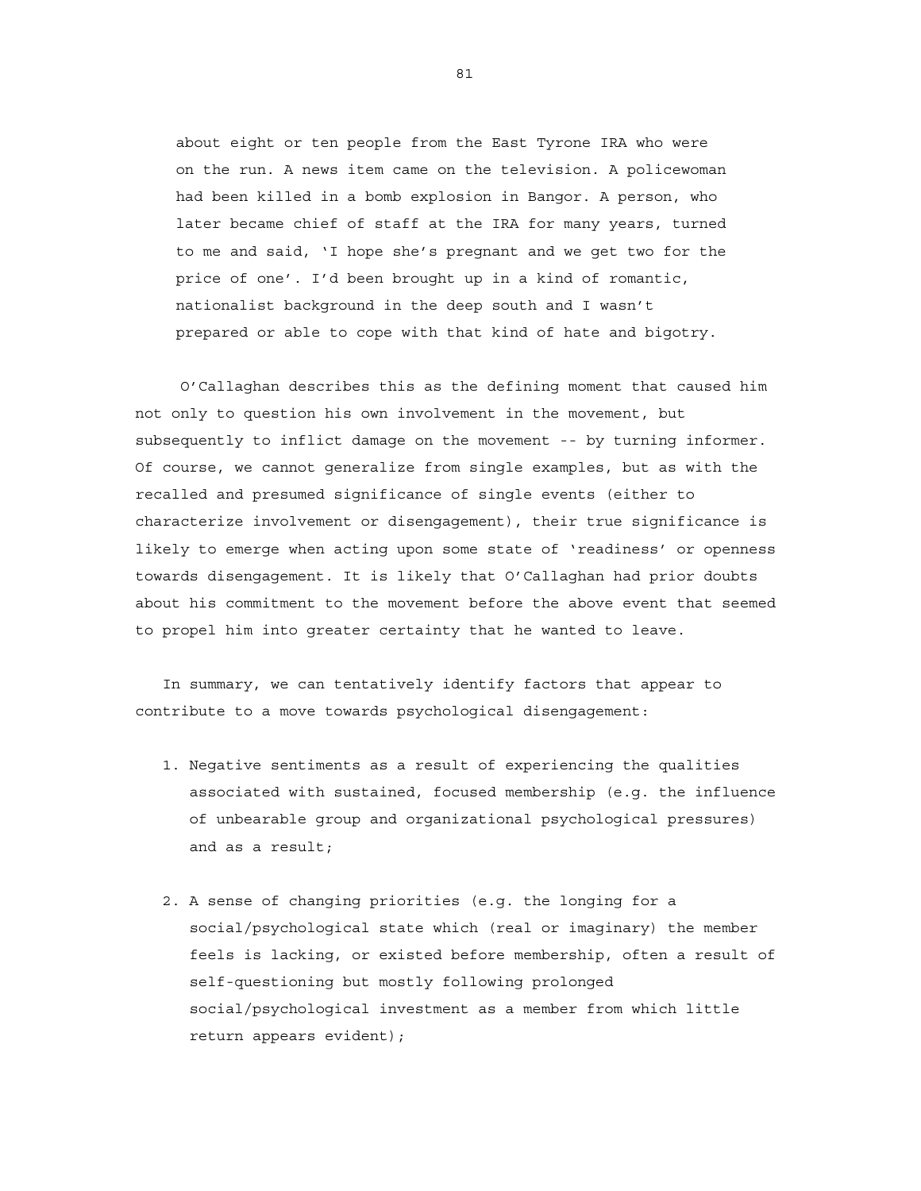> about eight or ten people from the East Tyrone IRA who were on the run. A news item came on the television. A policewoman had been killed in a bomb explosion in Bangor. A person, who later became chief of staff at the IRA for many years, turned to me and said, 'I hope she's pregnant and we get two for the price of one'. I'd been brought up in a kind of romantic, nationalist background in the deep south and I wasn't prepared or able to cope with that kind of hate and bigotry.

O'Callaghan describes this as the defining moment that caused him not only to question his own involvement in the movement, but subsequently to inflict damage on the movement -- by turning informer. Of course, we cannot generalize from single examples, but as with the recalled and presumed significance of single events (either to characterize involvement or disengagement), their true significance is likely to emerge when acting upon some state of 'readiness' or openness towards disengagement. It is likely that O'Callaghan had prior doubts about his commitment to the movement before the above event that seemed to propel him into greater certainty that he wanted to leave.

In summary, we can tentatively identify factors that appear to contribute to a move towards psychological disengagement:

1. Negative sentiments as a result of experiencing the qualities associated with sustained, focused membership (e.g. the influence of unbearable group and organizational psychological pressures) and as a result;

2. A sense of changing priorities (e.g. the longing for a social/psychological state which (real or imaginary) the member feels is lacking, or existed before membership, often a result of self-questioning but mostly following prolonged social/psychological investment as a member from which little return appears evident);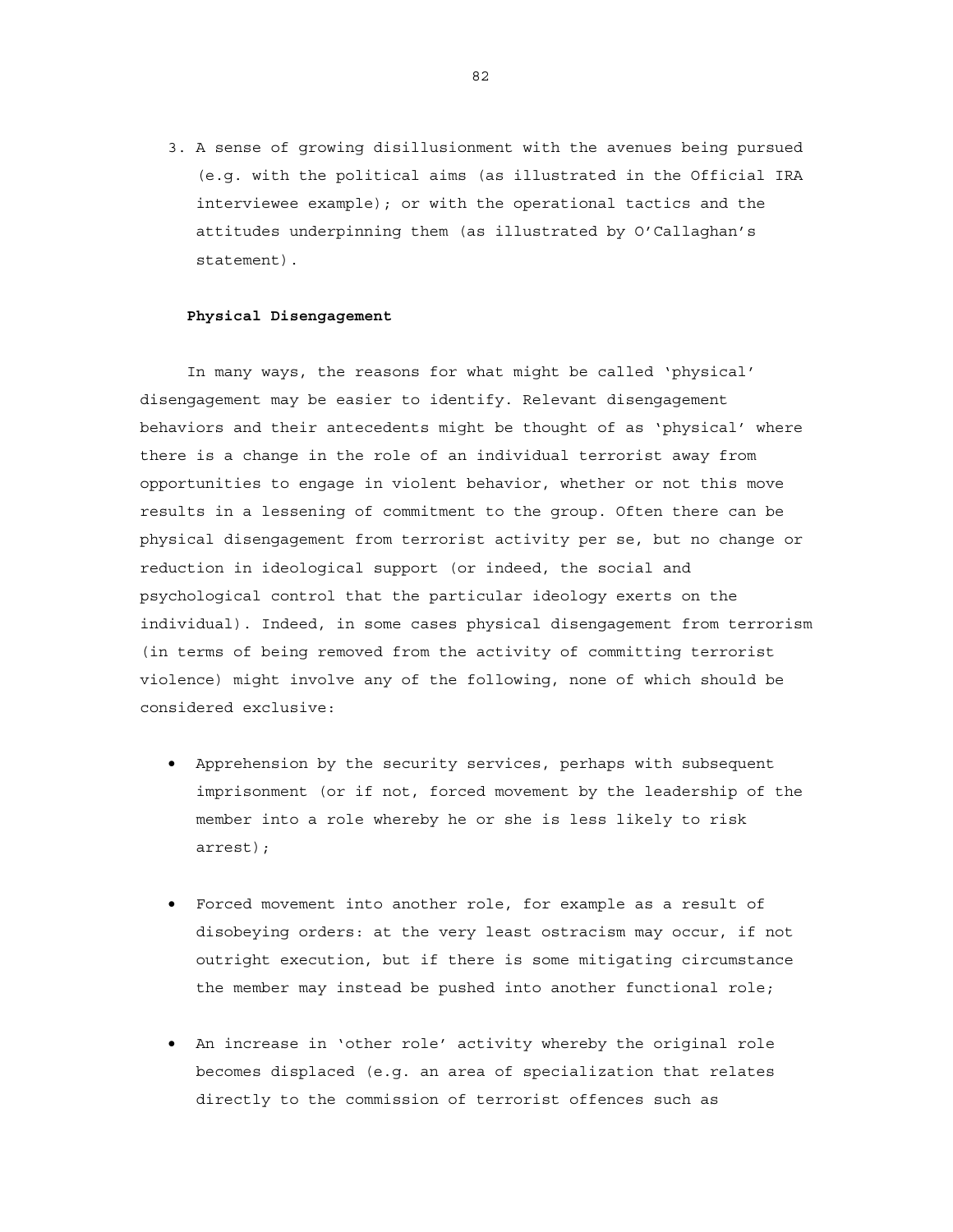3. A sense of growing disillusionment with the avenues being pursued (e.g. with the political aims (as illustrated in the Official IRA interviewee example); or with the operational tactics and the attitudes underpinning them (as illustrated by O'Callaghan's statement).

**Physical Disengagement**

In many ways, the reasons for what might be called 'physical' disengagement may be easier to identify. Relevant disengagement behaviors and their antecedents might be thought of as 'physical' where there is a change in the role of an individual terrorist away from opportunities to engage in violent behavior, whether or not this move results in a lessening of commitment to the group. Often there can be physical disengagement from terrorist activity per se, but no change or reduction in ideological support (or indeed, the social and psychological control that the particular ideology exerts on the individual). Indeed, in some cases physical disengagement from terrorism (in terms of being removed from the activity of committing terrorist violence) might involve any of the following, none of which should be considered exclusive:

- Apprehension by the security services, perhaps with subsequent imprisonment (or if not, forced movement by the leadership of the member into a role whereby he or she is less likely to risk arrest);
- Forced movement into another role, for example as a result of disobeying orders: at the very least ostracism may occur, if not outright execution, but if there is some mitigating circumstance the member may instead be pushed into another functional role;
- An increase in 'other role' activity whereby the original role becomes displaced (e.g. an area of specialization that relates directly to the commission of terrorist offences such as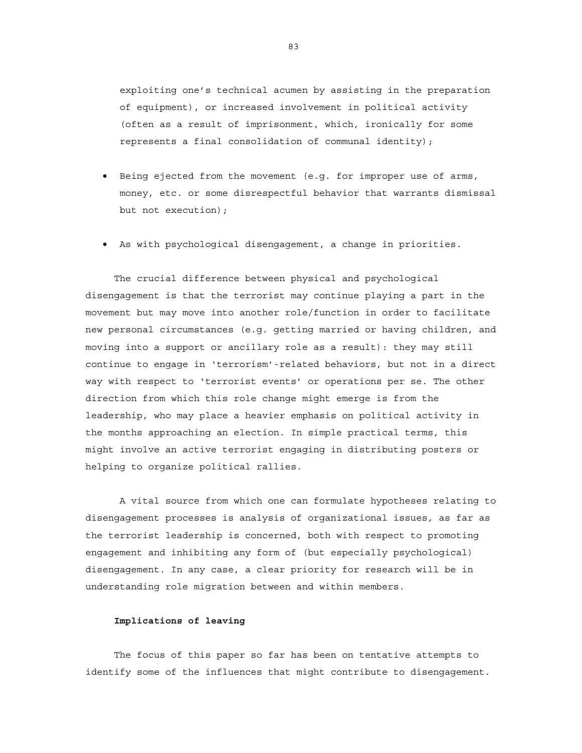exploiting one's technical acumen by assisting in the preparation of equipment), or increased involvement in political activity (often as a result of imprisonment, which, ironically for some represents a final consolidation of communal identity);

- Being ejected from the movement (e.g. for improper use of arms, money, etc. or some disrespectful behavior that warrants dismissal but not execution);

- As with psychological disengagement, a change in priorities.

The crucial difference between physical and psychological disengagement is that the terrorist may continue playing a part in the movement but may move into another role/function in order to facilitate new personal circumstances (e.g. getting married or having children, and moving into a support or ancillary role as a result): they may still continue to engage in 'terrorism'-related behaviors, but not in a direct way with respect to 'terrorist events' or operations per se. The other direction from which this role change might emerge is from the leadership, who may place a heavier emphasis on political activity in the months approaching an election. In simple practical terms, this might involve an active terrorist engaging in distributing posters or helping to organize political rallies.

A vital source from which one can formulate hypotheses relating to disengagement processes is analysis of organizational issues, as far as the terrorist leadership is concerned, both with respect to promoting engagement and inhibiting any form of (but especially psychological) disengagement. In any case, a clear priority for research will be in understanding role migration between and within members.

**Implications of leaving**

The focus of this paper so far has been on tentative attempts to identify some of the influences that might contribute to disengagement.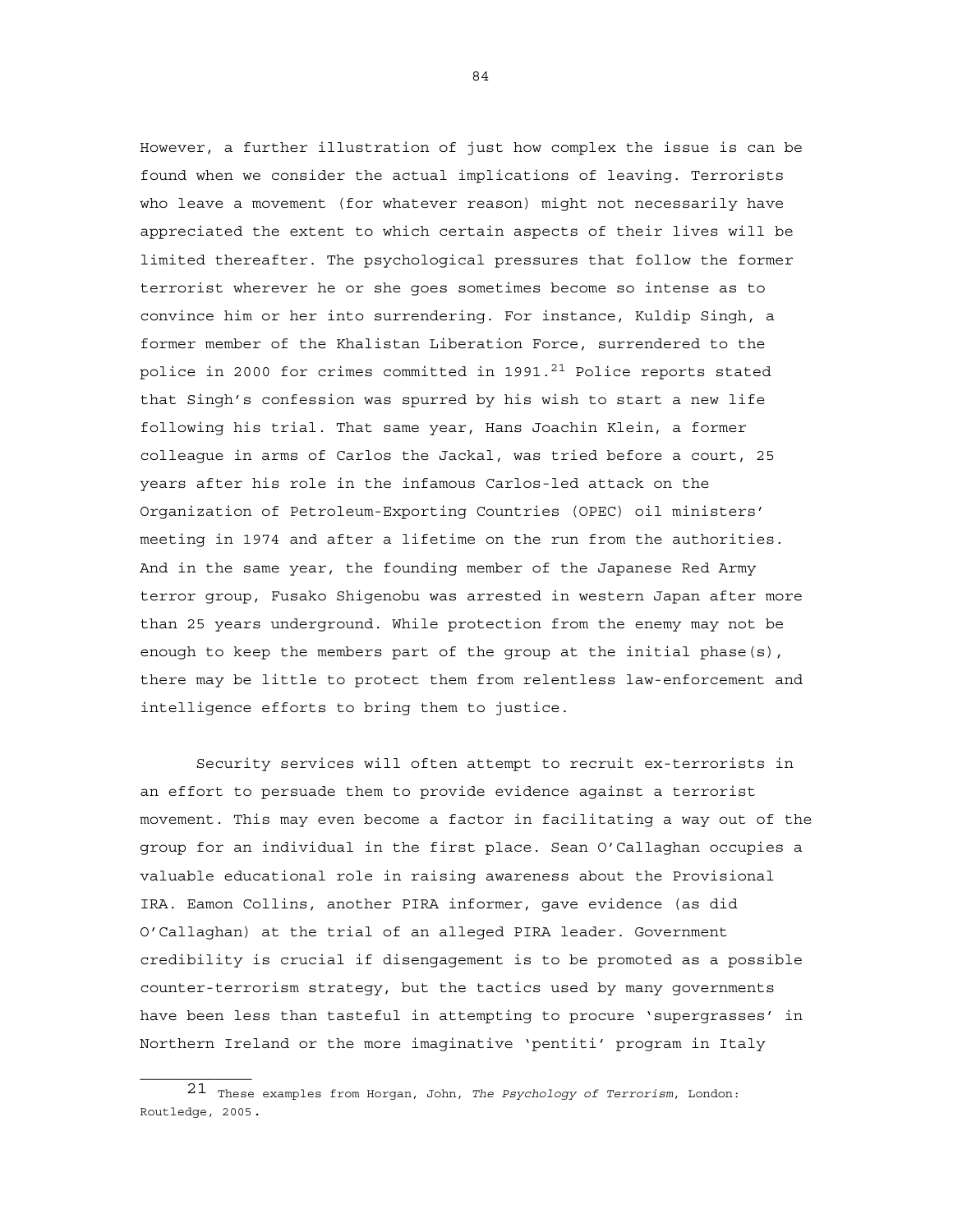However, a further illustration of just how complex the issue is can be found when we consider the actual implications of leaving. Terrorists who leave a movement (for whatever reason) might not necessarily have appreciated the extent to which certain aspects of their lives will be limited thereafter. The psychological pressures that follow the former terrorist wherever he or she goes sometimes become so intense as to convince him or her into surrendering. For instance, Kuldip Singh, a former member of the Khalistan Liberation Force, surrendered to the police in 2000 for crimes committed in 1991.[21] Police reports stated that Singh's confession was spurred by his wish to start a new life following his trial. That same year, Hans Joachin Klein, a former colleague in arms of Carlos the Jackal, was tried before a court, 25 years after his role in the infamous Carlos-led attack on the Organization of Petroleum-Exporting Countries (OPEC) oil ministers' meeting in 1974 and after a lifetime on the run from the authorities. And in the same year, the founding member of the Japanese Red Army terror group, Fusako Shigenobu was arrested in western Japan after more than 25 years underground. While protection from the enemy may not be enough to keep the members part of the group at the initial phase(s), there may be little to protect them from relentless law-enforcement and intelligence efforts to bring them to justice.

Security services will often attempt to recruit ex-terrorists in an effort to persuade them to provide evidence against a terrorist movement. This may even become a factor in facilitating a way out of the group for an individual in the first place. Sean O'Callaghan occupies a valuable educational role in raising awareness about the Provisional IRA. Eamon Collins, another PIRA informer, gave evidence (as did O'Callaghan) at the trial of an alleged PIRA leader. Government credibility is crucial if disengagement is to be promoted as a possible counter-terrorism strategy, but the tactics used by many governments have been less than tasteful in attempting to procure 'supergrasses' in Northern Ireland or the more imaginative 'pentiti' program in Italy

---

[21] These examples from Horgan, John, *The Psychology of Terrorism*, London: Routledge, 2005.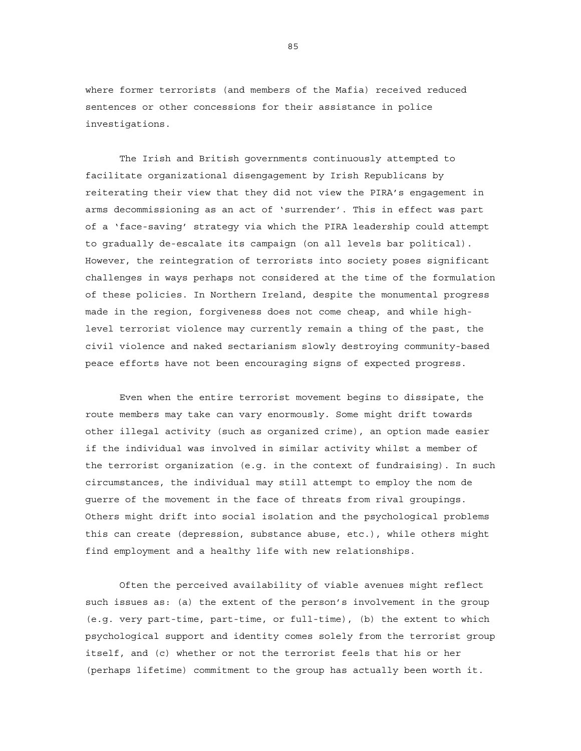where former terrorists (and members of the Mafia) received reduced sentences or other concessions for their assistance in police investigations.

The Irish and British governments continuously attempted to facilitate organizational disengagement by Irish Republicans by reiterating their view that they did not view the PIRA's engagement in arms decommissioning as an act of 'surrender'. This in effect was part of a 'face-saving' strategy via which the PIRA leadership could attempt to gradually de-escalate its campaign (on all levels bar political). However, the reintegration of terrorists into society poses significant challenges in ways perhaps not considered at the time of the formulation of these policies. In Northern Ireland, despite the monumental progress made in the region, forgiveness does not come cheap, and while high-level terrorist violence may currently remain a thing of the past, the civil violence and naked sectarianism slowly destroying community-based peace efforts have not been encouraging signs of expected progress.

Even when the entire terrorist movement begins to dissipate, the route members may take can vary enormously. Some might drift towards other illegal activity (such as organized crime), an option made easier if the individual was involved in similar activity whilst a member of the terrorist organization (e.g. in the context of fundraising). In such circumstances, the individual may still attempt to employ the nom de guerre of the movement in the face of threats from rival groupings. Others might drift into social isolation and the psychological problems this can create (depression, substance abuse, etc.), while others might find employment and a healthy life with new relationships.

Often the perceived availability of viable avenues might reflect such issues as: (a) the extent of the person's involvement in the group (e.g. very part-time, part-time, or full-time), (b) the extent to which psychological support and identity comes solely from the terrorist group itself, and (c) whether or not the terrorist feels that his or her (perhaps lifetime) commitment to the group has actually been worth it.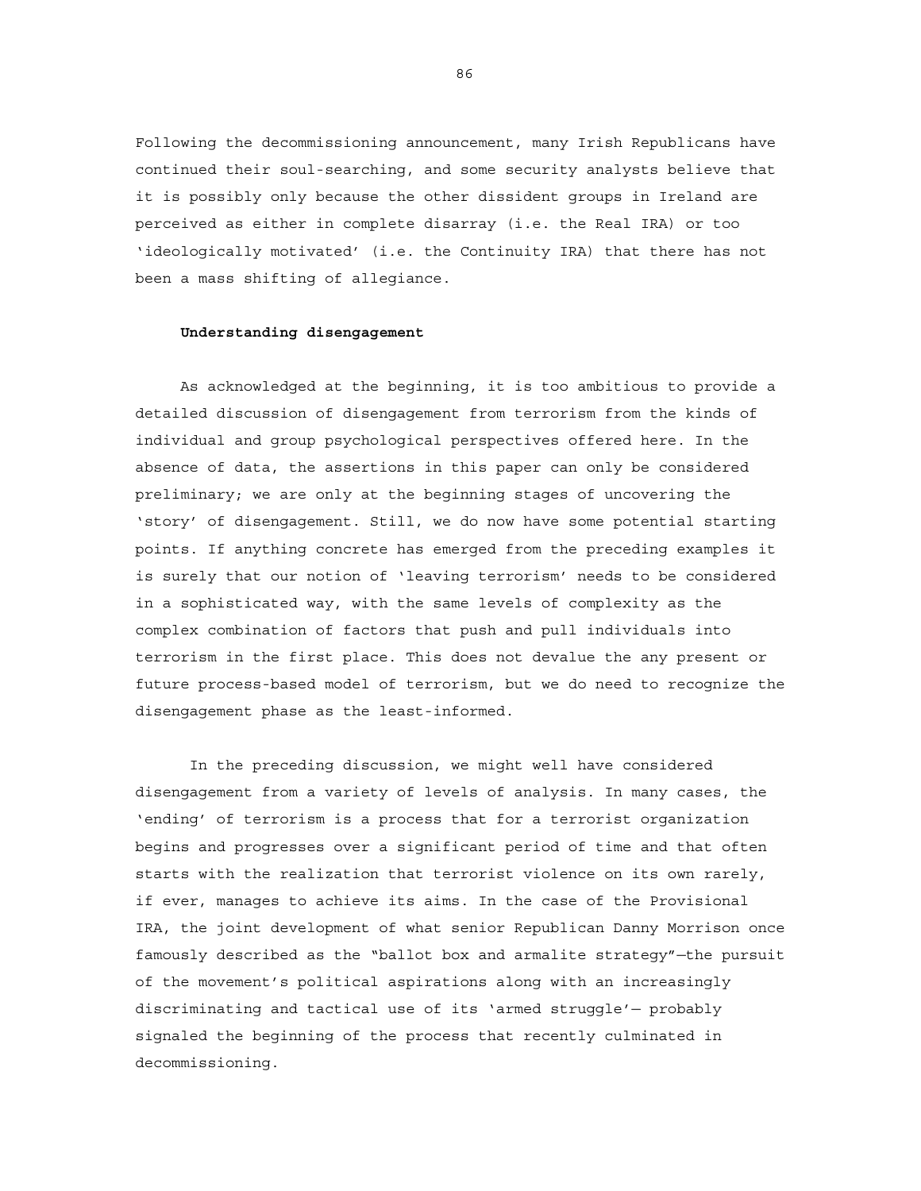Following the decommissioning announcement, many Irish Republicans have continued their soul-searching, and some security analysts believe that it is possibly only because the other dissident groups in Ireland are perceived as either in complete disarray (i.e. the Real IRA) or too 'ideologically motivated' (i.e. the Continuity IRA) that there has not been a mass shifting of allegiance.

**Understanding disengagement**

As acknowledged at the beginning, it is too ambitious to provide a detailed discussion of disengagement from terrorism from the kinds of individual and group psychological perspectives offered here. In the absence of data, the assertions in this paper can only be considered preliminary; we are only at the beginning stages of uncovering the 'story' of disengagement. Still, we do now have some potential starting points. If anything concrete has emerged from the preceding examples it is surely that our notion of 'leaving terrorism' needs to be considered in a sophisticated way, with the same levels of complexity as the complex combination of factors that push and pull individuals into terrorism in the first place. This does not devalue the any present or future process-based model of terrorism, but we do need to recognize the disengagement phase as the least-informed.

In the preceding discussion, we might well have considered disengagement from a variety of levels of analysis. In many cases, the 'ending' of terrorism is a process that for a terrorist organization begins and progresses over a significant period of time and that often starts with the realization that terrorist violence on its own rarely, if ever, manages to achieve its aims. In the case of the Provisional IRA, the joint development of what senior Republican Danny Morrison once famously described as the "ballot box and armalite strategy"—the pursuit of the movement's political aspirations along with an increasingly discriminating and tactical use of its 'armed struggle'— probably signaled the beginning of the process that recently culminated in decommissioning.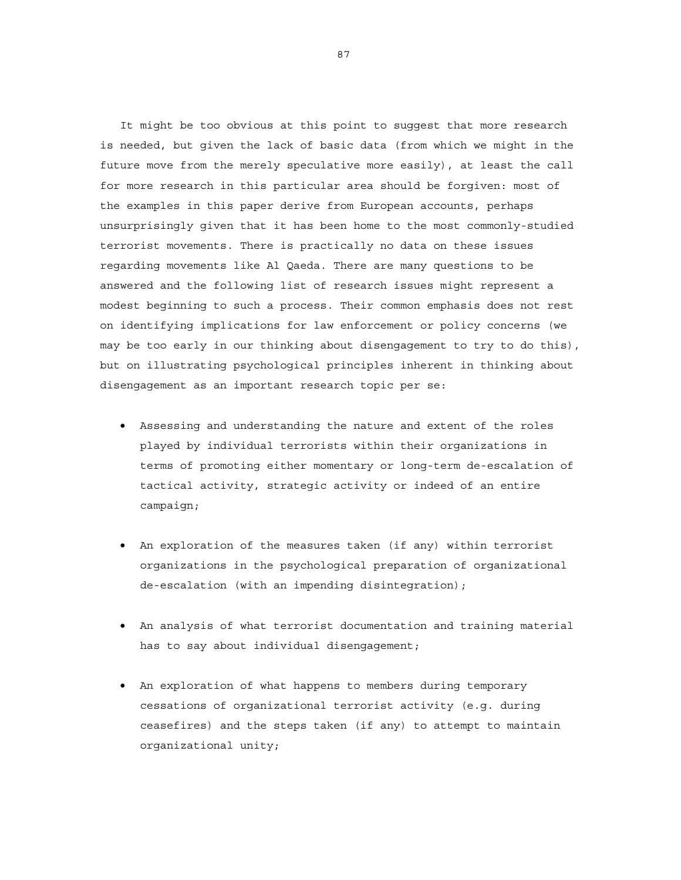It might be too obvious at this point to suggest that more research is needed, but given the lack of basic data (from which we might in the future move from the merely speculative more easily), at least the call for more research in this particular area should be forgiven: most of the examples in this paper derive from European accounts, perhaps unsurprisingly given that it has been home to the most commonly-studied terrorist movements. There is practically no data on these issues regarding movements like Al Qaeda. There are many questions to be answered and the following list of research issues might represent a modest beginning to such a process. Their common emphasis does not rest on identifying implications for law enforcement or policy concerns (we may be too early in our thinking about disengagement to try to do this), but on illustrating psychological principles inherent in thinking about disengagement as an important research topic per se:

- Assessing and understanding the nature and extent of the roles played by individual terrorists within their organizations in terms of promoting either momentary or long-term de-escalation of tactical activity, strategic activity or indeed of an entire campaign;
- An exploration of the measures taken (if any) within terrorist organizations in the psychological preparation of organizational de-escalation (with an impending disintegration);
- An analysis of what terrorist documentation and training material has to say about individual disengagement;
- An exploration of what happens to members during temporary cessations of organizational terrorist activity (e.g. during ceasefires) and the steps taken (if any) to attempt to maintain organizational unity;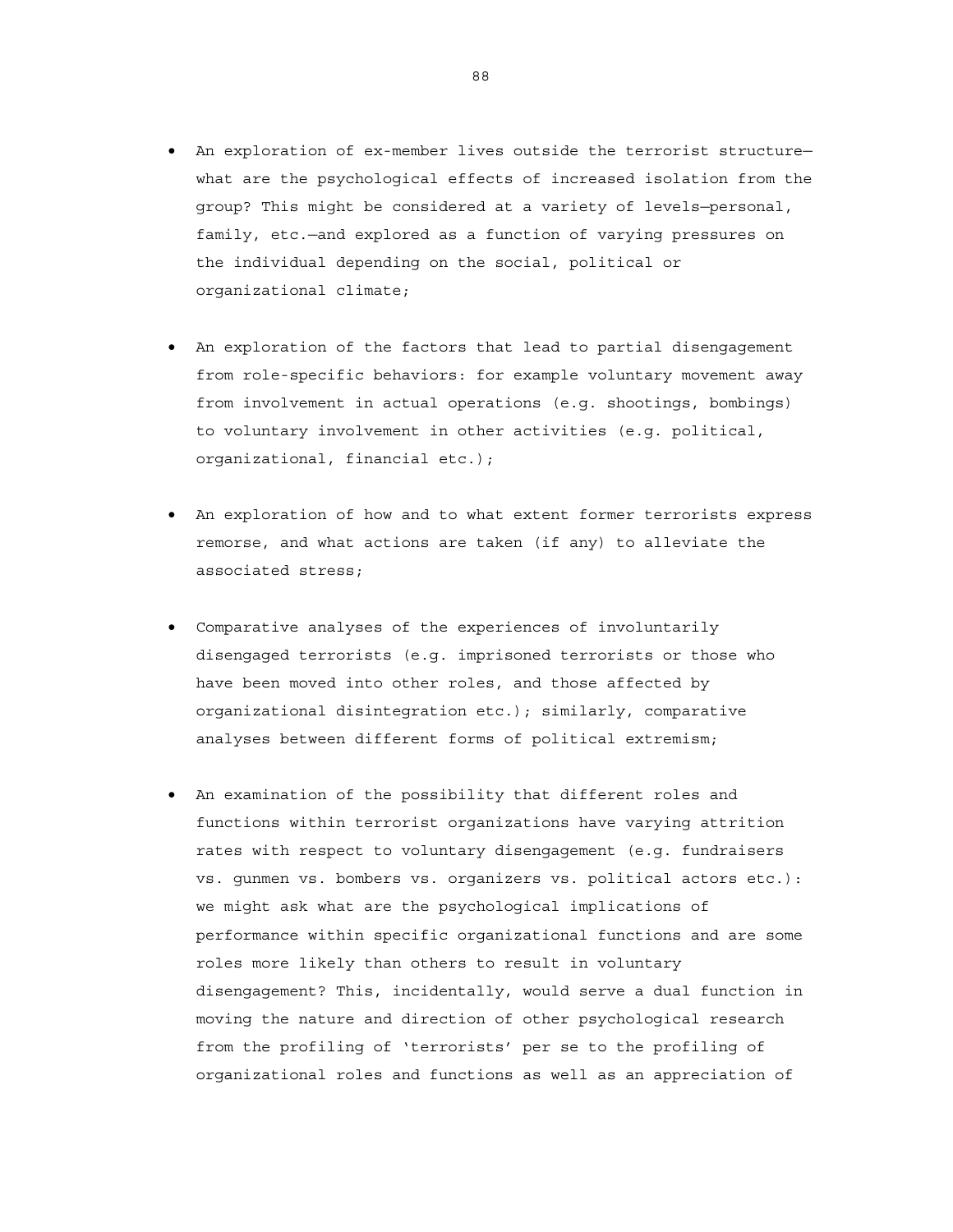- An exploration of ex-member lives outside the terrorist structure—what are the psychological effects of increased isolation from the group? This might be considered at a variety of levels—personal, family, etc.—and explored as a function of varying pressures on the individual depending on the social, political or organizational climate;

- An exploration of the factors that lead to partial disengagement from role-specific behaviors: for example voluntary movement away from involvement in actual operations (e.g. shootings, bombings) to voluntary involvement in other activities (e.g. political, organizational, financial etc.);

- An exploration of how and to what extent former terrorists express remorse, and what actions are taken (if any) to alleviate the associated stress;

- Comparative analyses of the experiences of involuntarily disengaged terrorists (e.g. imprisoned terrorists or those who have been moved into other roles, and those affected by organizational disintegration etc.); similarly, comparative analyses between different forms of political extremism;

- An examination of the possibility that different roles and functions within terrorist organizations have varying attrition rates with respect to voluntary disengagement (e.g. fundraisers vs. gunmen vs. bombers vs. organizers vs. political actors etc.): we might ask what are the psychological implications of performance within specific organizational functions and are some roles more likely than others to result in voluntary disengagement? This, incidentally, would serve a dual function in moving the nature and direction of other psychological research from the profiling of 'terrorists' per se to the profiling of organizational roles and functions as well as an appreciation of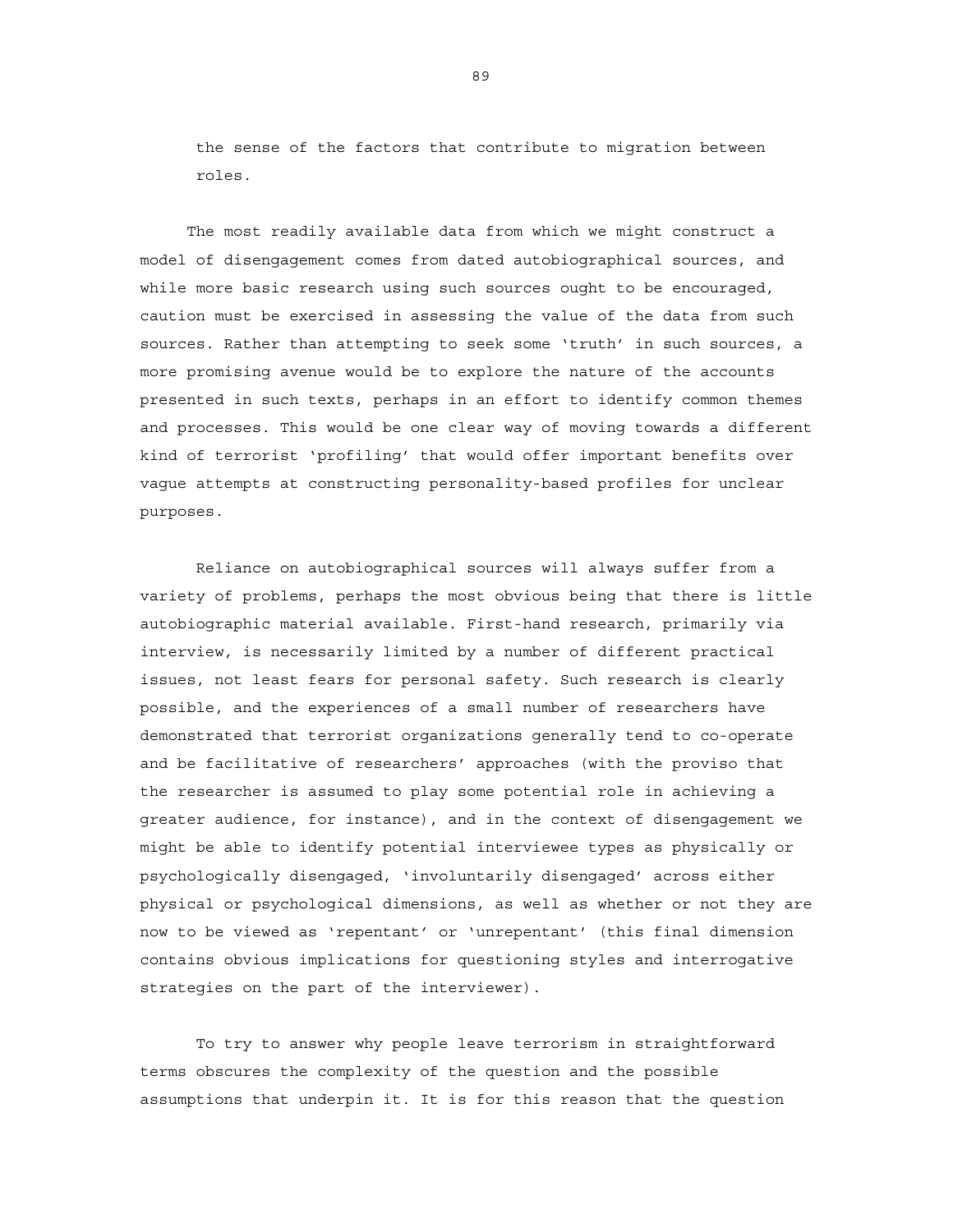the sense of the factors that contribute to migration between roles.

The most readily available data from which we might construct a model of disengagement comes from dated autobiographical sources, and while more basic research using such sources ought to be encouraged, caution must be exercised in assessing the value of the data from such sources. Rather than attempting to seek some 'truth' in such sources, a more promising avenue would be to explore the nature of the accounts presented in such texts, perhaps in an effort to identify common themes and processes. This would be one clear way of moving towards a different kind of terrorist 'profiling' that would offer important benefits over vague attempts at constructing personality-based profiles for unclear purposes.

Reliance on autobiographical sources will always suffer from a variety of problems, perhaps the most obvious being that there is little autobiographic material available. First-hand research, primarily via interview, is necessarily limited by a number of different practical issues, not least fears for personal safety. Such research is clearly possible, and the experiences of a small number of researchers have demonstrated that terrorist organizations generally tend to co-operate and be facilitative of researchers' approaches (with the proviso that the researcher is assumed to play some potential role in achieving a greater audience, for instance), and in the context of disengagement we might be able to identify potential interviewee types as physically or psychologically disengaged, 'involuntarily disengaged' across either physical or psychological dimensions, as well as whether or not they are now to be viewed as 'repentant' or 'unrepentant' (this final dimension contains obvious implications for questioning styles and interrogative strategies on the part of the interviewer).

To try to answer why people leave terrorism in straightforward terms obscures the complexity of the question and the possible assumptions that underpin it. It is for this reason that the question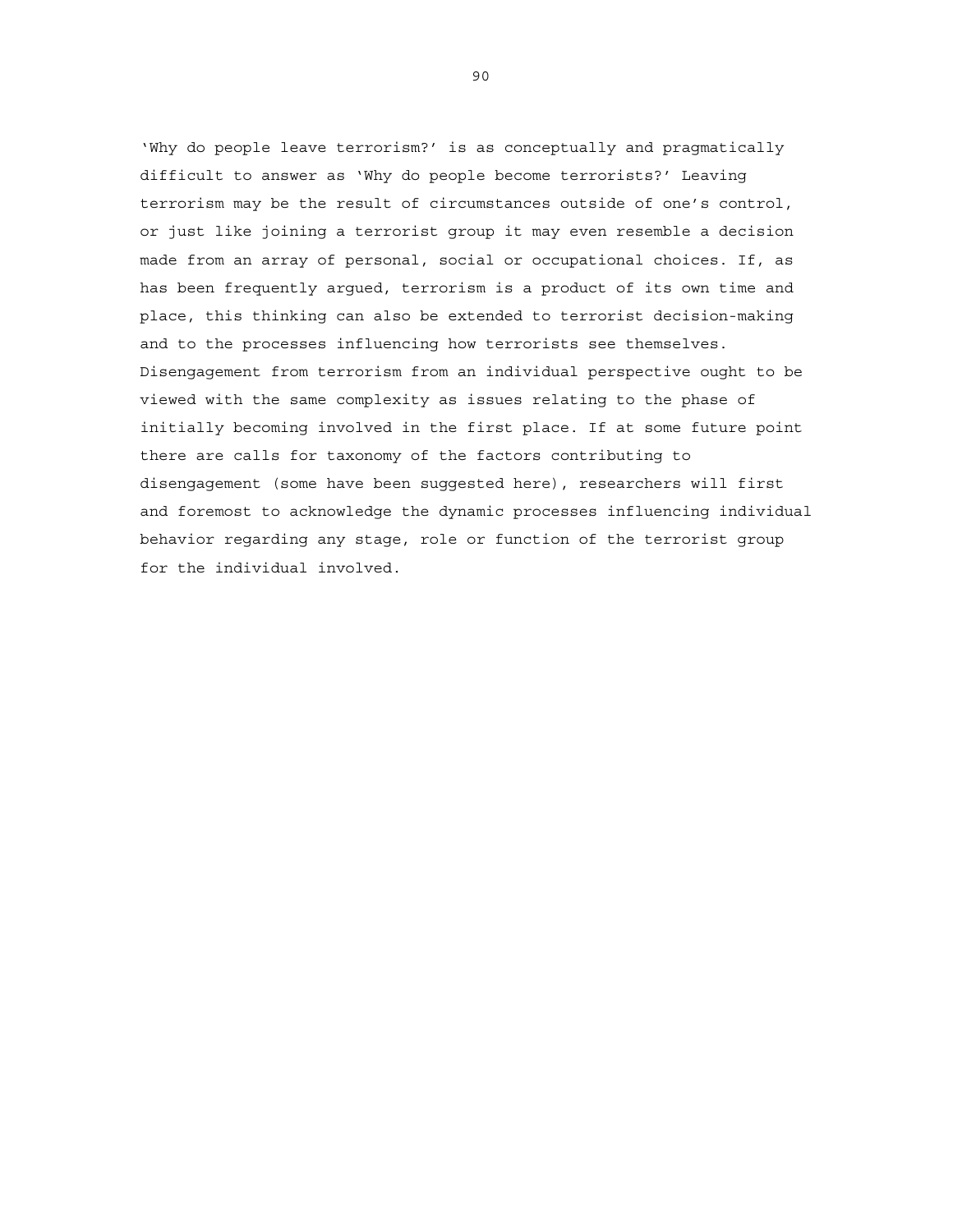'Why do people leave terrorism?' is as conceptually and pragmatically difficult to answer as 'Why do people become terrorists?' Leaving terrorism may be the result of circumstances outside of one's control, or just like joining a terrorist group it may even resemble a decision made from an array of personal, social or occupational choices. If, as has been frequently argued, terrorism is a product of its own time and place, this thinking can also be extended to terrorist decision-making and to the processes influencing how terrorists see themselves. Disengagement from terrorism from an individual perspective ought to be viewed with the same complexity as issues relating to the phase of initially becoming involved in the first place. If at some future point there are calls for taxonomy of the factors contributing to disengagement (some have been suggested here), researchers will first and foremost to acknowledge the dynamic processes influencing individual behavior regarding any stage, role or function of the terrorist group for the individual involved.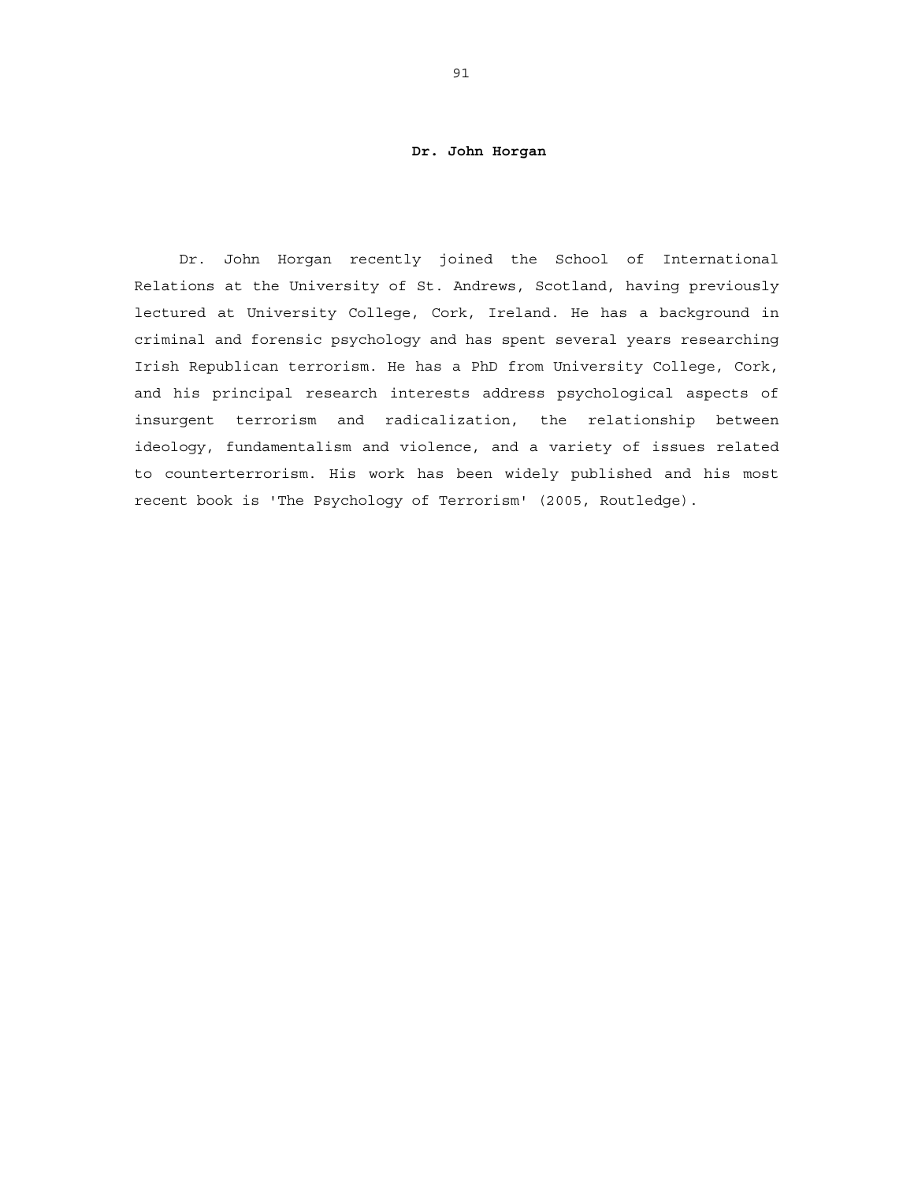**Dr. John Horgan**

Dr. John Horgan recently joined the School of International Relations at the University of St. Andrews, Scotland, having previously lectured at University College, Cork, Ireland. He has a background in criminal and forensic psychology and has spent several years researching Irish Republican terrorism. He has a PhD from University College, Cork, and his principal research interests address psychological aspects of insurgent terrorism and radicalization, the relationship between ideology, fundamentalism and violence, and a variety of issues related to counterterrorism. His work has been widely published and his most recent book is 'The Psychology of Terrorism' (2005, Routledge).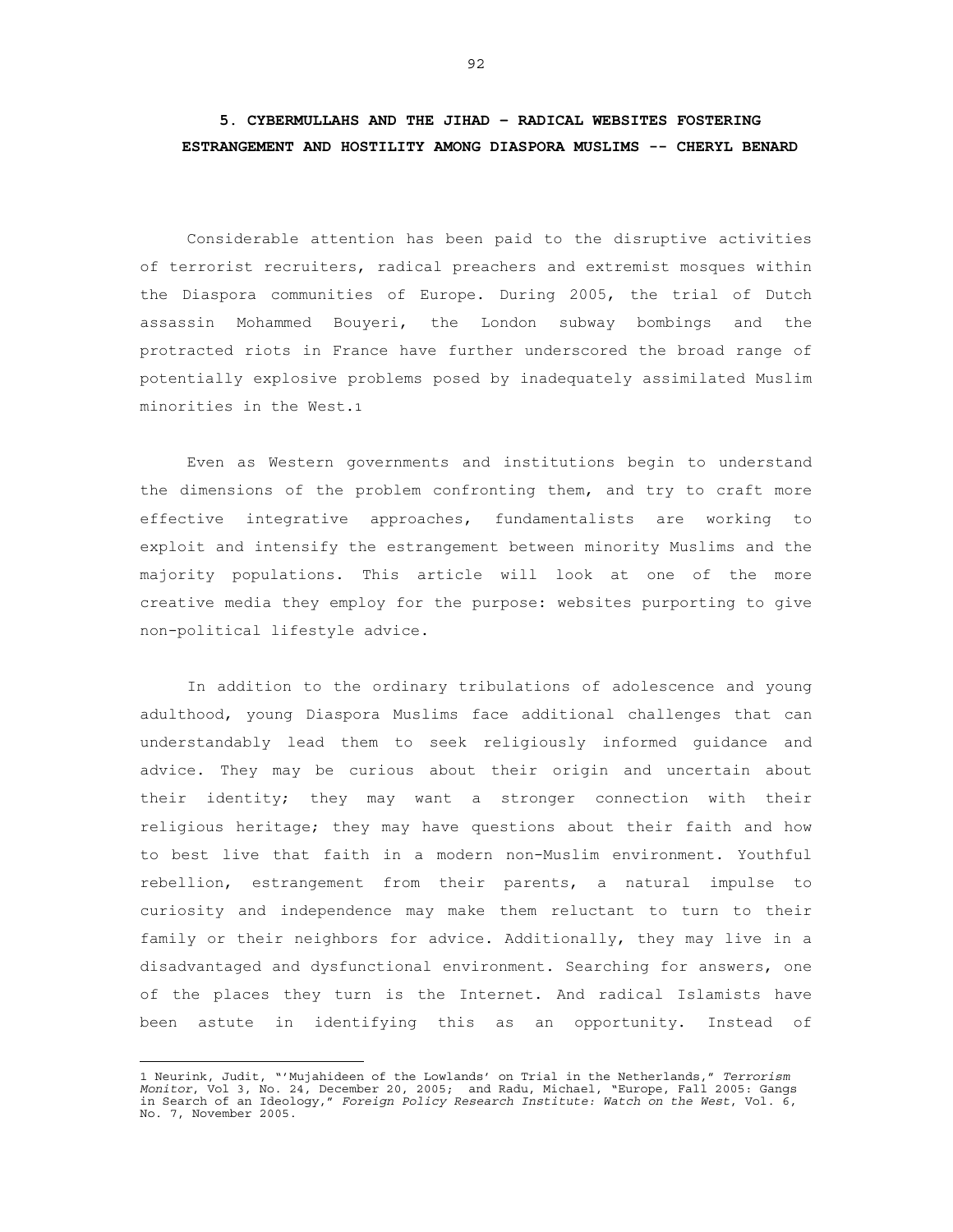## 5. CYBERMULLAHS AND THE JIHAD – RADICAL WEBSITES FOSTERING ESTRANGEMENT AND HOSTILITY AMONG DIASPORA MUSLIMS -- CHERYL BENARD

Considerable attention has been paid to the disruptive activities of terrorist recruiters, radical preachers and extremist mosques within the Diaspora communities of Europe. During 2005, the trial of Dutch assassin Mohammed Bouyeri, the London subway bombings and the protracted riots in France have further underscored the broad range of potentially explosive problems posed by inadequately assimilated Muslim minorities in the West.[1]

Even as Western governments and institutions begin to understand the dimensions of the problem confronting them, and try to craft more effective integrative approaches, fundamentalists are working to exploit and intensify the estrangement between minority Muslims and the majority populations. This article will look at one of the more creative media they employ for the purpose: websites purporting to give non-political lifestyle advice.

In addition to the ordinary tribulations of adolescence and young adulthood, young Diaspora Muslims face additional challenges that can understandably lead them to seek religiously informed guidance and advice. They may be curious about their origin and uncertain about their identity; they may want a stronger connection with their religious heritage; they may have questions about their faith and how to best live that faith in a modern non-Muslim environment. Youthful rebellion, estrangement from their parents, a natural impulse to curiosity and independence may make them reluctant to turn to their family or their neighbors for advice. Additionally, they may live in a disadvantaged and dysfunctional environment. Searching for answers, one of the places they turn is the Internet. And radical Islamists have been astute in identifying this as an opportunity. Instead of

---

1 Neurink, Judit, "'Mujahideen of the Lowlands' on Trial in the Netherlands," *Terrorism Monitor*, Vol 3, No. 24, December 20, 2005; and Radu, Michael, "Europe, Fall 2005: Gangs in Search of an Ideology," *Foreign Policy Research Institute: Watch on the West*, Vol. 6, No. 7, November 2005.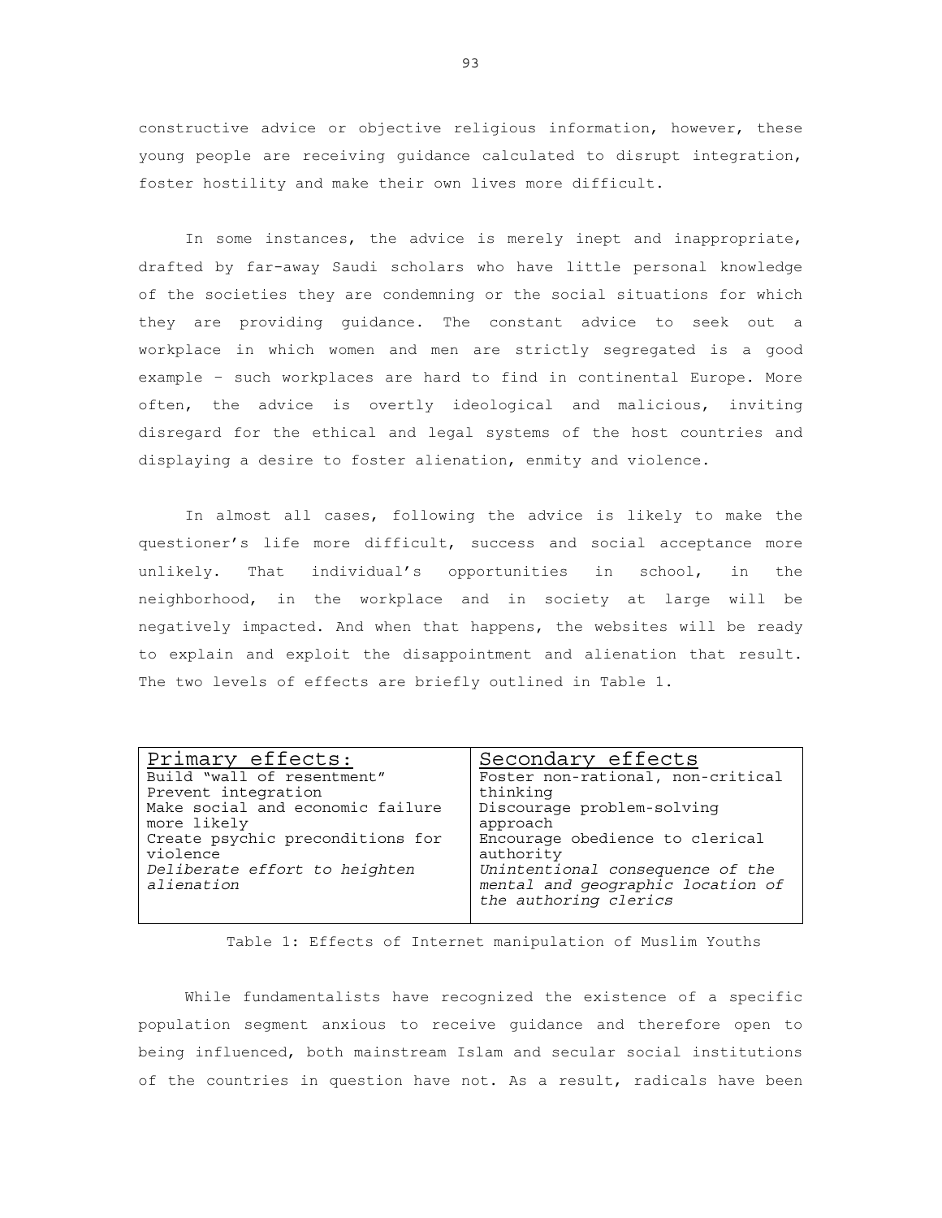constructive advice or objective religious information, however, these young people are receiving guidance calculated to disrupt integration, foster hostility and make their own lives more difficult.

In some instances, the advice is merely inept and inappropriate, drafted by far-away Saudi scholars who have little personal knowledge of the societies they are condemning or the social situations for which they are providing guidance. The constant advice to seek out a workplace in which women and men are strictly segregated is a good example – such workplaces are hard to find in continental Europe. More often, the advice is overtly ideological and malicious, inviting disregard for the ethical and legal systems of the host countries and displaying a desire to foster alienation, enmity and violence.

In almost all cases, following the advice is likely to make the questioner's life more difficult, success and social acceptance more unlikely. That individual's opportunities in school, in the neighborhood, in the workplace and in society at large will be negatively impacted. And when that happens, the websites will be ready to explain and exploit the disappointment and alienation that result. The two levels of effects are briefly outlined in Table 1.

| Primary effects: | Secondary effects |
|---|---|
| Build "wall of resentment"<br>Prevent integration<br>Make social and economic failure more likely<br>Create psychic preconditions for violence<br>*Deliberate effort to heighten alienation* | Foster non-rational, non-critical thinking<br>Discourage problem-solving approach<br>Encourage obedience to clerical authority<br>*Unintentional consequence of the mental and geographic location of the authoring clerics* |

Table 1: Effects of Internet manipulation of Muslim Youths

While fundamentalists have recognized the existence of a specific population segment anxious to receive guidance and therefore open to being influenced, both mainstream Islam and secular social institutions of the countries in question have not. As a result, radicals have been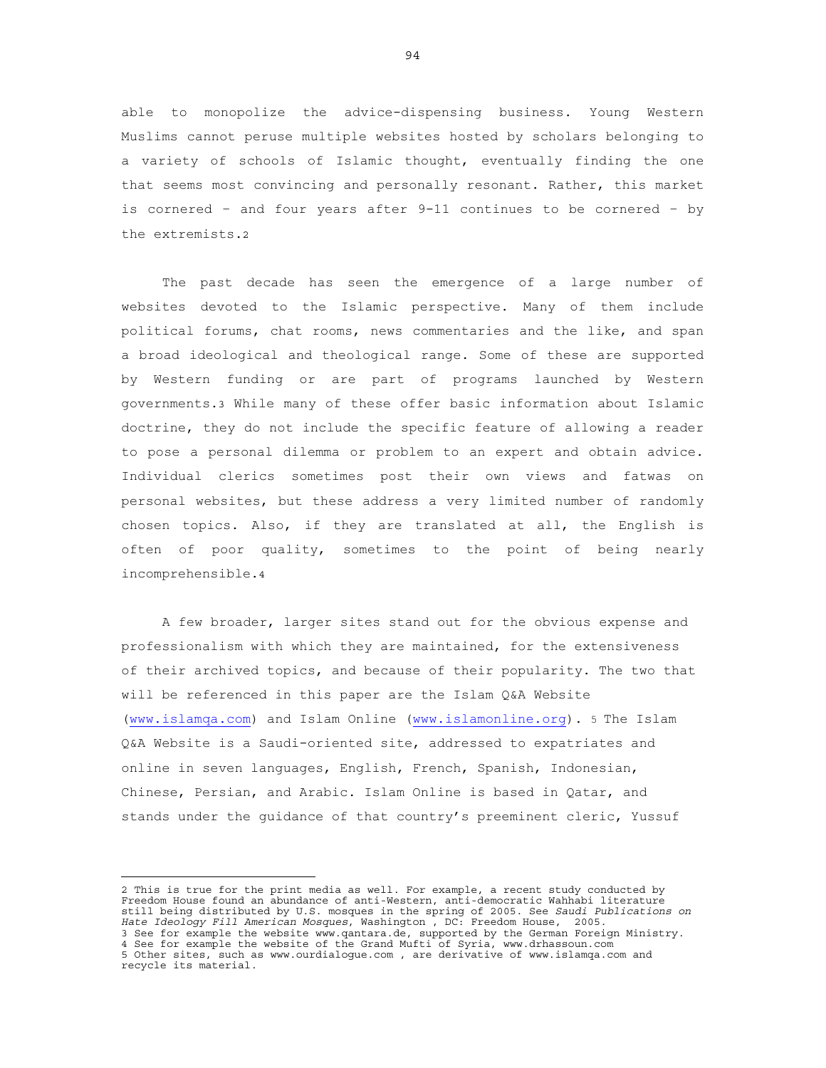able to monopolize the advice-dispensing business. Young Western Muslims cannot peruse multiple websites hosted by scholars belonging to a variety of schools of Islamic thought, eventually finding the one that seems most convincing and personally resonant. Rather, this market is cornered – and four years after 9-11 continues to be cornered – by the extremists.[2]

The past decade has seen the emergence of a large number of websites devoted to the Islamic perspective. Many of them include political forums, chat rooms, news commentaries and the like, and span a broad ideological and theological range. Some of these are supported by Western funding or are part of programs launched by Western governments.[3] While many of these offer basic information about Islamic doctrine, they do not include the specific feature of allowing a reader to pose a personal dilemma or problem to an expert and obtain advice. Individual clerics sometimes post their own views and fatwas on personal websites, but these address a very limited number of randomly chosen topics. Also, if they are translated at all, the English is often of poor quality, sometimes to the point of being nearly incomprehensible.[4]

A few broader, larger sites stand out for the obvious expense and professionalism with which they are maintained, for the extensiveness of their archived topics, and because of their popularity. The two that will be referenced in this paper are the Islam Q&A Website (www.islamqa.com) and Islam Online (www.islamonline.org).[5] The Islam Q&A Website is a Saudi-oriented site, addressed to expatriates and online in seven languages, English, French, Spanish, Indonesian, Chinese, Persian, and Arabic. Islam Online is based in Qatar, and stands under the guidance of that country's preeminent cleric, Yussuf

---

2 This is true for the print media as well. For example, a recent study conducted by Freedom House found an abundance of anti-Western, anti-democratic Wahhabi literature still being distributed by U.S. mosques in the spring of 2005. See *Saudi Publications on Hate Ideology Fill American Mosques*, Washington , DC: Freedom House, 2005.

3 See for example the website www.qantara.de, supported by the German Foreign Ministry.

4 See for example the website of the Grand Mufti of Syria, www.drhassoun.com

5 Other sites, such as www.ourdialogue.com , are derivative of www.islamqa.com and recycle its material.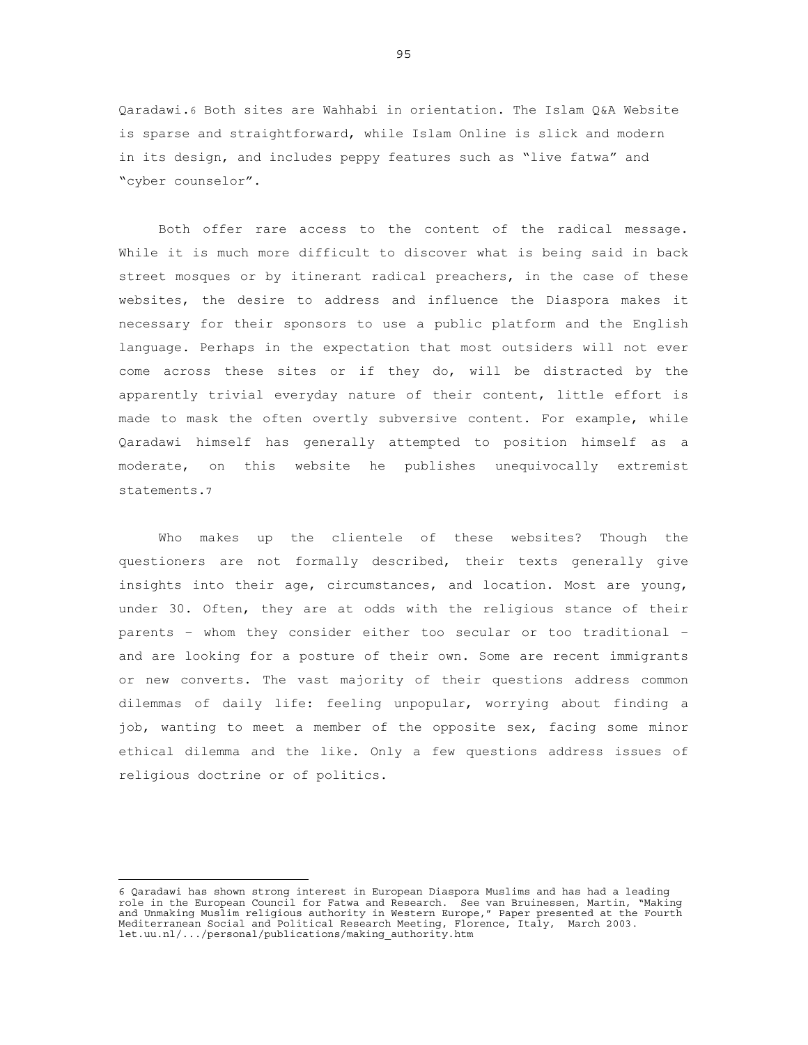Qaradawi.[6] Both sites are Wahhabi in orientation. The Islam Q&A Website is sparse and straightforward, while Islam Online is slick and modern in its design, and includes peppy features such as "live fatwa" and "cyber counselor".

Both offer rare access to the content of the radical message. While it is much more difficult to discover what is being said in back street mosques or by itinerant radical preachers, in the case of these websites, the desire to address and influence the Diaspora makes it necessary for their sponsors to use a public platform and the English language. Perhaps in the expectation that most outsiders will not ever come across these sites or if they do, will be distracted by the apparently trivial everyday nature of their content, little effort is made to mask the often overtly subversive content. For example, while Qaradawi himself has generally attempted to position himself as a moderate, on this website he publishes unequivocally extremist statements.[7]

Who makes up the clientele of these websites? Though the questioners are not formally described, their texts generally give insights into their age, circumstances, and location. Most are young, under 30. Often, they are at odds with the religious stance of their parents – whom they consider either too secular or too traditional – and are looking for a posture of their own. Some are recent immigrants or new converts. The vast majority of their questions address common dilemmas of daily life: feeling unpopular, worrying about finding a job, wanting to meet a member of the opposite sex, facing some minor ethical dilemma and the like. Only a few questions address issues of religious doctrine or of politics.

---

6 Qaradawi has shown strong interest in European Diaspora Muslims and has had a leading role in the European Council for Fatwa and Research. See van Bruinessen, Martin, "Making and Unmaking Muslim religious authority in Western Europe," Paper presented at the Fourth Mediterranean Social and Political Research Meeting, Florence, Italy, March 2003. let.uu.nl/.../personal/publications/making_authority.htm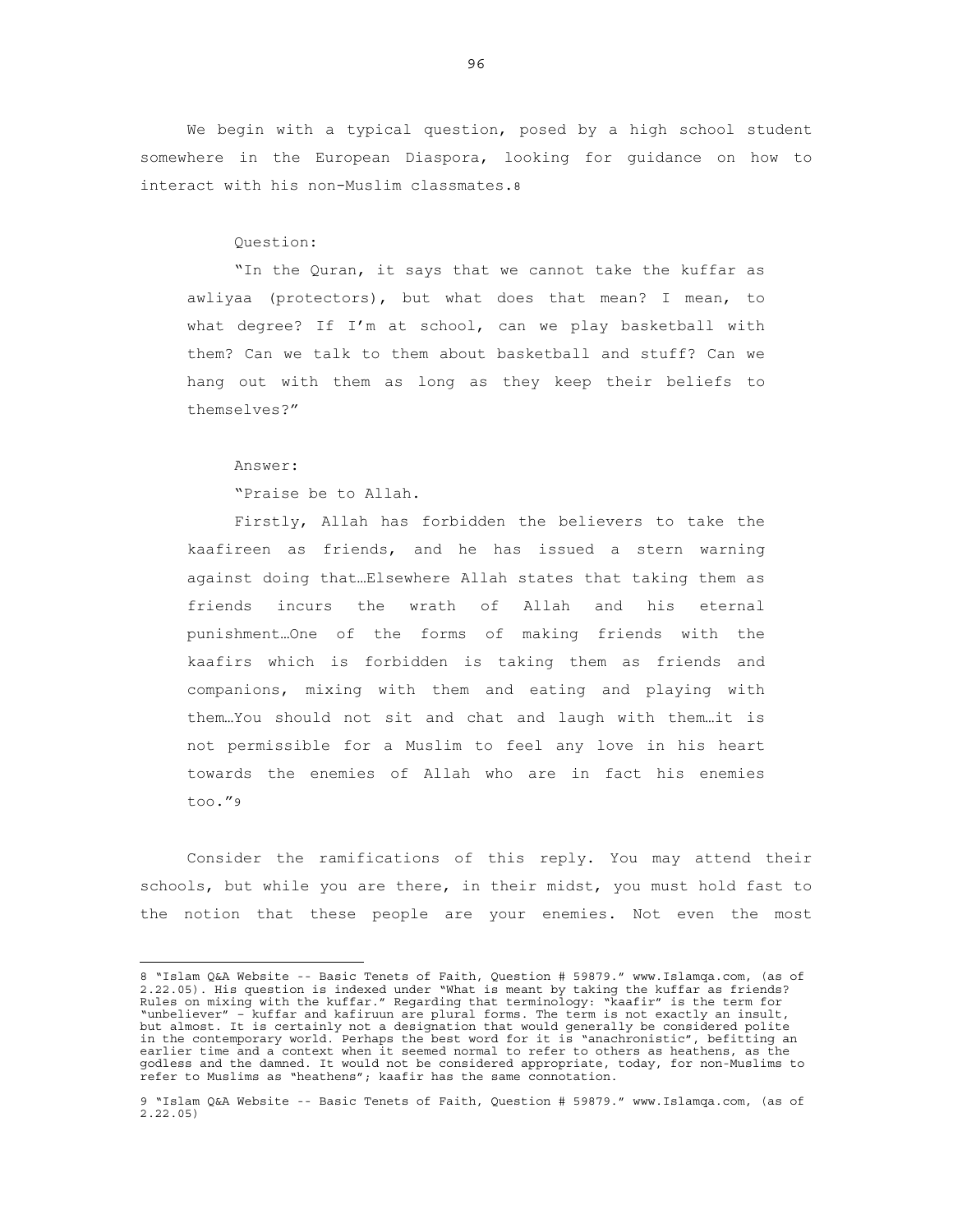We begin with a typical question, posed by a high school student somewhere in the European Diaspora, looking for guidance on how to interact with his non-Muslim classmates.[8]

> Question:
>
> "In the Quran, it says that we cannot take the kuffar as awliyaa (protectors), but what does that mean? I mean, to what degree? If I'm at school, can we play basketball with them? Can we talk to them about basketball and stuff? Can we hang out with them as long as they keep their beliefs to themselves?"

> Answer:
>
> "Praise be to Allah.
>
> Firstly, Allah has forbidden the believers to take the kaafireen as friends, and he has issued a stern warning against doing that…Elsewhere Allah states that taking them as friends incurs the wrath of Allah and his eternal punishment…One of the forms of making friends with the kaafirs which is forbidden is taking them as friends and companions, mixing with them and eating and playing with them…You should not sit and chat and laugh with them…it is not permissible for a Muslim to feel any love in his heart towards the enemies of Allah who are in fact his enemies too."[9]

Consider the ramifications of this reply. You may attend their schools, but while you are there, in their midst, you must hold fast to the notion that these people are your enemies. Not even the most

---

[8] "Islam Q&A Website -- Basic Tenets of Faith, Question # 59879." www.Islamqa.com, (as of 2.22.05). His question is indexed under "What is meant by taking the kuffar as friends? Rules on mixing with the kuffar." Regarding that terminology: "kaafir" is the term for "unbeliever" – kuffar and kafiruun are plural forms. The term is not exactly an insult, but almost. It is certainly not a designation that would generally be considered polite in the contemporary world. Perhaps the best word for it is "anachronistic", befitting an earlier time and a context when it seemed normal to refer to others as heathens, as the godless and the damned. It would not be considered appropriate, today, for non-Muslims to refer to Muslims as "heathens"; kaafir has the same connotation.

[9] "Islam Q&A Website -- Basic Tenets of Faith, Question # 59879." www.Islamqa.com, (as of 2.22.05)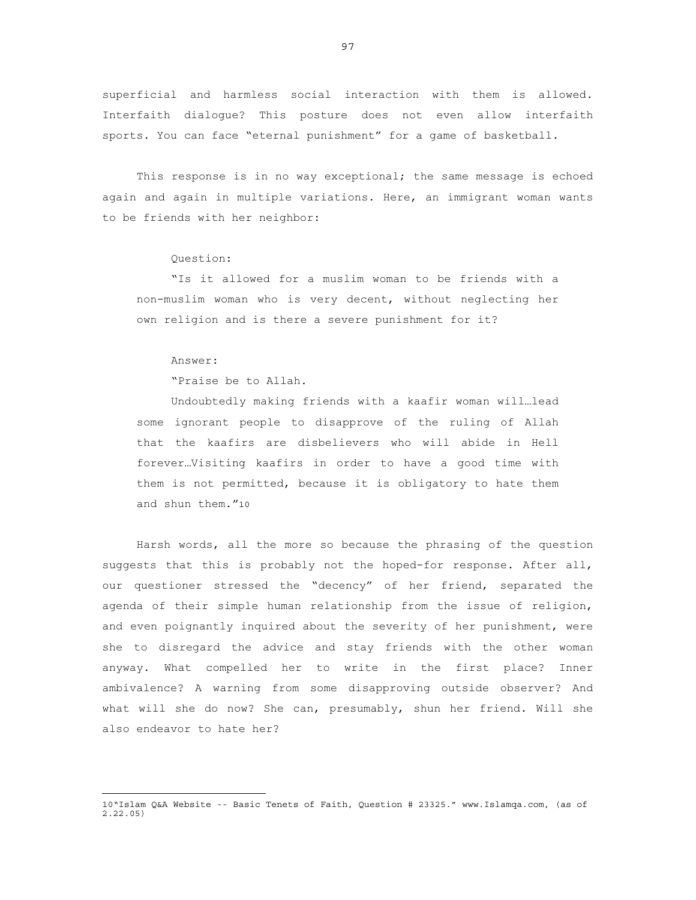superficial and harmless social interaction with them is allowed. Interfaith dialogue? This posture does not even allow interfaith sports. You can face "eternal punishment" for a game of basketball.

This response is in no way exceptional; the same message is echoed again and again in multiple variations. Here, an immigrant woman wants to be friends with her neighbor:

> Question:
>
> "Is it allowed for a muslim woman to be friends with a non-muslim woman who is very decent, without neglecting her own religion and is there a severe punishment for it?
>
> Answer:
>
> "Praise be to Allah.
>
> Undoubtedly making friends with a kaafir woman will…lead some ignorant people to disapprove of the ruling of Allah that the kaafirs are disbelievers who will abide in Hell forever…Visiting kaafirs in order to have a good time with them is not permitted, because it is obligatory to hate them and shun them."[10]

Harsh words, all the more so because the phrasing of the question suggests that this is probably not the hoped-for response. After all, our questioner stressed the "decency" of her friend, separated the agenda of their simple human relationship from the issue of religion, and even poignantly inquired about the severity of her punishment, were she to disregard the advice and stay friends with the other woman anyway. What compelled her to write in the first place? Inner ambivalence? A warning from some disapproving outside observer? And what will she do now? She can, presumably, shun her friend. Will she also endeavor to hate her?

---

[10] "Islam Q&A Website -- Basic Tenets of Faith, Question # 23325." www.Islamqa.com, (as of 2.22.05)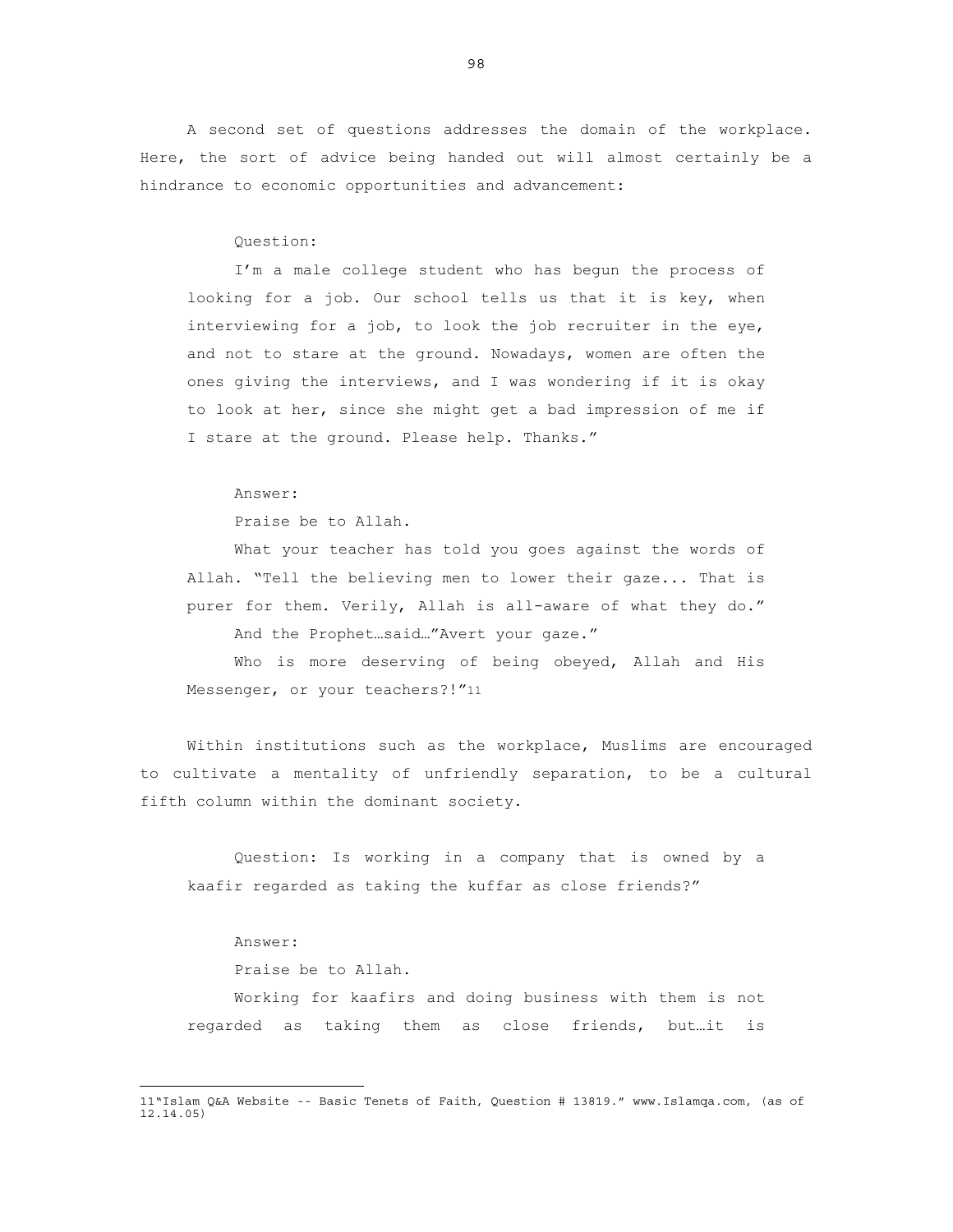A second set of questions addresses the domain of the workplace. Here, the sort of advice being handed out will almost certainly be a hindrance to economic opportunities and advancement:

> Question:
>
> I'm a male college student who has begun the process of looking for a job. Our school tells us that it is key, when interviewing for a job, to look the job recruiter in the eye, and not to stare at the ground. Nowadays, women are often the ones giving the interviews, and I was wondering if it is okay to look at her, since she might get a bad impression of me if I stare at the ground. Please help. Thanks."
>
> Answer:
>
> Praise be to Allah.
>
> What your teacher has told you goes against the words of Allah. "Tell the believing men to lower their gaze... That is purer for them. Verily, Allah is all-aware of what they do."
>
> And the Prophet…said…"Avert your gaze."
>
> Who is more deserving of being obeyed, Allah and His Messenger, or your teachers?!"[11]

Within institutions such as the workplace, Muslims are encouraged to cultivate a mentality of unfriendly separation, to be a cultural fifth column within the dominant society.

> Question: Is working in a company that is owned by a kaafir regarded as taking the kuffar as close friends?"
>
> Answer:
>
> Praise be to Allah.
>
> Working for kaafirs and doing business with them is not regarded as taking them as close friends, but…it is

---

[11] "Islam Q&A Website -- Basic Tenets of Faith, Question # 13819." www.Islamqa.com, (as of 12.14.05)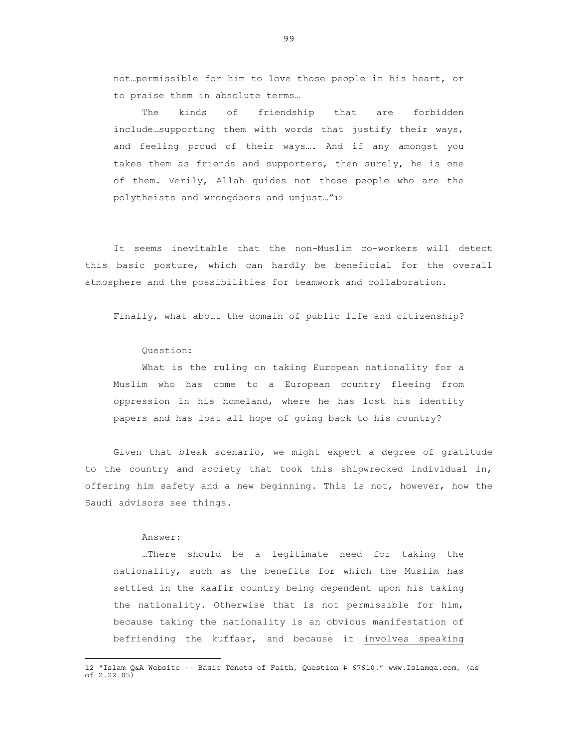not…permissible for him to love those people in his heart, or to praise them in absolute terms…

> The kinds of friendship that are forbidden include…supporting them with words that justify their ways, and feeling proud of their ways…. And if any amongst you takes them as friends and supporters, then surely, he is one of them. Verily, Allah guides not those people who are the polytheists and wrongdoers and unjust…"[12]

It seems inevitable that the non-Muslim co-workers will detect this basic posture, which can hardly be beneficial for the overall atmosphere and the possibilities for teamwork and collaboration.

Finally, what about the domain of public life and citizenship?

> Question:
>
> What is the ruling on taking European nationality for a Muslim who has come to a European country fleeing from oppression in his homeland, where he has lost his identity papers and has lost all hope of going back to his country?

Given that bleak scenario, we might expect a degree of gratitude to the country and society that took this shipwrecked individual in, offering him safety and a new beginning. This is not, however, how the Saudi advisors see things.

> Answer:
>
> …There should be a legitimate need for taking the nationality, such as the benefits for which the Muslim has settled in the kaafir country being dependent upon his taking the nationality. Otherwise that is not permissible for him, because taking the nationality is an obvious manifestation of befriending the kuffaar, and because it <u>involves speaking</u>

---

12 "Islam Q&A Website -- Basic Tenets of Faith, Question # 67610." www.Islamqa.com, (as of 2.22.05)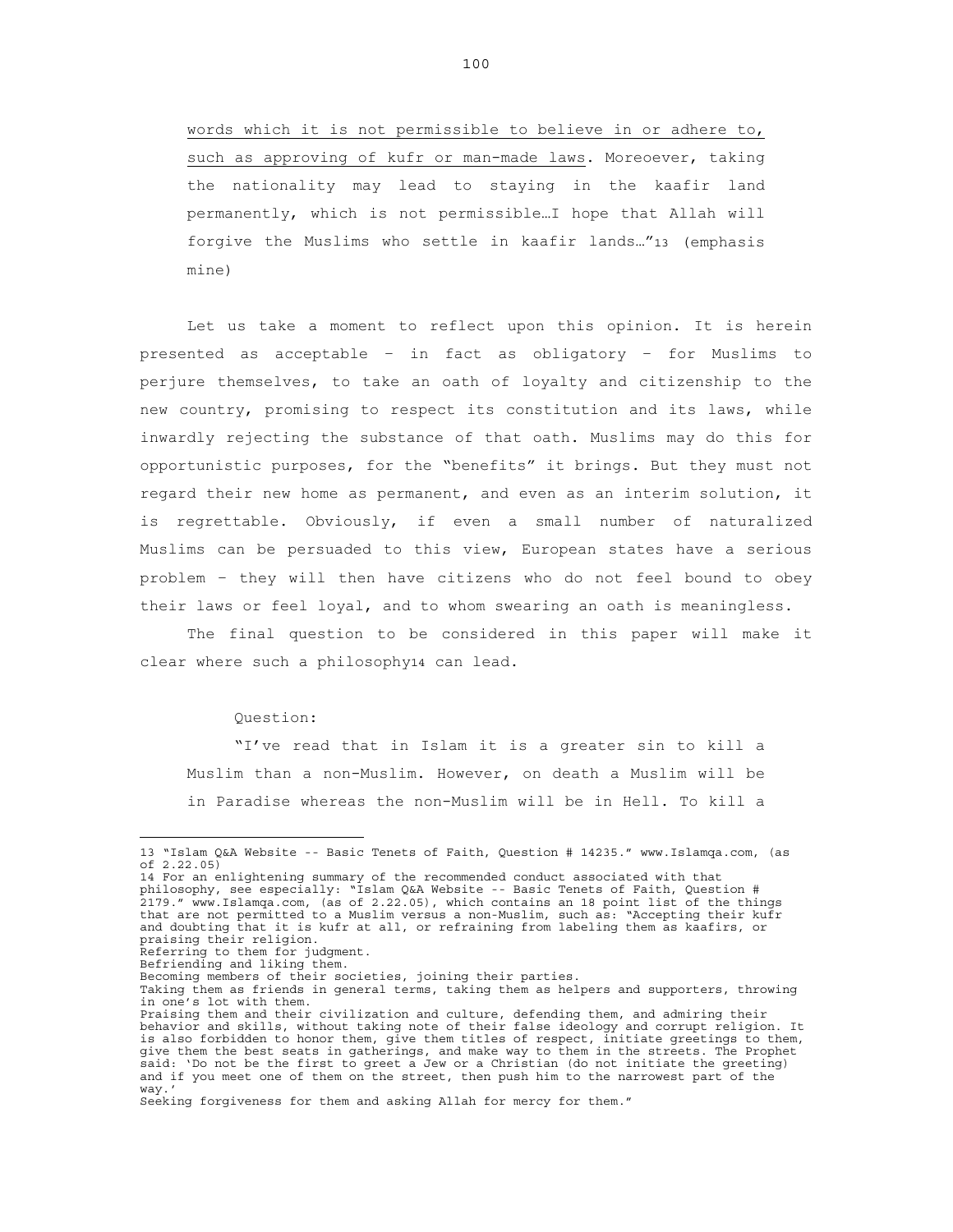words which it is not permissible to believe in or adhere to, such as approving of kufr or man-made laws. Moreoever, taking the nationality may lead to staying in the kaafir land permanently, which is not permissible…I hope that Allah will forgive the Muslims who settle in kaafir lands…"[13] (emphasis mine)

Let us take a moment to reflect upon this opinion. It is herein presented as acceptable – in fact as obligatory – for Muslims to perjure themselves, to take an oath of loyalty and citizenship to the new country, promising to respect its constitution and its laws, while inwardly rejecting the substance of that oath. Muslims may do this for opportunistic purposes, for the "benefits" it brings. But they must not regard their new home as permanent, and even as an interim solution, it is regrettable. Obviously, if even a small number of naturalized Muslims can be persuaded to this view, European states have a serious problem – they will then have citizens who do not feel bound to obey their laws or feel loyal, and to whom swearing an oath is meaningless.

The final question to be considered in this paper will make it clear where such a philosophy[14] can lead.

Question:

"I've read that in Islam it is a greater sin to kill a Muslim than a non-Muslim. However, on death a Muslim will be in Paradise whereas the non-Muslim will be in Hell. To kill a

---

13 "Islam Q&A Website -- Basic Tenets of Faith, Question # 14235." www.Islamqa.com, (as of 2.22.05)

14 For an enlightening summary of the recommended conduct associated with that philosophy, see especially: "Islam Q&A Website -- Basic Tenets of Faith, Question # 2179." www.Islamqa.com, (as of 2.22.05), which contains an 18 point list of the things that are not permitted to a Muslim versus a non-Muslim, such as: "Accepting their kufr and doubting that it is kufr at all, or refraining from labeling them as kaafirs, or praising their religion.
Referring to them for judgment.
Befriending and liking them.
Becoming members of their societies, joining their parties.
Taking them as friends in general terms, taking them as helpers and supporters, throwing in one's lot with them.
Praising them and their civilization and culture, defending them, and admiring their behavior and skills, without taking note of their false ideology and corrupt religion. It is also forbidden to honor them, give them titles of respect, initiate greetings to them, give them the best seats in gatherings, and make way to them in the streets. The Prophet said: 'Do not be the first to greet a Jew or a Christian (do not initiate the greeting) and if you meet one of them on the street, then push him to the narrowest part of the way.'
Seeking forgiveness for them and asking Allah for mercy for them."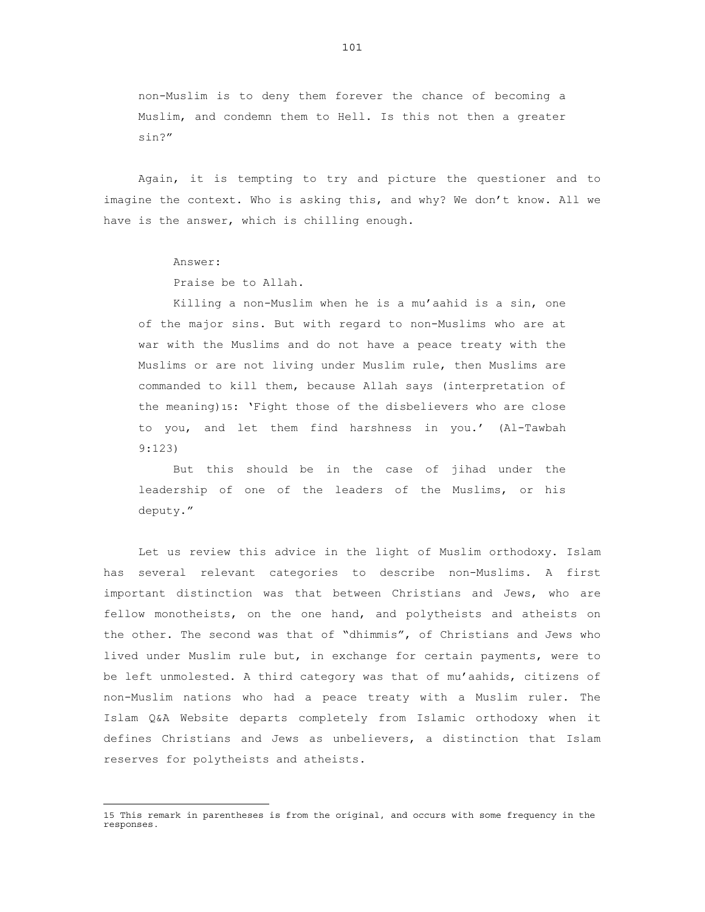> non-Muslim is to deny them forever the chance of becoming a Muslim, and condemn them to Hell. Is this not then a greater sin?"

Again, it is tempting to try and picture the questioner and to imagine the context. Who is asking this, and why? We don't know. All we have is the answer, which is chilling enough.

> Answer:
>
> Praise be to Allah.
>
> Killing a non-Muslim when he is a mu'aahid is a sin, one of the major sins. But with regard to non-Muslims who are at war with the Muslims and do not have a peace treaty with the Muslims or are not living under Muslim rule, then Muslims are commanded to kill them, because Allah says (interpretation of the meaning)[15]: 'Fight those of the disbelievers who are close to you, and let them find harshness in you.' (Al-Tawbah 9:123)
>
> But this should be in the case of jihad under the leadership of one of the leaders of the Muslims, or his deputy."

Let us review this advice in the light of Muslim orthodoxy. Islam has several relevant categories to describe non-Muslims. A first important distinction was that between Christians and Jews, who are fellow monotheists, on the one hand, and polytheists and atheists on the other. The second was that of "dhimmis", of Christians and Jews who lived under Muslim rule but, in exchange for certain payments, were to be left unmolested. A third category was that of mu'aahids, citizens of non-Muslim nations who had a peace treaty with a Muslim ruler. The Islam Q&A Website departs completely from Islamic orthodoxy when it defines Christians and Jews as unbelievers, a distinction that Islam reserves for polytheists and atheists.

---

[15] This remark in parentheses is from the original, and occurs with some frequency in the responses.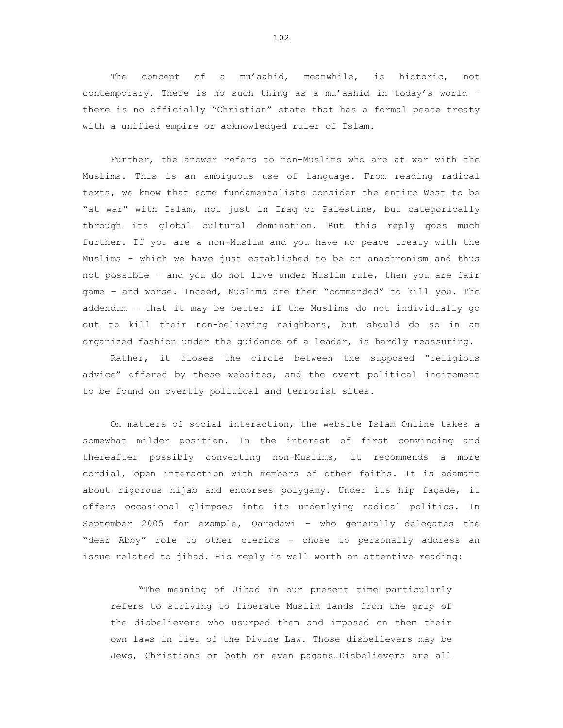The concept of a mu'aahid, meanwhile, is historic, not contemporary. There is no such thing as a mu'aahid in today's world – there is no officially "Christian" state that has a formal peace treaty with a unified empire or acknowledged ruler of Islam.

Further, the answer refers to non-Muslims who are at war with the Muslims. This is an ambiguous use of language. From reading radical texts, we know that some fundamentalists consider the entire West to be "at war" with Islam, not just in Iraq or Palestine, but categorically through its global cultural domination. But this reply goes much further. If you are a non-Muslim and you have no peace treaty with the Muslims – which we have just established to be an anachronism and thus not possible – and you do not live under Muslim rule, then you are fair game – and worse. Indeed, Muslims are then "commanded" to kill you. The addendum – that it may be better if the Muslims do not individually go out to kill their non-believing neighbors, but should do so in an organized fashion under the guidance of a leader, is hardly reassuring.

Rather, it closes the circle between the supposed "religious advice" offered by these websites, and the overt political incitement to be found on overtly political and terrorist sites.

On matters of social interaction, the website Islam Online takes a somewhat milder position. In the interest of first convincing and thereafter possibly converting non-Muslims, it recommends a more cordial, open interaction with members of other faiths. It is adamant about rigorous hijab and endorses polygamy. Under its hip façade, it offers occasional glimpses into its underlying radical politics. In September 2005 for example, Qaradawi – who generally delegates the "dear Abby" role to other clerics - chose to personally address an issue related to jihad. His reply is well worth an attentive reading:

> "The meaning of Jihad in our present time particularly refers to striving to liberate Muslim lands from the grip of the disbelievers who usurped them and imposed on them their own laws in lieu of the Divine Law. Those disbelievers may be Jews, Christians or both or even pagans…Disbelievers are all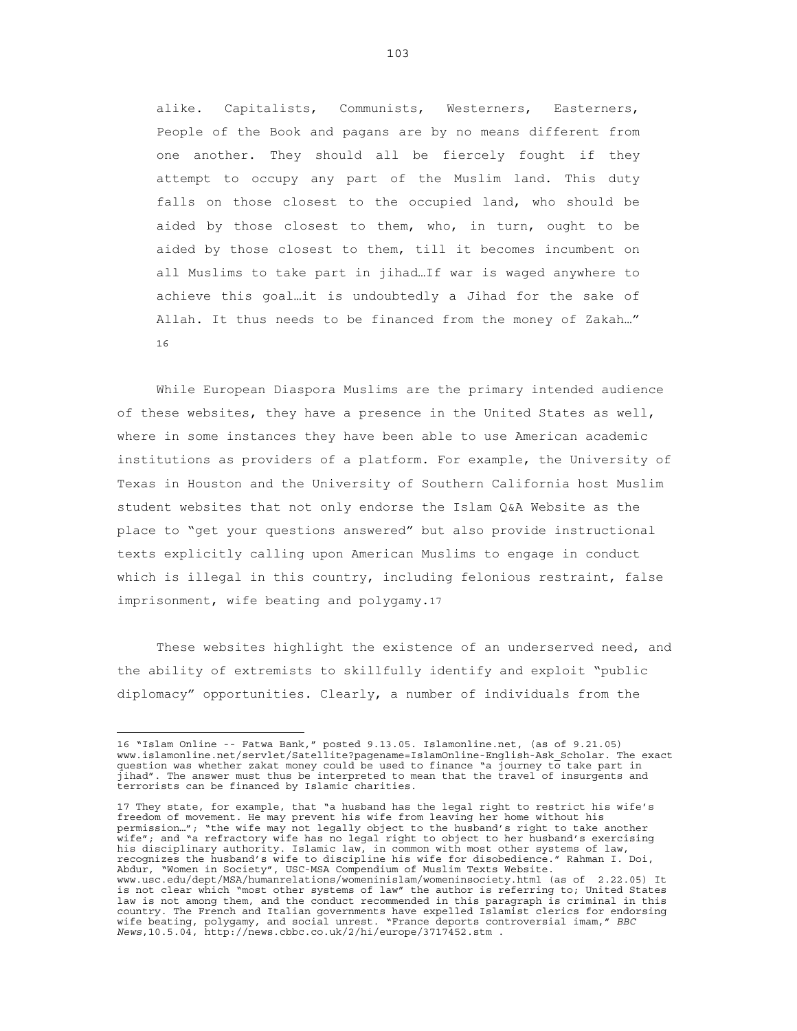alike. Capitalists, Communists, Westerners, Easterners, People of the Book and pagans are by no means different from one another. They should all be fiercely fought if they attempt to occupy any part of the Muslim land. This duty falls on those closest to the occupied land, who should be aided by those closest to them, who, in turn, ought to be aided by those closest to them, till it becomes incumbent on all Muslims to take part in jihad…If war is waged anywhere to achieve this goal…it is undoubtedly a Jihad for the sake of Allah. It thus needs to be financed from the money of Zakah…" [16]

While European Diaspora Muslims are the primary intended audience of these websites, they have a presence in the United States as well, where in some instances they have been able to use American academic institutions as providers of a platform. For example, the University of Texas in Houston and the University of Southern California host Muslim student websites that not only endorse the Islam Q&A Website as the place to "get your questions answered" but also provide instructional texts explicitly calling upon American Muslims to engage in conduct which is illegal in this country, including felonious restraint, false imprisonment, wife beating and polygamy.[17]

These websites highlight the existence of an underserved need, and the ability of extremists to skillfully identify and exploit "public diplomacy" opportunities. Clearly, a number of individuals from the

---

16 "Islam Online -- Fatwa Bank," posted 9.13.05. Islamonline.net, (as of 9.21.05) www.islamonline.net/servlet/Satellite?pagename=IslamOnline-English-Ask_Scholar. The exact question was whether zakat money could be used to finance "a journey to take part in jihad". The answer must thus be interpreted to mean that the travel of insurgents and terrorists can be financed by Islamic charities.

17 They state, for example, that "a husband has the legal right to restrict his wife's freedom of movement. He may prevent his wife from leaving her home without his permission…"; "the wife may not legally object to the husband's right to take another wife"; and "a refractory wife has no legal right to object to her husband's exercising his disciplinary authority. Islamic law, in common with most other systems of law, recognizes the husband's wife to discipline his wife for disobedience." Rahman I. Doi, Abdur, "Women in Society", USC-MSA Compendium of Muslim Texts Website. www.usc.edu/dept/MSA/humanrelations/womeninislam/womeninsociety.html (as of 2.22.05) It is not clear which "most other systems of law" the author is referring to; United States law is not among them, and the conduct recommended in this paragraph is criminal in this country. The French and Italian governments have expelled Islamist clerics for endorsing wife beating, polygamy, and social unrest. "France deports controversial imam," *BBC News*,10.5.04, http://news.cbbc.co.uk/2/hi/europe/3717452.stm .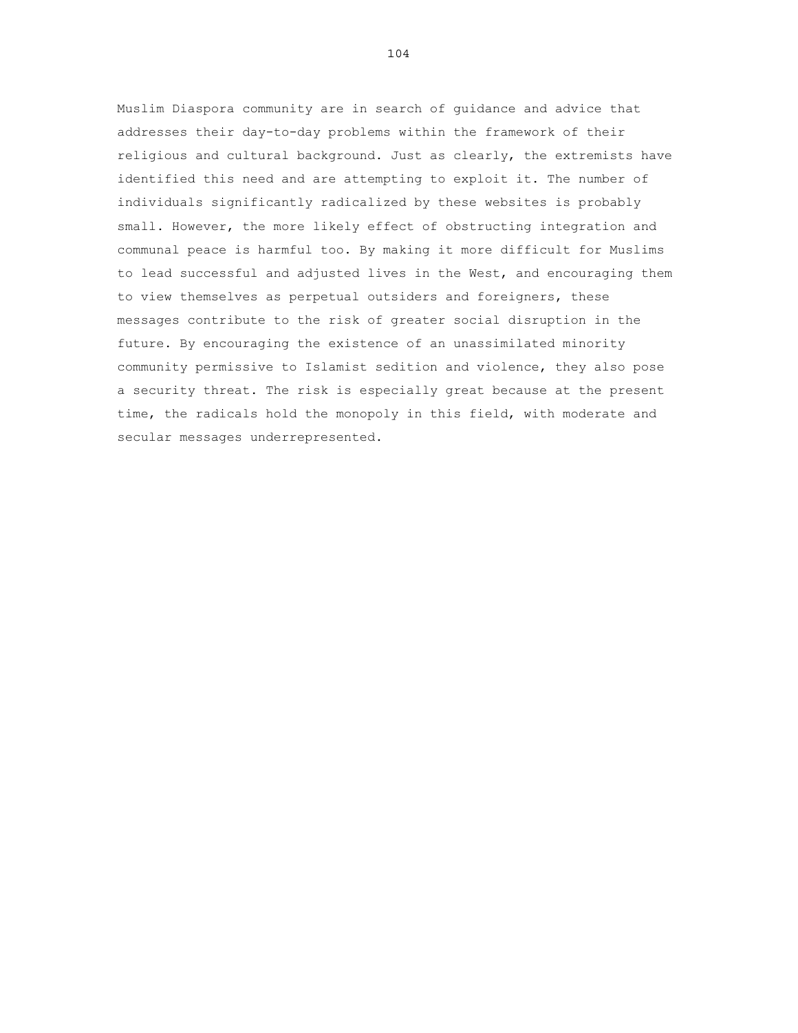Muslim Diaspora community are in search of guidance and advice that addresses their day-to-day problems within the framework of their religious and cultural background. Just as clearly, the extremists have identified this need and are attempting to exploit it. The number of individuals significantly radicalized by these websites is probably small. However, the more likely effect of obstructing integration and communal peace is harmful too. By making it more difficult for Muslims to lead successful and adjusted lives in the West, and encouraging them to view themselves as perpetual outsiders and foreigners, these messages contribute to the risk of greater social disruption in the future. By encouraging the existence of an unassimilated minority community permissive to Islamist sedition and violence, they also pose a security threat. The risk is especially great because at the present time, the radicals hold the monopoly in this field, with moderate and secular messages underrepresented.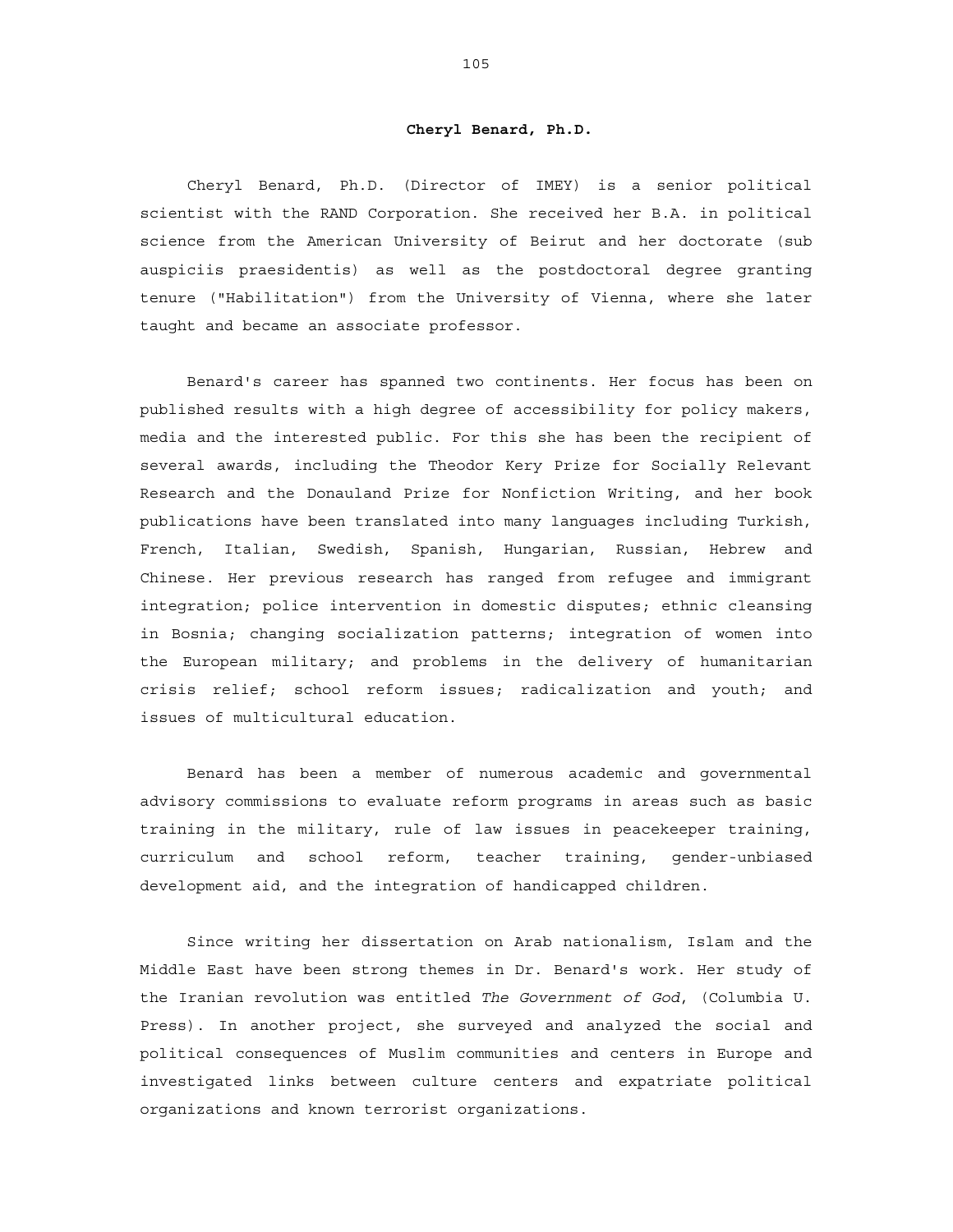## Cheryl Benard, Ph.D.

Cheryl Benard, Ph.D. (Director of IMEY) is a senior political scientist with the RAND Corporation. She received her B.A. in political science from the American University of Beirut and her doctorate (sub auspiciis praesidentis) as well as the postdoctoral degree granting tenure ("Habilitation") from the University of Vienna, where she later taught and became an associate professor.

Benard's career has spanned two continents. Her focus has been on published results with a high degree of accessibility for policy makers, media and the interested public. For this she has been the recipient of several awards, including the Theodor Kery Prize for Socially Relevant Research and the Donauland Prize for Nonfiction Writing, and her book publications have been translated into many languages including Turkish, French, Italian, Swedish, Spanish, Hungarian, Russian, Hebrew and Chinese. Her previous research has ranged from refugee and immigrant integration; police intervention in domestic disputes; ethnic cleansing in Bosnia; changing socialization patterns; integration of women into the European military; and problems in the delivery of humanitarian crisis relief; school reform issues; radicalization and youth; and issues of multicultural education.

Benard has been a member of numerous academic and governmental advisory commissions to evaluate reform programs in areas such as basic training in the military, rule of law issues in peacekeeper training, curriculum and school reform, teacher training, gender-unbiased development aid, and the integration of handicapped children.

Since writing her dissertation on Arab nationalism, Islam and the Middle East have been strong themes in Dr. Benard's work. Her study of the Iranian revolution was entitled *The Government of God*, (Columbia U. Press). In another project, she surveyed and analyzed the social and political consequences of Muslim communities and centers in Europe and investigated links between culture centers and expatriate political organizations and known terrorist organizations.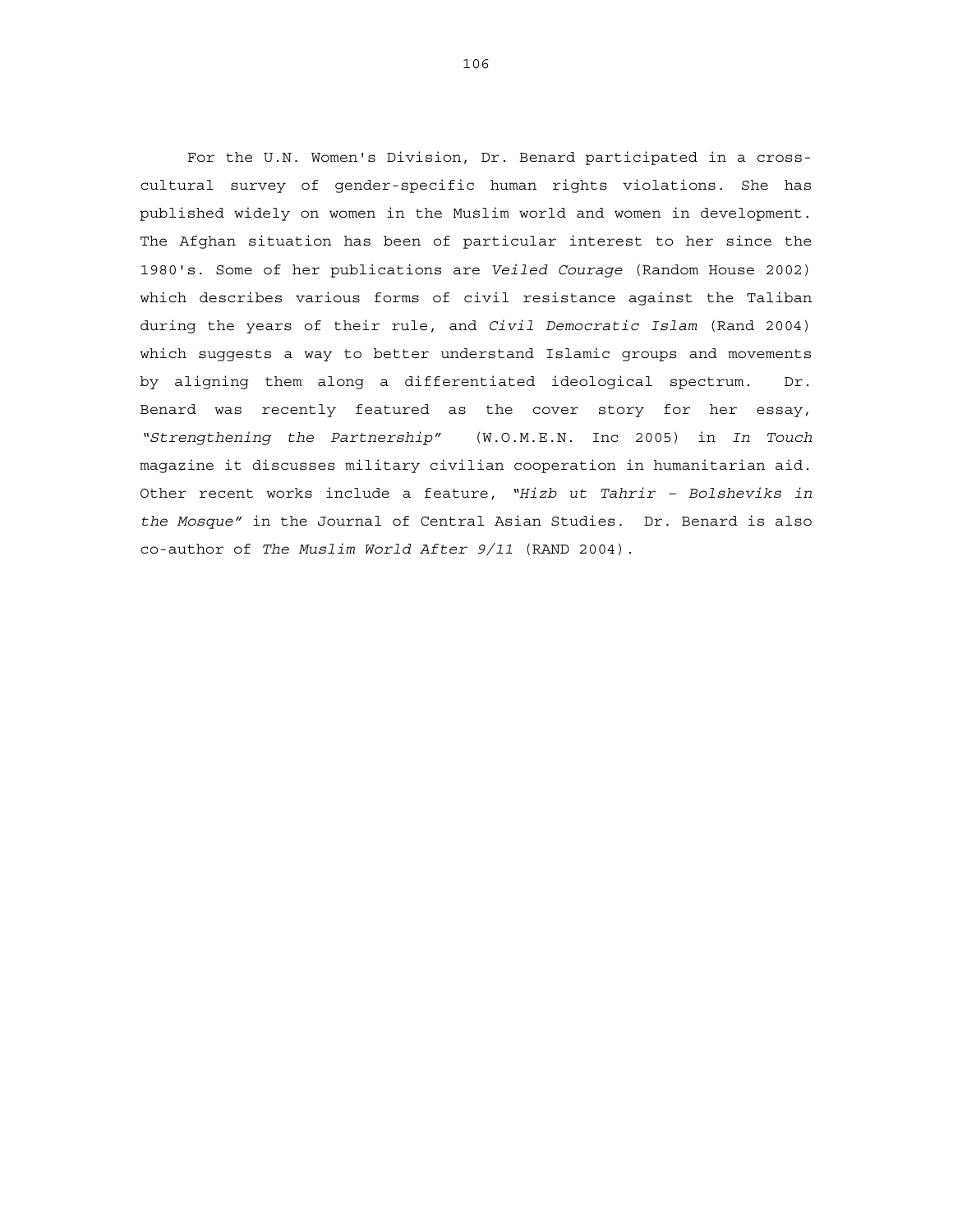For the U.N. Women's Division, Dr. Benard participated in a cross-cultural survey of gender-specific human rights violations. She has published widely on women in the Muslim world and women in development. The Afghan situation has been of particular interest to her since the 1980's. Some of her publications are *Veiled Courage* (Random House 2002) which describes various forms of civil resistance against the Taliban during the years of their rule, and *Civil Democratic Islam* (Rand 2004) which suggests a way to better understand Islamic groups and movements by aligning them along a differentiated ideological spectrum. Dr. Benard was recently featured as the cover story for her essay, *"Strengthening the Partnership"* (W.O.M.E.N. Inc 2005) in *In Touch* magazine it discusses military civilian cooperation in humanitarian aid. Other recent works include a feature, *"Hizb ut Tahrir – Bolsheviks in the Mosque"* in the Journal of Central Asian Studies. Dr. Benard is also co-author of *The Muslim World After 9/11* (RAND 2004).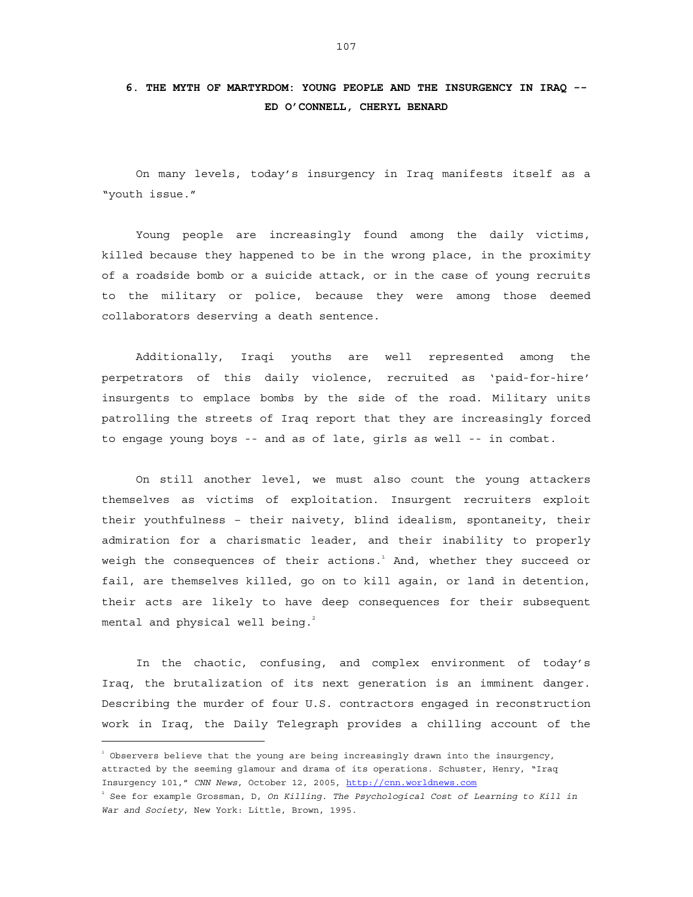## 6. THE MYTH OF MARTYRDOM: YOUNG PEOPLE AND THE INSURGENCY IN IRAQ -- ED O'CONNELL, CHERYL BENARD

On many levels, today's insurgency in Iraq manifests itself as a "youth issue."

Young people are increasingly found among the daily victims, killed because they happened to be in the wrong place, in the proximity of a roadside bomb or a suicide attack, or in the case of young recruits to the military or police, because they were among those deemed collaborators deserving a death sentence.

Additionally, Iraqi youths are well represented among the perpetrators of this daily violence, recruited as 'paid-for-hire' insurgents to emplace bombs by the side of the road. Military units patrolling the streets of Iraq report that they are increasingly forced to engage young boys -- and as of late, girls as well -- in combat.

On still another level, we must also count the young attackers themselves as victims of exploitation. Insurgent recruiters exploit their youthfulness – their naivety, blind idealism, spontaneity, their admiration for a charismatic leader, and their inability to properly weigh the consequences of their actions.[1] And, whether they succeed or fail, are themselves killed, go on to kill again, or land in detention, their acts are likely to have deep consequences for their subsequent mental and physical well being.[2]

In the chaotic, confusing, and complex environment of today's Iraq, the brutalization of its next generation is an imminent danger. Describing the murder of four U.S. contractors engaged in reconstruction work in Iraq, the Daily Telegraph provides a chilling account of the

---

[1] Observers believe that the young are being increasingly drawn into the insurgency, attracted by the seeming glamour and drama of its operations. Schuster, Henry, "Iraq Insurgency 101," *CNN News*, October 12, 2005, http://cnn.worldnews.com

[2] See for example Grossman, D, *On Killing. The Psychological Cost of Learning to Kill in War and Society*, New York: Little, Brown, 1995.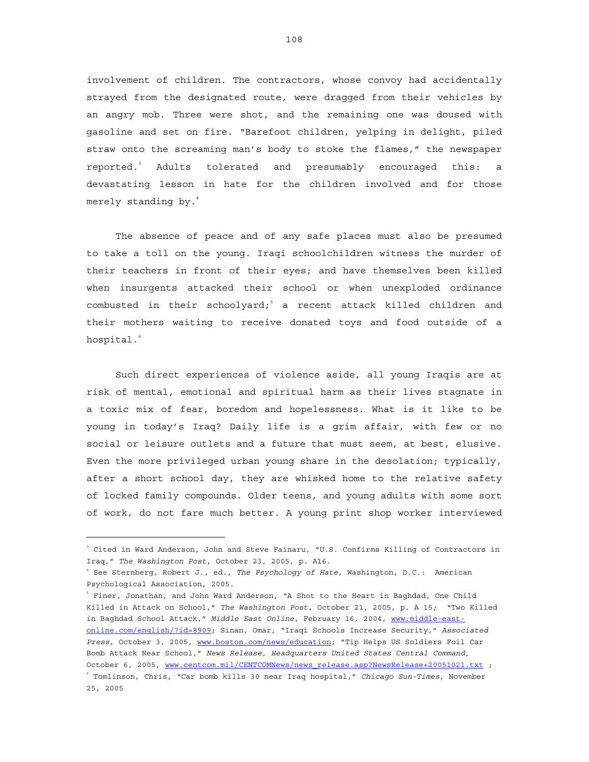involvement of children. The contractors, whose convoy had accidentally strayed from the designated route, were dragged from their vehicles by an angry mob. Three were shot, and the remaining one was doused with gasoline and set on fire. "Barefoot children, yelping in delight, piled straw onto the screaming man's body to stoke the flames," the newspaper reported.[3] Adults tolerated and presumably encouraged this: a devastating lesson in hate for the children involved and for those merely standing by.[4]

The absence of peace and of any safe places must also be presumed to take a toll on the young. Iraqi schoolchildren witness the murder of their teachers in front of their eyes; and have themselves been killed when insurgents attacked their school or when unexploded ordinance combusted in their schoolyard;[5] a recent attack killed children and their mothers waiting to receive donated toys and food outside of a hospital.[6]

Such direct experiences of violence aside, all young Iraqis are at risk of mental, emotional and spiritual harm as their lives stagnate in a toxic mix of fear, boredom and hopelessness. What is it like to be young in today's Iraq? Daily life is a grim affair, with few or no social or leisure outlets and a future that must seem, at best, elusive. Even the more privileged urban young share in the desolation; typically, after a short school day, they are whisked home to the relative safety of locked family compounds. Older teens, and young adults with some sort of work, do not fare much better. A young print shop worker interviewed

---

[3] Cited in Ward Anderson, John and Steve Fainaru, "U.S. Confirms Killing of Contractors in Iraq," *The Washington Post*, October 23, 2005, p. A16.

[4] See Sternberg, Robert J., ed., *The Psychology of Hate*, Washington, D.C.: American Psychological Association, 2005.

[5] Finer, Jonathan, and John Ward Anderson, "A Shot to the Heart in Baghdad, One Child Killed in Attack on School," *The Washington Post*, October 21, 2005, p. A 15; "Two Killed in Baghdad School Attack," *Middle East Online*, February 16, 2004, www.middle-east-online.com/english/?id=8909; Sinan, Omar, "Iraqi Schools Increase Security," *Associated Press*, October 3, 2005, www.boston.com/news/education; "Tip Helps US Soldiers Foil Car Bomb Attack Near School," *News Release, Headquarters United States Central Command*, October 6, 2005, www.centcom.mil/CENTCOMNews/news_release.asp?NewsRelease+20051021.txt ;

[6] Tomlinson, Chris, "Car bomb kills 30 near Iraq hospital," *Chicago Sun-Times*, November 25, 2005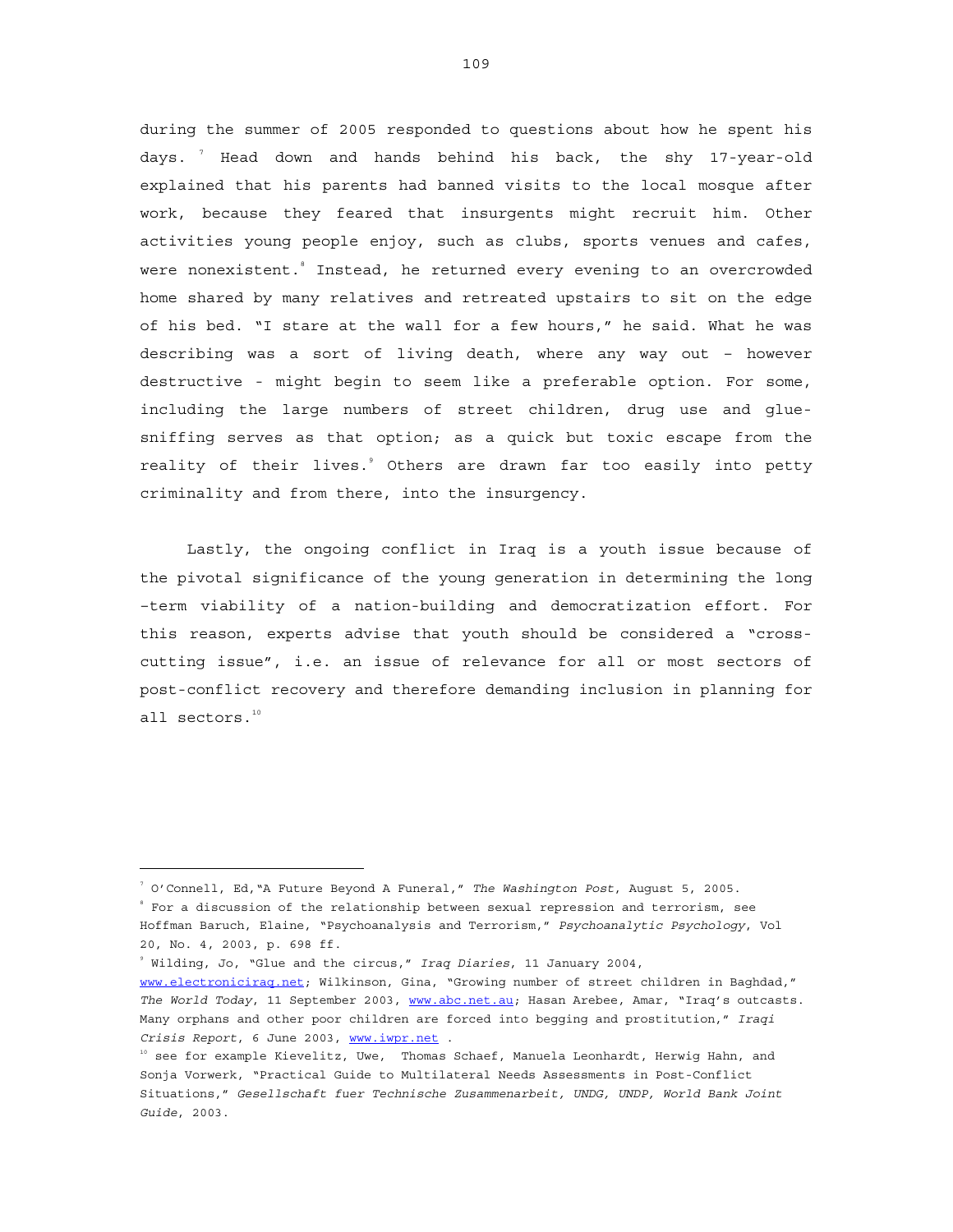during the summer of 2005 responded to questions about how he spent his days. [7] Head down and hands behind his back, the shy 17-year-old explained that his parents had banned visits to the local mosque after work, because they feared that insurgents might recruit him. Other activities young people enjoy, such as clubs, sports venues and cafes, were nonexistent.[8] Instead, he returned every evening to an overcrowded home shared by many relatives and retreated upstairs to sit on the edge of his bed. "I stare at the wall for a few hours," he said. What he was describing was a sort of living death, where any way out – however destructive - might begin to seem like a preferable option. For some, including the large numbers of street children, drug use and glue-sniffing serves as that option; as a quick but toxic escape from the reality of their lives.[9] Others are drawn far too easily into petty criminality and from there, into the insurgency.

Lastly, the ongoing conflict in Iraq is a youth issue because of the pivotal significance of the young generation in determining the long -term viability of a nation-building and democratization effort. For this reason, experts advise that youth should be considered a "cross-cutting issue", i.e. an issue of relevance for all or most sectors of post-conflict recovery and therefore demanding inclusion in planning for all sectors.[10]

---

[7] O'Connell, Ed, "A Future Beyond A Funeral," *The Washington Post*, August 5, 2005.

[8] For a discussion of the relationship between sexual repression and terrorism, see Hoffman Baruch, Elaine, "Psychoanalysis and Terrorism," *Psychoanalytic Psychology*, Vol 20, No. 4, 2003, p. 698 ff.

[9] Wilding, Jo, "Glue and the circus," *Iraq Diaries*, 11 January 2004, www.electroniciraq.net; Wilkinson, Gina, "Growing number of street children in Baghdad," *The World Today*, 11 September 2003, www.abc.net.au; Hasan Arebee, Amar, "Iraq's outcasts. Many orphans and other poor children are forced into begging and prostitution," *Iraqi Crisis Report*, 6 June 2003, www.iwpr.net .

[10] see for example Kievelitz, Uwe, Thomas Schaef, Manuela Leonhardt, Herwig Hahn, and Sonja Vorwerk, "Practical Guide to Multilateral Needs Assessments in Post-Conflict Situations," *Gesellschaft fuer Technische Zusammenarbeit, UNDG, UNDP, World Bank Joint Guide*, 2003.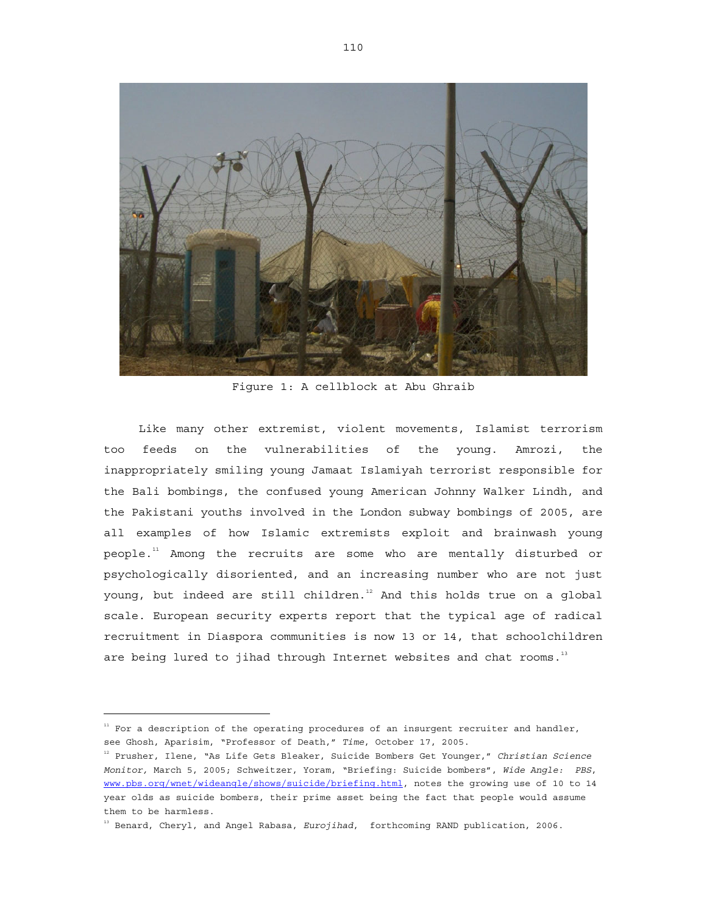Figure 1: A cellblock at Abu Ghraib

Like many other extremist, violent movements, Islamist terrorism too feeds on the vulnerabilities of the young. Amrozi, the inappropriately smiling young Jamaat Islamiyah terrorist responsible for the Bali bombings, the confused young American Johnny Walker Lindh, and the Pakistani youths involved in the London subway bombings of 2005, are all examples of how Islamic extremists exploit and brainwash young people.[11] Among the recruits are some who are mentally disturbed or psychologically disoriented, and an increasing number who are not just young, but indeed are still children.[12] And this holds true on a global scale. European security experts report that the typical age of radical recruitment in Diaspora communities is now 13 or 14, that schoolchildren are being lured to jihad through Internet websites and chat rooms.[13]

---

[11] For a description of the operating procedures of an insurgent recruiter and handler, see Ghosh, Aparisim, "Professor of Death," *Time*, October 17, 2005.

[12] Prusher, Ilene, "As Life Gets Bleaker, Suicide Bombers Get Younger," *Christian Science Monitor*, March 5, 2005; Schweitzer, Yoram, "Briefing: Suicide bombers", *Wide Angle: PBS*, www.pbs.org/wnet/wideangle/shows/suicide/briefing.html, notes the growing use of 10 to 14 year olds as suicide bombers, their prime asset being the fact that people would assume them to be harmless.

[13] Benard, Cheryl, and Angel Rabasa, *Eurojihad*, forthcoming RAND publication, 2006.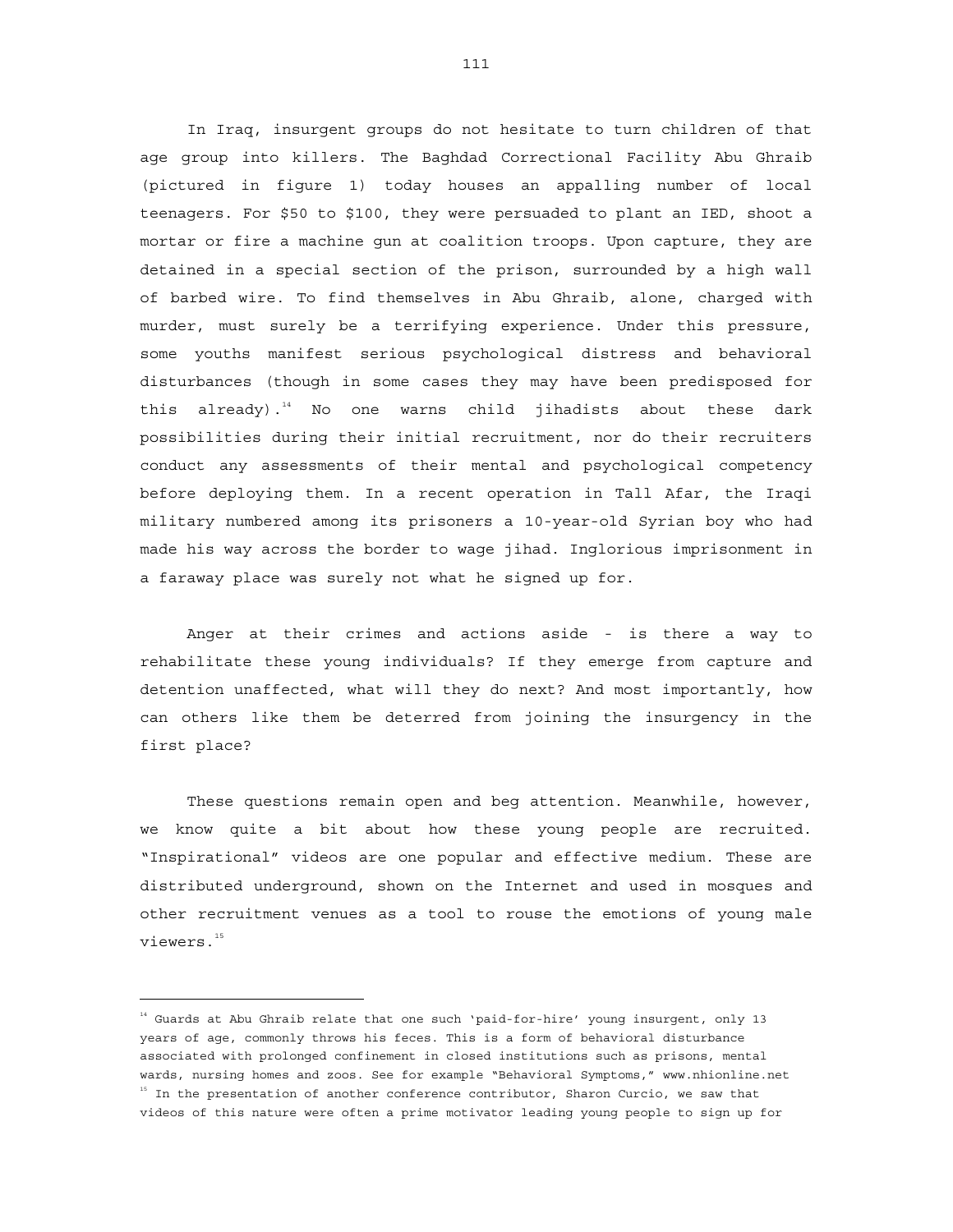In Iraq, insurgent groups do not hesitate to turn children of that age group into killers. The Baghdad Correctional Facility Abu Ghraib (pictured in figure 1) today houses an appalling number of local teenagers. For $50 to $100, they were persuaded to plant an IED, shoot a mortar or fire a machine gun at coalition troops. Upon capture, they are detained in a special section of the prison, surrounded by a high wall of barbed wire. To find themselves in Abu Ghraib, alone, charged with murder, must surely be a terrifying experience. Under this pressure, some youths manifest serious psychological distress and behavioral disturbances (though in some cases they may have been predisposed for this already).[14] No one warns child jihadists about these dark possibilities during their initial recruitment, nor do their recruiters conduct any assessments of their mental and psychological competency before deploying them. In a recent operation in Tall Afar, the Iraqi military numbered among its prisoners a 10-year-old Syrian boy who had made his way across the border to wage jihad. Inglorious imprisonment in a faraway place was surely not what he signed up for.

Anger at their crimes and actions aside - is there a way to rehabilitate these young individuals? If they emerge from capture and detention unaffected, what will they do next? And most importantly, how can others like them be deterred from joining the insurgency in the first place?

These questions remain open and beg attention. Meanwhile, however, we know quite a bit about how these young people are recruited. "Inspirational" videos are one popular and effective medium. These are distributed underground, shown on the Internet and used in mosques and other recruitment venues as a tool to rouse the emotions of young male viewers.[15]

---

[14] Guards at Abu Ghraib relate that one such 'paid-for-hire' young insurgent, only 13 years of age, commonly throws his feces. This is a form of behavioral disturbance associated with prolonged confinement in closed institutions such as prisons, mental wards, nursing homes and zoos. See for example "Behavioral Symptoms," www.nhionline.net

[15] In the presentation of another conference contributor, Sharon Curcio, we saw that videos of this nature were often a prime motivator leading young people to sign up for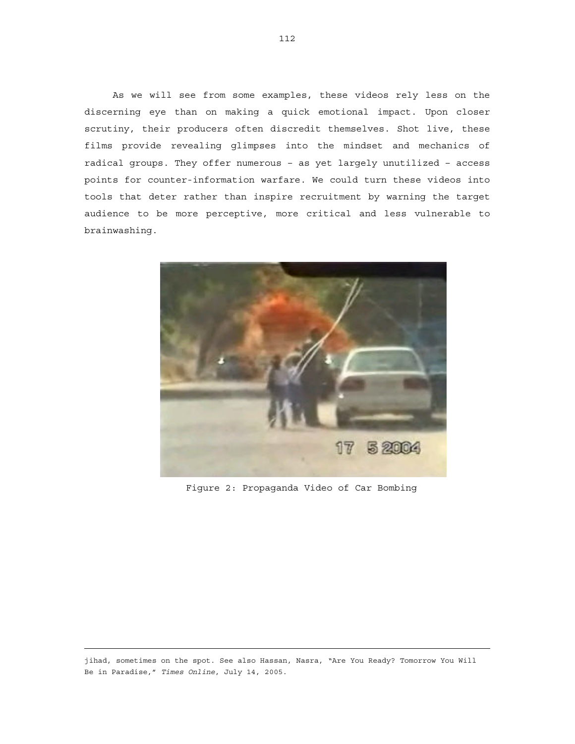As we will see from some examples, these videos rely less on the discerning eye than on making a quick emotional impact. Upon closer scrutiny, their producers often discredit themselves. Shot live, these films provide revealing glimpses into the mindset and mechanics of radical groups. They offer numerous – as yet largely unutilized – access points for counter-information warfare. We could turn these videos into tools that deter rather than inspire recruitment by warning the target audience to be more perceptive, more critical and less vulnerable to brainwashing.

Figure 2: Propaganda Video of Car Bombing

---

jihad, sometimes on the spot. See also Hassan, Nasra, "Are You Ready? Tomorrow You Will Be in Paradise," *Times Online*, July 14, 2005.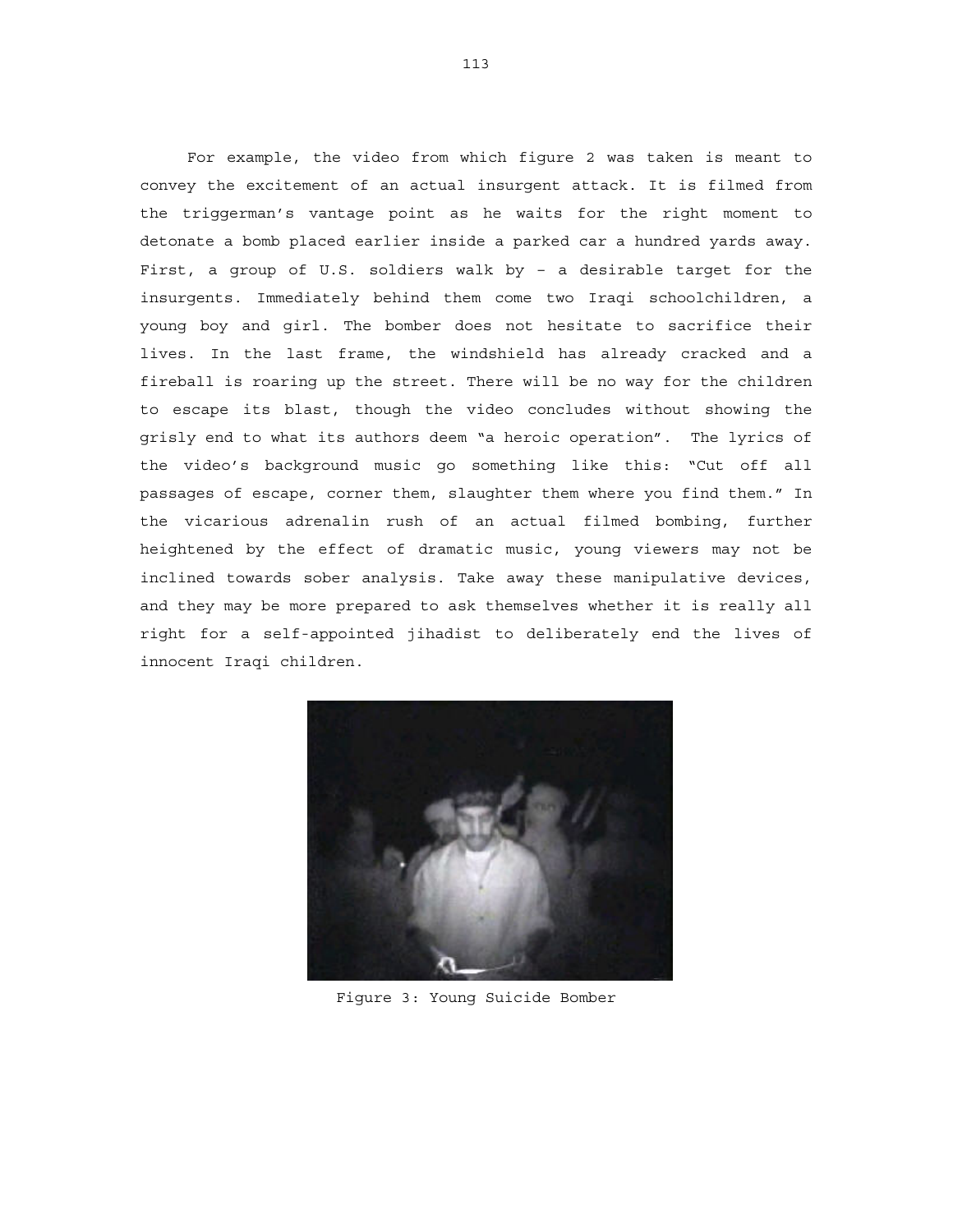For example, the video from which figure 2 was taken is meant to convey the excitement of an actual insurgent attack. It is filmed from the triggerman's vantage point as he waits for the right moment to detonate a bomb placed earlier inside a parked car a hundred yards away. First, a group of U.S. soldiers walk by – a desirable target for the insurgents. Immediately behind them come two Iraqi schoolchildren, a young boy and girl. The bomber does not hesitate to sacrifice their lives. In the last frame, the windshield has already cracked and a fireball is roaring up the street. There will be no way for the children to escape its blast, though the video concludes without showing the grisly end to what its authors deem "a heroic operation". The lyrics of the video's background music go something like this: "Cut off all passages of escape, corner them, slaughter them where you find them." In the vicarious adrenalin rush of an actual filmed bombing, further heightened by the effect of dramatic music, young viewers may not be inclined towards sober analysis. Take away these manipulative devices, and they may be more prepared to ask themselves whether it is really all right for a self-appointed jihadist to deliberately end the lives of innocent Iraqi children.

Figure 3: Young Suicide Bomber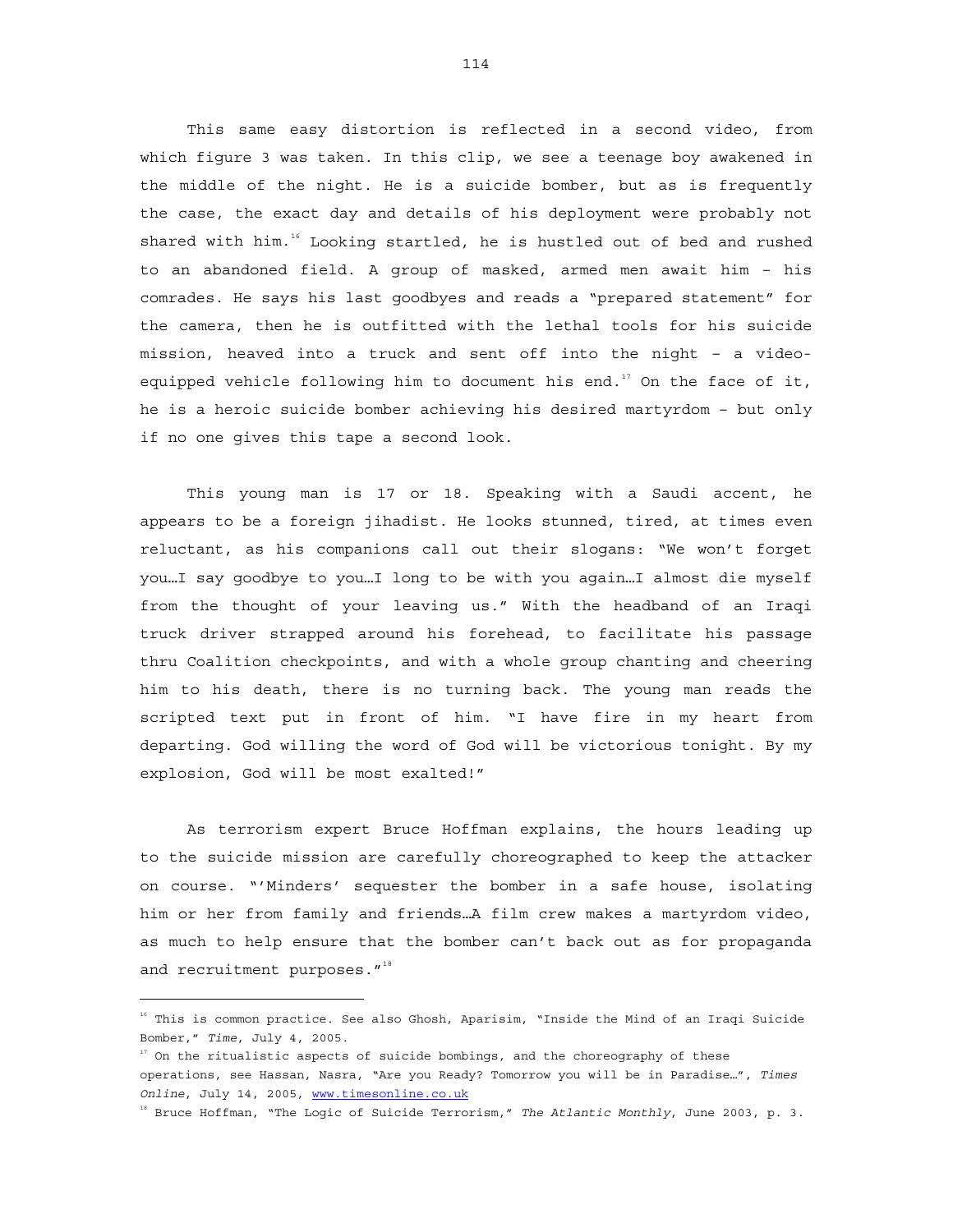This same easy distortion is reflected in a second video, from which figure 3 was taken. In this clip, we see a teenage boy awakened in the middle of the night. He is a suicide bomber, but as is frequently the case, the exact day and details of his deployment were probably not shared with him.[16] Looking startled, he is hustled out of bed and rushed to an abandoned field. A group of masked, armed men await him – his comrades. He says his last goodbyes and reads a "prepared statement" for the camera, then he is outfitted with the lethal tools for his suicide mission, heaved into a truck and sent off into the night – a video-equipped vehicle following him to document his end.[17] On the face of it, he is a heroic suicide bomber achieving his desired martyrdom – but only if no one gives this tape a second look.

This young man is 17 or 18. Speaking with a Saudi accent, he appears to be a foreign jihadist. He looks stunned, tired, at times even reluctant, as his companions call out their slogans: "We won't forget you…I say goodbye to you…I long to be with you again…I almost die myself from the thought of your leaving us." With the headband of an Iraqi truck driver strapped around his forehead, to facilitate his passage thru Coalition checkpoints, and with a whole group chanting and cheering him to his death, there is no turning back. The young man reads the scripted text put in front of him. "I have fire in my heart from departing. God willing the word of God will be victorious tonight. By my explosion, God will be most exalted!"

As terrorism expert Bruce Hoffman explains, the hours leading up to the suicide mission are carefully choreographed to keep the attacker on course. "'Minders' sequester the bomber in a safe house, isolating him or her from family and friends…A film crew makes a martyrdom video, as much to help ensure that the bomber can't back out as for propaganda and recruitment purposes."[18]

---

[16] This is common practice. See also Ghosh, Aparisim, "Inside the Mind of an Iraqi Suicide Bomber," *Time*, July 4, 2005.

[17] On the ritualistic aspects of suicide bombings, and the choreography of these operations, see Hassan, Nasra, "Are you Ready? Tomorrow you will be in Paradise…", *Times Online*, July 14, 2005, www.timesonline.co.uk

[18] Bruce Hoffman, "The Logic of Suicide Terrorism," *The Atlantic Monthly*, June 2003, p. 3.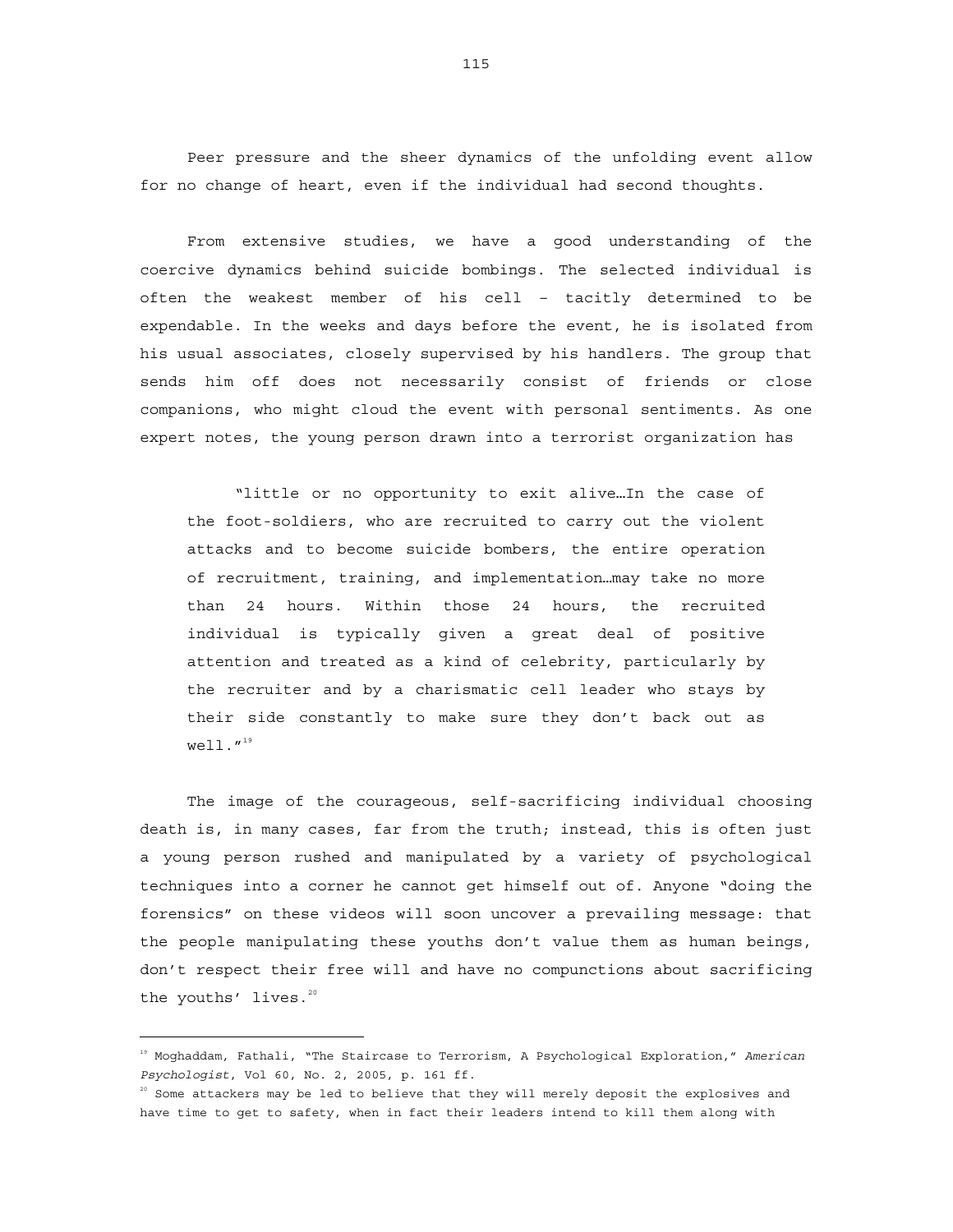Peer pressure and the sheer dynamics of the unfolding event allow for no change of heart, even if the individual had second thoughts.

From extensive studies, we have a good understanding of the coercive dynamics behind suicide bombings. The selected individual is often the weakest member of his cell – tacitly determined to be expendable. In the weeks and days before the event, he is isolated from his usual associates, closely supervised by his handlers. The group that sends him off does not necessarily consist of friends or close companions, who might cloud the event with personal sentiments. As one expert notes, the young person drawn into a terrorist organization has

> "little or no opportunity to exit alive…In the case of the foot-soldiers, who are recruited to carry out the violent attacks and to become suicide bombers, the entire operation of recruitment, training, and implementation…may take no more than 24 hours. Within those 24 hours, the recruited individual is typically given a great deal of positive attention and treated as a kind of celebrity, particularly by the recruiter and by a charismatic cell leader who stays by their side constantly to make sure they don't back out as well."[19]

The image of the courageous, self-sacrificing individual choosing death is, in many cases, far from the truth; instead, this is often just a young person rushed and manipulated by a variety of psychological techniques into a corner he cannot get himself out of. Anyone "doing the forensics" on these videos will soon uncover a prevailing message: that the people manipulating these youths don't value them as human beings, don't respect their free will and have no compunctions about sacrificing the youths' lives.[20]

---

[19] Moghaddam, Fathali, "The Staircase to Terrorism, A Psychological Exploration," *American Psychologist*, Vol 60, No. 2, 2005, p. 161 ff.

[20] Some attackers may be led to believe that they will merely deposit the explosives and have time to get to safety, when in fact their leaders intend to kill them along with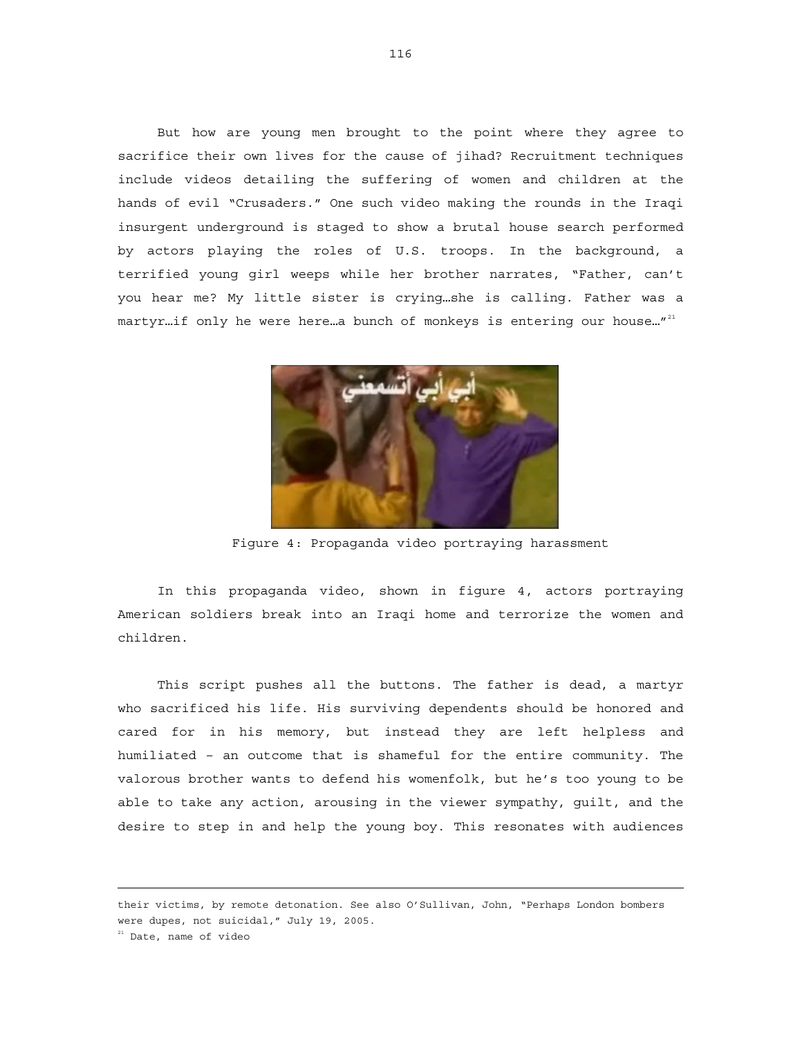But how are young men brought to the point where they agree to sacrifice their own lives for the cause of jihad? Recruitment techniques include videos detailing the suffering of women and children at the hands of evil "Crusaders." One such video making the rounds in the Iraqi insurgent underground is staged to show a brutal house search performed by actors playing the roles of U.S. troops. In the background, a terrified young girl weeps while her brother narrates, "Father, can't you hear me? My little sister is crying…she is calling. Father was a martyr…if only he were here…a bunch of monkeys is entering our house…"[21]

Figure 4: Propaganda video portraying harassment

In this propaganda video, shown in figure 4, actors portraying American soldiers break into an Iraqi home and terrorize the women and children.

This script pushes all the buttons. The father is dead, a martyr who sacrificed his life. His surviving dependents should be honored and cared for in his memory, but instead they are left helpless and humiliated – an outcome that is shameful for the entire community. The valorous brother wants to defend his womenfolk, but he's too young to be able to take any action, arousing in the viewer sympathy, guilt, and the desire to step in and help the young boy. This resonates with audiences

---

their victims, by remote detonation. See also O'Sullivan, John, "Perhaps London bombers were dupes, not suicidal," July 19, 2005.

[21] Date, name of video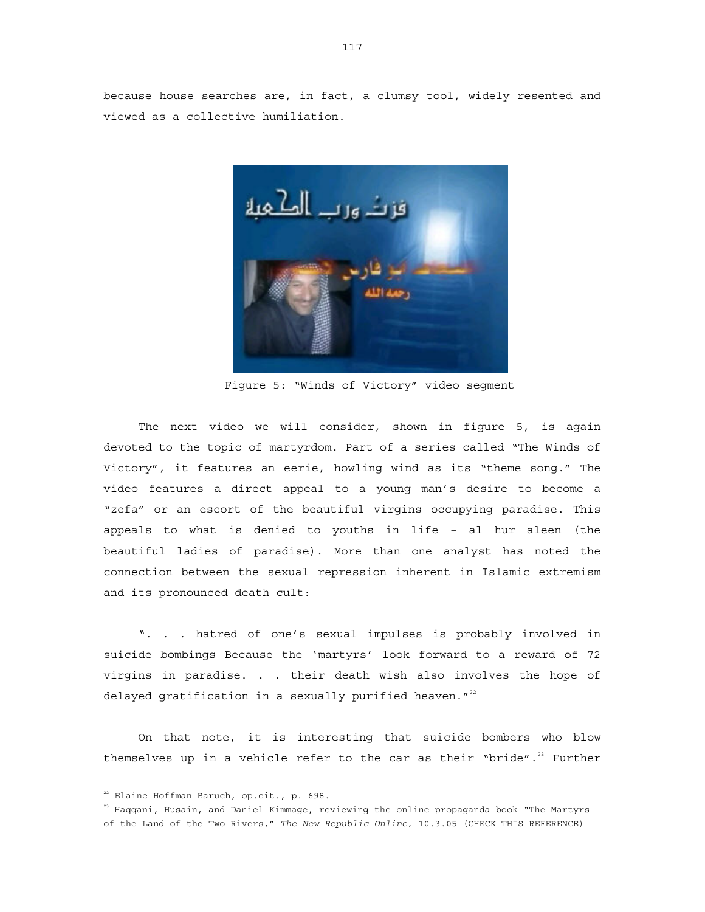because house searches are, in fact, a clumsy tool, widely resented and viewed as a collective humiliation.

Figure 5: "Winds of Victory" video segment

The next video we will consider, shown in figure 5, is again devoted to the topic of martyrdom. Part of a series called "The Winds of Victory", it features an eerie, howling wind as its "theme song." The video features a direct appeal to a young man's desire to become a "zefa" or an escort of the beautiful virgins occupying paradise. This appeals to what is denied to youths in life – al hur aleen (the beautiful ladies of paradise). More than one analyst has noted the connection between the sexual repression inherent in Islamic extremism and its pronounced death cult:

". . . hatred of one's sexual impulses is probably involved in suicide bombings Because the 'martyrs' look forward to a reward of 72 virgins in paradise. . . their death wish also involves the hope of delayed gratification in a sexually purified heaven."[22]

On that note, it is interesting that suicide bombers who blow themselves up in a vehicle refer to the car as their "bride".[23] Further

---

[22] Elaine Hoffman Baruch, op.cit., p. 698.

[23] Haqqani, Husain, and Daniel Kimmage, reviewing the online propaganda book "The Martyrs of the Land of the Two Rivers," *The New Republic Online*, 10.3.05 (CHECK THIS REFERENCE)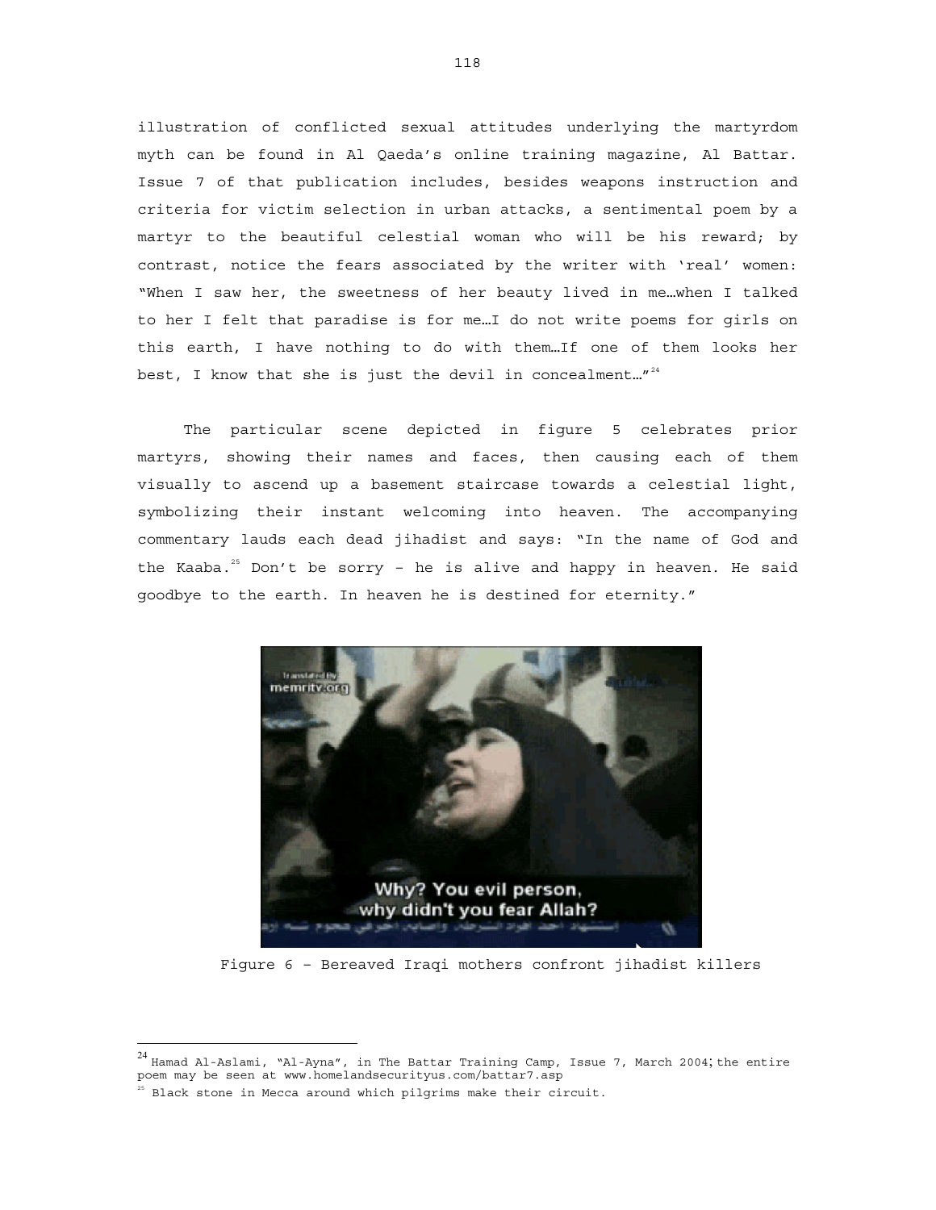illustration of conflicted sexual attitudes underlying the martyrdom myth can be found in Al Qaeda's online training magazine, Al Battar. Issue 7 of that publication includes, besides weapons instruction and criteria for victim selection in urban attacks, a sentimental poem by a martyr to the beautiful celestial woman who will be his reward; by contrast, notice the fears associated by the writer with 'real' women: "When I saw her, the sweetness of her beauty lived in me…when I talked to her I felt that paradise is for me…I do not write poems for girls on this earth, I have nothing to do with them…If one of them looks her best, I know that she is just the devil in concealment…"[24]

The particular scene depicted in figure 5 celebrates prior martyrs, showing their names and faces, then causing each of them visually to ascend up a basement staircase towards a celestial light, symbolizing their instant welcoming into heaven. The accompanying commentary lauds each dead jihadist and says: "In the name of God and the Kaaba.[25] Don't be sorry – he is alive and happy in heaven. He said goodbye to the earth. In heaven he is destined for eternity."

Figure 6 – Bereaved Iraqi mothers confront jihadist killers

[24] Hamad Al-Aslami, "Al-Ayna", in The Battar Training Camp, Issue 7, March 2004; the entire poem may be seen at www.homelandsecurityus.com/battar7.asp

[25] Black stone in Mecca around which pilgrims make their circuit.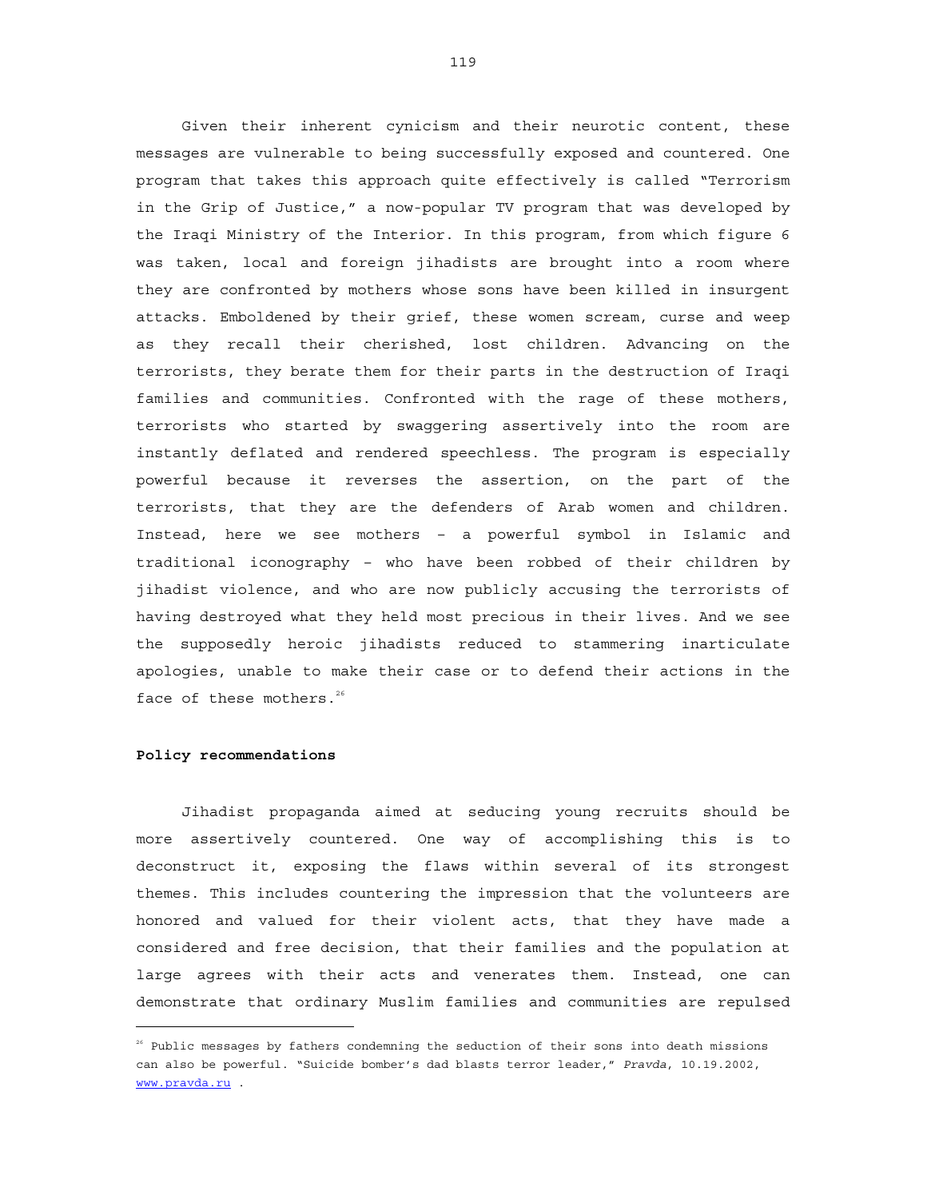Given their inherent cynicism and their neurotic content, these messages are vulnerable to being successfully exposed and countered. One program that takes this approach quite effectively is called "Terrorism in the Grip of Justice," a now-popular TV program that was developed by the Iraqi Ministry of the Interior. In this program, from which figure 6 was taken, local and foreign jihadists are brought into a room where they are confronted by mothers whose sons have been killed in insurgent attacks. Emboldened by their grief, these women scream, curse and weep as they recall their cherished, lost children. Advancing on the terrorists, they berate them for their parts in the destruction of Iraqi families and communities. Confronted with the rage of these mothers, terrorists who started by swaggering assertively into the room are instantly deflated and rendered speechless. The program is especially powerful because it reverses the assertion, on the part of the terrorists, that they are the defenders of Arab women and children. Instead, here we see mothers – a powerful symbol in Islamic and traditional iconography – who have been robbed of their children by jihadist violence, and who are now publicly accusing the terrorists of having destroyed what they held most precious in their lives. And we see the supposedly heroic jihadists reduced to stammering inarticulate apologies, unable to make their case or to defend their actions in the face of these mothers.[26]

**Policy recommendations**

Jihadist propaganda aimed at seducing young recruits should be more assertively countered. One way of accomplishing this is to deconstruct it, exposing the flaws within several of its strongest themes. This includes countering the impression that the volunteers are honored and valued for their violent acts, that they have made a considered and free decision, that their families and the population at large agrees with their acts and venerates them. Instead, one can demonstrate that ordinary Muslim families and communities are repulsed

---

[26] Public messages by fathers condemning the seduction of their sons into death missions can also be powerful. "Suicide bomber's dad blasts terror leader," *Pravda*, 10.19.2002, www.pravda.ru .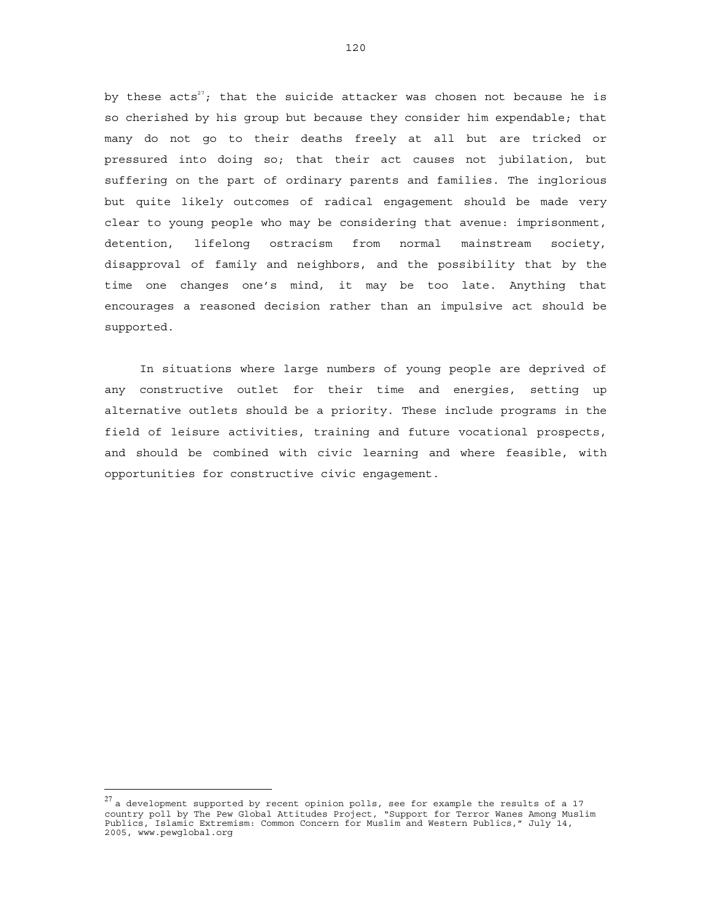by these acts[27]; that the suicide attacker was chosen not because he is so cherished by his group but because they consider him expendable; that many do not go to their deaths freely at all but are tricked or pressured into doing so; that their act causes not jubilation, but suffering on the part of ordinary parents and families. The inglorious but quite likely outcomes of radical engagement should be made very clear to young people who may be considering that avenue: imprisonment, detention, lifelong ostracism from normal mainstream society, disapproval of family and neighbors, and the possibility that by the time one changes one's mind, it may be too late. Anything that encourages a reasoned decision rather than an impulsive act should be supported.

In situations where large numbers of young people are deprived of any constructive outlet for their time and energies, setting up alternative outlets should be a priority. These include programs in the field of leisure activities, training and future vocational prospects, and should be combined with civic learning and where feasible, with opportunities for constructive civic engagement.

---

[27] a development supported by recent opinion polls, see for example the results of a 17 country poll by The Pew Global Attitudes Project, "Support for Terror Wanes Among Muslim Publics, Islamic Extremism: Common Concern for Muslim and Western Publics," July 14, 2005, www.pewglobal.org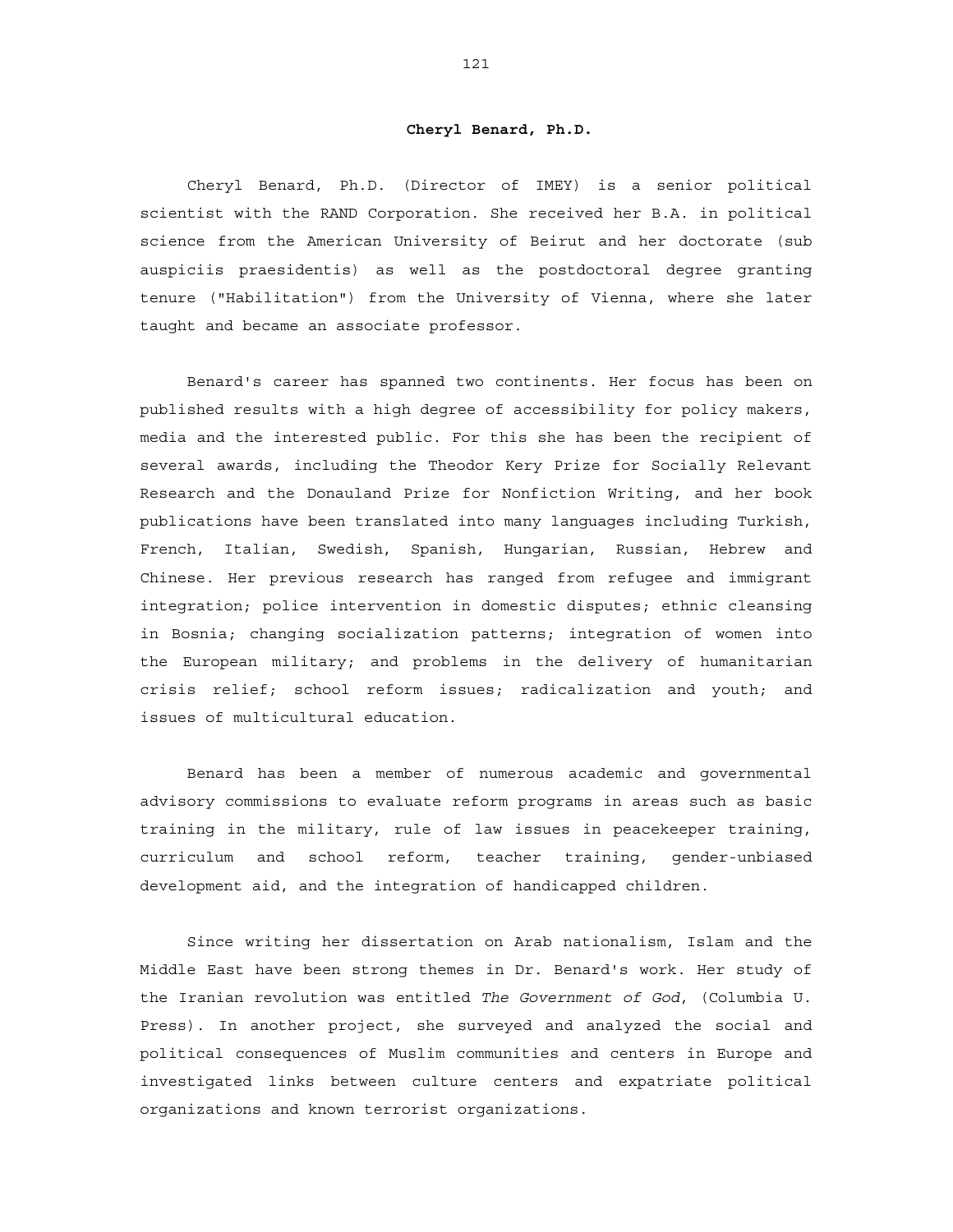**Cheryl Benard, Ph.D.**

Cheryl Benard, Ph.D. (Director of IMEY) is a senior political scientist with the RAND Corporation. She received her B.A. in political science from the American University of Beirut and her doctorate (sub auspiciis praesidentis) as well as the postdoctoral degree granting tenure ("Habilitation") from the University of Vienna, where she later taught and became an associate professor.

Benard's career has spanned two continents. Her focus has been on published results with a high degree of accessibility for policy makers, media and the interested public. For this she has been the recipient of several awards, including the Theodor Kery Prize for Socially Relevant Research and the Donauland Prize for Nonfiction Writing, and her book publications have been translated into many languages including Turkish, French, Italian, Swedish, Spanish, Hungarian, Russian, Hebrew and Chinese. Her previous research has ranged from refugee and immigrant integration; police intervention in domestic disputes; ethnic cleansing in Bosnia; changing socialization patterns; integration of women into the European military; and problems in the delivery of humanitarian crisis relief; school reform issues; radicalization and youth; and issues of multicultural education.

Benard has been a member of numerous academic and governmental advisory commissions to evaluate reform programs in areas such as basic training in the military, rule of law issues in peacekeeper training, curriculum and school reform, teacher training, gender-unbiased development aid, and the integration of handicapped children.

Since writing her dissertation on Arab nationalism, Islam and the Middle East have been strong themes in Dr. Benard's work. Her study of the Iranian revolution was entitled *The Government of God*, (Columbia U. Press). In another project, she surveyed and analyzed the social and political consequences of Muslim communities and centers in Europe and investigated links between culture centers and expatriate political organizations and known terrorist organizations.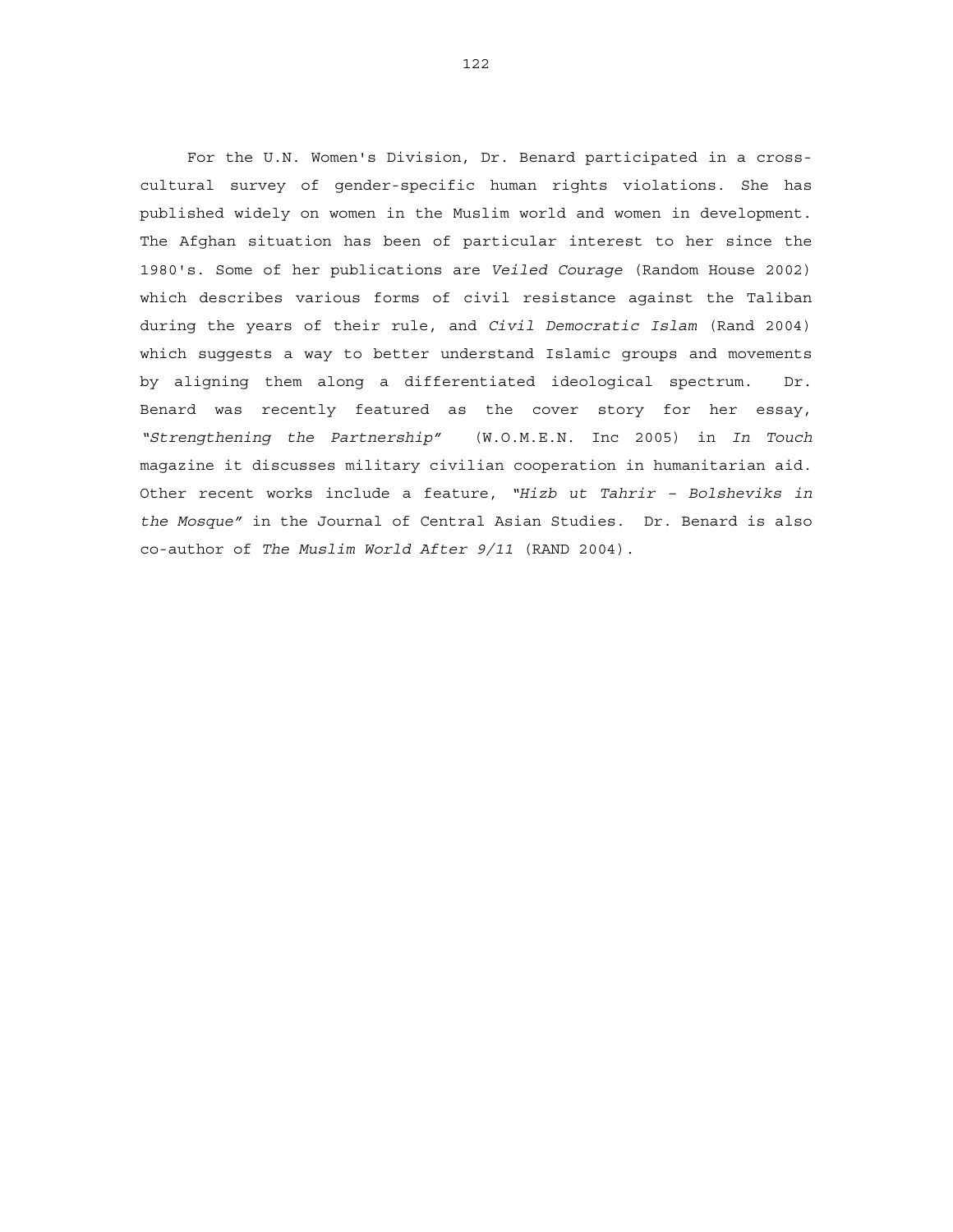For the U.N. Women's Division, Dr. Benard participated in a cross-cultural survey of gender-specific human rights violations. She has published widely on women in the Muslim world and women in development. The Afghan situation has been of particular interest to her since the 1980's. Some of her publications are *Veiled Courage* (Random House 2002) which describes various forms of civil resistance against the Taliban during the years of their rule, and *Civil Democratic Islam* (Rand 2004) which suggests a way to better understand Islamic groups and movements by aligning them along a differentiated ideological spectrum. Dr. Benard was recently featured as the cover story for her essay, *"Strengthening the Partnership"* (W.O.M.E.N. Inc 2005) in *In Touch* magazine it discusses military civilian cooperation in humanitarian aid. Other recent works include a feature, *"Hizb ut Tahrir – Bolsheviks in the Mosque"* in the Journal of Central Asian Studies. Dr. Benard is also co-author of *The Muslim World After 9/11* (RAND 2004).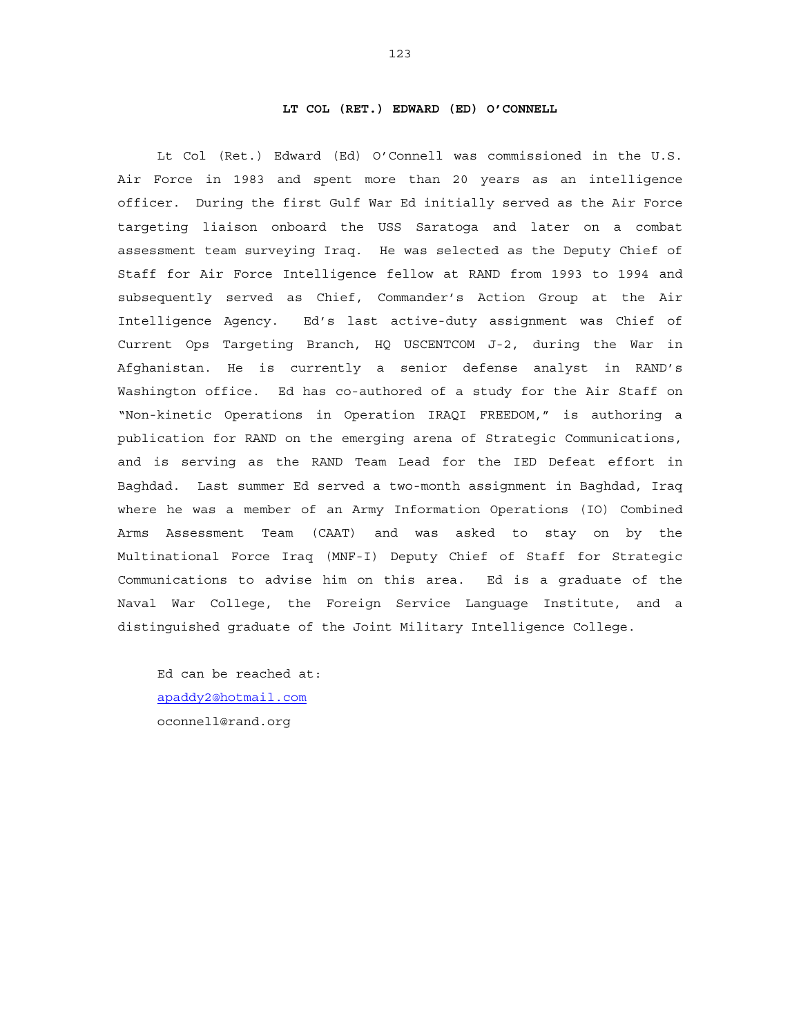## LT COL (RET.) EDWARD (ED) O'CONNELL

Lt Col (Ret.) Edward (Ed) O'Connell was commissioned in the U.S. Air Force in 1983 and spent more than 20 years as an intelligence officer. During the first Gulf War Ed initially served as the Air Force targeting liaison onboard the USS Saratoga and later on a combat assessment team surveying Iraq. He was selected as the Deputy Chief of Staff for Air Force Intelligence fellow at RAND from 1993 to 1994 and subsequently served as Chief, Commander's Action Group at the Air Intelligence Agency. Ed's last active-duty assignment was Chief of Current Ops Targeting Branch, HQ USCENTCOM J-2, during the War in Afghanistan. He is currently a senior defense analyst in RAND's Washington office. Ed has co-authored of a study for the Air Staff on "Non-kinetic Operations in Operation IRAQI FREEDOM," is authoring a publication for RAND on the emerging arena of Strategic Communications, and is serving as the RAND Team Lead for the IED Defeat effort in Baghdad. Last summer Ed served a two-month assignment in Baghdad, Iraq where he was a member of an Army Information Operations (IO) Combined Arms Assessment Team (CAAT) and was asked to stay on by the Multinational Force Iraq (MNF-I) Deputy Chief of Staff for Strategic Communications to advise him on this area. Ed is a graduate of the Naval War College, the Foreign Service Language Institute, and a distinguished graduate of the Joint Military Intelligence College.

Ed can be reached at:
apaddy2@hotmail.com
oconnell@rand.org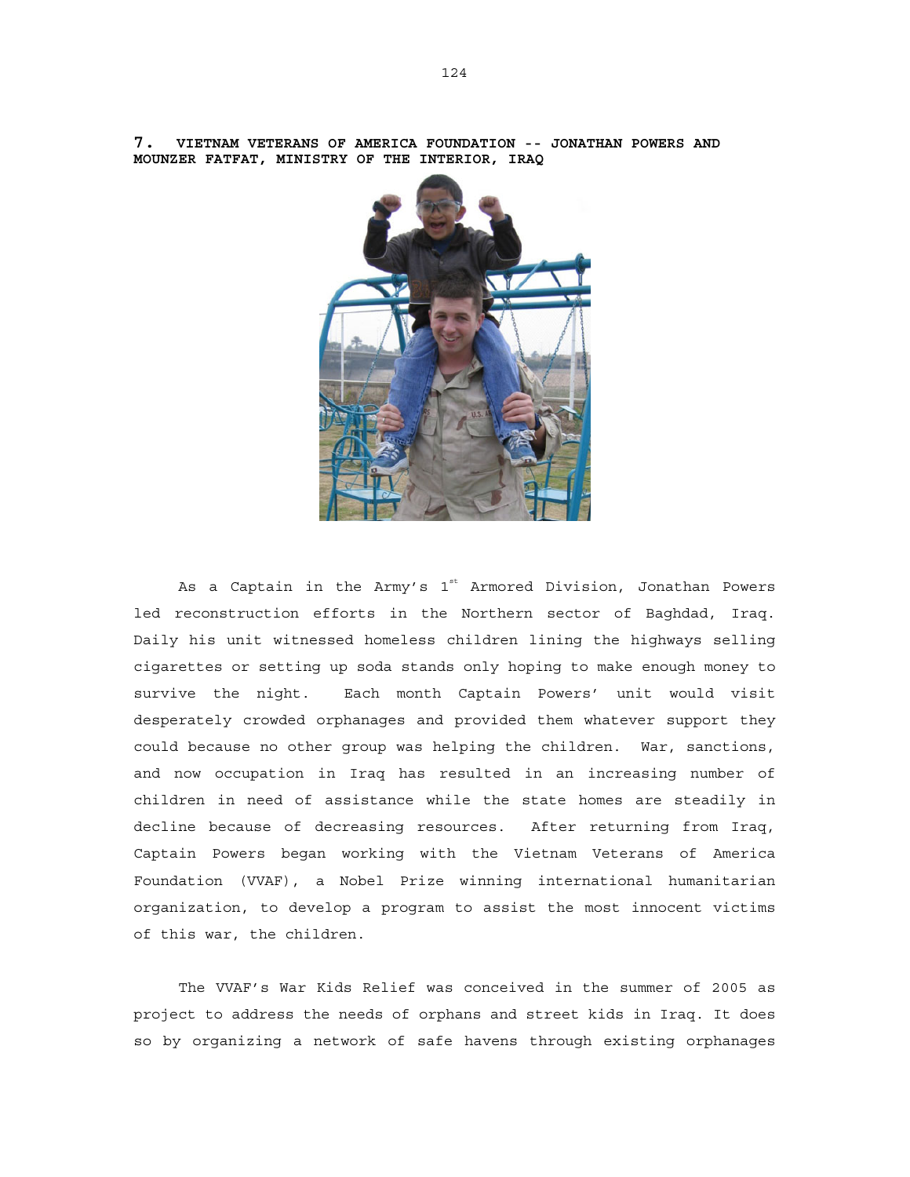**7. VIETNAM VETERANS OF AMERICA FOUNDATION -- JONATHAN POWERS AND MOUNZER FATFAT, MINISTRY OF THE INTERIOR, IRAQ**

As a Captain in the Army's 1[st] Armored Division, Jonathan Powers led reconstruction efforts in the Northern sector of Baghdad, Iraq. Daily his unit witnessed homeless children lining the highways selling cigarettes or setting up soda stands only hoping to make enough money to survive the night. Each month Captain Powers' unit would visit desperately crowded orphanages and provided them whatever support they could because no other group was helping the children. War, sanctions, and now occupation in Iraq has resulted in an increasing number of children in need of assistance while the state homes are steadily in decline because of decreasing resources. After returning from Iraq, Captain Powers began working with the Vietnam Veterans of America Foundation (VVAF), a Nobel Prize winning international humanitarian organization, to develop a program to assist the most innocent victims of this war, the children.

The VVAF's War Kids Relief was conceived in the summer of 2005 as project to address the needs of orphans and street kids in Iraq. It does so by organizing a network of safe havens through existing orphanages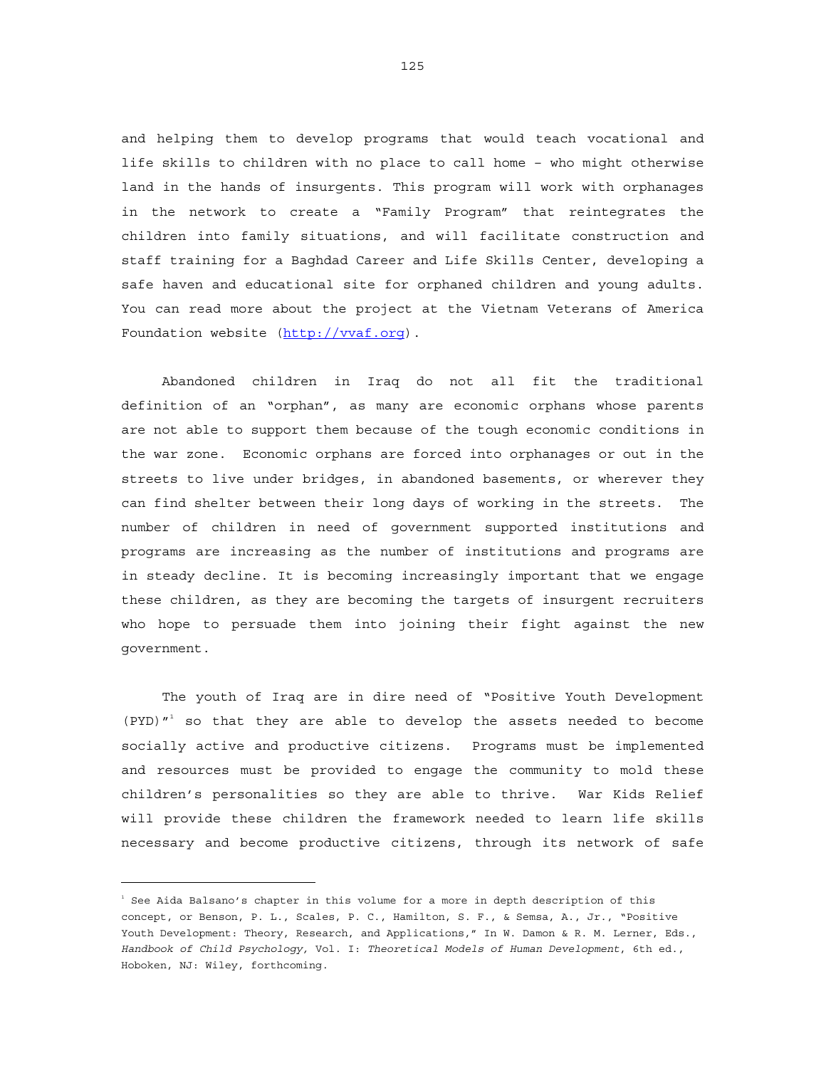and helping them to develop programs that would teach vocational and life skills to children with no place to call home – who might otherwise land in the hands of insurgents. This program will work with orphanages in the network to create a "Family Program" that reintegrates the children into family situations, and will facilitate construction and staff training for a Baghdad Career and Life Skills Center, developing a safe haven and educational site for orphaned children and young adults. You can read more about the project at the Vietnam Veterans of America Foundation website (http://vvaf.org).

Abandoned children in Iraq do not all fit the traditional definition of an "orphan", as many are economic orphans whose parents are not able to support them because of the tough economic conditions in the war zone. Economic orphans are forced into orphanages or out in the streets to live under bridges, in abandoned basements, or wherever they can find shelter between their long days of working in the streets. The number of children in need of government supported institutions and programs are increasing as the number of institutions and programs are in steady decline. It is becoming increasingly important that we engage these children, as they are becoming the targets of insurgent recruiters who hope to persuade them into joining their fight against the new government.

The youth of Iraq are in dire need of "Positive Youth Development (PYD)"[1] so that they are able to develop the assets needed to become socially active and productive citizens. Programs must be implemented and resources must be provided to engage the community to mold these children's personalities so they are able to thrive. War Kids Relief will provide these children the framework needed to learn life skills necessary and become productive citizens, through its network of safe

---

[1] See Aida Balsano's chapter in this volume for a more in depth description of this concept, or Benson, P. L., Scales, P. C., Hamilton, S. F., & Semsa, A., Jr., "Positive Youth Development: Theory, Research, and Applications," In W. Damon & R. M. Lerner, Eds., *Handbook of Child Psychology,* Vol. I: *Theoretical Models of Human Development*, 6th ed., Hoboken, NJ: Wiley, forthcoming.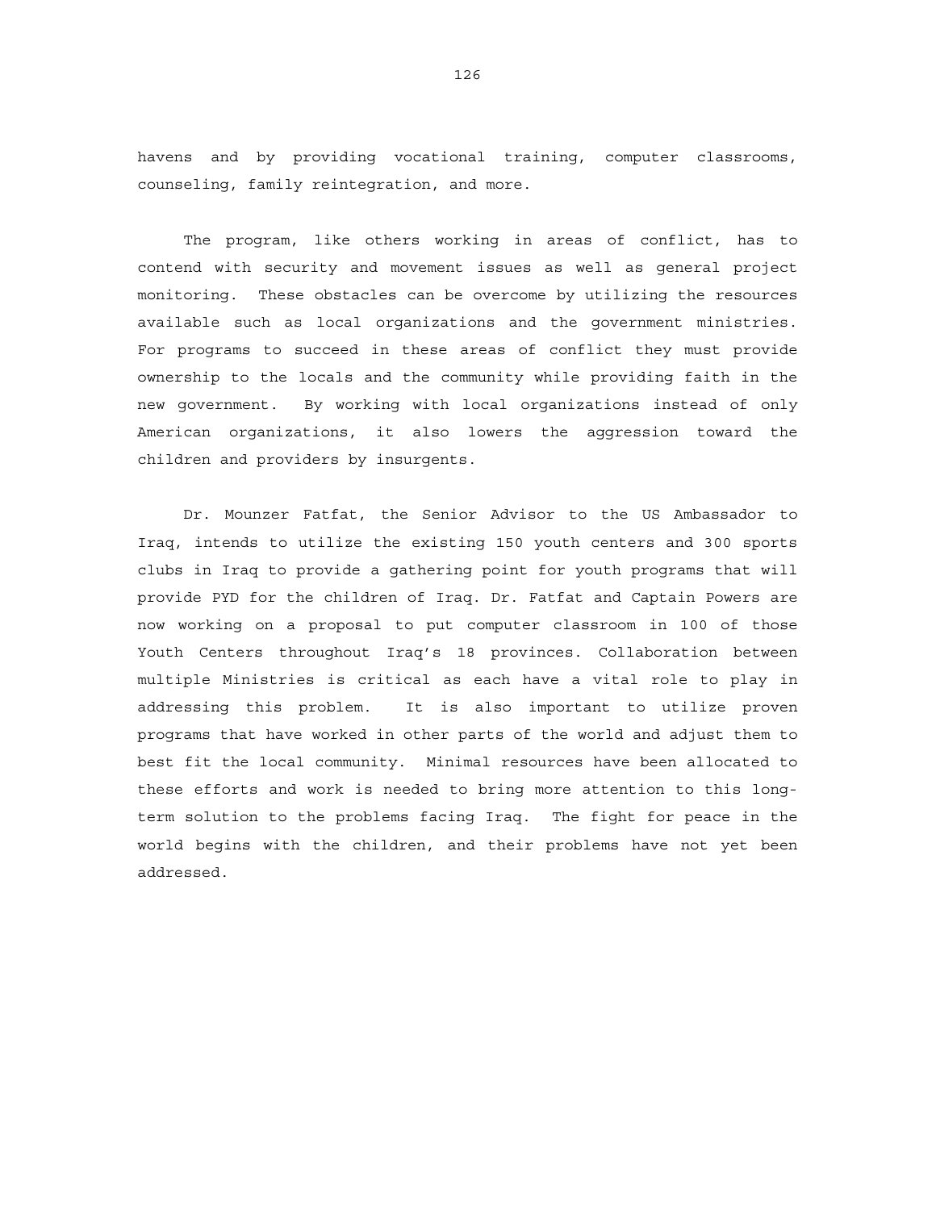havens and by providing vocational training, computer classrooms, counseling, family reintegration, and more.

The program, like others working in areas of conflict, has to contend with security and movement issues as well as general project monitoring. These obstacles can be overcome by utilizing the resources available such as local organizations and the government ministries. For programs to succeed in these areas of conflict they must provide ownership to the locals and the community while providing faith in the new government. By working with local organizations instead of only American organizations, it also lowers the aggression toward the children and providers by insurgents.

Dr. Mounzer Fatfat, the Senior Advisor to the US Ambassador to Iraq, intends to utilize the existing 150 youth centers and 300 sports clubs in Iraq to provide a gathering point for youth programs that will provide PYD for the children of Iraq. Dr. Fatfat and Captain Powers are now working on a proposal to put computer classroom in 100 of those Youth Centers throughout Iraq's 18 provinces. Collaboration between multiple Ministries is critical as each have a vital role to play in addressing this problem. It is also important to utilize proven programs that have worked in other parts of the world and adjust them to best fit the local community. Minimal resources have been allocated to these efforts and work is needed to bring more attention to this long-term solution to the problems facing Iraq. The fight for peace in the world begins with the children, and their problems have not yet been addressed.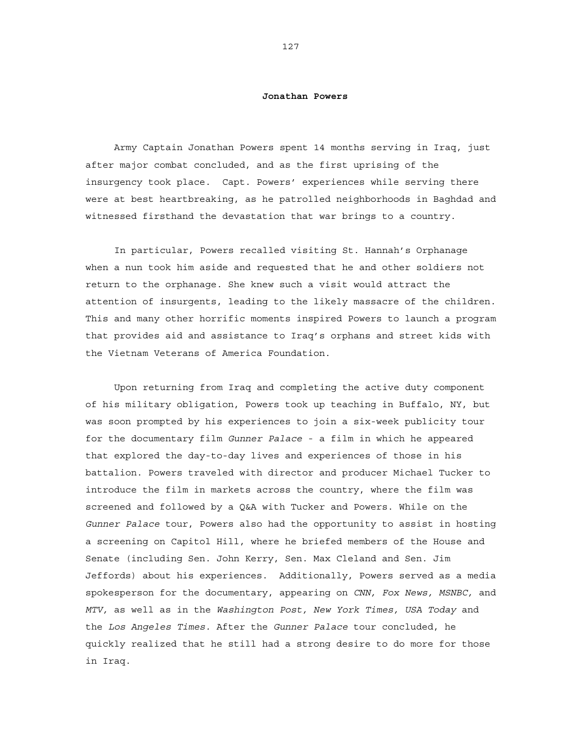**Jonathan Powers**

Army Captain Jonathan Powers spent 14 months serving in Iraq, just after major combat concluded, and as the first uprising of the insurgency took place. Capt. Powers' experiences while serving there were at best heartbreaking, as he patrolled neighborhoods in Baghdad and witnessed firsthand the devastation that war brings to a country.

In particular, Powers recalled visiting St. Hannah's Orphanage when a nun took him aside and requested that he and other soldiers not return to the orphanage. She knew such a visit would attract the attention of insurgents, leading to the likely massacre of the children. This and many other horrific moments inspired Powers to launch a program that provides aid and assistance to Iraq's orphans and street kids with the Vietnam Veterans of America Foundation.

Upon returning from Iraq and completing the active duty component of his military obligation, Powers took up teaching in Buffalo, NY, but was soon prompted by his experiences to join a six-week publicity tour for the documentary film *Gunner Palace* - a film in which he appeared that explored the day-to-day lives and experiences of those in his battalion. Powers traveled with director and producer Michael Tucker to introduce the film in markets across the country, where the film was screened and followed by a Q&A with Tucker and Powers. While on the *Gunner Palace* tour, Powers also had the opportunity to assist in hosting a screening on Capitol Hill, where he briefed members of the House and Senate (including Sen. John Kerry, Sen. Max Cleland and Sen. Jim Jeffords) about his experiences. Additionally, Powers served as a media spokesperson for the documentary, appearing on *CNN, Fox News, MSNBC,* and *MTV,* as well as in the *Washington Post, New York Times, USA Today* and the *Los Angeles Times.* After the *Gunner Palace* tour concluded, he quickly realized that he still had a strong desire to do more for those in Iraq.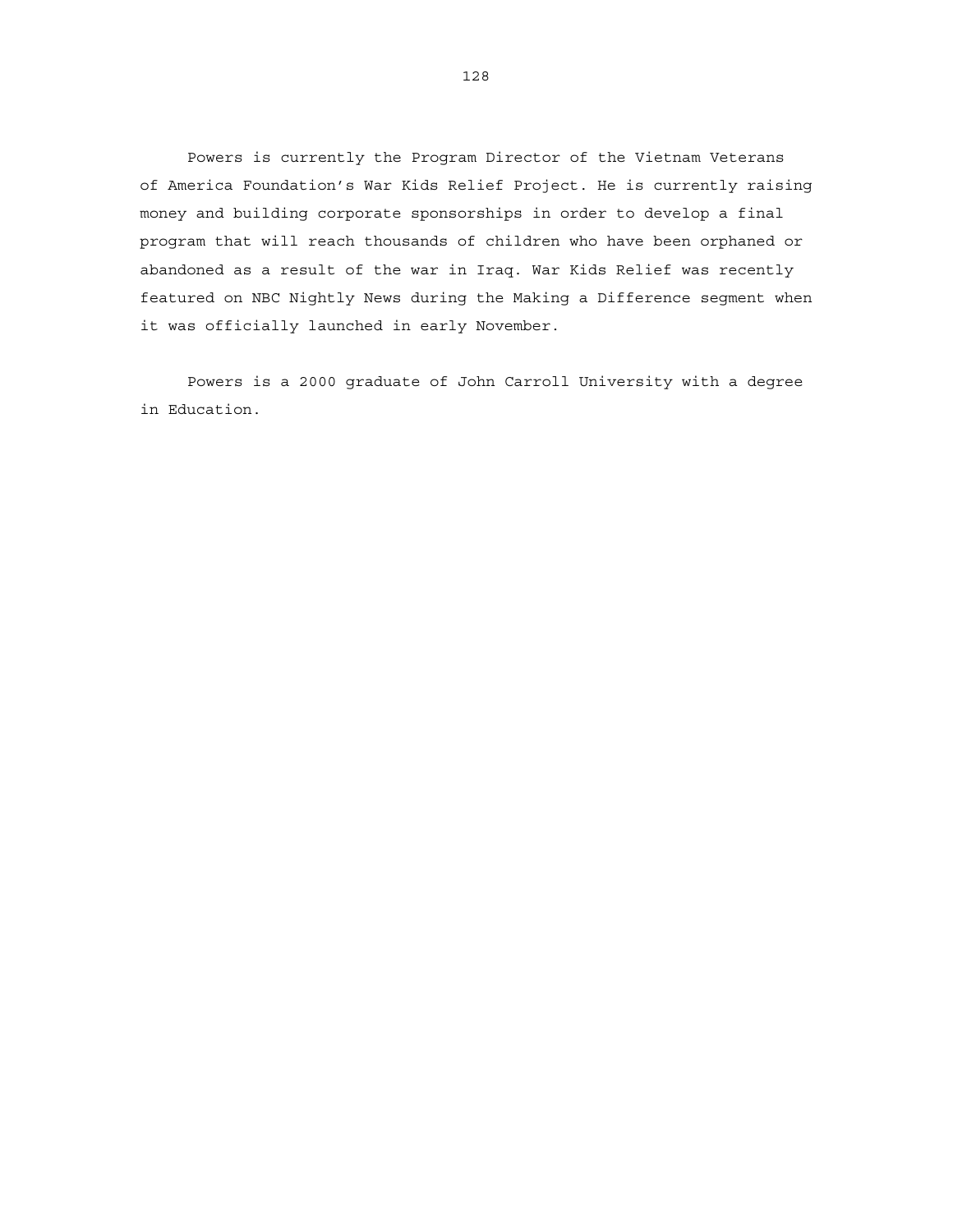Powers is currently the Program Director of the Vietnam Veterans of America Foundation's War Kids Relief Project. He is currently raising money and building corporate sponsorships in order to develop a final program that will reach thousands of children who have been orphaned or abandoned as a result of the war in Iraq. War Kids Relief was recently featured on NBC Nightly News during the Making a Difference segment when it was officially launched in early November.

Powers is a 2000 graduate of John Carroll University with a degree in Education.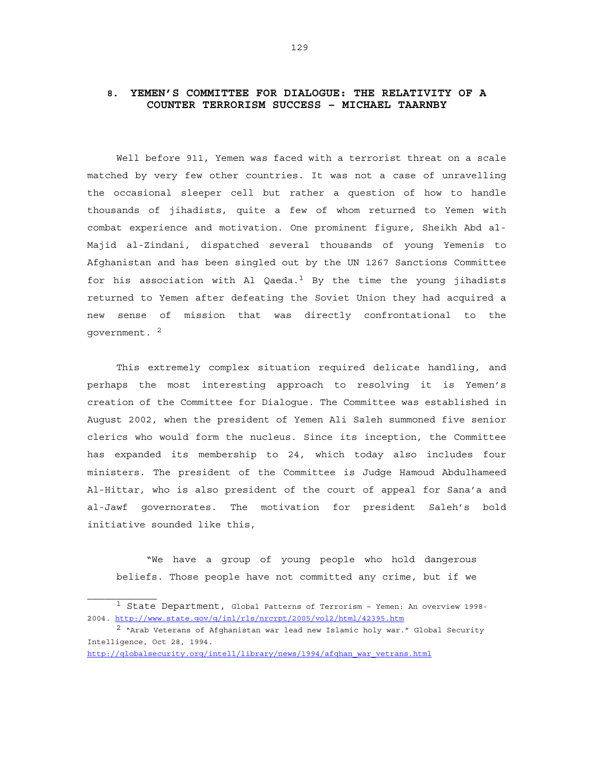# 8. YEMEN'S COMMITTEE FOR DIALOGUE: THE RELATIVITY OF A COUNTER TERRORISM SUCCESS – MICHAEL TAARNBY

Well before 911, Yemen was faced with a terrorist threat on a scale matched by very few other countries. It was not a case of unravelling the occasional sleeper cell but rather a question of how to handle thousands of jihadists, quite a few of whom returned to Yemen with combat experience and motivation. One prominent figure, Sheikh Abd al-Majid al-Zindani, dispatched several thousands of young Yemenis to Afghanistan and has been singled out by the UN 1267 Sanctions Committee for his association with Al Qaeda.[1] By the time the young jihadists returned to Yemen after defeating the Soviet Union they had acquired a new sense of mission that was directly confrontational to the government. [2]

This extremely complex situation required delicate handling, and perhaps the most interesting approach to resolving it is Yemen's creation of the Committee for Dialogue. The Committee was established in August 2002, when the president of Yemen Ali Saleh summoned five senior clerics who would form the nucleus. Since its inception, the Committee has expanded its membership to 24, which today also includes four ministers. The president of the Committee is Judge Hamoud Abdulhameed Al-Hittar, who is also president of the court of appeal for Sana'a and al-Jawf governorates. The motivation for president Saleh's bold initiative sounded like this,

> "We have a group of young people who hold dangerous beliefs. Those people have not committed any crime, but if we

---

[1] State Department, Global Patterns of Terrorism – Yemen: An overview 1998-2004. http://www.state.gov/g/inl/rls/nrcrpt/2005/vol2/html/42395.htm

[2] "Arab Veterans of Afghanistan war lead new Islamic holy war." Global Security Intelligence, Oct 28, 1994. http://globalsecurity.org/intell/library/news/1994/afghan_war_vetrans.html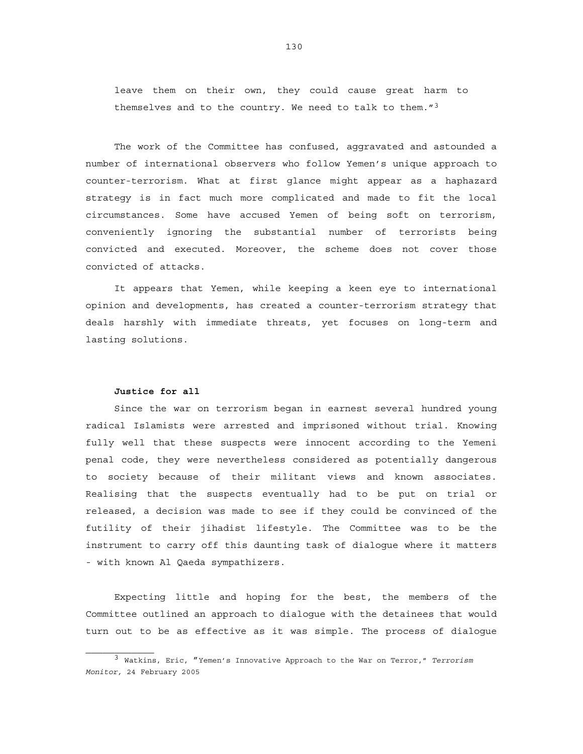leave them on their own, they could cause great harm to themselves and to the country. We need to talk to them."[3]

The work of the Committee has confused, aggravated and astounded a number of international observers who follow Yemen's unique approach to counter-terrorism. What at first glance might appear as a haphazard strategy is in fact much more complicated and made to fit the local circumstances. Some have accused Yemen of being soft on terrorism, conveniently ignoring the substantial number of terrorists being convicted and executed. Moreover, the scheme does not cover those convicted of attacks.

It appears that Yemen, while keeping a keen eye to international opinion and developments, has created a counter-terrorism strategy that deals harshly with immediate threats, yet focuses on long-term and lasting solutions.

**Justice for all**

Since the war on terrorism began in earnest several hundred young radical Islamists were arrested and imprisoned without trial. Knowing fully well that these suspects were innocent according to the Yemeni penal code, they were nevertheless considered as potentially dangerous to society because of their militant views and known associates. Realising that the suspects eventually had to be put on trial or released, a decision was made to see if they could be convinced of the futility of their jihadist lifestyle. The Committee was to be the instrument to carry off this daunting task of dialogue where it matters - with known Al Qaeda sympathizers.

Expecting little and hoping for the best, the members of the Committee outlined an approach to dialogue with the detainees that would turn out to be as effective as it was simple. The process of dialogue

---

[3] Watkins, Eric, "Yemen's Innovative Approach to the War on Terror," *Terrorism Monitor*, 24 February 2005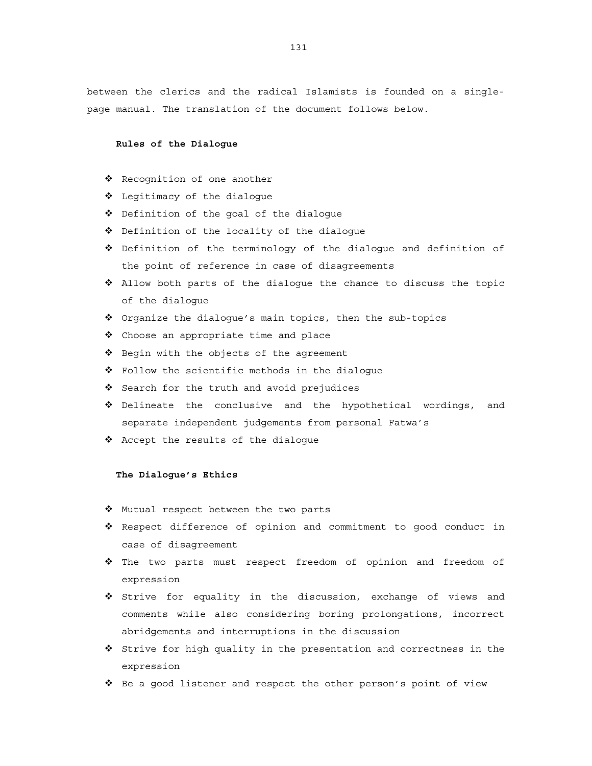between the clerics and the radical Islamists is founded on a single-page manual. The translation of the document follows below.

**Rules of the Dialogue**

- Recognition of one another
- Legitimacy of the dialogue
- Definition of the goal of the dialogue
- Definition of the locality of the dialogue
- Definition of the terminology of the dialogue and definition of the point of reference in case of disagreements
- Allow both parts of the dialogue the chance to discuss the topic of the dialogue
- Organize the dialogue's main topics, then the sub-topics
- Choose an appropriate time and place
- Begin with the objects of the agreement
- Follow the scientific methods in the dialogue
- Search for the truth and avoid prejudices
- Delineate the conclusive and the hypothetical wordings, and separate independent judgements from personal Fatwa's
- Accept the results of the dialogue

**The Dialogue's Ethics**

- Mutual respect between the two parts
- Respect difference of opinion and commitment to good conduct in case of disagreement
- The two parts must respect freedom of opinion and freedom of expression
- Strive for equality in the discussion, exchange of views and comments while also considering boring prolongations, incorrect abridgements and interruptions in the discussion
- Strive for high quality in the presentation and correctness in the expression
- Be a good listener and respect the other person's point of view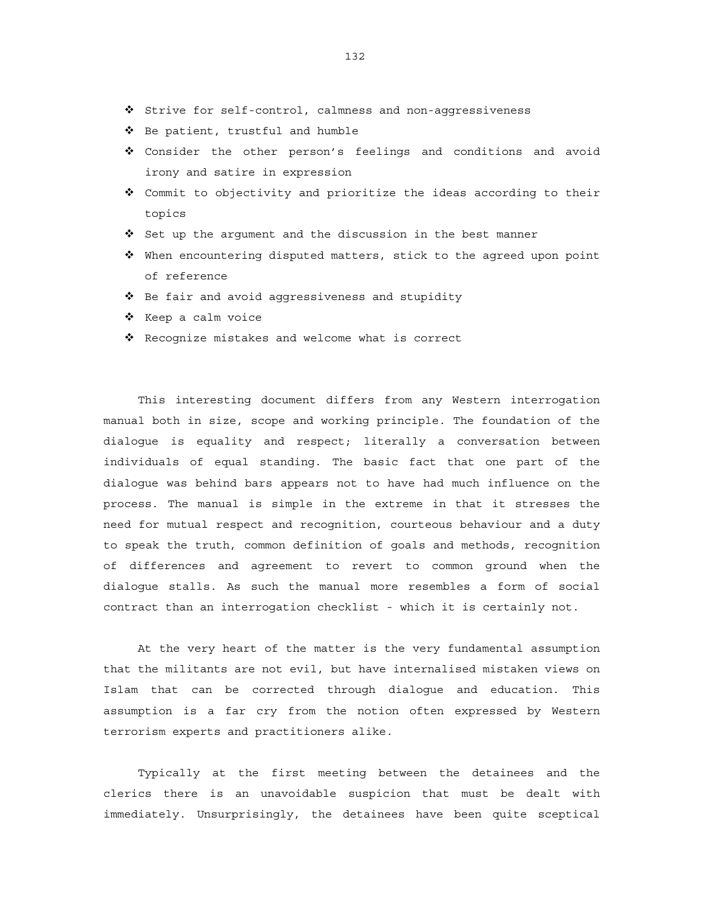- Strive for self-control, calmness and non-aggressiveness
- Be patient, trustful and humble
- Consider the other person's feelings and conditions and avoid irony and satire in expression
- Commit to objectivity and prioritize the ideas according to their topics
- Set up the argument and the discussion in the best manner
- When encountering disputed matters, stick to the agreed upon point of reference
- Be fair and avoid aggressiveness and stupidity
- Keep a calm voice
- Recognize mistakes and welcome what is correct

This interesting document differs from any Western interrogation manual both in size, scope and working principle. The foundation of the dialogue is equality and respect; literally a conversation between individuals of equal standing. The basic fact that one part of the dialogue was behind bars appears not to have had much influence on the process. The manual is simple in the extreme in that it stresses the need for mutual respect and recognition, courteous behaviour and a duty to speak the truth, common definition of goals and methods, recognition of differences and agreement to revert to common ground when the dialogue stalls. As such the manual more resembles a form of social contract than an interrogation checklist - which it is certainly not.

At the very heart of the matter is the very fundamental assumption that the militants are not evil, but have internalised mistaken views on Islam that can be corrected through dialogue and education. This assumption is a far cry from the notion often expressed by Western terrorism experts and practitioners alike.

Typically at the first meeting between the detainees and the clerics there is an unavoidable suspicion that must be dealt with immediately. Unsurprisingly, the detainees have been quite sceptical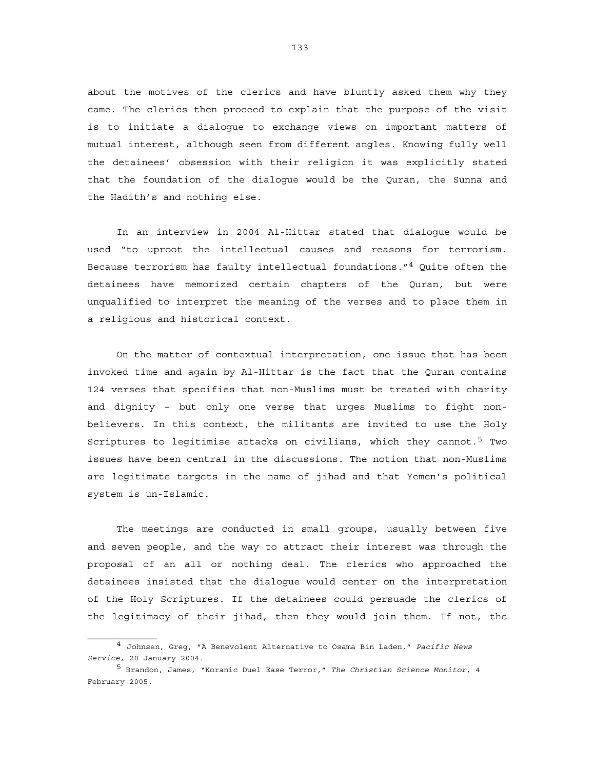about the motives of the clerics and have bluntly asked them why they came. The clerics then proceed to explain that the purpose of the visit is to initiate a dialogue to exchange views on important matters of mutual interest, although seen from different angles. Knowing fully well the detainees' obsession with their religion it was explicitly stated that the foundation of the dialogue would be the Quran, the Sunna and the Hadith's and nothing else.

In an interview in 2004 Al-Hittar stated that dialogue would be used "to uproot the intellectual causes and reasons for terrorism. Because terrorism has faulty intellectual foundations."[4] Quite often the detainees have memorized certain chapters of the Quran, but were unqualified to interpret the meaning of the verses and to place them in a religious and historical context.

On the matter of contextual interpretation, one issue that has been invoked time and again by Al-Hittar is the fact that the Quran contains 124 verses that specifies that non-Muslims must be treated with charity and dignity – but only one verse that urges Muslims to fight non-believers. In this context, the militants are invited to use the Holy Scriptures to legitimise attacks on civilians, which they cannot.[5] Two issues have been central in the discussions. The notion that non-Muslims are legitimate targets in the name of jihad and that Yemen's political system is un-Islamic.

The meetings are conducted in small groups, usually between five and seven people, and the way to attract their interest was through the proposal of an all or nothing deal. The clerics who approached the detainees insisted that the dialogue would center on the interpretation of the Holy Scriptures. If the detainees could persuade the clerics of the legitimacy of their jihad, then they would join them. If not, the

---

[4] Johnsen, Greg, "A Benevolent Alternative to Osama Bin Laden," *Pacific News Service*, 20 January 2004.

[5] Brandon, James, "Koranic Duel Ease Terror," *The Christian Science Monitor*, 4 February 2005.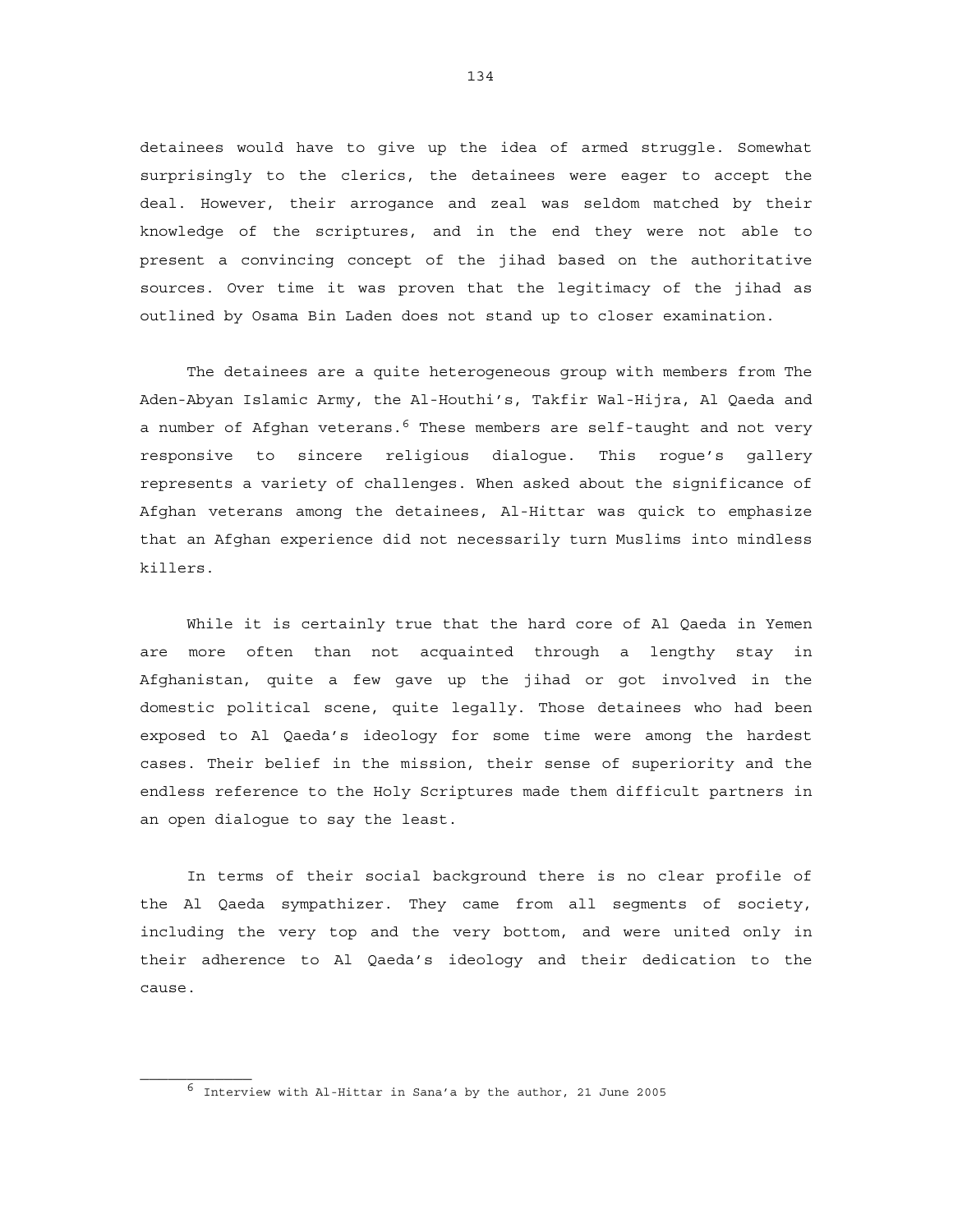detainees would have to give up the idea of armed struggle. Somewhat surprisingly to the clerics, the detainees were eager to accept the deal. However, their arrogance and zeal was seldom matched by their knowledge of the scriptures, and in the end they were not able to present a convincing concept of the jihad based on the authoritative sources. Over time it was proven that the legitimacy of the jihad as outlined by Osama Bin Laden does not stand up to closer examination.

The detainees are a quite heterogeneous group with members from The Aden-Abyan Islamic Army, the Al-Houthi's, Takfir Wal-Hijra, Al Qaeda and a number of Afghan veterans.[6] These members are self-taught and not very responsive to sincere religious dialogue. This rogue's gallery represents a variety of challenges. When asked about the significance of Afghan veterans among the detainees, Al-Hittar was quick to emphasize that an Afghan experience did not necessarily turn Muslims into mindless killers.

While it is certainly true that the hard core of Al Qaeda in Yemen are more often than not acquainted through a lengthy stay in Afghanistan, quite a few gave up the jihad or got involved in the domestic political scene, quite legally. Those detainees who had been exposed to Al Qaeda's ideology for some time were among the hardest cases. Their belief in the mission, their sense of superiority and the endless reference to the Holy Scriptures made them difficult partners in an open dialogue to say the least.

In terms of their social background there is no clear profile of the Al Qaeda sympathizer. They came from all segments of society, including the very top and the very bottom, and were united only in their adherence to Al Qaeda's ideology and their dedication to the cause.

---

[6] Interview with Al-Hittar in Sana'a by the author, 21 June 2005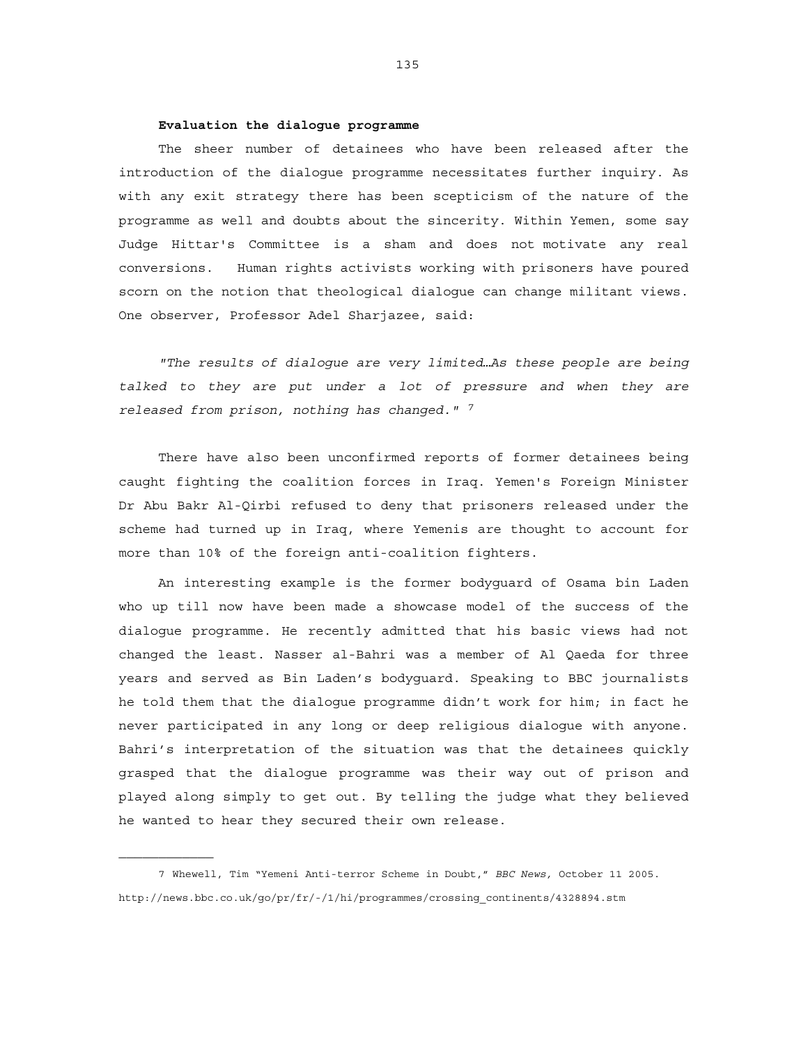**Evaluation the dialogue programme**

The sheer number of detainees who have been released after the introduction of the dialogue programme necessitates further inquiry. As with any exit strategy there has been scepticism of the nature of the programme as well and doubts about the sincerity. Within Yemen, some say Judge Hittar's Committee is a sham and does not motivate any real conversions. Human rights activists working with prisoners have poured scorn on the notion that theological dialogue can change militant views. One observer, Professor Adel Sharjazee, said:

*"The results of dialogue are very limited…As these people are being talked to they are put under a lot of pressure and when they are released from prison, nothing has changed."* [7]

There have also been unconfirmed reports of former detainees being caught fighting the coalition forces in Iraq. Yemen's Foreign Minister Dr Abu Bakr Al-Qirbi refused to deny that prisoners released under the scheme had turned up in Iraq, where Yemenis are thought to account for more than 10% of the foreign anti-coalition fighters.

An interesting example is the former bodyguard of Osama bin Laden who up till now have been made a showcase model of the success of the dialogue programme. He recently admitted that his basic views had not changed the least. Nasser al-Bahri was a member of Al Qaeda for three years and served as Bin Laden's bodyguard. Speaking to BBC journalists he told them that the dialogue programme didn't work for him; in fact he never participated in any long or deep religious dialogue with anyone. Bahri's interpretation of the situation was that the detainees quickly grasped that the dialogue programme was their way out of prison and played along simply to get out. By telling the judge what they believed he wanted to hear they secured their own release.

---

7 Whewell, Tim "Yemeni Anti-terror Scheme in Doubt," *BBC News,* October 11 2005. http://news.bbc.co.uk/go/pr/fr/-/1/hi/programmes/crossing_continents/4328894.stm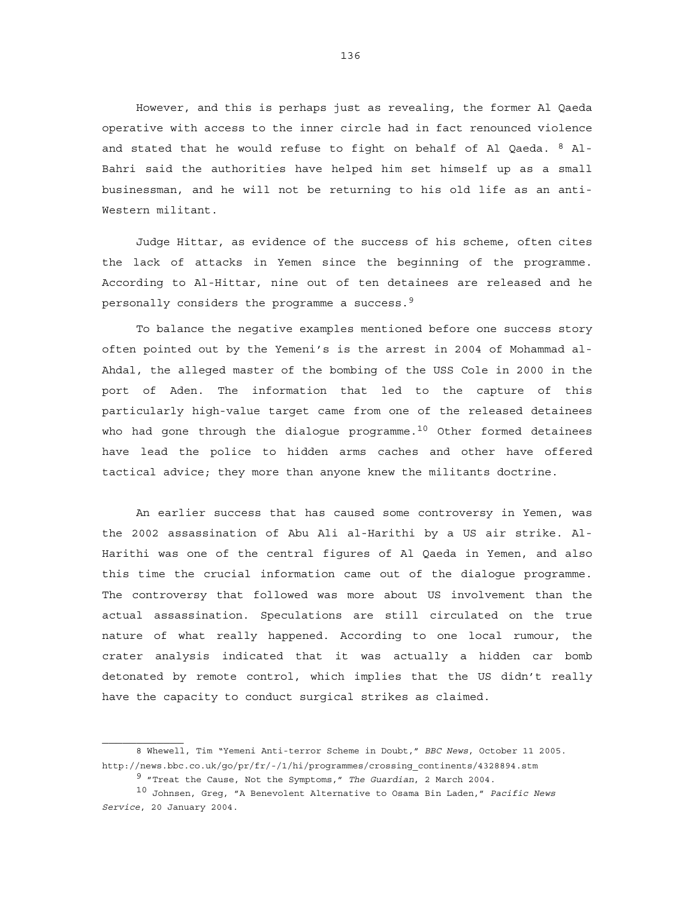However, and this is perhaps just as revealing, the former Al Qaeda operative with access to the inner circle had in fact renounced violence and stated that he would refuse to fight on behalf of Al Qaeda. [8] Al-Bahri said the authorities have helped him set himself up as a small businessman, and he will not be returning to his old life as an anti-Western militant.

Judge Hittar, as evidence of the success of his scheme, often cites the lack of attacks in Yemen since the beginning of the programme. According to Al-Hittar, nine out of ten detainees are released and he personally considers the programme a success.[9]

To balance the negative examples mentioned before one success story often pointed out by the Yemeni's is the arrest in 2004 of Mohammad al-Ahdal, the alleged master of the bombing of the USS Cole in 2000 in the port of Aden. The information that led to the capture of this particularly high-value target came from one of the released detainees who had gone through the dialogue programme.[10] Other formed detainees have lead the police to hidden arms caches and other have offered tactical advice; they more than anyone knew the militants doctrine.

An earlier success that has caused some controversy in Yemen, was the 2002 assassination of Abu Ali al-Harithi by a US air strike. Al-Harithi was one of the central figures of Al Qaeda in Yemen, and also this time the crucial information came out of the dialogue programme. The controversy that followed was more about US involvement than the actual assassination. Speculations are still circulated on the true nature of what really happened. According to one local rumour, the crater analysis indicated that it was actually a hidden car bomb detonated by remote control, which implies that the US didn't really have the capacity to conduct surgical strikes as claimed.

---

8 Whewell, Tim "Yemeni Anti-terror Scheme in Doubt," *BBC News*, October 11 2005. http://news.bbc.co.uk/go/pr/fr/-/1/hi/programmes/crossing_continents/4328894.stm

9 "Treat the Cause, Not the Symptoms," *The Guardian*, 2 March 2004.

10 Johnsen, Greg, "A Benevolent Alternative to Osama Bin Laden," *Pacific News Service*, 20 January 2004.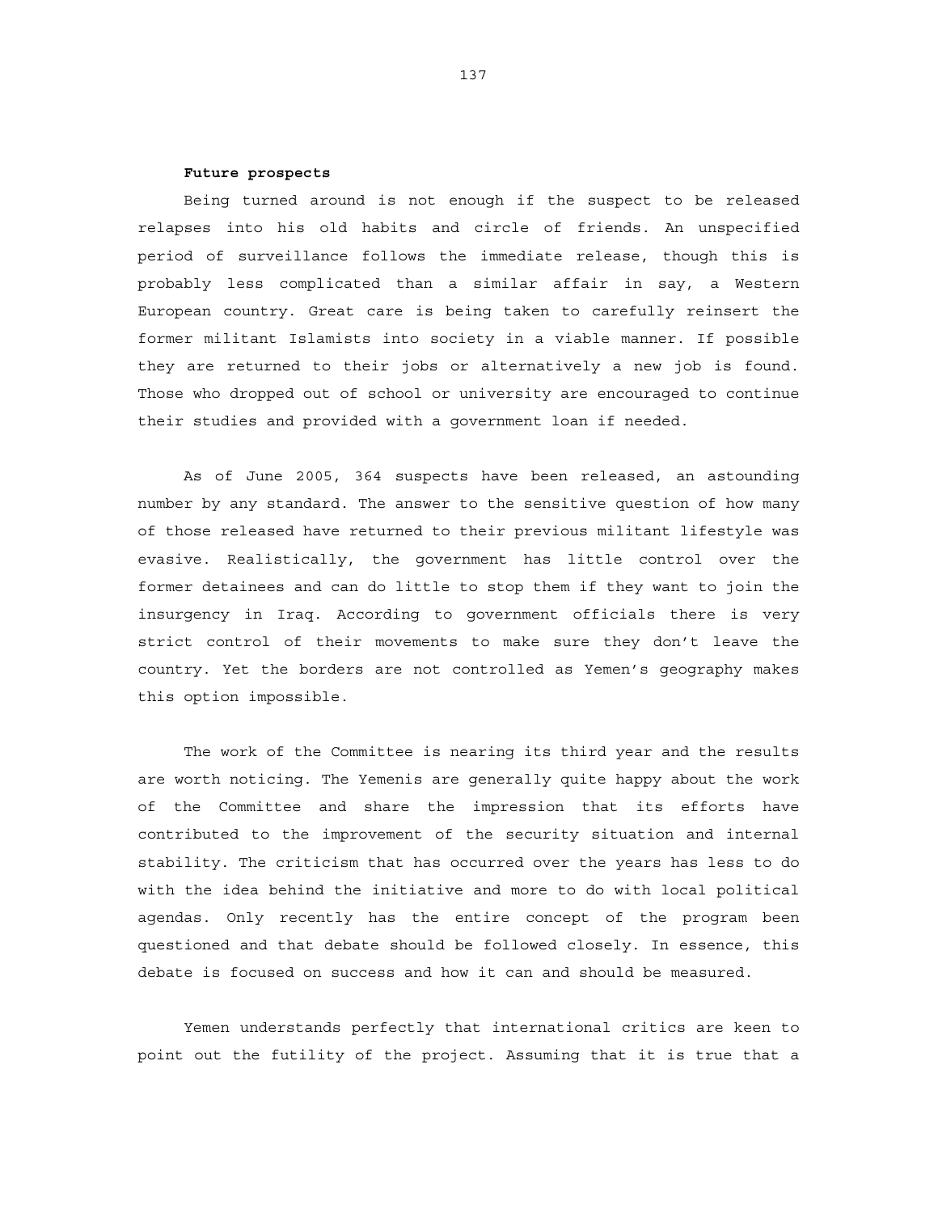**Future prospects**

Being turned around is not enough if the suspect to be released relapses into his old habits and circle of friends. An unspecified period of surveillance follows the immediate release, though this is probably less complicated than a similar affair in say, a Western European country. Great care is being taken to carefully reinsert the former militant Islamists into society in a viable manner. If possible they are returned to their jobs or alternatively a new job is found. Those who dropped out of school or university are encouraged to continue their studies and provided with a government loan if needed.

As of June 2005, 364 suspects have been released, an astounding number by any standard. The answer to the sensitive question of how many of those released have returned to their previous militant lifestyle was evasive. Realistically, the government has little control over the former detainees and can do little to stop them if they want to join the insurgency in Iraq. According to government officials there is very strict control of their movements to make sure they don't leave the country. Yet the borders are not controlled as Yemen's geography makes this option impossible.

The work of the Committee is nearing its third year and the results are worth noticing. The Yemenis are generally quite happy about the work of the Committee and share the impression that its efforts have contributed to the improvement of the security situation and internal stability. The criticism that has occurred over the years has less to do with the idea behind the initiative and more to do with local political agendas. Only recently has the entire concept of the program been questioned and that debate should be followed closely. In essence, this debate is focused on success and how it can and should be measured.

Yemen understands perfectly that international critics are keen to point out the futility of the project. Assuming that it is true that a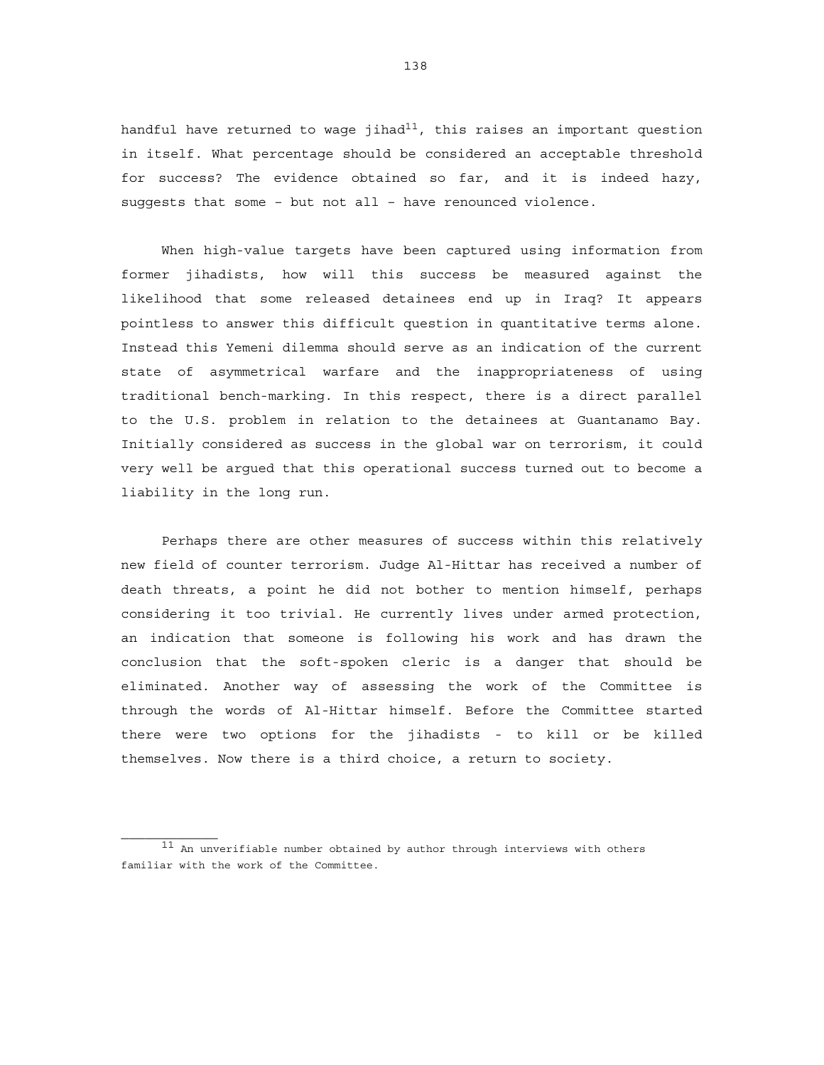handful have returned to wage jihad[11], this raises an important question in itself. What percentage should be considered an acceptable threshold for success? The evidence obtained so far, and it is indeed hazy, suggests that some – but not all – have renounced violence.

When high-value targets have been captured using information from former jihadists, how will this success be measured against the likelihood that some released detainees end up in Iraq? It appears pointless to answer this difficult question in quantitative terms alone. Instead this Yemeni dilemma should serve as an indication of the current state of asymmetrical warfare and the inappropriateness of using traditional bench-marking. In this respect, there is a direct parallel to the U.S. problem in relation to the detainees at Guantanamo Bay. Initially considered as success in the global war on terrorism, it could very well be argued that this operational success turned out to become a liability in the long run.

Perhaps there are other measures of success within this relatively new field of counter terrorism. Judge Al-Hittar has received a number of death threats, a point he did not bother to mention himself, perhaps considering it too trivial. He currently lives under armed protection, an indication that someone is following his work and has drawn the conclusion that the soft-spoken cleric is a danger that should be eliminated. Another way of assessing the work of the Committee is through the words of Al-Hittar himself. Before the Committee started there were two options for the jihadists - to kill or be killed themselves. Now there is a third choice, a return to society.

---

[11] An unverifiable number obtained by author through interviews with others familiar with the work of the Committee.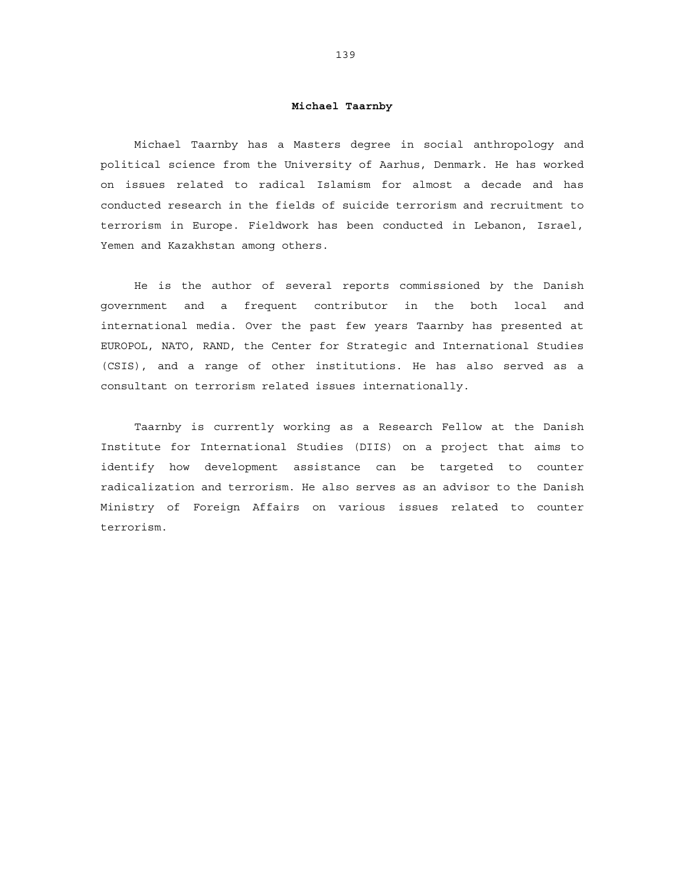## Michael Taarnby

Michael Taarnby has a Masters degree in social anthropology and political science from the University of Aarhus, Denmark. He has worked on issues related to radical Islamism for almost a decade and has conducted research in the fields of suicide terrorism and recruitment to terrorism in Europe. Fieldwork has been conducted in Lebanon, Israel, Yemen and Kazakhstan among others.

He is the author of several reports commissioned by the Danish government and a frequent contributor in the both local and international media. Over the past few years Taarnby has presented at EUROPOL, NATO, RAND, the Center for Strategic and International Studies (CSIS), and a range of other institutions. He has also served as a consultant on terrorism related issues internationally.

Taarnby is currently working as a Research Fellow at the Danish Institute for International Studies (DIIS) on a project that aims to identify how development assistance can be targeted to counter radicalization and terrorism. He also serves as an advisor to the Danish Ministry of Foreign Affairs on various issues related to counter terrorism.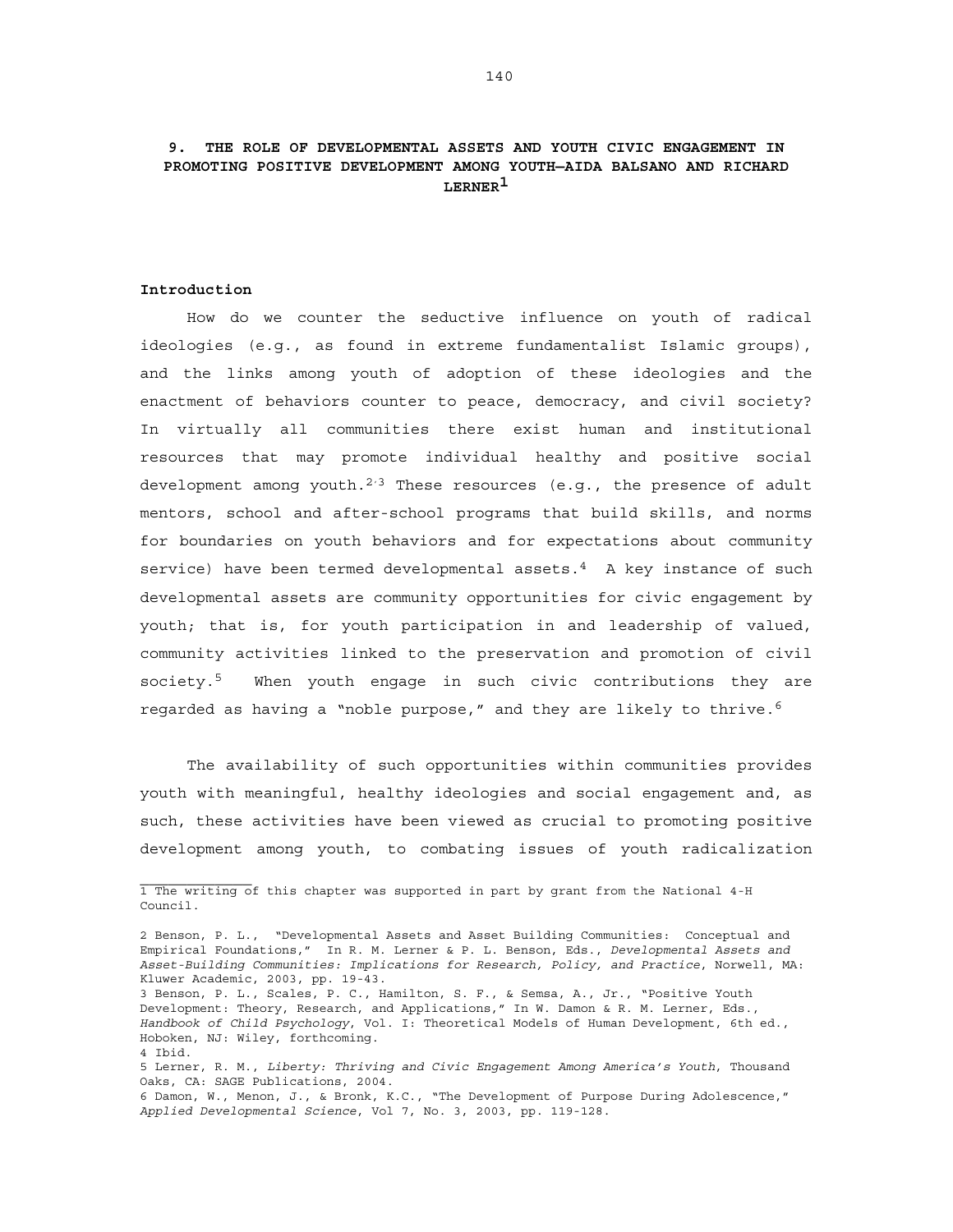## 9. THE ROLE OF DEVELOPMENTAL ASSETS AND YOUTH CIVIC ENGAGEMENT IN PROMOTING POSITIVE DEVELOPMENT AMONG YOUTH—AIDA BALSANO AND RICHARD LERNER[1]

**Introduction**

How do we counter the seductive influence on youth of radical ideologies (e.g., as found in extreme fundamentalist Islamic groups), and the links among youth of adoption of these ideologies and the enactment of behaviors counter to peace, democracy, and civil society? In virtually all communities there exist human and institutional resources that may promote individual healthy and positive social development among youth.[2,3] These resources (e.g., the presence of adult mentors, school and after-school programs that build skills, and norms for boundaries on youth behaviors and for expectations about community service) have been termed developmental assets.[4] A key instance of such developmental assets are community opportunities for civic engagement by youth; that is, for youth participation in and leadership of valued, community activities linked to the preservation and promotion of civil society.[5] When youth engage in such civic contributions they are regarded as having a "noble purpose," and they are likely to thrive.[6]

The availability of such opportunities within communities provides youth with meaningful, healthy ideologies and social engagement and, as such, these activities have been viewed as crucial to promoting positive development among youth, to combating issues of youth radicalization

---

1 The writing of this chapter was supported in part by grant from the National 4-H Council.

2 Benson, P. L., "Developmental Assets and Asset Building Communities: Conceptual and Empirical Foundations," In R. M. Lerner & P. L. Benson, Eds., *Developmental Assets and Asset-Building Communities: Implications for Research, Policy, and Practice*, Norwell, MA: Kluwer Academic, 2003, pp. 19-43.

3 Benson, P. L., Scales, P. C., Hamilton, S. F., & Semsa, A., Jr., "Positive Youth Development: Theory, Research, and Applications," In W. Damon & R. M. Lerner, Eds., *Handbook of Child Psychology*, Vol. I: Theoretical Models of Human Development, 6th ed., Hoboken, NJ: Wiley, forthcoming.

4 Ibid.

5 Lerner, R. M., *Liberty: Thriving and Civic Engagement Among America's Youth*, Thousand Oaks, CA: SAGE Publications, 2004.

6 Damon, W., Menon, J., & Bronk, K.C., "The Development of Purpose During Adolescence," *Applied Developmental Science*, Vol 7, No. 3, 2003, pp. 119-128.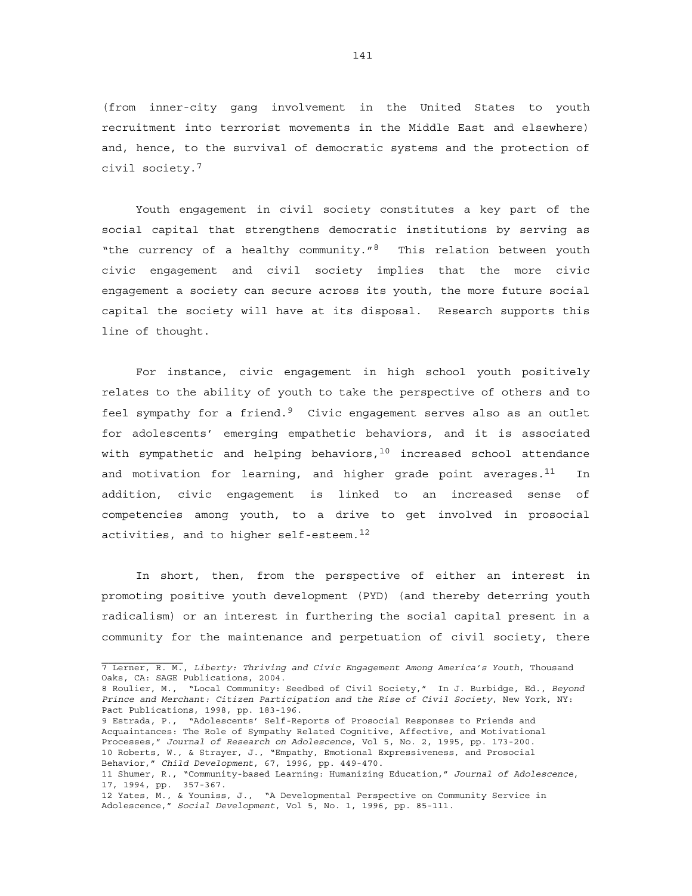(from inner-city gang involvement in the United States to youth recruitment into terrorist movements in the Middle East and elsewhere) and, hence, to the survival of democratic systems and the protection of civil society.[7]

Youth engagement in civil society constitutes a key part of the social capital that strengthens democratic institutions by serving as "the currency of a healthy community."[8] This relation between youth civic engagement and civil society implies that the more civic engagement a society can secure across its youth, the more future social capital the society will have at its disposal. Research supports this line of thought.

For instance, civic engagement in high school youth positively relates to the ability of youth to take the perspective of others and to feel sympathy for a friend.[9] Civic engagement serves also as an outlet for adolescents' emerging empathetic behaviors, and it is associated with sympathetic and helping behaviors,[10] increased school attendance and motivation for learning, and higher grade point averages.[11] In addition, civic engagement is linked to an increased sense of competencies among youth, to a drive to get involved in prosocial activities, and to higher self-esteem.[12]

In short, then, from the perspective of either an interest in promoting positive youth development (PYD) (and thereby deterring youth radicalism) or an interest in furthering the social capital present in a community for the maintenance and perpetuation of civil society, there

---

7 Lerner, R. M., *Liberty: Thriving and Civic Engagement Among America's Youth*, Thousand Oaks, CA: SAGE Publications, 2004.

8 Roulier, M., "Local Community: Seedbed of Civil Society," In J. Burbidge, Ed., *Beyond Prince and Merchant: Citizen Participation and the Rise of Civil Society*, New York, NY: Pact Publications, 1998, pp. 183-196.

9 Estrada, P., "Adolescents' Self-Reports of Prosocial Responses to Friends and Acquaintances: The Role of Sympathy Related Cognitive, Affective, and Motivational Processes," *Journal of Research on Adolescence*, Vol 5, No. 2, 1995, pp. 173-200.

10 Roberts, W., & Strayer, J., "Empathy, Emotional Expressiveness, and Prosocial Behavior," *Child Development*, 67, 1996, pp. 449-470.

11 Shumer, R., "Community-based Learning: Humanizing Education," *Journal of Adolescence*, 17, 1994, pp. 357-367.

12 Yates, M., & Youniss, J., "A Developmental Perspective on Community Service in Adolescence," *Social Development*, Vol 5, No. 1, 1996, pp. 85-111.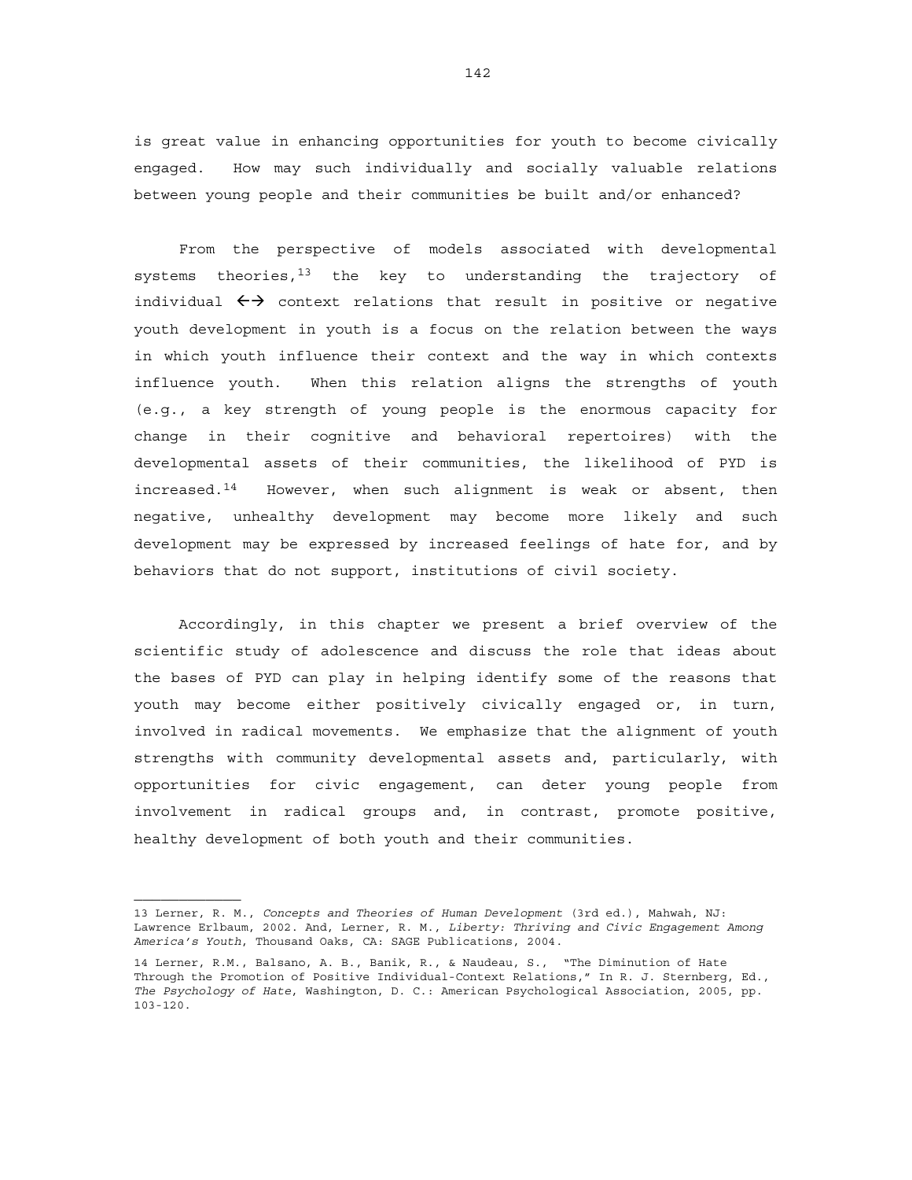is great value in enhancing opportunities for youth to become civically engaged. How may such individually and socially valuable relations between young people and their communities be built and/or enhanced?

From the perspective of models associated with developmental systems theories,[13] the key to understanding the trajectory of individual ←→ context relations that result in positive or negative youth development in youth is a focus on the relation between the ways in which youth influence their context and the way in which contexts influence youth. When this relation aligns the strengths of youth (e.g., a key strength of young people is the enormous capacity for change in their cognitive and behavioral repertoires) with the developmental assets of their communities, the likelihood of PYD is increased.[14] However, when such alignment is weak or absent, then negative, unhealthy development may become more likely and such development may be expressed by increased feelings of hate for, and by behaviors that do not support, institutions of civil society.

Accordingly, in this chapter we present a brief overview of the scientific study of adolescence and discuss the role that ideas about the bases of PYD can play in helping identify some of the reasons that youth may become either positively civically engaged or, in turn, involved in radical movements. We emphasize that the alignment of youth strengths with community developmental assets and, particularly, with opportunities for civic engagement, can deter young people from involvement in radical groups and, in contrast, promote positive, healthy development of both youth and their communities.

---

13 Lerner, R. M., *Concepts and Theories of Human Development* (3rd ed.), Mahwah, NJ: Lawrence Erlbaum, 2002. And, Lerner, R. M., *Liberty: Thriving and Civic Engagement Among America's Youth*, Thousand Oaks, CA: SAGE Publications, 2004.

14 Lerner, R.M., Balsano, A. B., Banik, R., & Naudeau, S., "The Diminution of Hate Through the Promotion of Positive Individual-Context Relations," In R. J. Sternberg, Ed., *The Psychology of Hate*, Washington, D. C.: American Psychological Association, 2005, pp. 103-120.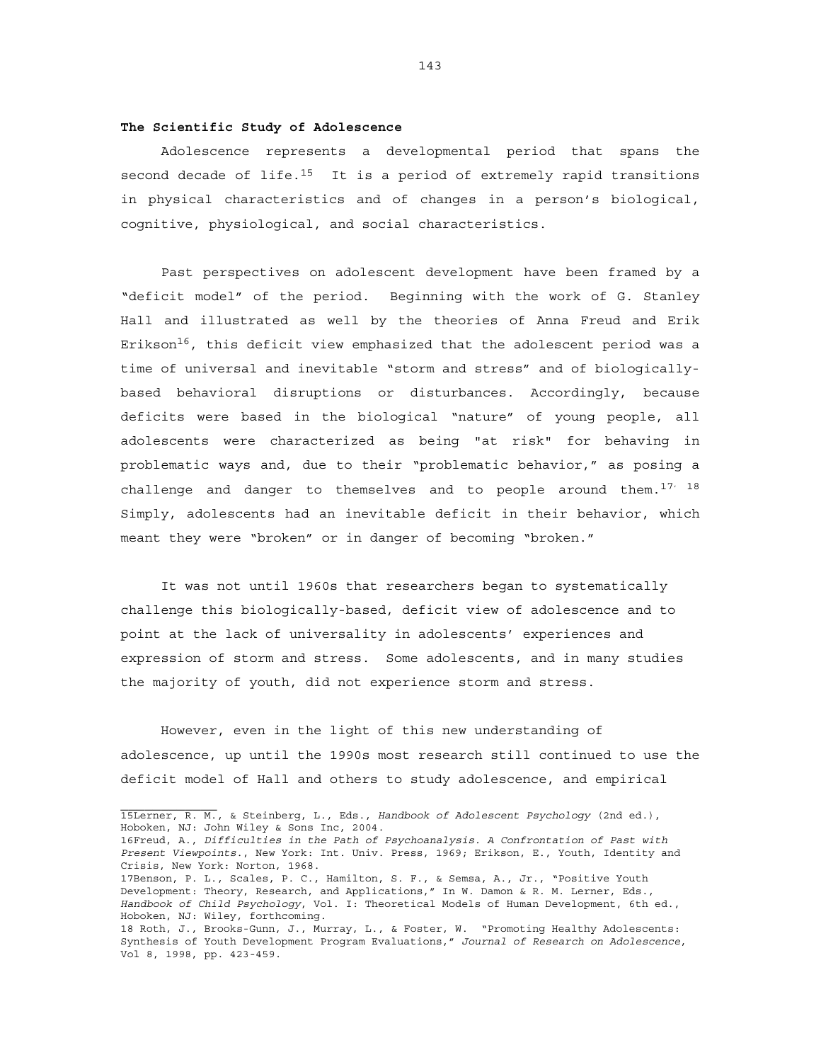**The Scientific Study of Adolescence**

Adolescence represents a developmental period that spans the second decade of life.[15] It is a period of extremely rapid transitions in physical characteristics and of changes in a person's biological, cognitive, physiological, and social characteristics.

Past perspectives on adolescent development have been framed by a "deficit model" of the period. Beginning with the work of G. Stanley Hall and illustrated as well by the theories of Anna Freud and Erik Erikson[16], this deficit view emphasized that the adolescent period was a time of universal and inevitable "storm and stress" and of biologically-based behavioral disruptions or disturbances. Accordingly, because deficits were based in the biological "nature" of young people, all adolescents were characterized as being "at risk" for behaving in problematic ways and, due to their "problematic behavior," as posing a challenge and danger to themselves and to people around them.[17, 18] Simply, adolescents had an inevitable deficit in their behavior, which meant they were "broken" or in danger of becoming "broken."

It was not until 1960s that researchers began to systematically challenge this biologically-based, deficit view of adolescence and to point at the lack of universality in adolescents' experiences and expression of storm and stress. Some adolescents, and in many studies the majority of youth, did not experience storm and stress.

However, even in the light of this new understanding of adolescence, up until the 1990s most research still continued to use the deficit model of Hall and others to study adolescence, and empirical

---

15Lerner, R. M., & Steinberg, L., Eds., *Handbook of Adolescent Psychology* (2nd ed.), Hoboken, NJ: John Wiley & Sons Inc, 2004.

16Freud, A., *Difficulties in the Path of Psychoanalysis. A Confrontation of Past with Present Viewpoints.*, New York: Int. Univ. Press, 1969; Erikson, E., Youth, Identity and Crisis, New York: Norton, 1968.

17Benson, P. L., Scales, P. C., Hamilton, S. F., & Semsa, A., Jr., "Positive Youth Development: Theory, Research, and Applications," In W. Damon & R. M. Lerner, Eds., *Handbook of Child Psychology*, Vol. I: Theoretical Models of Human Development, 6th ed., Hoboken, NJ: Wiley, forthcoming.

18 Roth, J., Brooks-Gunn, J., Murray, L., & Foster, W. "Promoting Healthy Adolescents: Synthesis of Youth Development Program Evaluations," *Journal of Research on Adolescence*, Vol 8, 1998, pp. 423-459.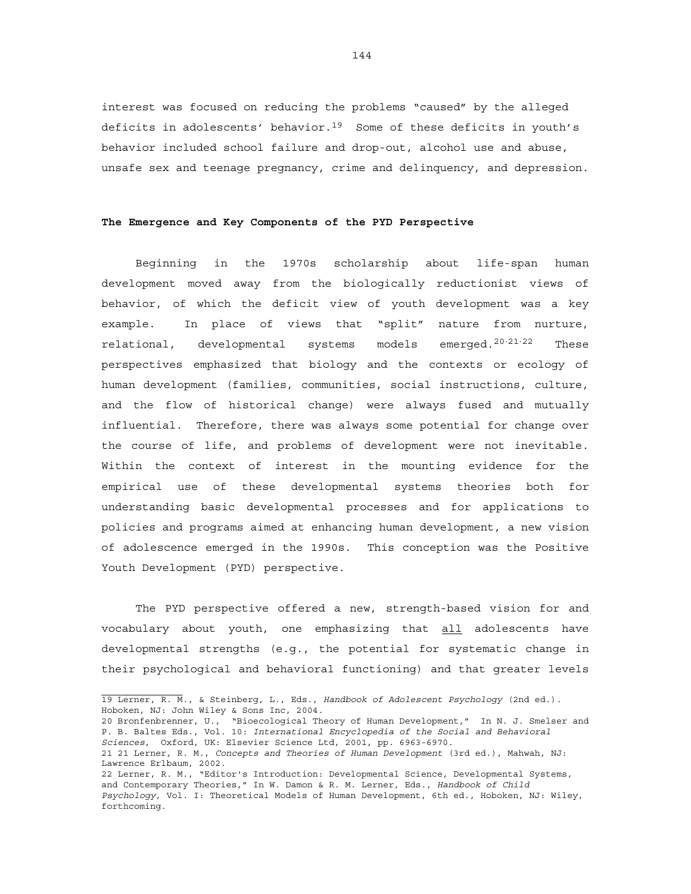interest was focused on reducing the problems "caused" by the alleged deficits in adolescents' behavior.[19] Some of these deficits in youth's behavior included school failure and drop-out, alcohol use and abuse, unsafe sex and teenage pregnancy, crime and delinquency, and depression.

**The Emergence and Key Components of the PYD Perspective**

Beginning in the 1970s scholarship about life-span human development moved away from the biologically reductionist views of behavior, of which the deficit view of youth development was a key example. In place of views that "split" nature from nurture, relational, developmental systems models emerged.[20,21,22] These perspectives emphasized that biology and the contexts or ecology of human development (families, communities, social instructions, culture, and the flow of historical change) were always fused and mutually influential. Therefore, there was always some potential for change over the course of life, and problems of development were not inevitable. Within the context of interest in the mounting evidence for the empirical use of these developmental systems theories both for understanding basic developmental processes and for applications to policies and programs aimed at enhancing human development, a new vision of adolescence emerged in the 1990s. This conception was the Positive Youth Development (PYD) perspective.

The PYD perspective offered a new, strength-based vision for and vocabulary about youth, one emphasizing that <u>all</u> adolescents have developmental strengths (e.g., the potential for systematic change in their psychological and behavioral functioning) and that greater levels

---

19 Lerner, R. M., & Steinberg, L., Eds., *Handbook of Adolescent Psychology* (2nd ed.). Hoboken, NJ: John Wiley & Sons Inc, 2004.

20 Bronfenbrenner, U., "Bioecological Theory of Human Development," In N. J. Smelser and P. B. Baltes Eds., Vol. 10: *International Encyclopedia of the Social and Behavioral Sciences*, Oxford, UK: Elsevier Science Ltd, 2001, pp. 6963-6970.

21 21 Lerner, R. M., *Concepts and Theories of Human Development* (3rd ed.), Mahwah, NJ: Lawrence Erlbaum, 2002.

22 Lerner, R. M., "Editor's Introduction: Developmental Science, Developmental Systems, and Contemporary Theories," In W. Damon & R. M. Lerner, Eds., *Handbook of Child Psychology*, Vol. I: Theoretical Models of Human Development, 6th ed., Hoboken, NJ: Wiley, forthcoming.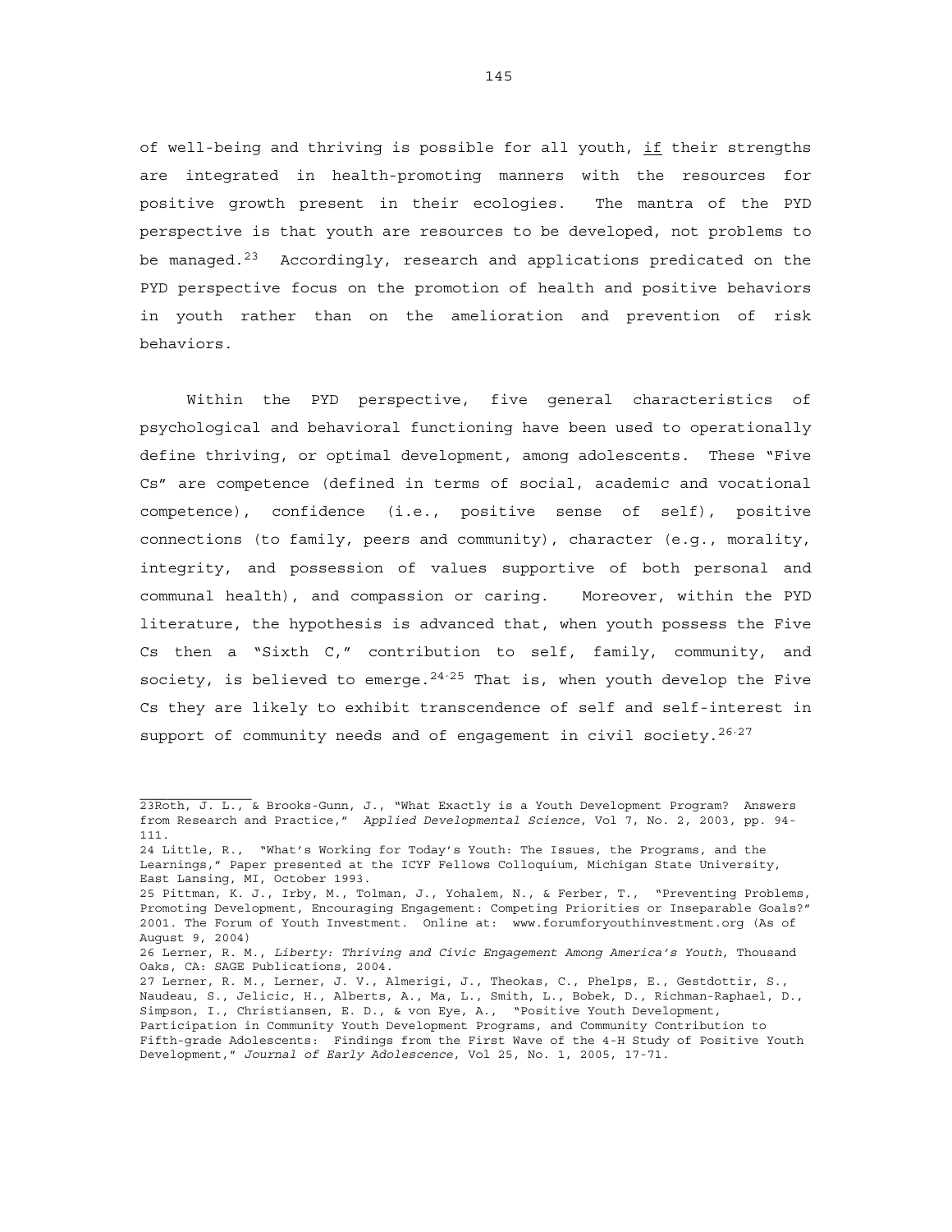of well-being and thriving is possible for all youth, if their strengths are integrated in health-promoting manners with the resources for positive growth present in their ecologies. The mantra of the PYD perspective is that youth are resources to be developed, not problems to be managed.[23] Accordingly, research and applications predicated on the PYD perspective focus on the promotion of health and positive behaviors in youth rather than on the amelioration and prevention of risk behaviors.

Within the PYD perspective, five general characteristics of psychological and behavioral functioning have been used to operationally define thriving, or optimal development, among adolescents. These "Five Cs" are competence (defined in terms of social, academic and vocational competence), confidence (i.e., positive sense of self), positive connections (to family, peers and community), character (e.g., morality, integrity, and possession of values supportive of both personal and communal health), and compassion or caring. Moreover, within the PYD literature, the hypothesis is advanced that, when youth possess the Five Cs then a "Sixth C," contribution to self, family, community, and society, is believed to emerge.[24,25] That is, when youth develop the Five Cs they are likely to exhibit transcendence of self and self-interest in support of community needs and of engagement in civil society.[26,27]

---

23Roth, J. L., & Brooks-Gunn, J., "What Exactly is a Youth Development Program? Answers from Research and Practice," *Applied Developmental Science*, Vol 7, No. 2, 2003, pp. 94-111.

24 Little, R., "What's Working for Today's Youth: The Issues, the Programs, and the Learnings," Paper presented at the ICYF Fellows Colloquium, Michigan State University, East Lansing, MI, October 1993.

25 Pittman, K. J., Irby, M., Tolman, J., Yohalem, N., & Ferber, T., "Preventing Problems, Promoting Development, Encouraging Engagement: Competing Priorities or Inseparable Goals?" 2001. The Forum of Youth Investment. Online at: www.forumforyouthinvestment.org (As of August 9, 2004)

26 Lerner, R. M., *Liberty: Thriving and Civic Engagement Among America's Youth*, Thousand Oaks, CA: SAGE Publications, 2004.

27 Lerner, R. M., Lerner, J. V., Almerigi, J., Theokas, C., Phelps, E., Gestdottir, S., Naudeau, S., Jelicic, H., Alberts, A., Ma, L., Smith, L., Bobek, D., Richman-Raphael, D., Simpson, I., Christiansen, E. D., & von Eye, A., "Positive Youth Development, Participation in Community Youth Development Programs, and Community Contribution to Fifth-grade Adolescents: Findings from the First Wave of the 4-H Study of Positive Youth Development," *Journal of Early Adolescence*, Vol 25, No. 1, 2005, 17-71.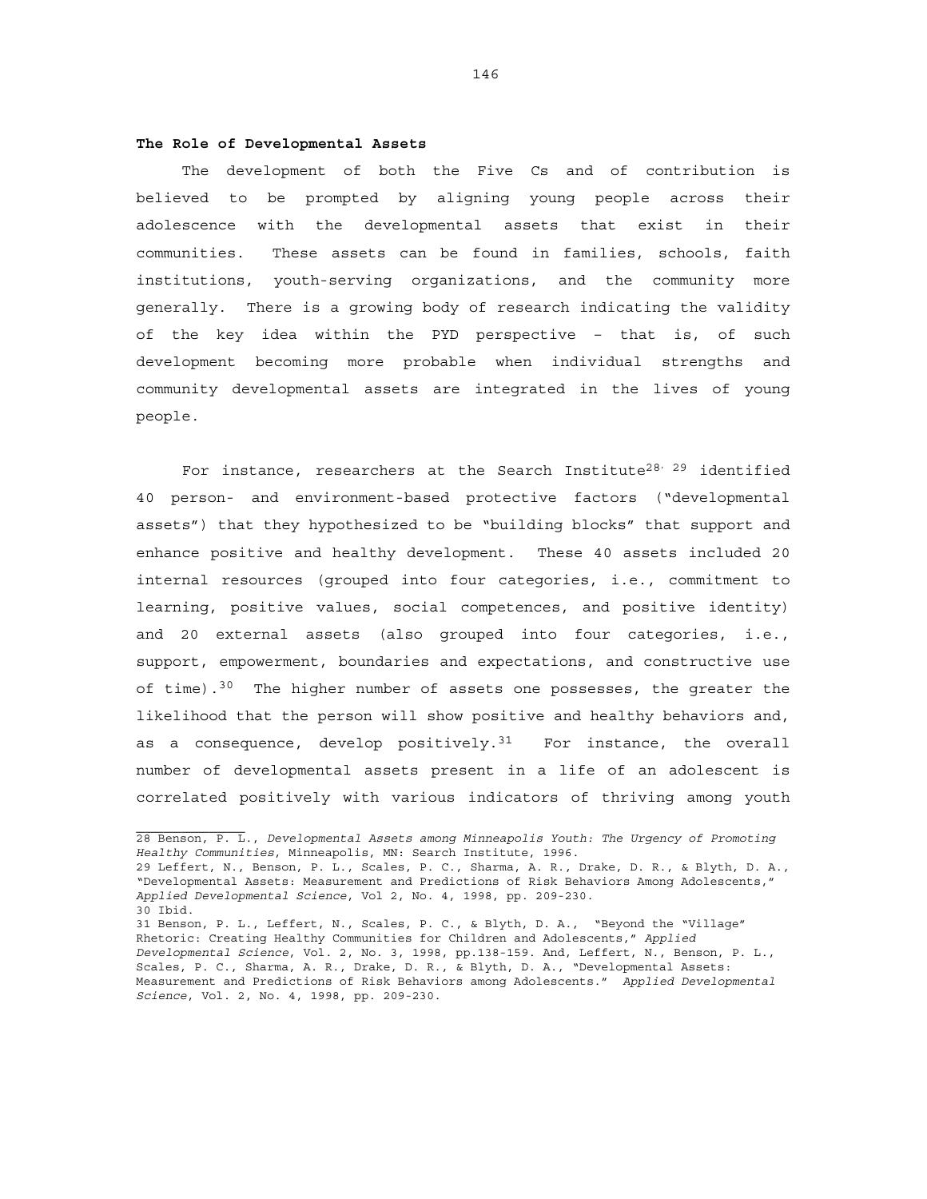**The Role of Developmental Assets**

The development of both the Five Cs and of contribution is believed to be prompted by aligning young people across their adolescence with the developmental assets that exist in their communities. These assets can be found in families, schools, faith institutions, youth-serving organizations, and the community more generally. There is a growing body of research indicating the validity of the key idea within the PYD perspective – that is, of such development becoming more probable when individual strengths and community developmental assets are integrated in the lives of young people.

For instance, researchers at the Search Institute[28, 29] identified 40 person- and environment-based protective factors ("developmental assets") that they hypothesized to be "building blocks" that support and enhance positive and healthy development. These 40 assets included 20 internal resources (grouped into four categories, i.e., commitment to learning, positive values, social competences, and positive identity) and 20 external assets (also grouped into four categories, i.e., support, empowerment, boundaries and expectations, and constructive use of time).[30] The higher number of assets one possesses, the greater the likelihood that the person will show positive and healthy behaviors and, as a consequence, develop positively.[31] For instance, the overall number of developmental assets present in a life of an adolescent is correlated positively with various indicators of thriving among youth

---

28 Benson, P. L., *Developmental Assets among Minneapolis Youth: The Urgency of Promoting Healthy Communities*, Minneapolis, MN: Search Institute, 1996.

29 Leffert, N., Benson, P. L., Scales, P. C., Sharma, A. R., Drake, D. R., & Blyth, D. A., "Developmental Assets: Measurement and Predictions of Risk Behaviors Among Adolescents," *Applied Developmental Science*, Vol 2, No. 4, 1998, pp. 209-230.

30 Ibid.

31 Benson, P. L., Leffert, N., Scales, P. C., & Blyth, D. A., "Beyond the "Village" Rhetoric: Creating Healthy Communities for Children and Adolescents," *Applied Developmental Science*, Vol. 2, No. 3, 1998, pp.138-159. And, Leffert, N., Benson, P. L., Scales, P. C., Sharma, A. R., Drake, D. R., & Blyth, D. A., "Developmental Assets: Measurement and Predictions of Risk Behaviors among Adolescents." *Applied Developmental Science*, Vol. 2, No. 4, 1998, pp. 209-230.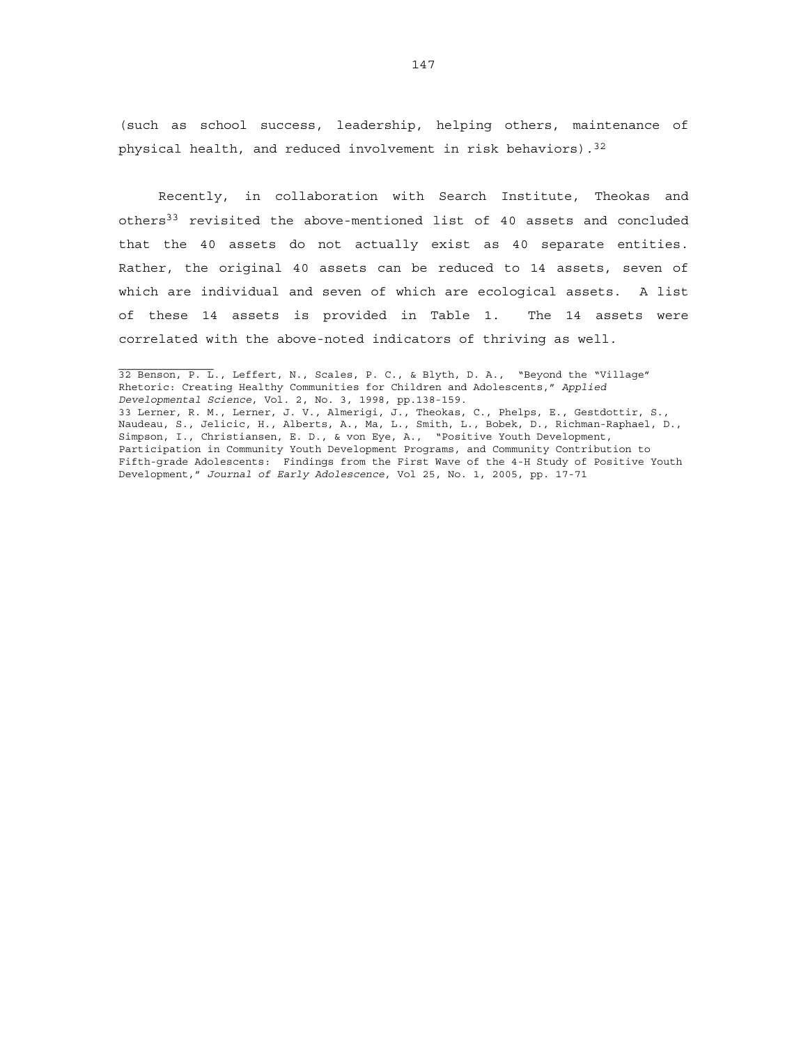(such as school success, leadership, helping others, maintenance of physical health, and reduced involvement in risk behaviors).[32]

Recently, in collaboration with Search Institute, Theokas and others[33] revisited the above-mentioned list of 40 assets and concluded that the 40 assets do not actually exist as 40 separate entities. Rather, the original 40 assets can be reduced to 14 assets, seven of which are individual and seven of which are ecological assets. A list of these 14 assets is provided in Table 1. The 14 assets were correlated with the above-noted indicators of thriving as well.

---

32 Benson, P. L., Leffert, N., Scales, P. C., & Blyth, D. A., "Beyond the "Village" Rhetoric: Creating Healthy Communities for Children and Adolescents," *Applied Developmental Science*, Vol. 2, No. 3, 1998, pp.138-159.

33 Lerner, R. M., Lerner, J. V., Almerigi, J., Theokas, C., Phelps, E., Gestdottir, S., Naudeau, S., Jelicic, H., Alberts, A., Ma, L., Smith, L., Bobek, D., Richman-Raphael, D., Simpson, I., Christiansen, E. D., & von Eye, A., "Positive Youth Development, Participation in Community Youth Development Programs, and Community Contribution to Fifth-grade Adolescents: Findings from the First Wave of the 4-H Study of Positive Youth Development," *Journal of Early Adolescence*, Vol 25, No. 1, 2005, pp. 17-71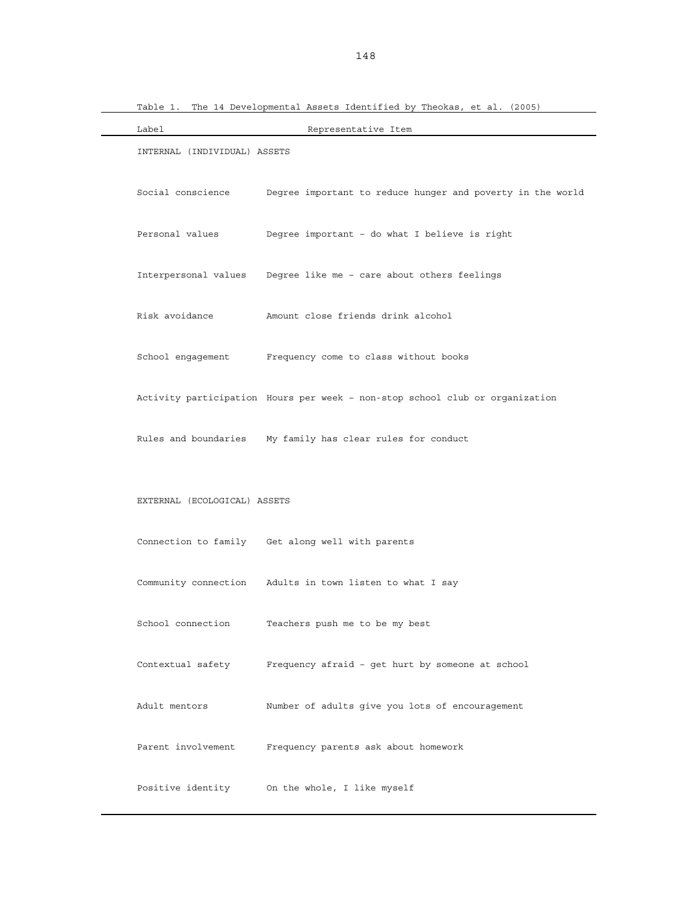Table 1. The 14 Developmental Assets Identified by Theokas, et al. (2005)

| Label | Representative Item |
| --- | --- |
| INTERNAL (INDIVIDUAL) ASSETS | |
| Social conscience | Degree important to reduce hunger and poverty in the world |
| Personal values | Degree important - do what I believe is right |
| Interpersonal values | Degree like me - care about others feelings |
| Risk avoidance | Amount close friends drink alcohol |
| School engagement | Frequency come to class without books |
| Activity participation | Hours per week - non-stop school club or organization |
| Rules and boundaries | My family has clear rules for conduct |
| EXTERNAL (ECOLOGICAL) ASSETS | |
| Connection to family | Get along well with parents |
| Community connection | Adults in town listen to what I say |
| School connection | Teachers push me to be my best |
| Contextual safety | Frequency afraid - get hurt by someone at school |
| Adult mentors | Number of adults give you lots of encouragement |
| Parent involvement | Frequency parents ask about homework |
| Positive identity | On the whole, I like myself |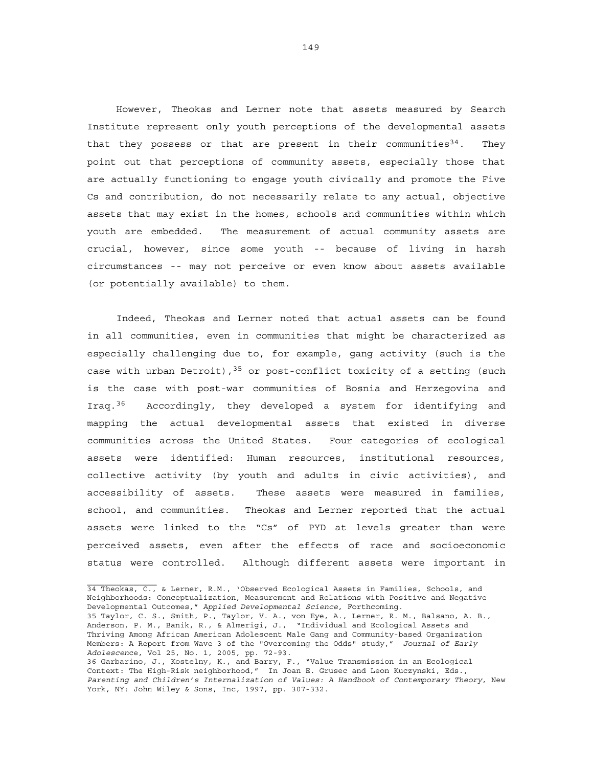However, Theokas and Lerner note that assets measured by Search Institute represent only youth perceptions of the developmental assets that they possess or that are present in their communities[34]. They point out that perceptions of community assets, especially those that are actually functioning to engage youth civically and promote the Five Cs and contribution, do not necessarily relate to any actual, objective assets that may exist in the homes, schools and communities within which youth are embedded. The measurement of actual community assets are crucial, however, since some youth -- because of living in harsh circumstances -- may not perceive or even know about assets available (or potentially available) to them.

Indeed, Theokas and Lerner noted that actual assets can be found in all communities, even in communities that might be characterized as especially challenging due to, for example, gang activity (such is the case with urban Detroit),[35] or post-conflict toxicity of a setting (such is the case with post-war communities of Bosnia and Herzegovina and Iraq.[36] Accordingly, they developed a system for identifying and mapping the actual developmental assets that existed in diverse communities across the United States. Four categories of ecological assets were identified: Human resources, institutional resources, collective activity (by youth and adults in civic activities), and accessibility of assets. These assets were measured in families, school, and communities. Theokas and Lerner reported that the actual assets were linked to the "Cs" of PYD at levels greater than were perceived assets, even after the effects of race and socioeconomic status were controlled. Although different assets were important in

---

34 Theokas, C., & Lerner, R.M., 'Observed Ecological Assets in Families, Schools, and Neighborhoods: Conceptualization, Measurement and Relations with Positive and Negative Developmental Outcomes," *Applied Developmental Science*, Forthcoming.

35 Taylor, C. S., Smith, P., Taylor, V. A., von Eye, A., Lerner, R. M., Balsano, A. B., Anderson, P. M., Banik, R., & Almerigi, J., "Individual and Ecological Assets and Thriving Among African American Adolescent Male Gang and Community-based Organization Members: A Report from Wave 3 of the "Overcoming the Odds" study," *Journal of Early Adolescence*, Vol 25, No. 1, 2005, pp. 72-93.

36 Garbarino, J., Kostelny, K., and Barry, F., "Value Transmission in an Ecological Context: The High-Risk neighborhood," In Joan E. Grusec and Leon Kuczynski, Eds., *Parenting and Children's Internalization of Values: A Handbook of Contemporary Theory*, New York, NY: John Wiley & Sons, Inc, 1997, pp. 307-332.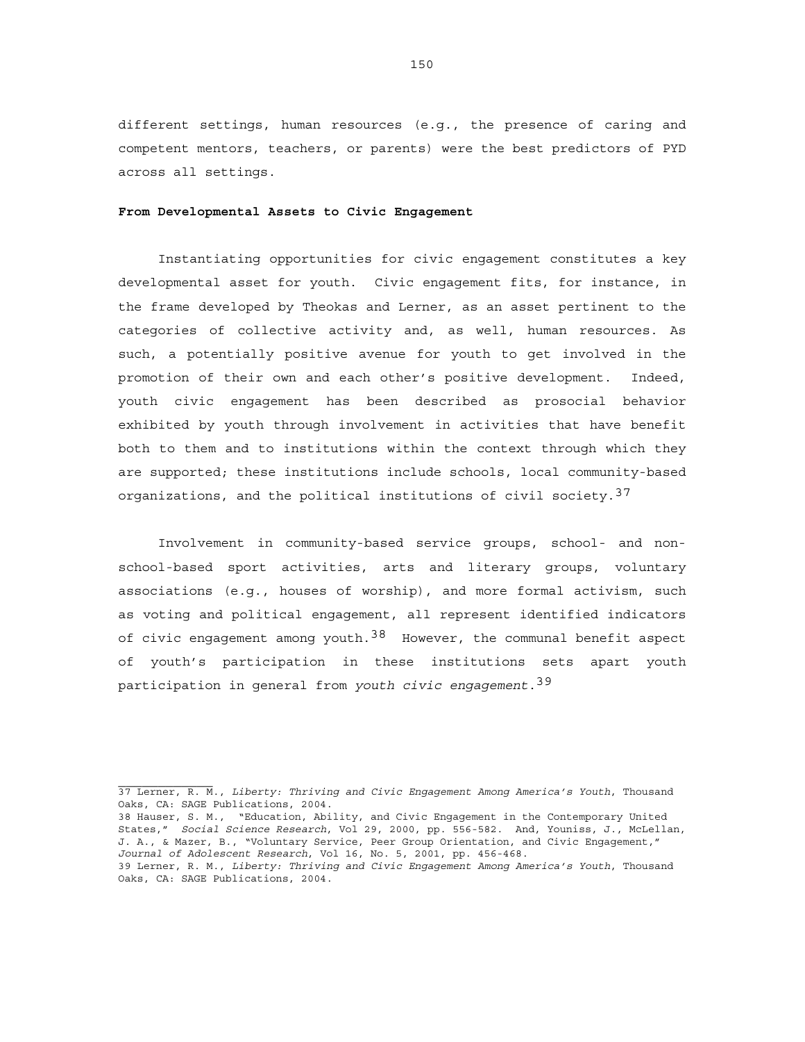different settings, human resources (e.g., the presence of caring and competent mentors, teachers, or parents) were the best predictors of PYD across all settings.

**From Developmental Assets to Civic Engagement**

Instantiating opportunities for civic engagement constitutes a key developmental asset for youth. Civic engagement fits, for instance, in the frame developed by Theokas and Lerner, as an asset pertinent to the categories of collective activity and, as well, human resources. As such, a potentially positive avenue for youth to get involved in the promotion of their own and each other's positive development. Indeed, youth civic engagement has been described as prosocial behavior exhibited by youth through involvement in activities that have benefit both to them and to institutions within the context through which they are supported; these institutions include schools, local community-based organizations, and the political institutions of civil society.[37]

Involvement in community-based service groups, school- and non-school-based sport activities, arts and literary groups, voluntary associations (e.g., houses of worship), and more formal activism, such as voting and political engagement, all represent identified indicators of civic engagement among youth.[38] However, the communal benefit aspect of youth's participation in these institutions sets apart youth participation in general from *youth civic engagement*.[39]

---

37 Lerner, R. M., *Liberty: Thriving and Civic Engagement Among America's Youth*, Thousand Oaks, CA: SAGE Publications, 2004.

38 Hauser, S. M., "Education, Ability, and Civic Engagement in the Contemporary United States," *Social Science Research*, Vol 29, 2000, pp. 556-582. And, Youniss, J., McLellan, J. A., & Mazer, B., "Voluntary Service, Peer Group Orientation, and Civic Engagement," *Journal of Adolescent Research*, Vol 16, No. 5, 2001, pp. 456-468.

39 Lerner, R. M., *Liberty: Thriving and Civic Engagement Among America's Youth*, Thousand Oaks, CA: SAGE Publications, 2004.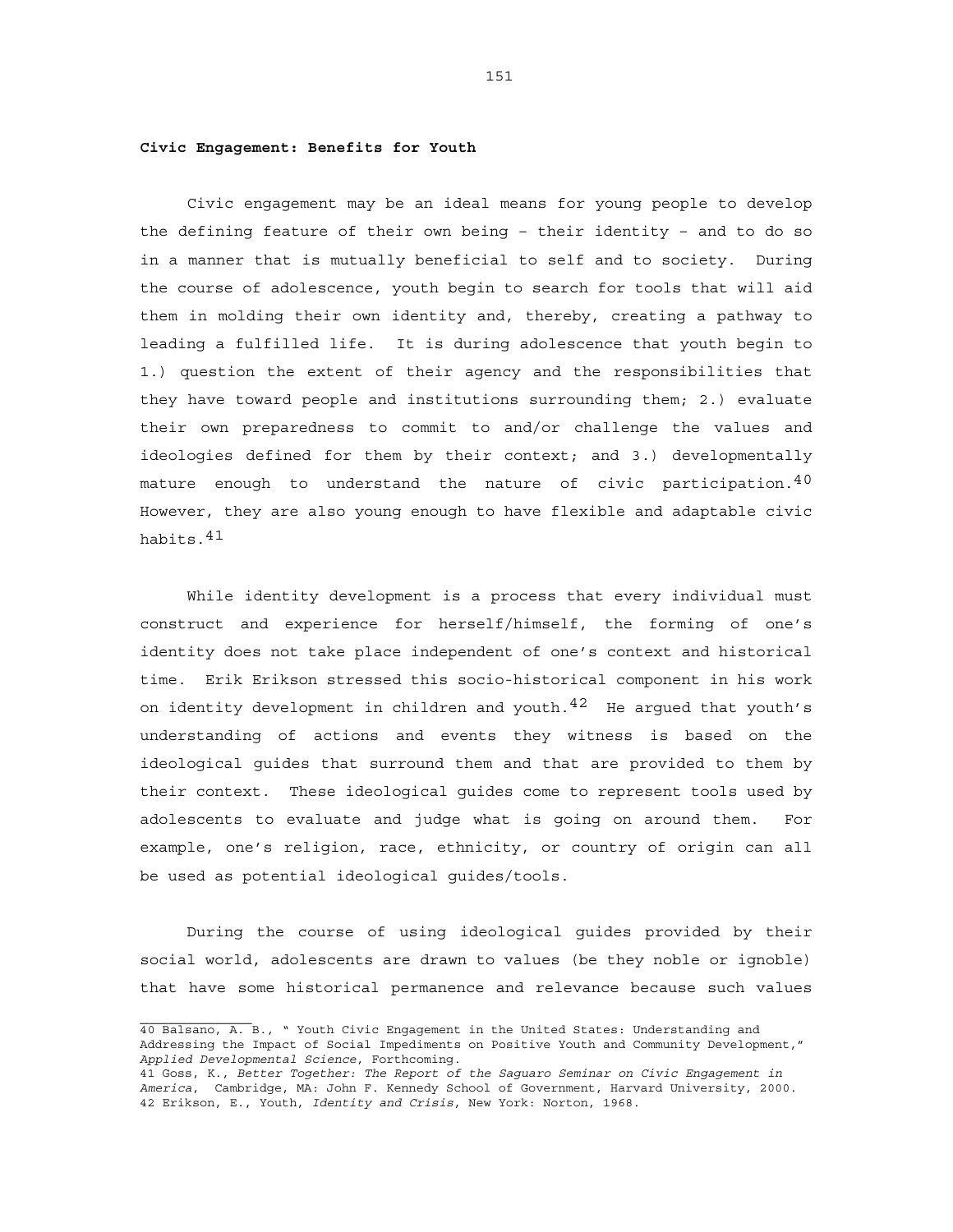**Civic Engagement: Benefits for Youth**

Civic engagement may be an ideal means for young people to develop the defining feature of their own being – their identity – and to do so in a manner that is mutually beneficial to self and to society. During the course of adolescence, youth begin to search for tools that will aid them in molding their own identity and, thereby, creating a pathway to leading a fulfilled life. It is during adolescence that youth begin to 1.) question the extent of their agency and the responsibilities that they have toward people and institutions surrounding them; 2.) evaluate their own preparedness to commit to and/or challenge the values and ideologies defined for them by their context; and 3.) developmentally mature enough to understand the nature of civic participation.[40] However, they are also young enough to have flexible and adaptable civic habits.[41]

While identity development is a process that every individual must construct and experience for herself/himself, the forming of one's identity does not take place independent of one's context and historical time. Erik Erikson stressed this socio-historical component in his work on identity development in children and youth.[42] He argued that youth's understanding of actions and events they witness is based on the ideological guides that surround them and that are provided to them by their context. These ideological guides come to represent tools used by adolescents to evaluate and judge what is going on around them. For example, one's religion, race, ethnicity, or country of origin can all be used as potential ideological guides/tools.

During the course of using ideological guides provided by their social world, adolescents are drawn to values (be they noble or ignoble) that have some historical permanence and relevance because such values

---

40 Balsano, A. B., " Youth Civic Engagement in the United States: Understanding and Addressing the Impact of Social Impediments on Positive Youth and Community Development," *Applied Developmental Science*, Forthcoming.

41 Goss, K., *Better Together: The Report of the Saguaro Seminar on Civic Engagement in America*, Cambridge, MA: John F. Kennedy School of Government, Harvard University, 2000.

42 Erikson, E., Youth, *Identity and Crisis*, New York: Norton, 1968.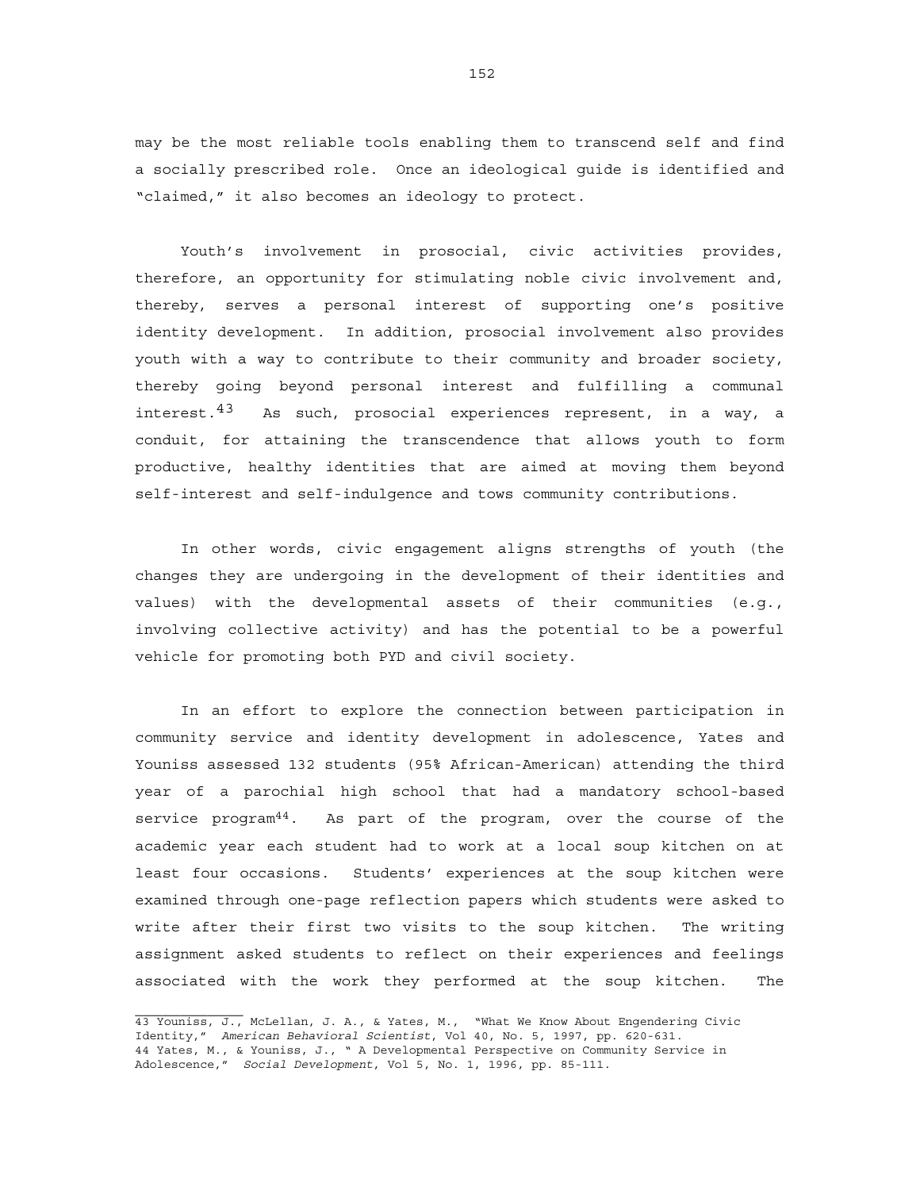may be the most reliable tools enabling them to transcend self and find a socially prescribed role. Once an ideological guide is identified and "claimed," it also becomes an ideology to protect.

Youth's involvement in prosocial, civic activities provides, therefore, an opportunity for stimulating noble civic involvement and, thereby, serves a personal interest of supporting one's positive identity development. In addition, prosocial involvement also provides youth with a way to contribute to their community and broader society, thereby going beyond personal interest and fulfilling a communal interest.[43] As such, prosocial experiences represent, in a way, a conduit, for attaining the transcendence that allows youth to form productive, healthy identities that are aimed at moving them beyond self-interest and self-indulgence and tows community contributions.

In other words, civic engagement aligns strengths of youth (the changes they are undergoing in the development of their identities and values) with the developmental assets of their communities (e.g., involving collective activity) and has the potential to be a powerful vehicle for promoting both PYD and civil society.

In an effort to explore the connection between participation in community service and identity development in adolescence, Yates and Youniss assessed 132 students (95% African-American) attending the third year of a parochial high school that had a mandatory school-based service program[44]. As part of the program, over the course of the academic year each student had to work at a local soup kitchen on at least four occasions. Students' experiences at the soup kitchen were examined through one-page reflection papers which students were asked to write after their first two visits to the soup kitchen. The writing assignment asked students to reflect on their experiences and feelings associated with the work they performed at the soup kitchen. The

---

43 Youniss, J., McLellan, J. A., & Yates, M., "What We Know About Engendering Civic Identity," *American Behavioral Scientist*, Vol 40, No. 5, 1997, pp. 620-631.

44 Yates, M., & Youniss, J., " A Developmental Perspective on Community Service in Adolescence," *Social Development*, Vol 5, No. 1, 1996, pp. 85-111.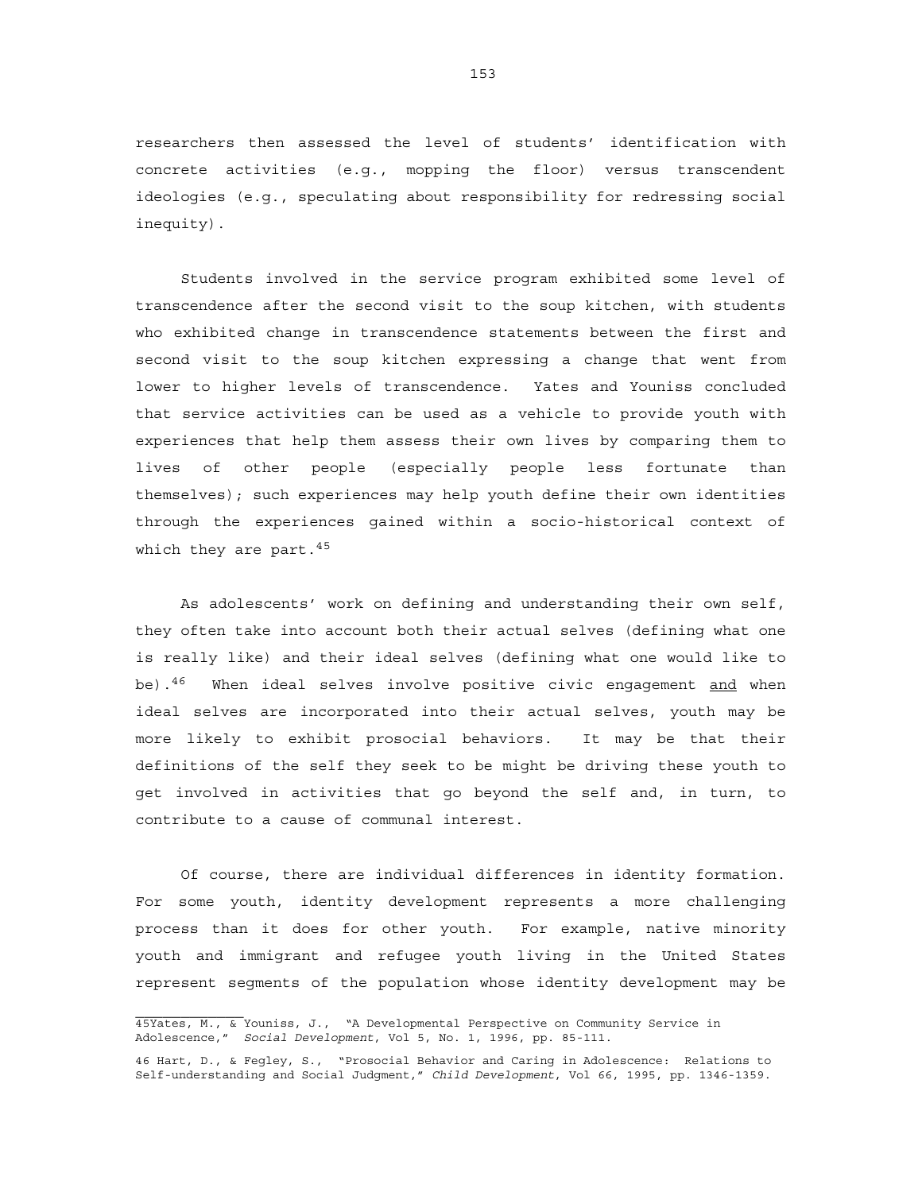researchers then assessed the level of students' identification with concrete activities (e.g., mopping the floor) versus transcendent ideologies (e.g., speculating about responsibility for redressing social inequity).

Students involved in the service program exhibited some level of transcendence after the second visit to the soup kitchen, with students who exhibited change in transcendence statements between the first and second visit to the soup kitchen expressing a change that went from lower to higher levels of transcendence. Yates and Youniss concluded that service activities can be used as a vehicle to provide youth with experiences that help them assess their own lives by comparing them to lives of other people (especially people less fortunate than themselves); such experiences may help youth define their own identities through the experiences gained within a socio-historical context of which they are part.[45]

As adolescents' work on defining and understanding their own self, they often take into account both their actual selves (defining what one is really like) and their ideal selves (defining what one would like to be).[46] When ideal selves involve positive civic engagement <u>and</u> when ideal selves are incorporated into their actual selves, youth may be more likely to exhibit prosocial behaviors. It may be that their definitions of the self they seek to be might be driving these youth to get involved in activities that go beyond the self and, in turn, to contribute to a cause of communal interest.

Of course, there are individual differences in identity formation. For some youth, identity development represents a more challenging process than it does for other youth. For example, native minority youth and immigrant and refugee youth living in the United States represent segments of the population whose identity development may be

---

45Yates, M., & Youniss, J., "A Developmental Perspective on Community Service in Adolescence," *Social Development*, Vol 5, No. 1, 1996, pp. 85-111.

46 Hart, D., & Fegley, S., "Prosocial Behavior and Caring in Adolescence: Relations to Self-understanding and Social Judgment," *Child Development*, Vol 66, 1995, pp. 1346-1359.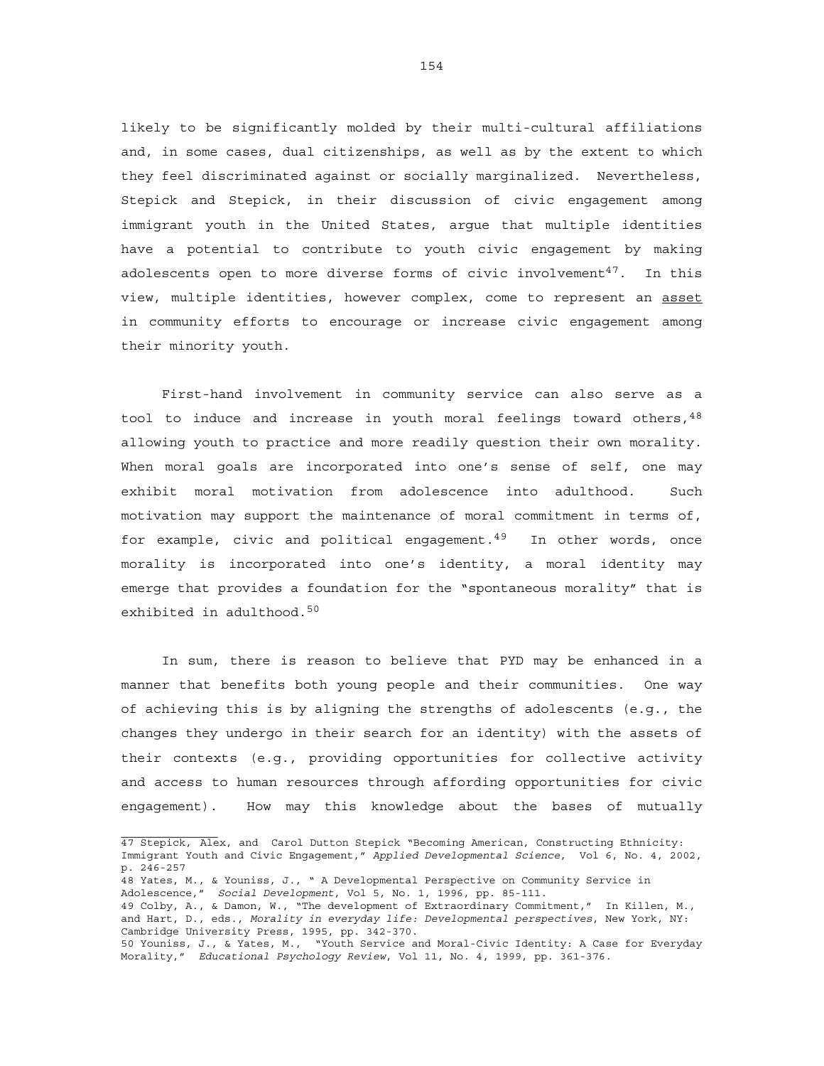likely to be significantly molded by their multi-cultural affiliations and, in some cases, dual citizenships, as well as by the extent to which they feel discriminated against or socially marginalized. Nevertheless, Stepick and Stepick, in their discussion of civic engagement among immigrant youth in the United States, argue that multiple identities have a potential to contribute to youth civic engagement by making adolescents open to more diverse forms of civic involvement[47]. In this view, multiple identities, however complex, come to represent an <u>asset</u> in community efforts to encourage or increase civic engagement among their minority youth.

First-hand involvement in community service can also serve as a tool to induce and increase in youth moral feelings toward others,[48] allowing youth to practice and more readily question their own morality. When moral goals are incorporated into one's sense of self, one may exhibit moral motivation from adolescence into adulthood. Such motivation may support the maintenance of moral commitment in terms of, for example, civic and political engagement.[49] In other words, once morality is incorporated into one's identity, a moral identity may emerge that provides a foundation for the "spontaneous morality" that is exhibited in adulthood.[50]

In sum, there is reason to believe that PYD may be enhanced in a manner that benefits both young people and their communities. One way of achieving this is by aligning the strengths of adolescents (e.g., the changes they undergo in their search for an identity) with the assets of their contexts (e.g., providing opportunities for collective activity and access to human resources through affording opportunities for civic engagement). How may this knowledge about the bases of mutually

---

47 Stepick, Alex, and Carol Dutton Stepick "Becoming American, Constructing Ethnicity: Immigrant Youth and Civic Engagement," *Applied Developmental Science*, Vol 6, No. 4, 2002, p. 246-257

48 Yates, M., & Youniss, J., " A Developmental Perspective on Community Service in Adolescence," *Social Development*, Vol 5, No. 1, 1996, pp. 85-111.

49 Colby, A., & Damon, W., "The development of Extraordinary Commitment," In Killen, M., and Hart, D., eds., *Morality in everyday life: Developmental perspectives*, New York, NY: Cambridge University Press, 1995, pp. 342-370.

50 Youniss, J., & Yates, M., "Youth Service and Moral-Civic Identity: A Case for Everyday Morality," *Educational Psychology Review*, Vol 11, No. 4, 1999, pp. 361-376.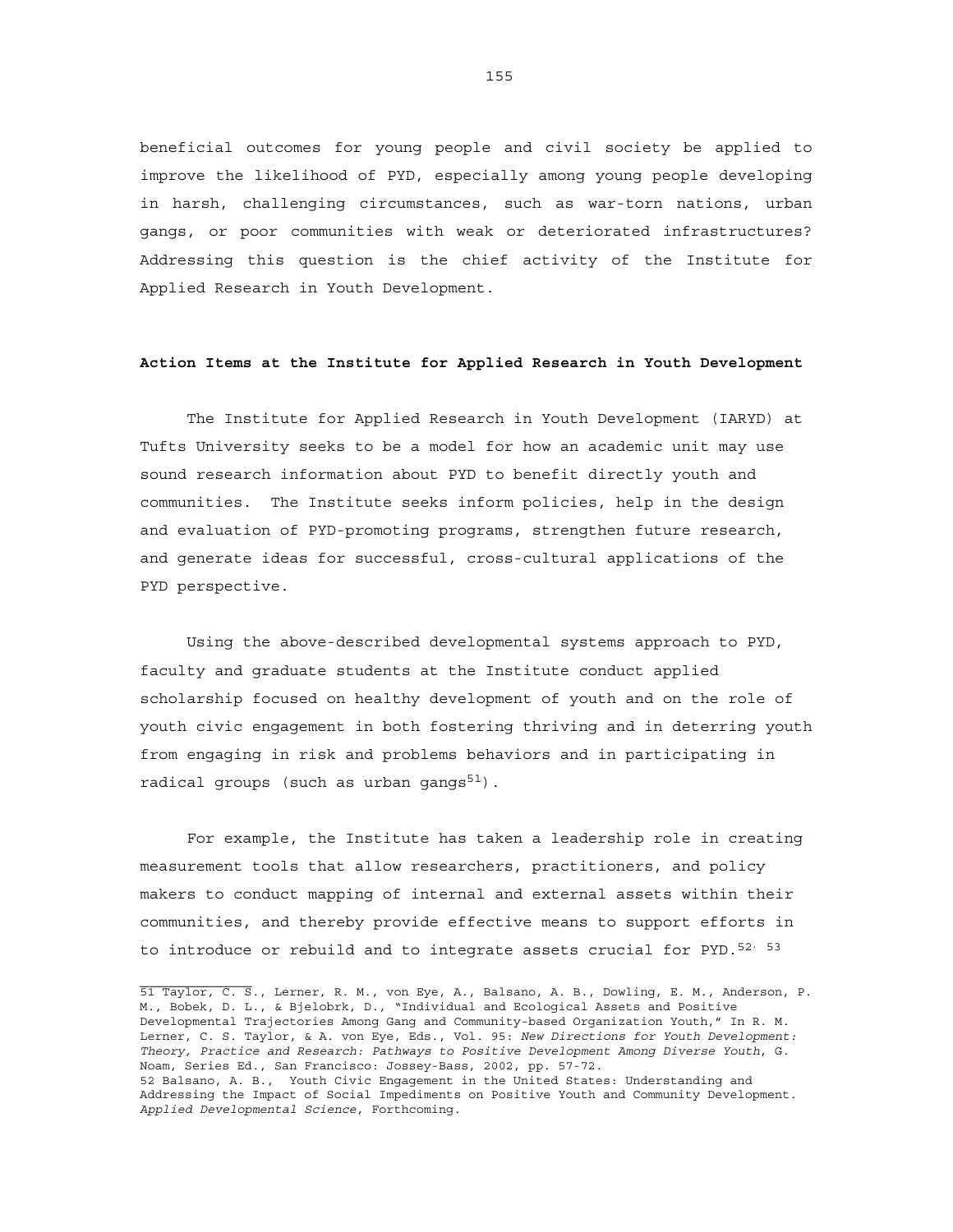beneficial outcomes for young people and civil society be applied to improve the likelihood of PYD, especially among young people developing in harsh, challenging circumstances, such as war-torn nations, urban gangs, or poor communities with weak or deteriorated infrastructures? Addressing this question is the chief activity of the Institute for Applied Research in Youth Development.

**Action Items at the Institute for Applied Research in Youth Development**

The Institute for Applied Research in Youth Development (IARYD) at Tufts University seeks to be a model for how an academic unit may use sound research information about PYD to benefit directly youth and communities. The Institute seeks inform policies, help in the design and evaluation of PYD-promoting programs, strengthen future research, and generate ideas for successful, cross-cultural applications of the PYD perspective.

Using the above-described developmental systems approach to PYD, faculty and graduate students at the Institute conduct applied scholarship focused on healthy development of youth and on the role of youth civic engagement in both fostering thriving and in deterring youth from engaging in risk and problems behaviors and in participating in radical groups (such as urban gangs[51]).

For example, the Institute has taken a leadership role in creating measurement tools that allow researchers, practitioners, and policy makers to conduct mapping of internal and external assets within their communities, and thereby provide effective means to support efforts in to introduce or rebuild and to integrate assets crucial for PYD.[52, 53]

---

51 Taylor, C. S., Lerner, R. M., von Eye, A., Balsano, A. B., Dowling, E. M., Anderson, P. M., Bobek, D. L., & Bjelobrk, D., "Individual and Ecological Assets and Positive Developmental Trajectories Among Gang and Community-based Organization Youth," In R. M. Lerner, C. S. Taylor, & A. von Eye, Eds., Vol. 95: *New Directions for Youth Development: Theory, Practice and Research: Pathways to Positive Development Among Diverse Youth*, G. Noam, Series Ed., San Francisco: Jossey-Bass, 2002, pp. 57-72.

52 Balsano, A. B., Youth Civic Engagement in the United States: Understanding and Addressing the Impact of Social Impediments on Positive Youth and Community Development. *Applied Developmental Science*, Forthcoming.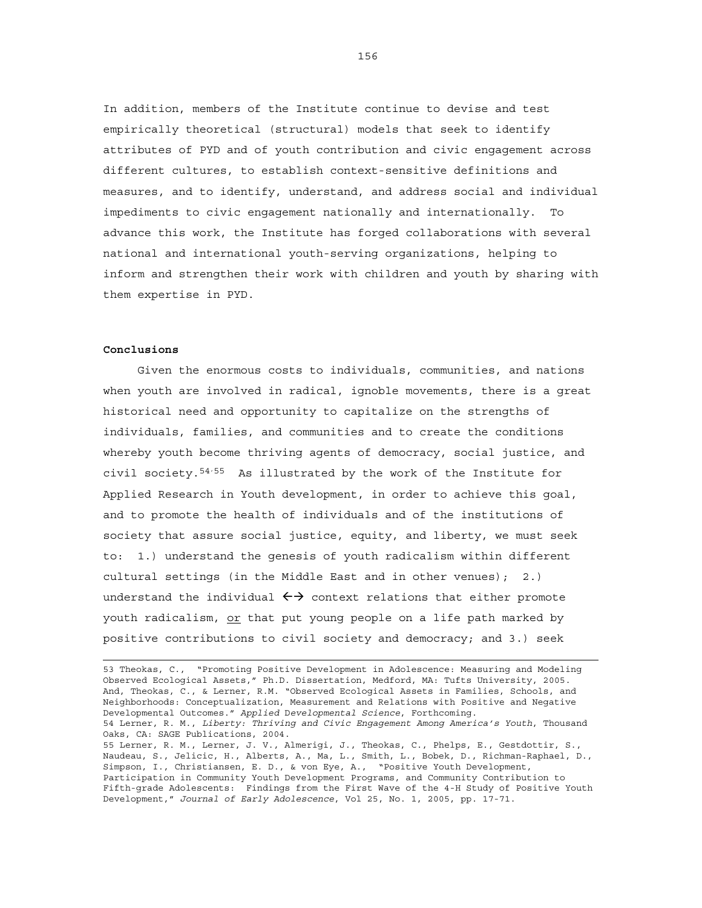In addition, members of the Institute continue to devise and test empirically theoretical (structural) models that seek to identify attributes of PYD and of youth contribution and civic engagement across different cultures, to establish context-sensitive definitions and measures, and to identify, understand, and address social and individual impediments to civic engagement nationally and internationally. To advance this work, the Institute has forged collaborations with several national and international youth-serving organizations, helping to inform and strengthen their work with children and youth by sharing with them expertise in PYD.

**Conclusions**

Given the enormous costs to individuals, communities, and nations when youth are involved in radical, ignoble movements, there is a great historical need and opportunity to capitalize on the strengths of individuals, families, and communities and to create the conditions whereby youth become thriving agents of democracy, social justice, and civil society.[54,55] As illustrated by the work of the Institute for Applied Research in Youth development, in order to achieve this goal, and to promote the health of individuals and of the institutions of society that assure social justice, equity, and liberty, we must seek to: 1.) understand the genesis of youth radicalism within different cultural settings (in the Middle East and in other venues); 2.) understand the individual $\leftrightarrow$ context relations that either promote youth radicalism, <u>or</u> that put young people on a life path marked by positive contributions to civil society and democracy; and 3.) seek

53 Theokas, C., "Promoting Positive Development in Adolescence: Measuring and Modeling Observed Ecological Assets," Ph.D. Dissertation, Medford, MA: Tufts University, 2005. And, Theokas, C., & Lerner, R.M. "Observed Ecological Assets in Families, Schools, and Neighborhoods: Conceptualization, Measurement and Relations with Positive and Negative Developmental Outcomes." *Applied Developmental Science*, Forthcoming.

54 Lerner, R. M., *Liberty: Thriving and Civic Engagement Among America's Youth*, Thousand Oaks, CA: SAGE Publications, 2004.

55 Lerner, R. M., Lerner, J. V., Almerigi, J., Theokas, C., Phelps, E., Gestdottir, S., Naudeau, S., Jelicic, H., Alberts, A., Ma, L., Smith, L., Bobek, D., Richman-Raphael, D., Simpson, I., Christiansen, E. D., & von Eye, A., "Positive Youth Development, Participation in Community Youth Development Programs, and Community Contribution to Fifth-grade Adolescents: Findings from the First Wave of the 4-H Study of Positive Youth Development," *Journal of Early Adolescence*, Vol 25, No. 1, 2005, pp. 17-71.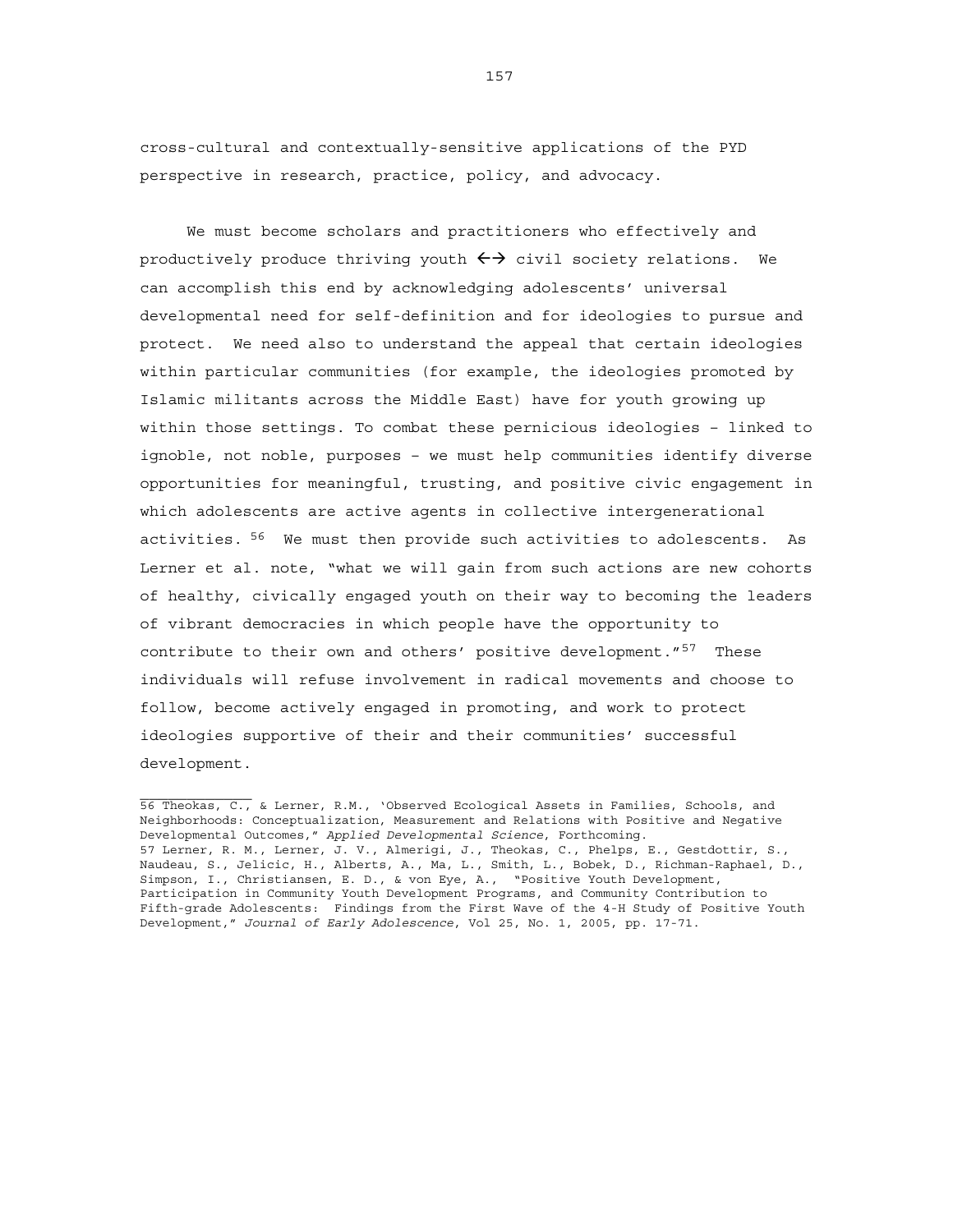cross-cultural and contextually-sensitive applications of the PYD perspective in research, practice, policy, and advocacy.

We must become scholars and practitioners who effectively and productively produce thriving youth ←→ civil society relations. We can accomplish this end by acknowledging adolescents' universal developmental need for self-definition and for ideologies to pursue and protect. We need also to understand the appeal that certain ideologies within particular communities (for example, the ideologies promoted by Islamic militants across the Middle East) have for youth growing up within those settings. To combat these pernicious ideologies – linked to ignoble, not noble, purposes – we must help communities identify diverse opportunities for meaningful, trusting, and positive civic engagement in which adolescents are active agents in collective intergenerational activities. [56] We must then provide such activities to adolescents. As Lerner et al. note, "what we will gain from such actions are new cohorts of healthy, civically engaged youth on their way to becoming the leaders of vibrant democracies in which people have the opportunity to contribute to their own and others' positive development."[57] These individuals will refuse involvement in radical movements and choose to follow, become actively engaged in promoting, and work to protect ideologies supportive of their and their communities' successful development.

---

56 Theokas, C., & Lerner, R.M., 'Observed Ecological Assets in Families, Schools, and Neighborhoods: Conceptualization, Measurement and Relations with Positive and Negative Developmental Outcomes," *Applied Developmental Science*, Forthcoming.

57 Lerner, R. M., Lerner, J. V., Almerigi, J., Theokas, C., Phelps, E., Gestdottir, S., Naudeau, S., Jelicic, H., Alberts, A., Ma, L., Smith, L., Bobek, D., Richman-Raphael, D., Simpson, I., Christiansen, E. D., & von Eye, A., "Positive Youth Development, Participation in Community Youth Development Programs, and Community Contribution to Fifth-grade Adolescents: Findings from the First Wave of the 4-H Study of Positive Youth Development," *Journal of Early Adolescence*, Vol 25, No. 1, 2005, pp. 17-71.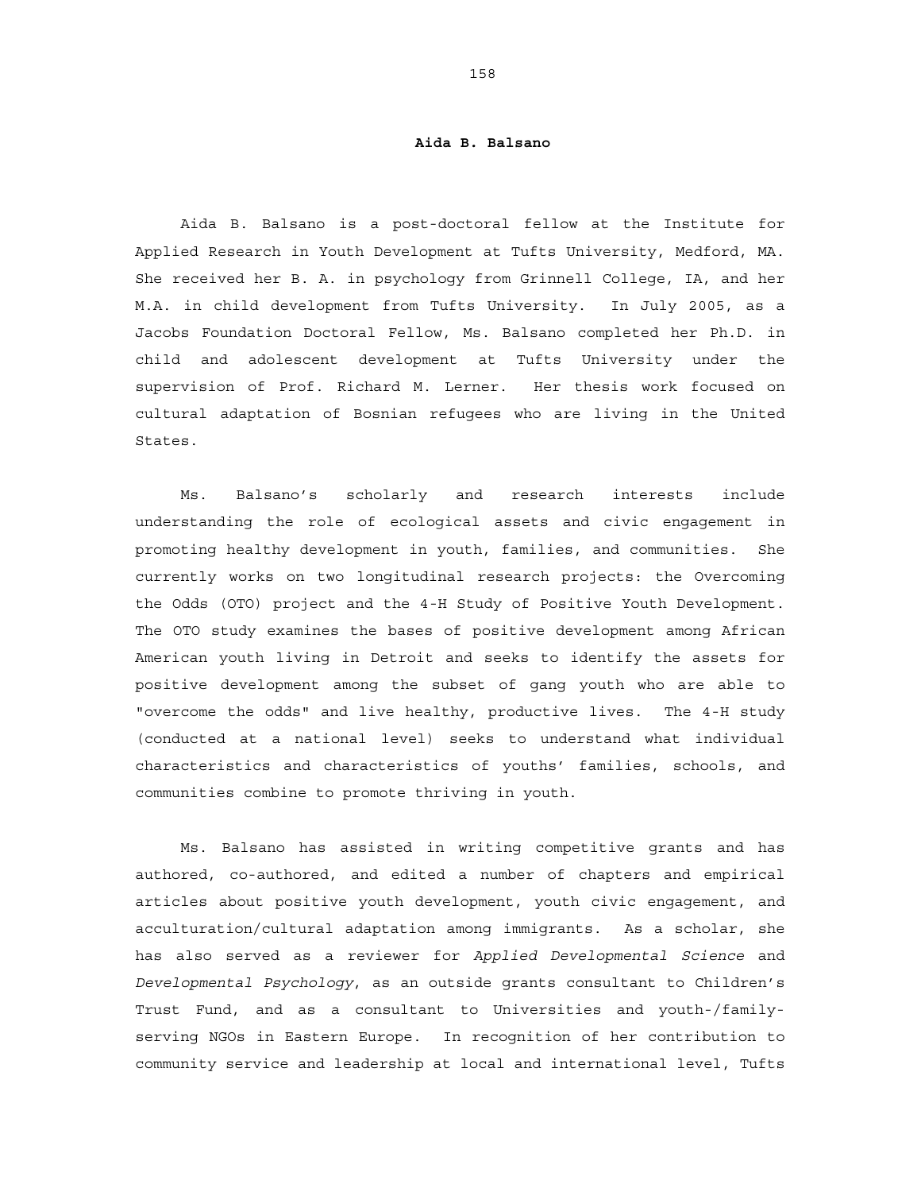**Aida B. Balsano**

Aida B. Balsano is a post-doctoral fellow at the Institute for Applied Research in Youth Development at Tufts University, Medford, MA. She received her B. A. in psychology from Grinnell College, IA, and her M.A. in child development from Tufts University. In July 2005, as a Jacobs Foundation Doctoral Fellow, Ms. Balsano completed her Ph.D. in child and adolescent development at Tufts University under the supervision of Prof. Richard M. Lerner. Her thesis work focused on cultural adaptation of Bosnian refugees who are living in the United States.

Ms. Balsano's scholarly and research interests include understanding the role of ecological assets and civic engagement in promoting healthy development in youth, families, and communities. She currently works on two longitudinal research projects: the Overcoming the Odds (OTO) project and the 4-H Study of Positive Youth Development. The OTO study examines the bases of positive development among African American youth living in Detroit and seeks to identify the assets for positive development among the subset of gang youth who are able to "overcome the odds" and live healthy, productive lives. The 4-H study (conducted at a national level) seeks to understand what individual characteristics and characteristics of youths' families, schools, and communities combine to promote thriving in youth.

Ms. Balsano has assisted in writing competitive grants and has authored, co-authored, and edited a number of chapters and empirical articles about positive youth development, youth civic engagement, and acculturation/cultural adaptation among immigrants. As a scholar, she has also served as a reviewer for *Applied Developmental Science* and *Developmental Psychology*, as an outside grants consultant to Children's Trust Fund, and as a consultant to Universities and youth-/family-serving NGOs in Eastern Europe. In recognition of her contribution to community service and leadership at local and international level, Tufts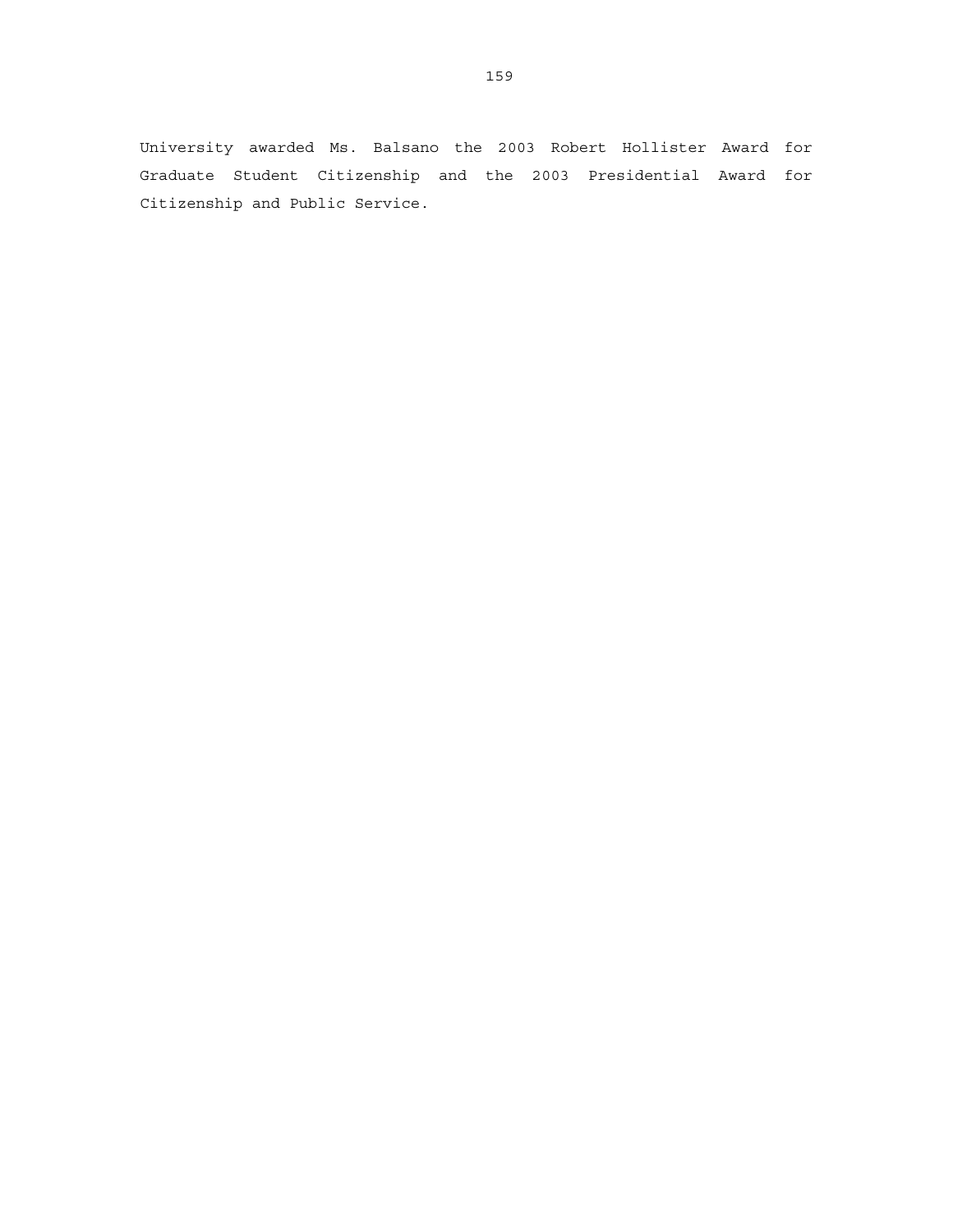University awarded Ms. Balsano the 2003 Robert Hollister Award for Graduate Student Citizenship and the 2003 Presidential Award for Citizenship and Public Service.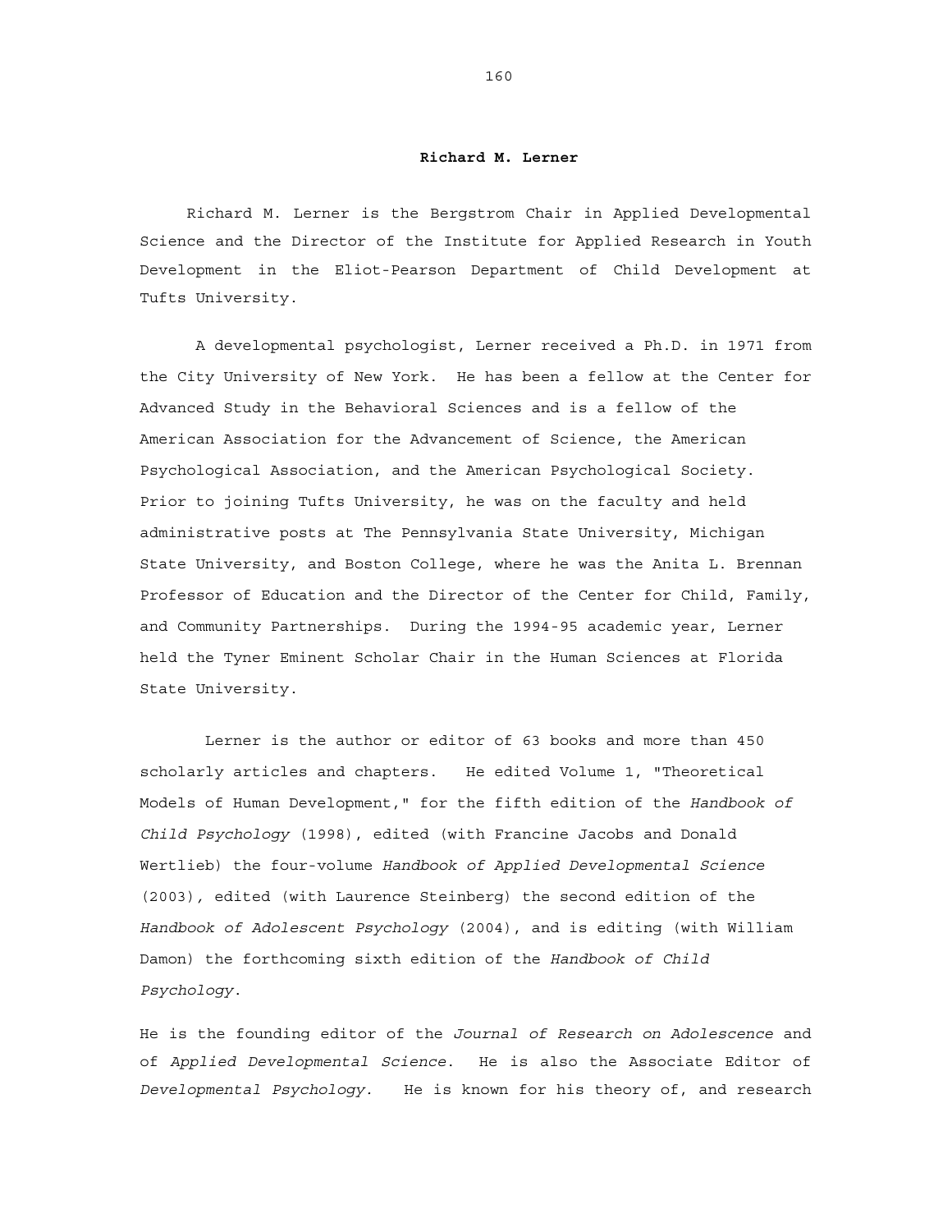**Richard M. Lerner**

Richard M. Lerner is the Bergstrom Chair in Applied Developmental Science and the Director of the Institute for Applied Research in Youth Development in the Eliot-Pearson Department of Child Development at Tufts University.

A developmental psychologist, Lerner received a Ph.D. in 1971 from the City University of New York. He has been a fellow at the Center for Advanced Study in the Behavioral Sciences and is a fellow of the American Association for the Advancement of Science, the American Psychological Association, and the American Psychological Society. Prior to joining Tufts University, he was on the faculty and held administrative posts at The Pennsylvania State University, Michigan State University, and Boston College, where he was the Anita L. Brennan Professor of Education and the Director of the Center for Child, Family, and Community Partnerships. During the 1994-95 academic year, Lerner held the Tyner Eminent Scholar Chair in the Human Sciences at Florida State University.

Lerner is the author or editor of 63 books and more than 450 scholarly articles and chapters. He edited Volume 1, "Theoretical Models of Human Development," for the fifth edition of the *Handbook of Child Psychology* (1998), edited (with Francine Jacobs and Donald Wertlieb) the four-volume *Handbook of Applied Developmental Science* (2003), edited (with Laurence Steinberg) the second edition of the *Handbook of Adolescent Psychology* (2004), and is editing (with William Damon) the forthcoming sixth edition of the *Handbook of Child Psychology*.

He is the founding editor of the *Journal of Research on Adolescence* and of *Applied Developmental Science*. He is also the Associate Editor of *Developmental Psychology*. He is known for his theory of, and research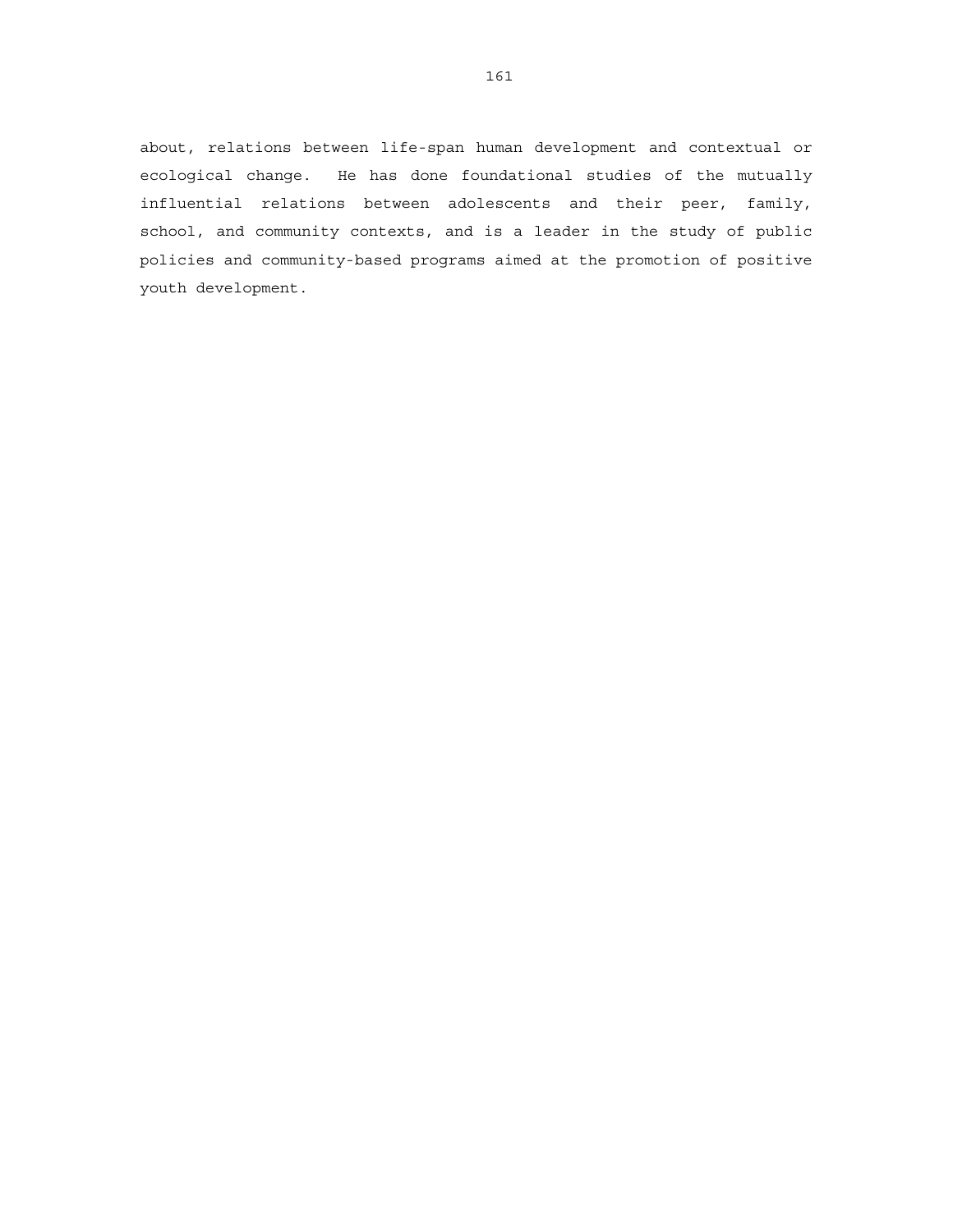about, relations between life-span human development and contextual or ecological change. He has done foundational studies of the mutually influential relations between adolescents and their peer, family, school, and community contexts, and is a leader in the study of public policies and community-based programs aimed at the promotion of positive youth development.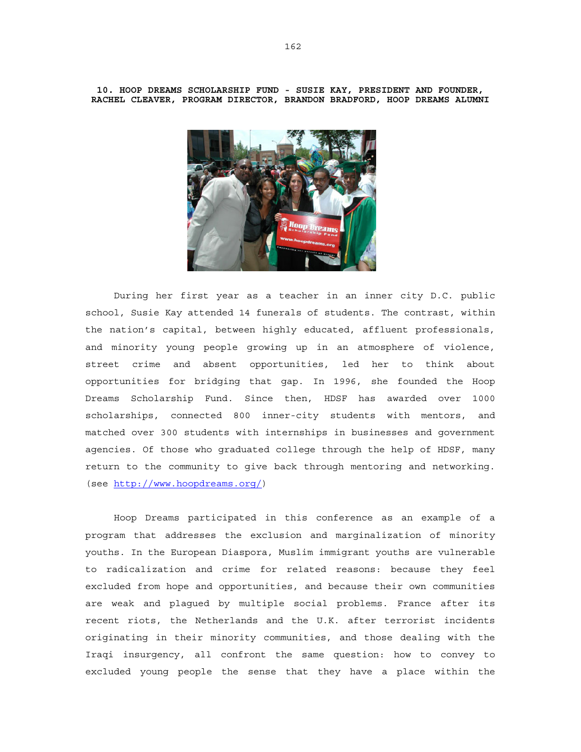**10. HOOP DREAMS SCHOLARSHIP FUND - SUSIE KAY, PRESIDENT AND FOUNDER, RACHEL CLEAVER, PROGRAM DIRECTOR, BRANDON BRADFORD, HOOP DREAMS ALUMNI**

During her first year as a teacher in an inner city D.C. public school, Susie Kay attended 14 funerals of students. The contrast, within the nation's capital, between highly educated, affluent professionals, and minority young people growing up in an atmosphere of violence, street crime and absent opportunities, led her to think about opportunities for bridging that gap. In 1996, she founded the Hoop Dreams Scholarship Fund. Since then, HDSF has awarded over 1000 scholarships, connected 800 inner-city students with mentors, and matched over 300 students with internships in businesses and government agencies. Of those who graduated college through the help of HDSF, many return to the community to give back through mentoring and networking. (see http://www.hoopdreams.org/)

Hoop Dreams participated in this conference as an example of a program that addresses the exclusion and marginalization of minority youths. In the European Diaspora, Muslim immigrant youths are vulnerable to radicalization and crime for related reasons: because they feel excluded from hope and opportunities, and because their own communities are weak and plagued by multiple social problems. France after its recent riots, the Netherlands and the U.K. after terrorist incidents originating in their minority communities, and those dealing with the Iraqi insurgency, all confront the same question: how to convey to excluded young people the sense that they have a place within the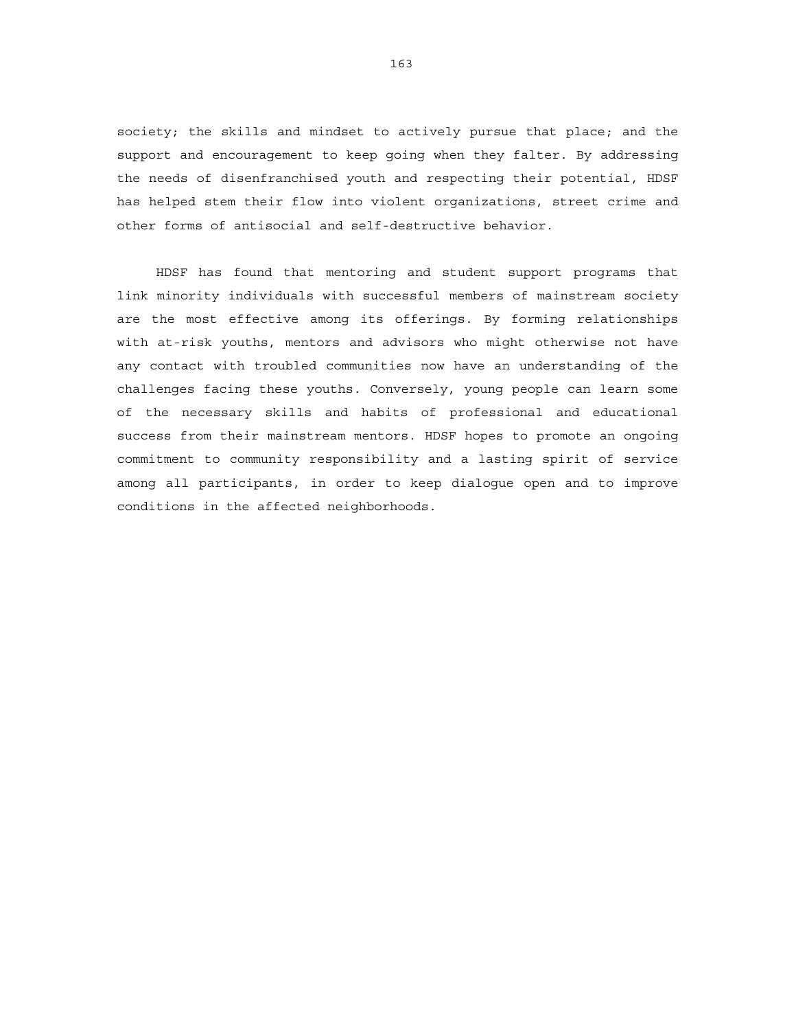society; the skills and mindset to actively pursue that place; and the support and encouragement to keep going when they falter. By addressing the needs of disenfranchised youth and respecting their potential, HDSF has helped stem their flow into violent organizations, street crime and other forms of antisocial and self-destructive behavior.

HDSF has found that mentoring and student support programs that link minority individuals with successful members of mainstream society are the most effective among its offerings. By forming relationships with at-risk youths, mentors and advisors who might otherwise not have any contact with troubled communities now have an understanding of the challenges facing these youths. Conversely, young people can learn some of the necessary skills and habits of professional and educational success from their mainstream mentors. HDSF hopes to promote an ongoing commitment to community responsibility and a lasting spirit of service among all participants, in order to keep dialogue open and to improve conditions in the affected neighborhoods.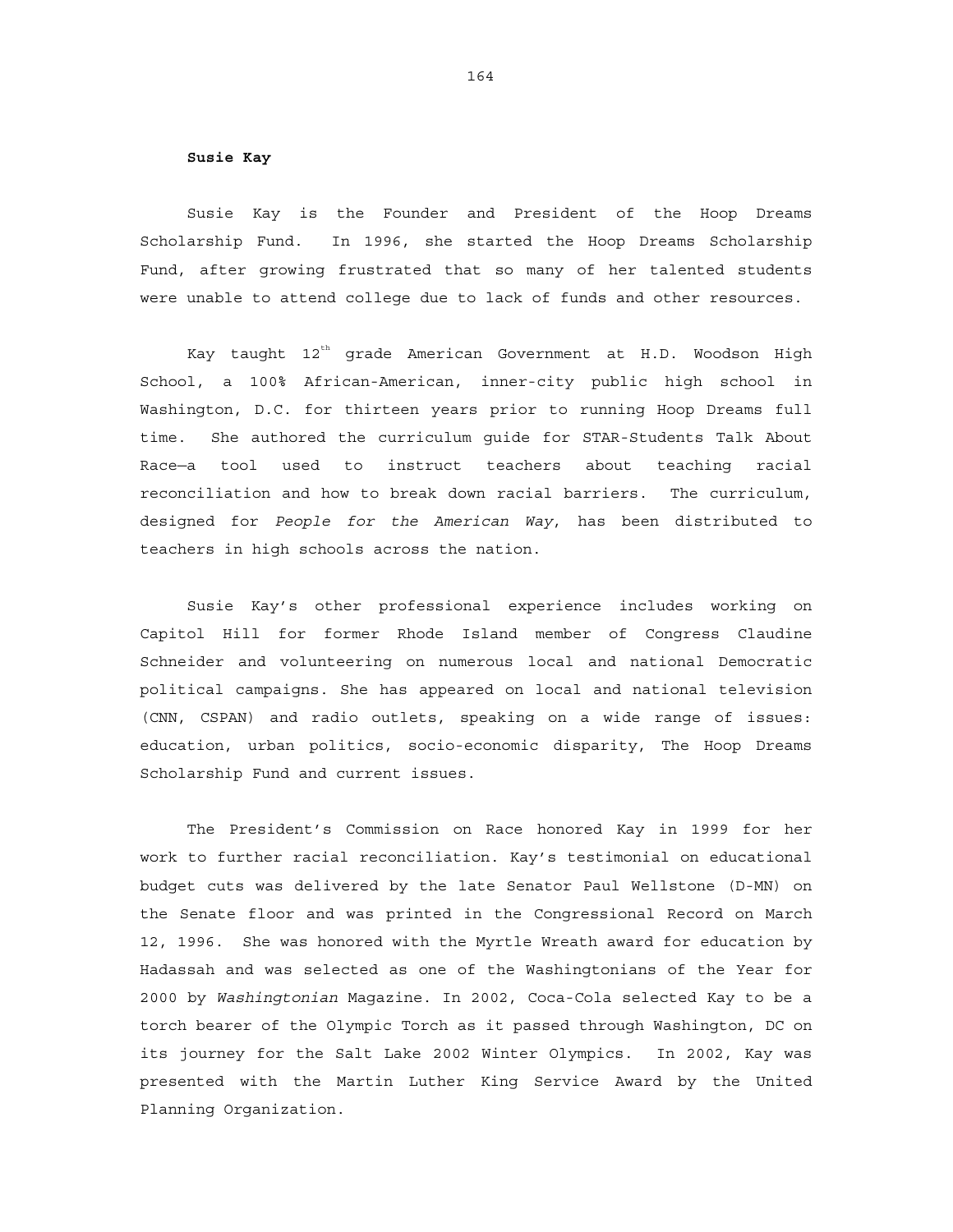**Susie Kay**

Susie Kay is the Founder and President of the Hoop Dreams Scholarship Fund. In 1996, she started the Hoop Dreams Scholarship Fund, after growing frustrated that so many of her talented students were unable to attend college due to lack of funds and other resources.

Kay taught 12th grade American Government at H.D. Woodson High School, a 100% African-American, inner-city public high school in Washington, D.C. for thirteen years prior to running Hoop Dreams full time. She authored the curriculum guide for STAR-Students Talk About Race—a tool used to instruct teachers about teaching racial reconciliation and how to break down racial barriers. The curriculum, designed for *People for the American Way*, has been distributed to teachers in high schools across the nation.

Susie Kay's other professional experience includes working on Capitol Hill for former Rhode Island member of Congress Claudine Schneider and volunteering on numerous local and national Democratic political campaigns. She has appeared on local and national television (CNN, CSPAN) and radio outlets, speaking on a wide range of issues: education, urban politics, socio-economic disparity, The Hoop Dreams Scholarship Fund and current issues.

The President's Commission on Race honored Kay in 1999 for her work to further racial reconciliation. Kay's testimonial on educational budget cuts was delivered by the late Senator Paul Wellstone (D-MN) on the Senate floor and was printed in the Congressional Record on March 12, 1996. She was honored with the Myrtle Wreath award for education by Hadassah and was selected as one of the Washingtonians of the Year for 2000 by *Washingtonian* Magazine. In 2002, Coca-Cola selected Kay to be a torch bearer of the Olympic Torch as it passed through Washington, DC on its journey for the Salt Lake 2002 Winter Olympics. In 2002, Kay was presented with the Martin Luther King Service Award by the United Planning Organization.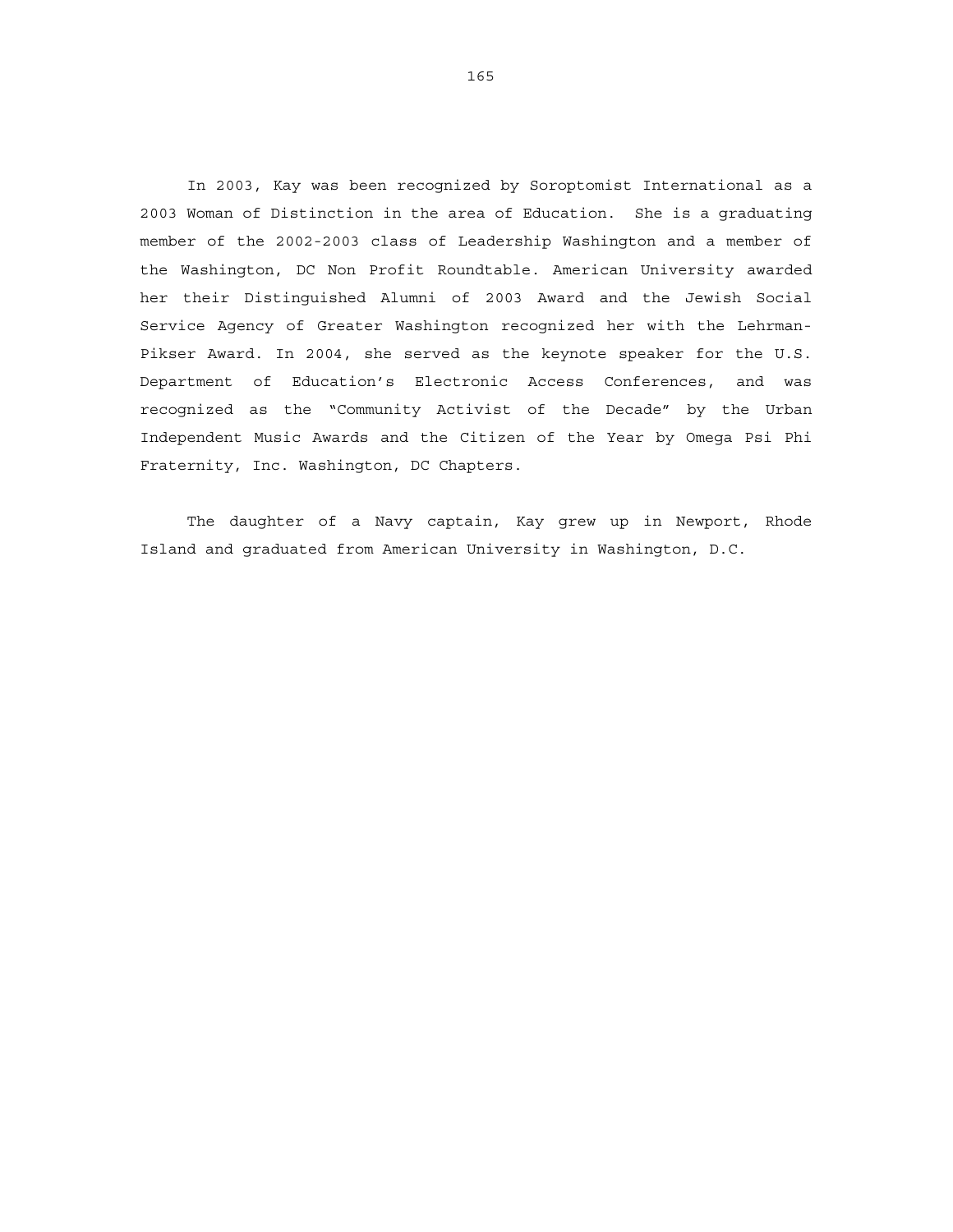In 2003, Kay was been recognized by Soroptomist International as a 2003 Woman of Distinction in the area of Education. She is a graduating member of the 2002-2003 class of Leadership Washington and a member of the Washington, DC Non Profit Roundtable. American University awarded her their Distinguished Alumni of 2003 Award and the Jewish Social Service Agency of Greater Washington recognized her with the Lehrman-Pikser Award. In 2004, she served as the keynote speaker for the U.S. Department of Education's Electronic Access Conferences, and was recognized as the "Community Activist of the Decade" by the Urban Independent Music Awards and the Citizen of the Year by Omega Psi Phi Fraternity, Inc. Washington, DC Chapters.

The daughter of a Navy captain, Kay grew up in Newport, Rhode Island and graduated from American University in Washington, D.C.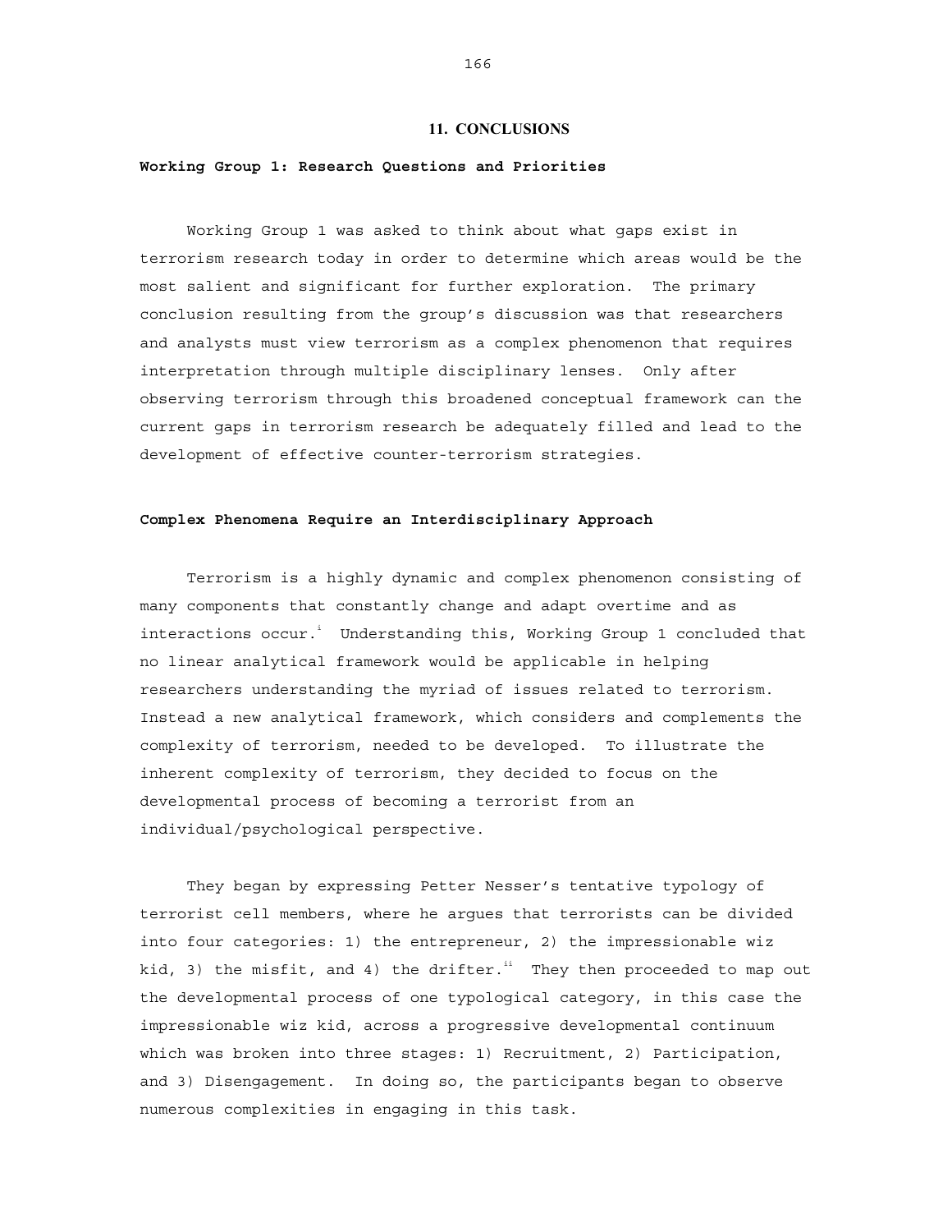# 11. CONCLUSIONS

## Working Group 1: Research Questions and Priorities

Working Group 1 was asked to think about what gaps exist in terrorism research today in order to determine which areas would be the most salient and significant for further exploration. The primary conclusion resulting from the group's discussion was that researchers and analysts must view terrorism as a complex phenomenon that requires interpretation through multiple disciplinary lenses. Only after observing terrorism through this broadened conceptual framework can the current gaps in terrorism research be adequately filled and lead to the development of effective counter-terrorism strategies.

## Complex Phenomena Require an Interdisciplinary Approach

Terrorism is a highly dynamic and complex phenomenon consisting of many components that constantly change and adapt overtime and as interactions occur.[i] Understanding this, Working Group 1 concluded that no linear analytical framework would be applicable in helping researchers understanding the myriad of issues related to terrorism. Instead a new analytical framework, which considers and complements the complexity of terrorism, needed to be developed. To illustrate the inherent complexity of terrorism, they decided to focus on the developmental process of becoming a terrorist from an individual/psychological perspective.

They began by expressing Petter Nesser's tentative typology of terrorist cell members, where he argues that terrorists can be divided into four categories: 1) the entrepreneur, 2) the impressionable wiz kid, 3) the misfit, and 4) the drifter.[ii] They then proceeded to map out the developmental process of one typological category, in this case the impressionable wiz kid, across a progressive developmental continuum which was broken into three stages: 1) Recruitment, 2) Participation, and 3) Disengagement. In doing so, the participants began to observe numerous complexities in engaging in this task.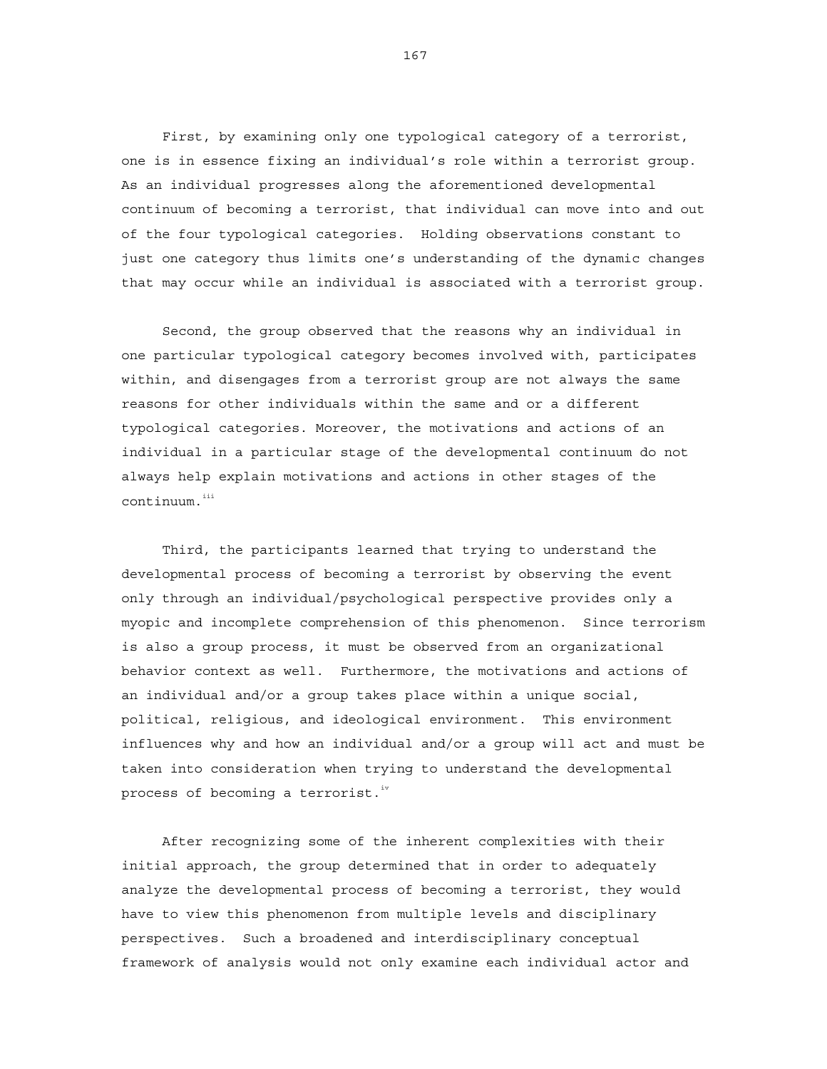First, by examining only one typological category of a terrorist, one is in essence fixing an individual's role within a terrorist group. As an individual progresses along the aforementioned developmental continuum of becoming a terrorist, that individual can move into and out of the four typological categories. Holding observations constant to just one category thus limits one's understanding of the dynamic changes that may occur while an individual is associated with a terrorist group.

Second, the group observed that the reasons why an individual in one particular typological category becomes involved with, participates within, and disengages from a terrorist group are not always the same reasons for other individuals within the same and or a different typological categories. Moreover, the motivations and actions of an individual in a particular stage of the developmental continuum do not always help explain motivations and actions in other stages of the continuum.[iii]

Third, the participants learned that trying to understand the developmental process of becoming a terrorist by observing the event only through an individual/psychological perspective provides only a myopic and incomplete comprehension of this phenomenon. Since terrorism is also a group process, it must be observed from an organizational behavior context as well. Furthermore, the motivations and actions of an individual and/or a group takes place within a unique social, political, religious, and ideological environment. This environment influences why and how an individual and/or a group will act and must be taken into consideration when trying to understand the developmental process of becoming a terrorist.[iv]

After recognizing some of the inherent complexities with their initial approach, the group determined that in order to adequately analyze the developmental process of becoming a terrorist, they would have to view this phenomenon from multiple levels and disciplinary perspectives. Such a broadened and interdisciplinary conceptual framework of analysis would not only examine each individual actor and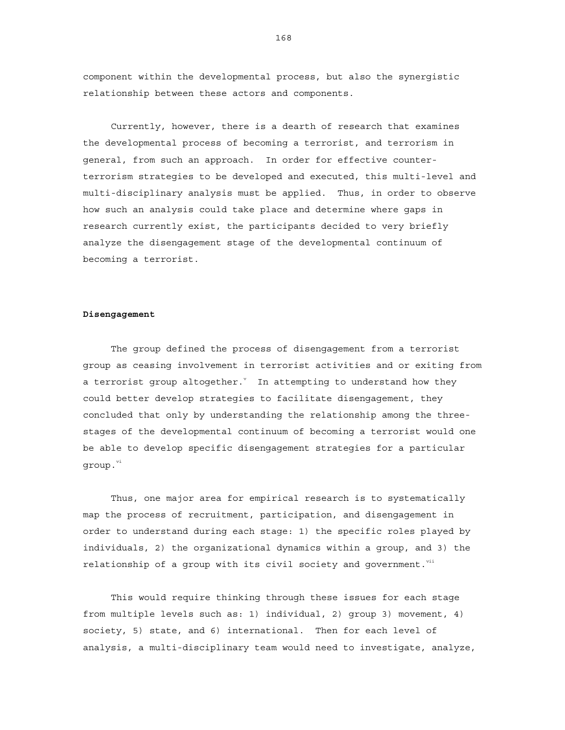component within the developmental process, but also the synergistic relationship between these actors and components.

Currently, however, there is a dearth of research that examines the developmental process of becoming a terrorist, and terrorism in general, from such an approach. In order for effective counter-terrorism strategies to be developed and executed, this multi-level and multi-disciplinary analysis must be applied. Thus, in order to observe how such an analysis could take place and determine where gaps in research currently exist, the participants decided to very briefly analyze the disengagement stage of the developmental continuum of becoming a terrorist.

**Disengagement**

The group defined the process of disengagement from a terrorist group as ceasing involvement in terrorist activities and or exiting from a terrorist group altogether.[v] In attempting to understand how they could better develop strategies to facilitate disengagement, they concluded that only by understanding the relationship among the three-stages of the developmental continuum of becoming a terrorist would one be able to develop specific disengagement strategies for a particular group.[vi]

Thus, one major area for empirical research is to systematically map the process of recruitment, participation, and disengagement in order to understand during each stage: 1) the specific roles played by individuals, 2) the organizational dynamics within a group, and 3) the relationship of a group with its civil society and government.[vii]

This would require thinking through these issues for each stage from multiple levels such as: 1) individual, 2) group 3) movement, 4) society, 5) state, and 6) international. Then for each level of analysis, a multi-disciplinary team would need to investigate, analyze,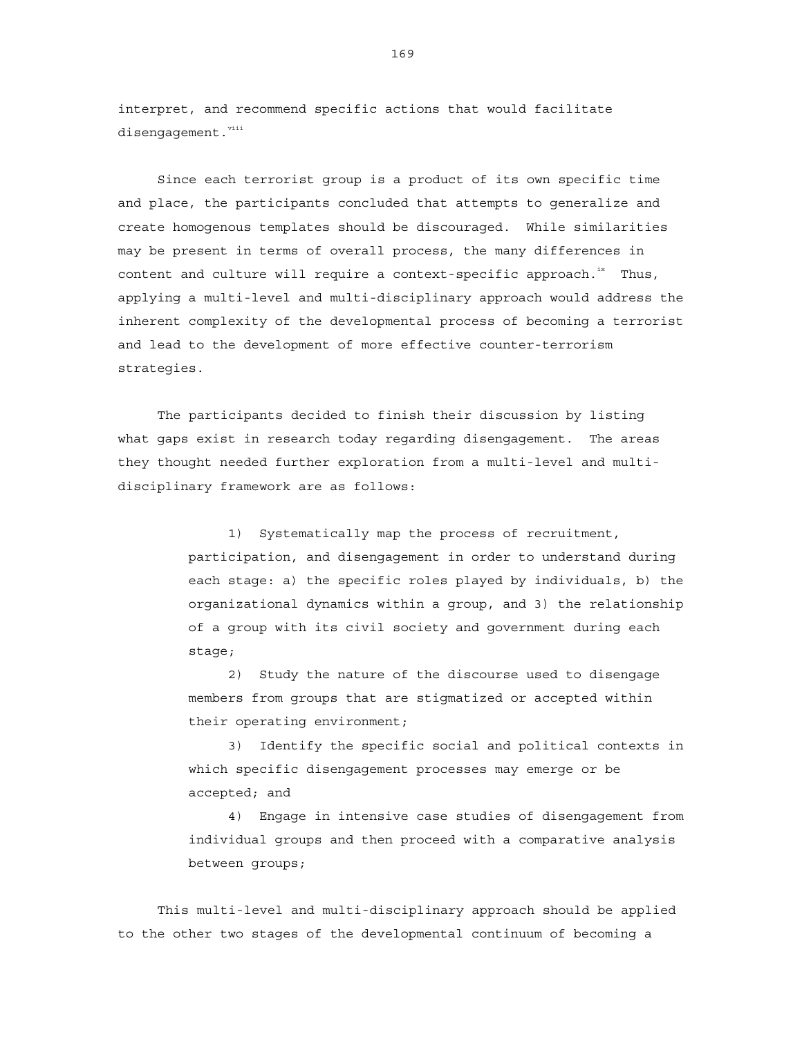interpret, and recommend specific actions that would facilitate disengagement.[viii]

Since each terrorist group is a product of its own specific time and place, the participants concluded that attempts to generalize and create homogenous templates should be discouraged. While similarities may be present in terms of overall process, the many differences in content and culture will require a context-specific approach.[ix] Thus, applying a multi-level and multi-disciplinary approach would address the inherent complexity of the developmental process of becoming a terrorist and lead to the development of more effective counter-terrorism strategies.

The participants decided to finish their discussion by listing what gaps exist in research today regarding disengagement. The areas they thought needed further exploration from a multi-level and multi-disciplinary framework are as follows:

> 1) Systematically map the process of recruitment, participation, and disengagement in order to understand during each stage: a) the specific roles played by individuals, b) the organizational dynamics within a group, and 3) the relationship of a group with its civil society and government during each stage;
>
> 2) Study the nature of the discourse used to disengage members from groups that are stigmatized or accepted within their operating environment;
>
> 3) Identify the specific social and political contexts in which specific disengagement processes may emerge or be accepted; and
>
> 4) Engage in intensive case studies of disengagement from individual groups and then proceed with a comparative analysis between groups;

This multi-level and multi-disciplinary approach should be applied to the other two stages of the developmental continuum of becoming a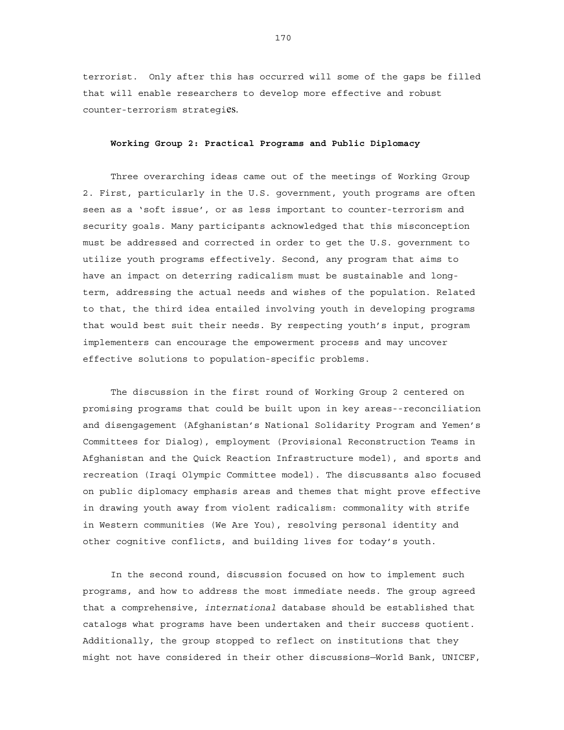terrorist. Only after this has occurred will some of the gaps be filled that will enable researchers to develop more effective and robust counter-terrorism strategies.

**Working Group 2: Practical Programs and Public Diplomacy**

Three overarching ideas came out of the meetings of Working Group 2. First, particularly in the U.S. government, youth programs are often seen as a 'soft issue', or as less important to counter-terrorism and security goals. Many participants acknowledged that this misconception must be addressed and corrected in order to get the U.S. government to utilize youth programs effectively. Second, any program that aims to have an impact on deterring radicalism must be sustainable and long-term, addressing the actual needs and wishes of the population. Related to that, the third idea entailed involving youth in developing programs that would best suit their needs. By respecting youth's input, program implementers can encourage the empowerment process and may uncover effective solutions to population-specific problems.

The discussion in the first round of Working Group 2 centered on promising programs that could be built upon in key areas--reconciliation and disengagement (Afghanistan's National Solidarity Program and Yemen's Committees for Dialog), employment (Provisional Reconstruction Teams in Afghanistan and the Quick Reaction Infrastructure model), and sports and recreation (Iraqi Olympic Committee model). The discussants also focused on public diplomacy emphasis areas and themes that might prove effective in drawing youth away from violent radicalism: commonality with strife in Western communities (We Are You), resolving personal identity and other cognitive conflicts, and building lives for today's youth.

In the second round, discussion focused on how to implement such programs, and how to address the most immediate needs. The group agreed that a comprehensive, *international* database should be established that catalogs what programs have been undertaken and their success quotient. Additionally, the group stopped to reflect on institutions that they might not have considered in their other discussions—World Bank, UNICEF,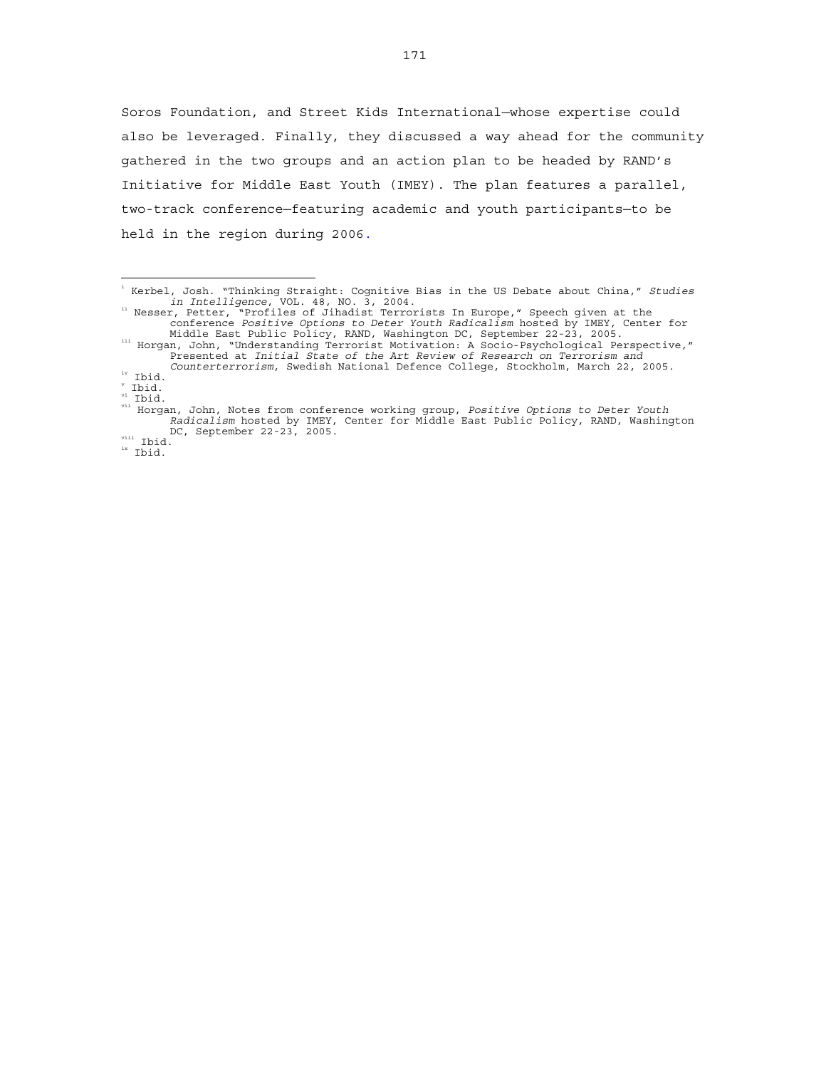Soros Foundation, and Street Kids International—whose expertise could also be leveraged. Finally, they discussed a way ahead for the community gathered in the two groups and an action plan to be headed by RAND's Initiative for Middle East Youth (IMEY). The plan features a parallel, two-track conference—featuring academic and youth participants—to be held in the region during 2006.

---

[i] Kerbel, Josh. "Thinking Straight: Cognitive Bias in the US Debate about China," *Studies in Intelligence*, VOL. 48, NO. 3, 2004.

[ii] Nesser, Petter, "Profiles of Jihadist Terrorists In Europe," Speech given at the conference *Positive Options to Deter Youth Radicalism* hosted by IMEY, Center for Middle East Public Policy, RAND, Washington DC, September 22-23, 2005.

[iii] Horgan, John, "Understanding Terrorist Motivation: A Socio-Psychological Perspective," Presented at *Initial State of the Art Review of Research on Terrorism and Counterterrorism*, Swedish National Defence College, Stockholm, March 22, 2005.

[iv] Ibid.

[v] Ibid.

[vi] Ibid.

[vii] Horgan, John, Notes from conference working group, *Positive Options to Deter Youth Radicalism* hosted by IMEY, Center for Middle East Public Policy, RAND, Washington DC, September 22-23, 2005.

[viii] Ibid.

[ix] Ibid.